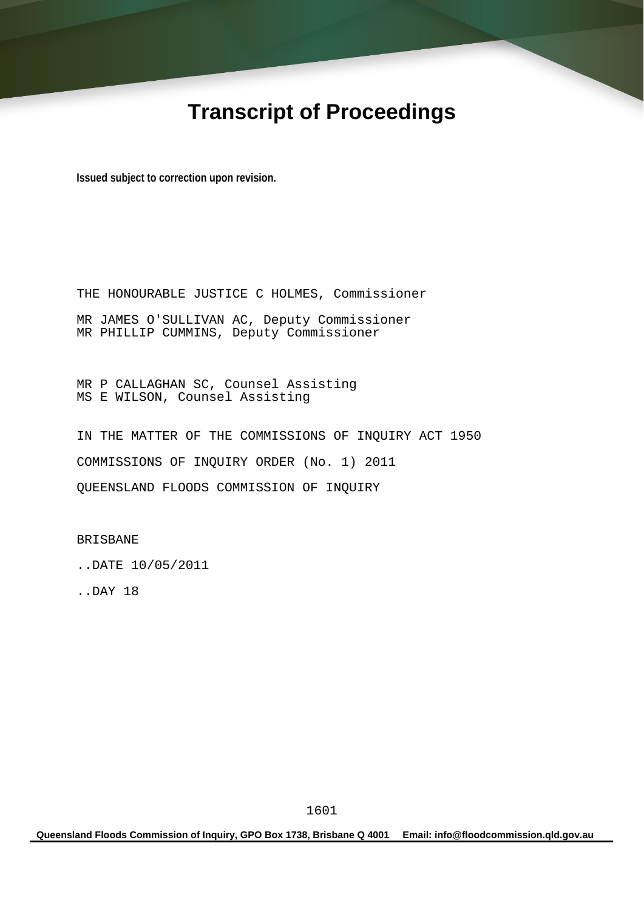# Transcript of Proceedings

**Issued subject to correction upon revision.**

THE HONOURABLE JUSTICE C HOLMES, Commissioner

MR JAMES O'SULLIVAN AC, Deputy Commissioner
MR PHILLIP CUMMINS, Deputy Commissioner

MR P CALLAGHAN SC, Counsel Assisting
MS E WILSON, Counsel Assisting

IN THE MATTER OF THE COMMISSIONS OF INQUIRY ACT 1950

COMMISSIONS OF INQUIRY ORDER (No. 1) 2011

QUEENSLAND FLOODS COMMISSION OF INQUIRY

BRISBANE

..DATE 10/05/2011

..DAY 18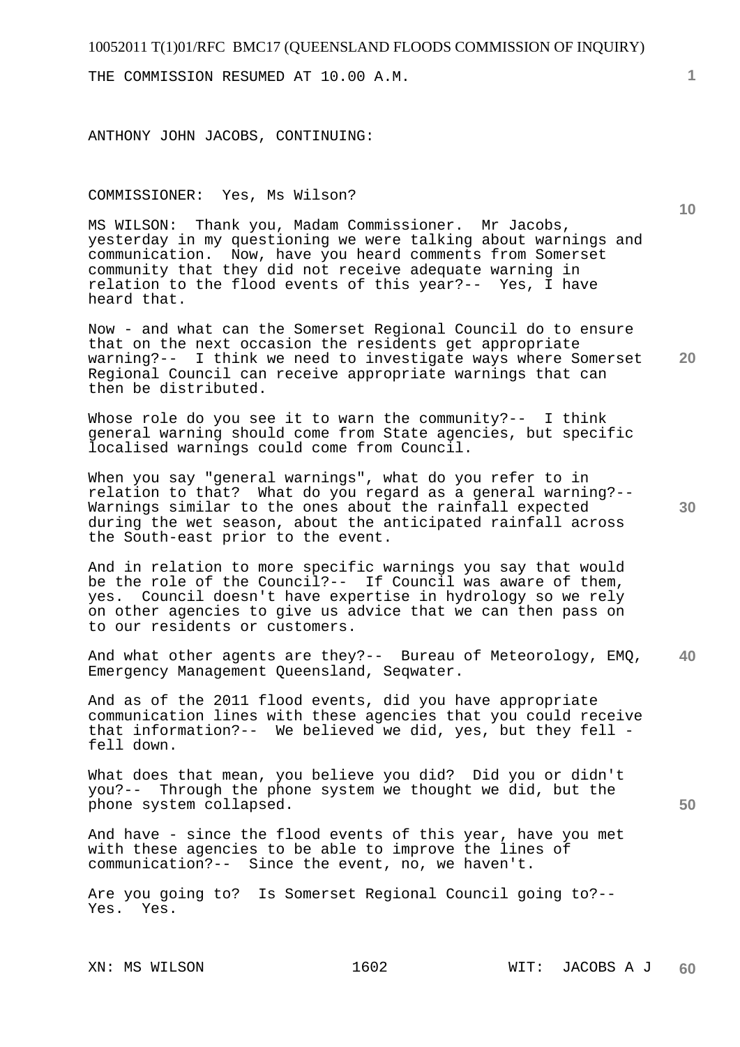THE COMMISSION RESUMED AT 10.00 A.M.

ANTHONY JOHN JACOBS, CONTINUING:

COMMISSIONER: Yes, Ms Wilson?

MS WILSON: Thank you, Madam Commissioner. Mr Jacobs, yesterday in my questioning we were talking about warnings and communication. Now, have you heard comments from Somerset community that they did not receive adequate warning in relation to the flood events of this year?-- Yes, I have heard that.

Now - and what can the Somerset Regional Council do to ensure that on the next occasion the residents get appropriate warning?-- I think we need to investigate ways where Somerset Regional Council can receive appropriate warnings that can then be distributed.

Whose role do you see it to warn the community?-- I think general warning should come from State agencies, but specific localised warnings could come from Council.

When you say "general warnings", what do you refer to in relation to that? What do you regard as a general warning?-- Warnings similar to the ones about the rainfall expected during the wet season, about the anticipated rainfall across the South-east prior to the event.

And in relation to more specific warnings you say that would be the role of the Council?-- If Council was aware of them, yes. Council doesn't have expertise in hydrology so we rely on other agencies to give us advice that we can then pass on to our residents or customers.

And what other agents are they?-- Bureau of Meteorology, EMQ, Emergency Management Queensland, Seqwater.

And as of the 2011 flood events, did you have appropriate communication lines with these agencies that you could receive that information?-- We believed we did, yes, but they fell - fell down.

What does that mean, you believe you did? Did you or didn't you?-- Through the phone system we thought we did, but the phone system collapsed.

And have - since the flood events of this year, have you met with these agencies to be able to improve the lines of communication?-- Since the event, no, we haven't.

Are you going to? Is Somerset Regional Council going to?-- Yes. Yes.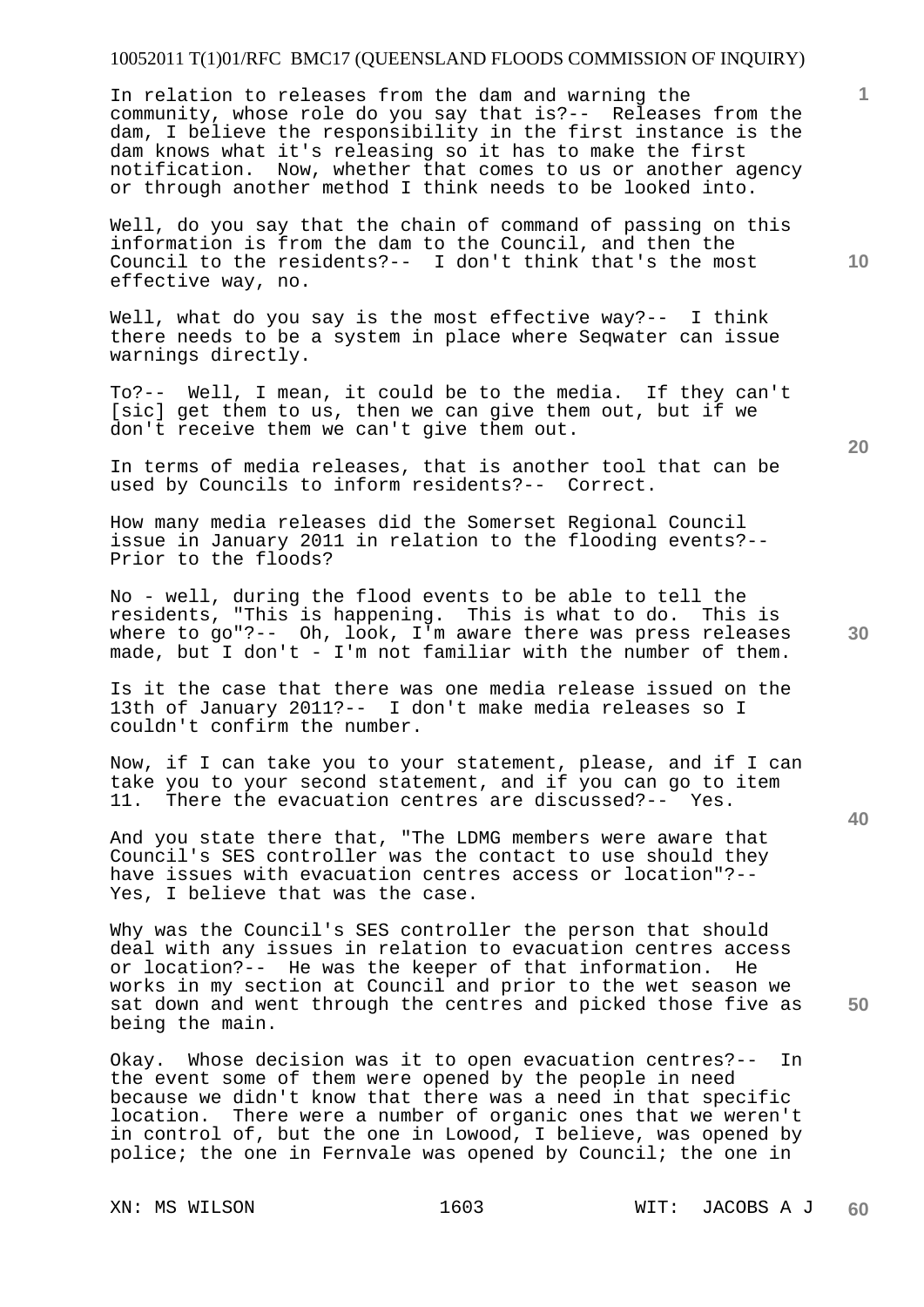In relation to releases from the dam and warning the community, whose role do you say that is?-- Releases from the dam, I believe the responsibility in the first instance is the dam knows what it's releasing so it has to make the first notification. Now, whether that comes to us or another agency or through another method I think needs to be looked into.

Well, do you say that the chain of command of passing on this information is from the dam to the Council, and then the Council to the residents?-- I don't think that's the most effective way, no.

Well, what do you say is the most effective way?-- I think there needs to be a system in place where Seqwater can issue warnings directly.

To?-- Well, I mean, it could be to the media. If they can't [sic] get them to us, then we can give them out, but if we don't receive them we can't give them out.

In terms of media releases, that is another tool that can be used by Councils to inform residents?-- Correct.

How many media releases did the Somerset Regional Council issue in January 2011 in relation to the flooding events?-- Prior to the floods?

No - well, during the flood events to be able to tell the residents, "This is happening. This is what to do. This is where to go"?-- Oh, look, I'm aware there was press releases made, but I don't - I'm not familiar with the number of them.

Is it the case that there was one media release issued on the 13th of January 2011?-- I don't make media releases so I couldn't confirm the number.

Now, if I can take you to your statement, please, and if I can take you to your second statement, and if you can go to item 11. There the evacuation centres are discussed?-- Yes.

And you state there that, "The LDMG members were aware that Council's SES controller was the contact to use should they have issues with evacuation centres access or location"?-- Yes, I believe that was the case.

Why was the Council's SES controller the person that should deal with any issues in relation to evacuation centres access or location?-- He was the keeper of that information. He works in my section at Council and prior to the wet season we sat down and went through the centres and picked those five as being the main.

Okay. Whose decision was it to open evacuation centres?-- In the event some of them were opened by the people in need because we didn't know that there was a need in that specific location. There were a number of organic ones that we weren't in control of, but the one in Lowood, I believe, was opened by police; the one in Fernvale was opened by Council; the one in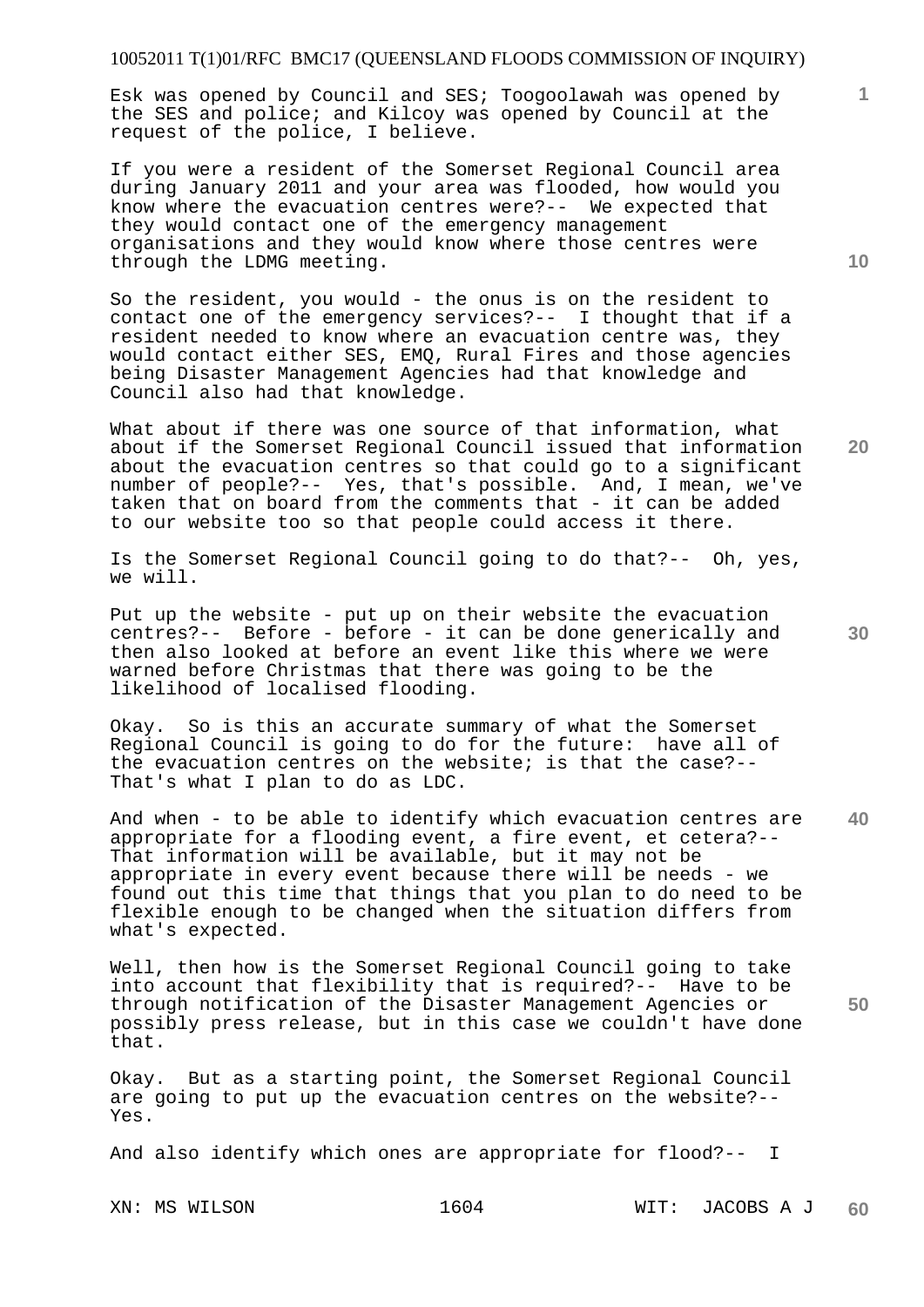Esk was opened by Council and SES; Toogoolawah was opened by the SES and police; and Kilcoy was opened by Council at the request of the police, I believe.

If you were a resident of the Somerset Regional Council area during January 2011 and your area was flooded, how would you know where the evacuation centres were?-- We expected that they would contact one of the emergency management organisations and they would know where those centres were through the LDMG meeting.

So the resident, you would - the onus is on the resident to contact one of the emergency services?-- I thought that if a resident needed to know where an evacuation centre was, they would contact either SES, EMQ, Rural Fires and those agencies being Disaster Management Agencies had that knowledge and Council also had that knowledge.

What about if there was one source of that information, what about if the Somerset Regional Council issued that information about the evacuation centres so that could go to a significant number of people?-- Yes, that's possible. And, I mean, we've taken that on board from the comments that - it can be added to our website too so that people could access it there.

Is the Somerset Regional Council going to do that?-- Oh, yes, we will.

Put up the website - put up on their website the evacuation centres?-- Before - before - it can be done generically and then also looked at before an event like this where we were warned before Christmas that there was going to be the likelihood of localised flooding.

Okay. So is this an accurate summary of what the Somerset Regional Council is going to do for the future: have all of the evacuation centres on the website; is that the case?-- That's what I plan to do as LDC.

And when - to be able to identify which evacuation centres are appropriate for a flooding event, a fire event, et cetera?-- That information will be available, but it may not be appropriate in every event because there will be needs - we found out this time that things that you plan to do need to be flexible enough to be changed when the situation differs from what's expected.

Well, then how is the Somerset Regional Council going to take into account that flexibility that is required?-- Have to be through notification of the Disaster Management Agencies or possibly press release, but in this case we couldn't have done that.

Okay. But as a starting point, the Somerset Regional Council are going to put up the evacuation centres on the website?-- Yes.

And also identify which ones are appropriate for flood?-- I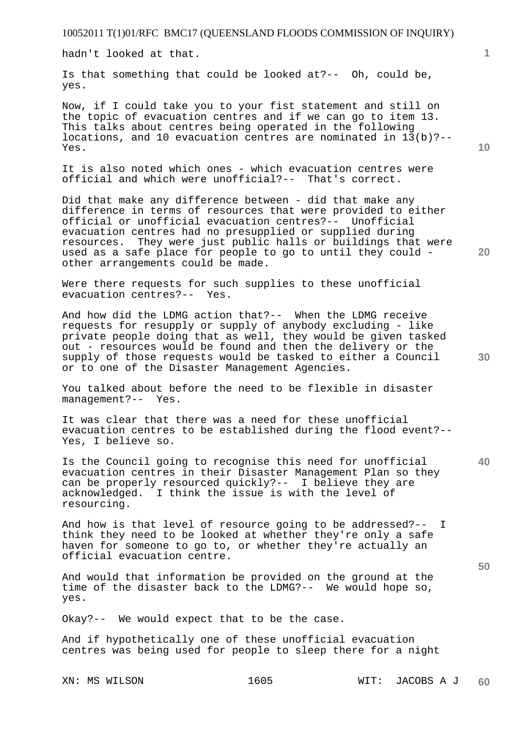hadn't looked at that.

Is that something that could be looked at?-- Oh, could be, yes.

Now, if I could take you to your fist statement and still on the topic of evacuation centres and if we can go to item 13. This talks about centres being operated in the following locations, and 10 evacuation centres are nominated in 13(b)?-- Yes.

It is also noted which ones - which evacuation centres were official and which were unofficial?-- That's correct.

Did that make any difference between - did that make any difference in terms of resources that were provided to either official or unofficial evacuation centres?-- Unofficial evacuation centres had no presupplied or supplied during resources. They were just public halls or buildings that were used as a safe place for people to go to until they could - other arrangements could be made.

Were there requests for such supplies to these unofficial evacuation centres?-- Yes.

And how did the LDMG action that?-- When the LDMG receive requests for resupply or supply of anybody excluding - like private people doing that as well, they would be given tasked out - resources would be found and then the delivery or the supply of those requests would be tasked to either a Council or to one of the Disaster Management Agencies.

You talked about before the need to be flexible in disaster management?-- Yes.

It was clear that there was a need for these unofficial evacuation centres to be established during the flood event?-- Yes, I believe so.

Is the Council going to recognise this need for unofficial evacuation centres in their Disaster Management Plan so they can be properly resourced quickly?-- I believe they are acknowledged. I think the issue is with the level of resourcing.

And how is that level of resource going to be addressed?-- I think they need to be looked at whether they're only a safe haven for someone to go to, or whether they're actually an official evacuation centre.

And would that information be provided on the ground at the time of the disaster back to the LDMG?-- We would hope so, yes.

Okay?-- We would expect that to be the case.

And if hypothetically one of these unofficial evacuation centres was being used for people to sleep there for a night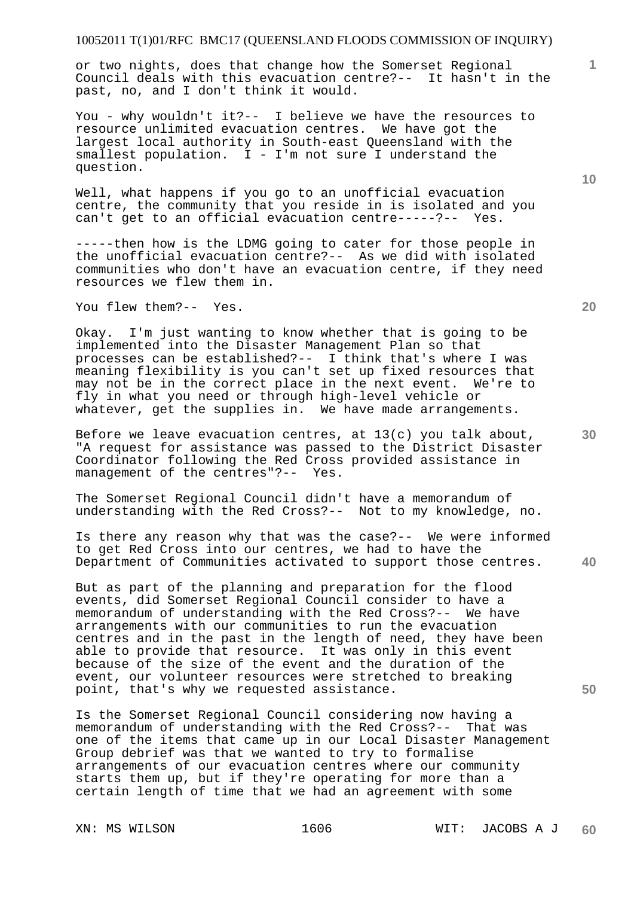or two nights, does that change how the Somerset Regional Council deals with this evacuation centre?-- It hasn't in the past, no, and I don't think it would.

You - why wouldn't it?-- I believe we have the resources to resource unlimited evacuation centres. We have got the largest local authority in South-east Queensland with the smallest population. I - I'm not sure I understand the question.

Well, what happens if you go to an unofficial evacuation centre, the community that you reside in is isolated and you can't get to an official evacuation centre-----?-- Yes.

-----then how is the LDMG going to cater for those people in the unofficial evacuation centre?-- As we did with isolated communities who don't have an evacuation centre, if they need resources we flew them in.

You flew them?-- Yes.

Okay. I'm just wanting to know whether that is going to be implemented into the Disaster Management Plan so that processes can be established?-- I think that's where I was meaning flexibility is you can't set up fixed resources that may not be in the correct place in the next event. We're to fly in what you need or through high-level vehicle or whatever, get the supplies in. We have made arrangements.

Before we leave evacuation centres, at 13(c) you talk about, "A request for assistance was passed to the District Disaster Coordinator following the Red Cross provided assistance in management of the centres"?-- Yes.

The Somerset Regional Council didn't have a memorandum of understanding with the Red Cross?-- Not to my knowledge, no.

Is there any reason why that was the case?-- We were informed to get Red Cross into our centres, we had to have the Department of Communities activated to support those centres.

But as part of the planning and preparation for the flood events, did Somerset Regional Council consider to have a memorandum of understanding with the Red Cross?-- We have arrangements with our communities to run the evacuation centres and in the past in the length of need, they have been able to provide that resource. It was only in this event because of the size of the event and the duration of the event, our volunteer resources were stretched to breaking point, that's why we requested assistance.

Is the Somerset Regional Council considering now having a memorandum of understanding with the Red Cross?-- That was one of the items that came up in our Local Disaster Management Group debrief was that we wanted to try to formalise arrangements of our evacuation centres where our community starts them up, but if they're operating for more than a certain length of time that we had an agreement with some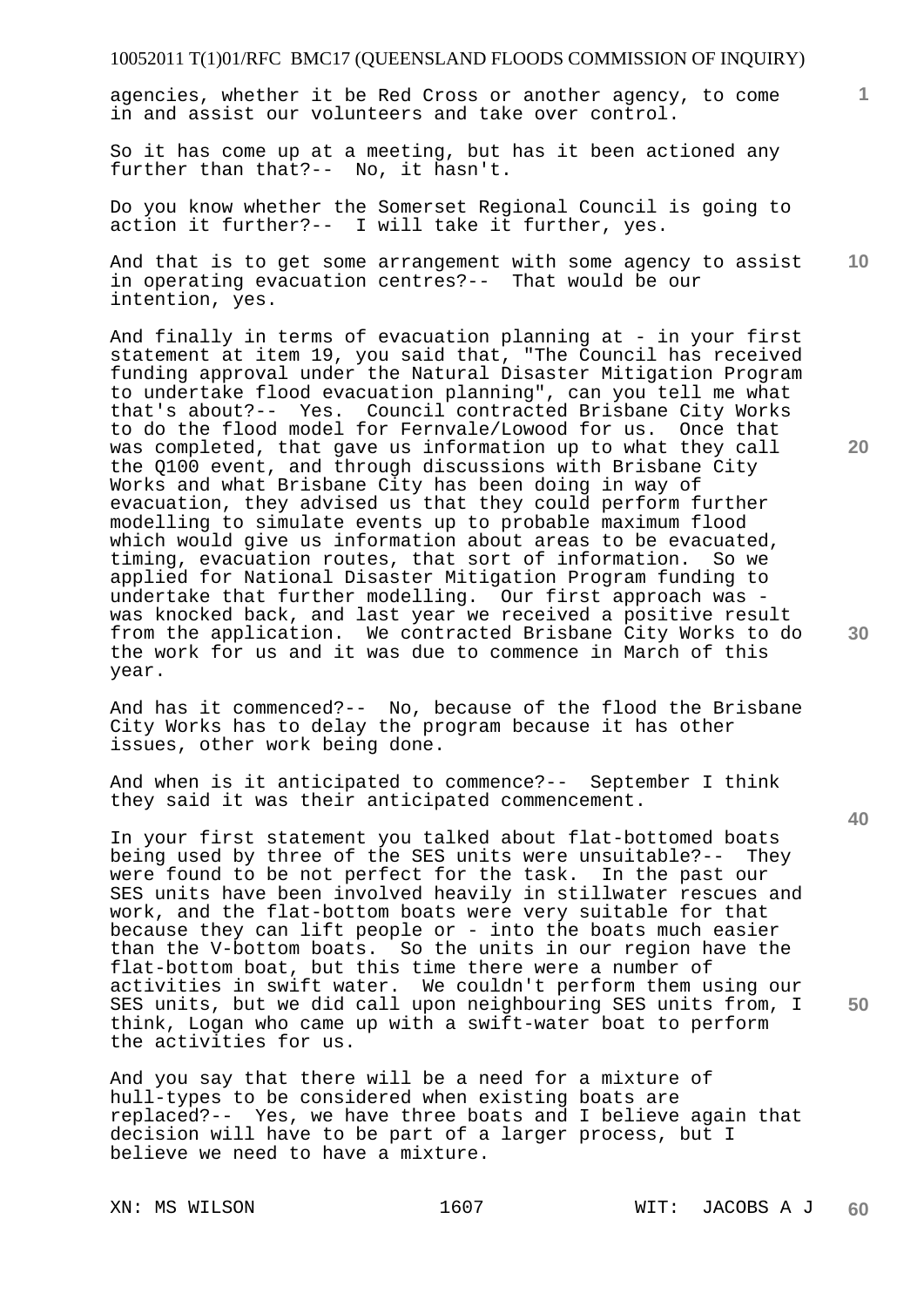agencies, whether it be Red Cross or another agency, to come in and assist our volunteers and take over control.

So it has come up at a meeting, but has it been actioned any further than that?-- No, it hasn't.

Do you know whether the Somerset Regional Council is going to action it further?-- I will take it further, yes.

And that is to get some arrangement with some agency to assist in operating evacuation centres?-- That would be our intention, yes.

And finally in terms of evacuation planning at - in your first statement at item 19, you said that, "The Council has received funding approval under the Natural Disaster Mitigation Program to undertake flood evacuation planning", can you tell me what that's about?-- Yes. Council contracted Brisbane City Works to do the flood model for Fernvale/Lowood for us. Once that was completed, that gave us information up to what they call the Q100 event, and through discussions with Brisbane City Works and what Brisbane City has been doing in way of evacuation, they advised us that they could perform further modelling to simulate events up to probable maximum flood which would give us information about areas to be evacuated, timing, evacuation routes, that sort of information. So we applied for National Disaster Mitigation Program funding to undertake that further modelling. Our first approach was - was knocked back, and last year we received a positive result from the application. We contracted Brisbane City Works to do the work for us and it was due to commence in March of this year.

And has it commenced?-- No, because of the flood the Brisbane City Works has to delay the program because it has other issues, other work being done.

And when is it anticipated to commence?-- September I think they said it was their anticipated commencement.

In your first statement you talked about flat-bottomed boats being used by three of the SES units were unsuitable?-- They were found to be not perfect for the task. In the past our SES units have been involved heavily in stillwater rescues and work, and the flat-bottom boats were very suitable for that because they can lift people or - into the boats much easier than the V-bottom boats. So the units in our region have the flat-bottom boat, but this time there were a number of activities in swift water. We couldn't perform them using our SES units, but we did call upon neighbouring SES units from, I think, Logan who came up with a swift-water boat to perform the activities for us.

And you say that there will be a need for a mixture of hull-types to be considered when existing boats are replaced?-- Yes, we have three boats and I believe again that decision will have to be part of a larger process, but I believe we need to have a mixture.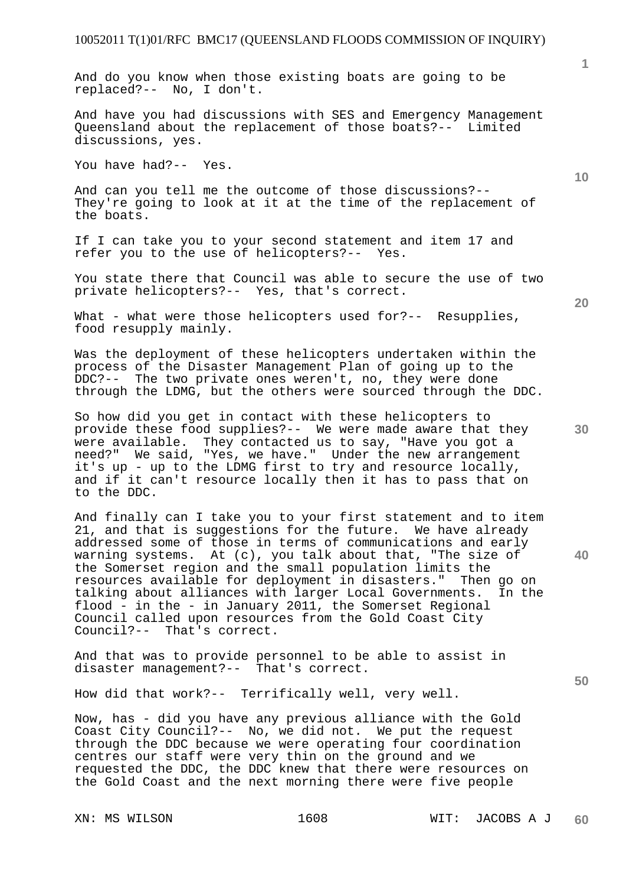And do you know when those existing boats are going to be replaced?-- No, I don't.

And have you had discussions with SES and Emergency Management Queensland about the replacement of those boats?-- Limited discussions, yes.

You have had?-- Yes.

And can you tell me the outcome of those discussions?-- They're going to look at it at the time of the replacement of the boats.

If I can take you to your second statement and item 17 and refer you to the use of helicopters?-- Yes.

You state there that Council was able to secure the use of two private helicopters?-- Yes, that's correct.

What - what were those helicopters used for?-- Resupplies, food resupply mainly.

Was the deployment of these helicopters undertaken within the process of the Disaster Management Plan of going up to the DDC?-- The two private ones weren't, no, they were done through the LDMG, but the others were sourced through the DDC.

So how did you get in contact with these helicopters to provide these food supplies?-- We were made aware that they were available. They contacted us to say, "Have you got a need?" We said, "Yes, we have." Under the new arrangement it's up - up to the LDMG first to try and resource locally, and if it can't resource locally then it has to pass that on to the DDC.

And finally can I take you to your first statement and to item 21, and that is suggestions for the future. We have already addressed some of those in terms of communications and early warning systems. At (c), you talk about that, "The size of the Somerset region and the small population limits the resources available for deployment in disasters." Then go on talking about alliances with larger Local Governments. In the flood - in the - in January 2011, the Somerset Regional Council called upon resources from the Gold Coast City Council?-- That's correct.

And that was to provide personnel to be able to assist in disaster management?-- That's correct.

How did that work?-- Terrifically well, very well.

Now, has - did you have any previous alliance with the Gold Coast City Council?-- No, we did not. We put the request through the DDC because we were operating four coordination centres our staff were very thin on the ground and we requested the DDC, the DDC knew that there were resources on the Gold Coast and the next morning there were five people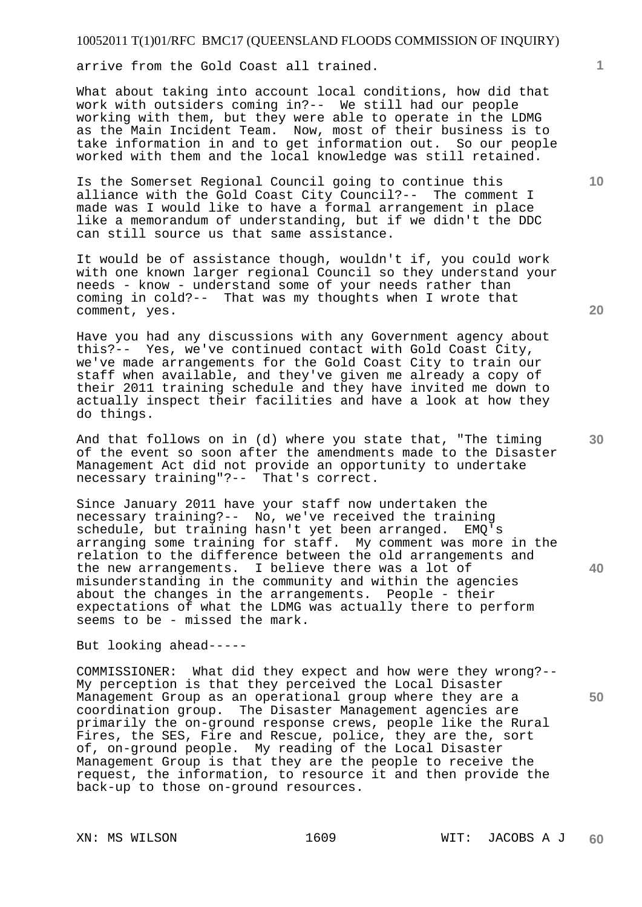arrive from the Gold Coast all trained.

What about taking into account local conditions, how did that work with outsiders coming in?-- We still had our people working with them, but they were able to operate in the LDMG as the Main Incident Team. Now, most of their business is to take information in and to get information out. So our people worked with them and the local knowledge was still retained.

Is the Somerset Regional Council going to continue this alliance with the Gold Coast City Council?-- The comment I made was I would like to have a formal arrangement in place like a memorandum of understanding, but if we didn't the DDC can still source us that same assistance.

It would be of assistance though, wouldn't if, you could work with one known larger regional Council so they understand your needs - know - understand some of your needs rather than coming in cold?-- That was my thoughts when I wrote that comment, yes.

Have you had any discussions with any Government agency about this?-- Yes, we've continued contact with Gold Coast City, we've made arrangements for the Gold Coast City to train our staff when available, and they've given me already a copy of their 2011 training schedule and they have invited me down to actually inspect their facilities and have a look at how they do things.

And that follows on in (d) where you state that, "The timing of the event so soon after the amendments made to the Disaster Management Act did not provide an opportunity to undertake necessary training"?-- That's correct.

Since January 2011 have your staff now undertaken the necessary training?-- No, we've received the training schedule, but training hasn't yet been arranged. EMQ's arranging some training for staff. My comment was more in the relation to the difference between the old arrangements and the new arrangements. I believe there was a lot of misunderstanding in the community and within the agencies about the changes in the arrangements. People - their expectations of what the LDMG was actually there to perform seems to be - missed the mark.

But looking ahead-----

COMMISSIONER: What did they expect and how were they wrong?-- My perception is that they perceived the Local Disaster Management Group as an operational group where they are a coordination group. The Disaster Management agencies are primarily the on-ground response crews, people like the Rural Fires, the SES, Fire and Rescue, police, they are the, sort of, on-ground people. My reading of the Local Disaster Management Group is that they are the people to receive the request, the information, to resource it and then provide the back-up to those on-ground resources.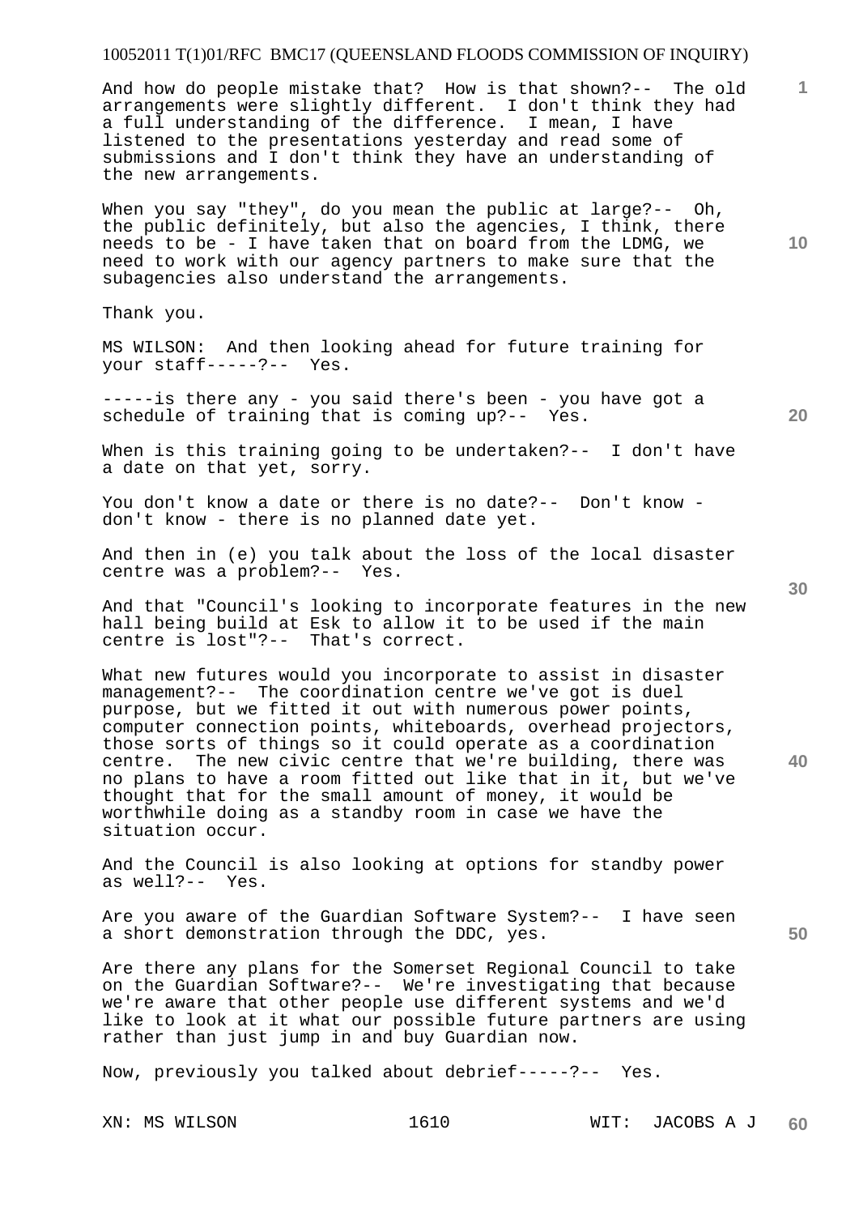And how do people mistake that? How is that shown?-- The old arrangements were slightly different. I don't think they had a full understanding of the difference. I mean, I have listened to the presentations yesterday and read some of submissions and I don't think they have an understanding of the new arrangements.

When you say "they", do you mean the public at large?-- Oh, the public definitely, but also the agencies, I think, there needs to be - I have taken that on board from the LDMG, we need to work with our agency partners to make sure that the subagencies also understand the arrangements.

Thank you.

MS WILSON: And then looking ahead for future training for your staff-----?-- Yes.

-----is there any - you said there's been - you have got a schedule of training that is coming up?-- Yes.

When is this training going to be undertaken?-- I don't have a date on that yet, sorry.

You don't know a date or there is no date?-- Don't know - don't know - there is no planned date yet.

And then in (e) you talk about the loss of the local disaster centre was a problem?-- Yes.

And that "Council's looking to incorporate features in the new hall being build at Esk to allow it to be used if the main centre is lost"?-- That's correct.

What new futures would you incorporate to assist in disaster management?-- The coordination centre we've got is duel purpose, but we fitted it out with numerous power points, computer connection points, whiteboards, overhead projectors, those sorts of things so it could operate as a coordination centre. The new civic centre that we're building, there was no plans to have a room fitted out like that in it, but we've thought that for the small amount of money, it would be worthwhile doing as a standby room in case we have the situation occur.

And the Council is also looking at options for standby power as well?-- Yes.

Are you aware of the Guardian Software System?-- I have seen a short demonstration through the DDC, yes.

Are there any plans for the Somerset Regional Council to take on the Guardian Software?-- We're investigating that because we're aware that other people use different systems and we'd like to look at it what our possible future partners are using rather than just jump in and buy Guardian now.

Now, previously you talked about debrief-----?-- Yes.

XN: MS WILSON                    WIT: JACOBS A J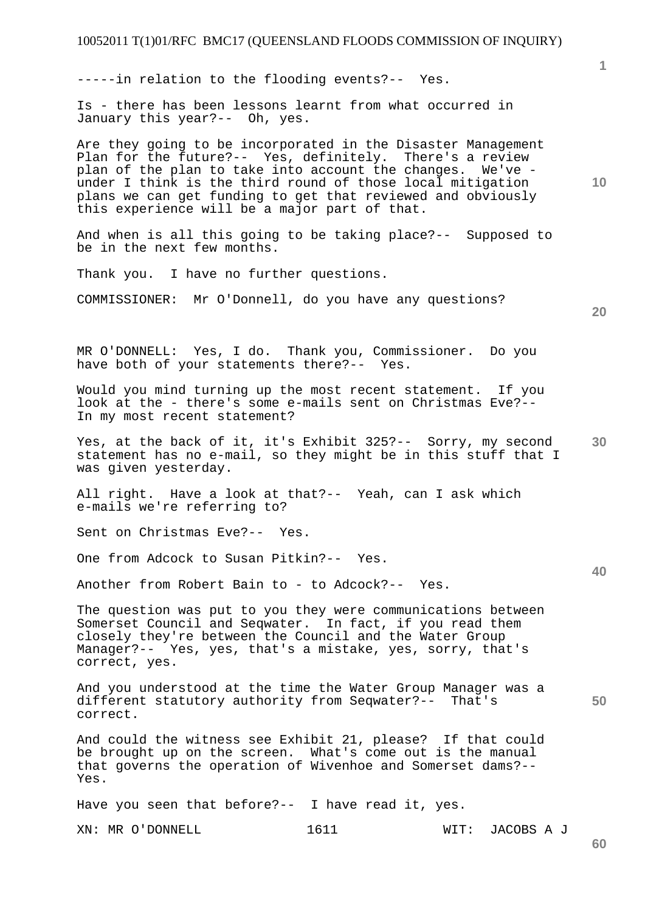-----in relation to the flooding events?-- Yes.

Is - there has been lessons learnt from what occurred in January this year?-- Oh, yes.

Are they going to be incorporated in the Disaster Management Plan for the future?-- Yes, definitely. There's a review plan of the plan to take into account the changes. We've - under I think is the third round of those local mitigation plans we can get funding to get that reviewed and obviously this experience will be a major part of that.

And when is all this going to be taking place?-- Supposed to be in the next few months.

Thank you. I have no further questions.

COMMISSIONER: Mr O'Donnell, do you have any questions?

MR O'DONNELL: Yes, I do. Thank you, Commissioner. Do you have both of your statements there?-- Yes.

Would you mind turning up the most recent statement. If you look at the - there's some e-mails sent on Christmas Eve?-- In my most recent statement?

Yes, at the back of it, it's Exhibit 325?-- Sorry, my second statement has no e-mail, so they might be in this stuff that I was given yesterday.

All right. Have a look at that?-- Yeah, can I ask which e-mails we're referring to?

Sent on Christmas Eve?-- Yes.

One from Adcock to Susan Pitkin?-- Yes.

Another from Robert Bain to - to Adcock?-- Yes.

The question was put to you they were communications between Somerset Council and Seqwater. In fact, if you read them closely they're between the Council and the Water Group Manager?-- Yes, yes, that's a mistake, yes, sorry, that's correct, yes.

And you understood at the time the Water Group Manager was a different statutory authority from Seqwater?-- That's correct.

And could the witness see Exhibit 21, please? If that could be brought up on the screen. What's come out is the manual that governs the operation of Wivenhoe and Somerset dams?-- Yes.

Have you seen that before?-- I have read it, yes.

XN: MR O'DONNELL WIT: JACOBS A J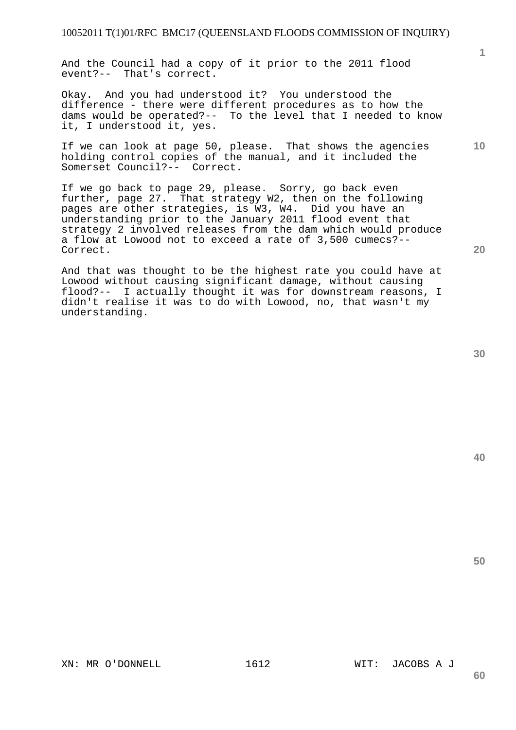And the Council had a copy of it prior to the 2011 flood event?-- That's correct.

Okay. And you had understood it? You understood the difference - there were different procedures as to how the dams would be operated?-- To the level that I needed to know it, I understood it, yes.

If we can look at page 50, please. That shows the agencies holding control copies of the manual, and it included the Somerset Council?-- Correct.

If we go back to page 29, please. Sorry, go back even further, page 27. That strategy W2, then on the following pages are other strategies, is W3, W4. Did you have an understanding prior to the January 2011 flood event that strategy 2 involved releases from the dam which would produce a flow at Lowood not to exceed a rate of 3,500 cumecs?-- Correct.

And that was thought to be the highest rate you could have at Lowood without causing significant damage, without causing flood?-- I actually thought it was for downstream reasons, I didn't realise it was to do with Lowood, no, that wasn't my understanding.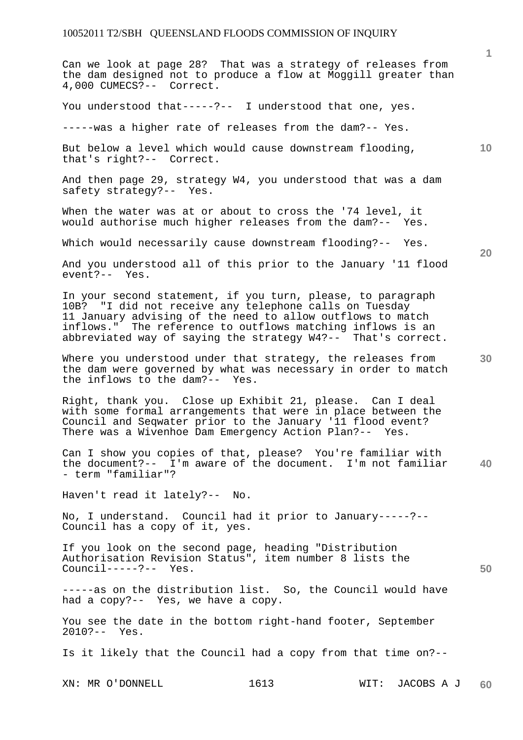Can we look at page 28? That was a strategy of releases from the dam designed not to produce a flow at Moggill greater than 4,000 CUMECS?-- Correct.

You understood that-----?-- I understood that one, yes.

-----was a higher rate of releases from the dam?-- Yes.

But below a level which would cause downstream flooding, that's right?-- Correct.

And then page 29, strategy W4, you understood that was a dam safety strategy?-- Yes.

When the water was at or about to cross the '74 level, it would authorise much higher releases from the dam?-- Yes.

Which would necessarily cause downstream flooding?-- Yes.

And you understood all of this prior to the January '11 flood event?-- Yes.

In your second statement, if you turn, please, to paragraph 10B? "I did not receive any telephone calls on Tuesday 11 January advising of the need to allow outflows to match inflows." The reference to outflows matching inflows is an abbreviated way of saying the strategy W4?-- That's correct.

Where you understood under that strategy, the releases from the dam were governed by what was necessary in order to match the inflows to the dam?-- Yes.

Right, thank you. Close up Exhibit 21, please. Can I deal with some formal arrangements that were in place between the Council and Seqwater prior to the January '11 flood event? There was a Wivenhoe Dam Emergency Action Plan?-- Yes.

Can I show you copies of that, please? You're familiar with the document?-- I'm aware of the document. I'm not familiar - term "familiar"?

Haven't read it lately?-- No.

No, I understand. Council had it prior to January-----?-- Council has a copy of it, yes.

If you look on the second page, heading "Distribution Authorisation Revision Status", item number 8 lists the Council-----?-- Yes.

-----as on the distribution list. So, the Council would have had a copy?-- Yes, we have a copy.

You see the date in the bottom right-hand footer, September 2010?-- Yes.

Is it likely that the Council had a copy from that time on?--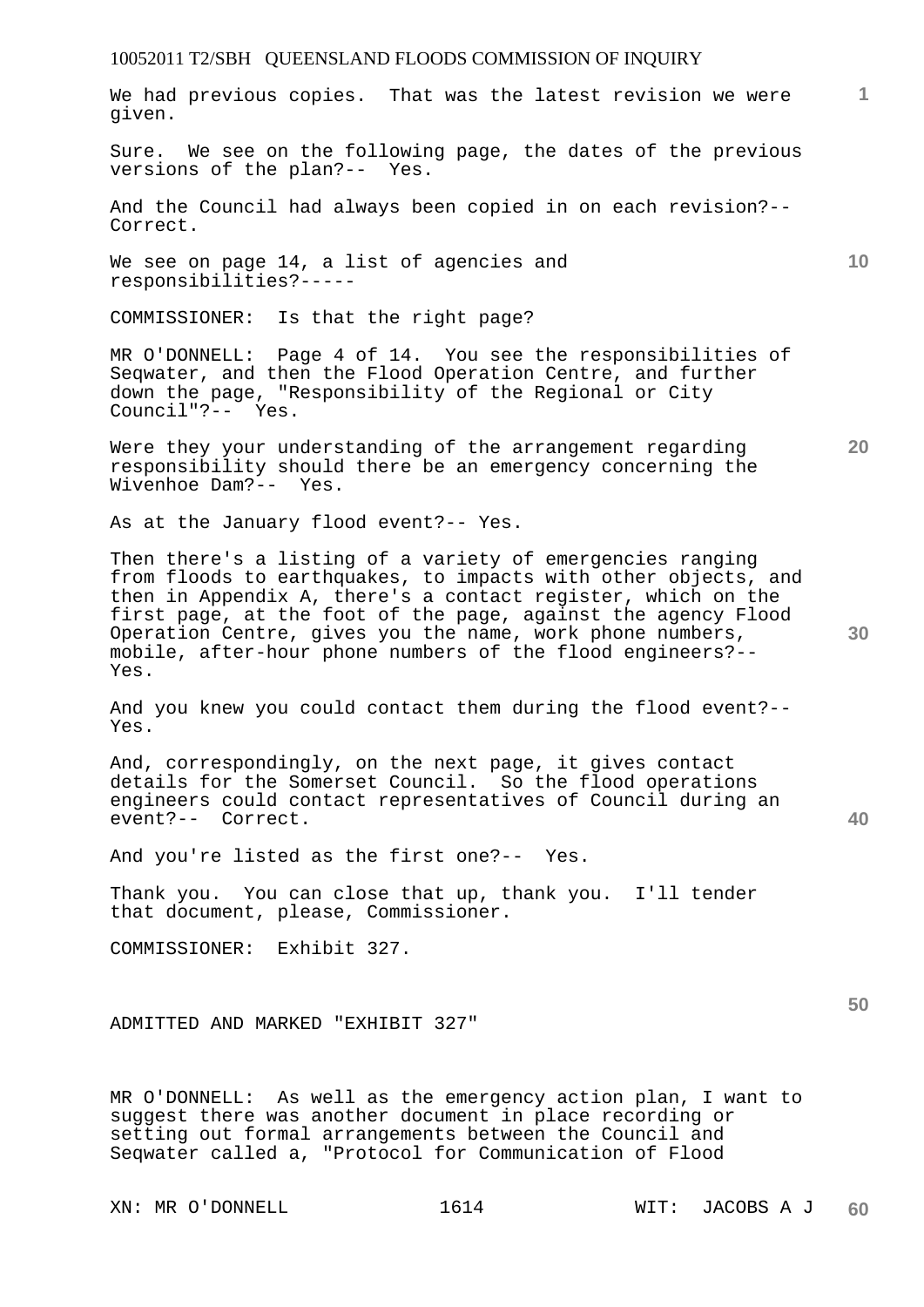We had previous copies. That was the latest revision we were given.

Sure. We see on the following page, the dates of the previous versions of the plan?-- Yes.

And the Council had always been copied in on each revision?-- Correct.

We see on page 14, a list of agencies and responsibilities?-----

COMMISSIONER: Is that the right page?

MR O'DONNELL: Page 4 of 14. You see the responsibilities of Seqwater, and then the Flood Operation Centre, and further down the page, "Responsibility of the Regional or City Council"?-- Yes.

Were they your understanding of the arrangement regarding responsibility should there be an emergency concerning the Wivenhoe Dam?-- Yes.

As at the January flood event?-- Yes.

Then there's a listing of a variety of emergencies ranging from floods to earthquakes, to impacts with other objects, and then in Appendix A, there's a contact register, which on the first page, at the foot of the page, against the agency Flood Operation Centre, gives you the name, work phone numbers, mobile, after-hour phone numbers of the flood engineers?-- Yes.

And you knew you could contact them during the flood event?-- Yes.

And, correspondingly, on the next page, it gives contact details for the Somerset Council. So the flood operations engineers could contact representatives of Council during an event?-- Correct.

And you're listed as the first one?-- Yes.

Thank you. You can close that up, thank you. I'll tender that document, please, Commissioner.

COMMISSIONER: Exhibit 327.

ADMITTED AND MARKED "EXHIBIT 327"

MR O'DONNELL: As well as the emergency action plan, I want to suggest there was another document in place recording or setting out formal arrangements between the Council and Seqwater called a, "Protocol for Communication of Flood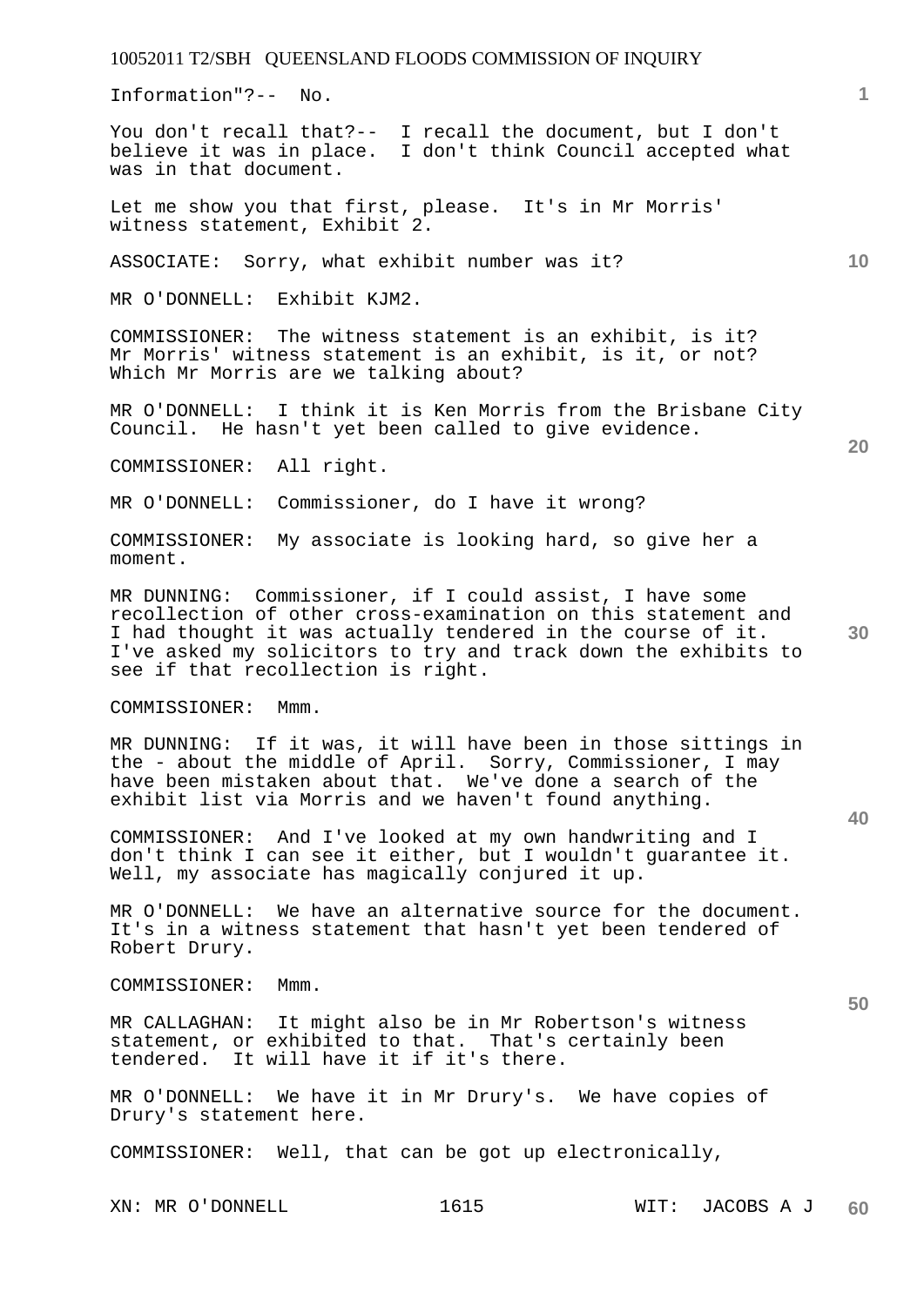Information"?-- No.

You don't recall that?-- I recall the document, but I don't believe it was in place. I don't think Council accepted what was in that document.

Let me show you that first, please. It's in Mr Morris' witness statement, Exhibit 2.

ASSOCIATE: Sorry, what exhibit number was it?

MR O'DONNELL: Exhibit KJM2.

COMMISSIONER: The witness statement is an exhibit, is it? Mr Morris' witness statement is an exhibit, is it, or not? Which Mr Morris are we talking about?

MR O'DONNELL: I think it is Ken Morris from the Brisbane City Council. He hasn't yet been called to give evidence.

COMMISSIONER: All right.

MR O'DONNELL: Commissioner, do I have it wrong?

COMMISSIONER: My associate is looking hard, so give her a moment.

MR DUNNING: Commissioner, if I could assist, I have some recollection of other cross-examination on this statement and I had thought it was actually tendered in the course of it. I've asked my solicitors to try and track down the exhibits to see if that recollection is right.

COMMISSIONER: Mmm.

MR DUNNING: If it was, it will have been in those sittings in the - about the middle of April. Sorry, Commissioner, I may have been mistaken about that. We've done a search of the exhibit list via Morris and we haven't found anything.

COMMISSIONER: And I've looked at my own handwriting and I don't think I can see it either, but I wouldn't guarantee it. Well, my associate has magically conjured it up.

MR O'DONNELL: We have an alternative source for the document. It's in a witness statement that hasn't yet been tendered of Robert Drury.

COMMISSIONER: Mmm.

MR CALLAGHAN: It might also be in Mr Robertson's witness statement, or exhibited to that. That's certainly been tendered. It will have it if it's there.

MR O'DONNELL: We have it in Mr Drury's. We have copies of Drury's statement here.

COMMISSIONER: Well, that can be got up electronically,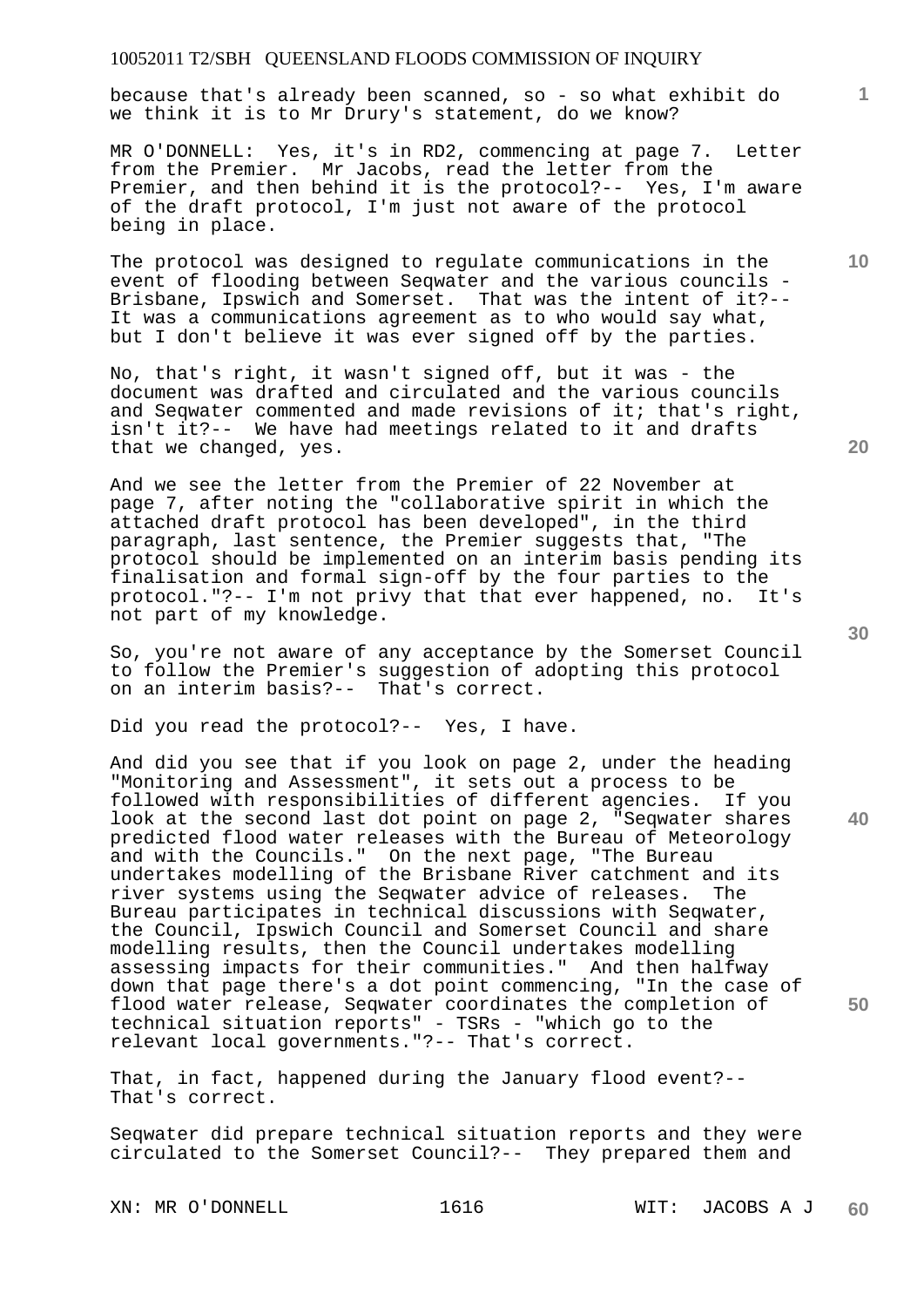because that's already been scanned, so - so what exhibit do we think it is to Mr Drury's statement, do we know?

MR O'DONNELL: Yes, it's in RD2, commencing at page 7. Letter from the Premier. Mr Jacobs, read the letter from the Premier, and then behind it is the protocol?-- Yes, I'm aware of the draft protocol, I'm just not aware of the protocol being in place.

The protocol was designed to regulate communications in the event of flooding between Seqwater and the various councils - Brisbane, Ipswich and Somerset. That was the intent of it?-- It was a communications agreement as to who would say what, but I don't believe it was ever signed off by the parties.

No, that's right, it wasn't signed off, but it was - the document was drafted and circulated and the various councils and Seqwater commented and made revisions of it; that's right, isn't it?-- We have had meetings related to it and drafts that we changed, yes.

And we see the letter from the Premier of 22 November at page 7, after noting the "collaborative spirit in which the attached draft protocol has been developed", in the third paragraph, last sentence, the Premier suggests that, "The protocol should be implemented on an interim basis pending its finalisation and formal sign-off by the four parties to the protocol."?-- I'm not privy that that ever happened, no. It's not part of my knowledge.

So, you're not aware of any acceptance by the Somerset Council to follow the Premier's suggestion of adopting this protocol on an interim basis?-- That's correct.

Did you read the protocol?-- Yes, I have.

And did you see that if you look on page 2, under the heading "Monitoring and Assessment", it sets out a process to be followed with responsibilities of different agencies. If you look at the second last dot point on page 2, "Seqwater shares predicted flood water releases with the Bureau of Meteorology and with the Councils." On the next page, "The Bureau undertakes modelling of the Brisbane River catchment and its river systems using the Seqwater advice of releases. The Bureau participates in technical discussions with Seqwater, the Council, Ipswich Council and Somerset Council and share modelling results, then the Council undertakes modelling assessing impacts for their communities." And then halfway down that page there's a dot point commencing, "In the case of flood water release, Seqwater coordinates the completion of technical situation reports" - TSRs - "which go to the relevant local governments."?-- That's correct.

That, in fact, happened during the January flood event?-- That's correct.

Seqwater did prepare technical situation reports and they were circulated to the Somerset Council?-- They prepared them and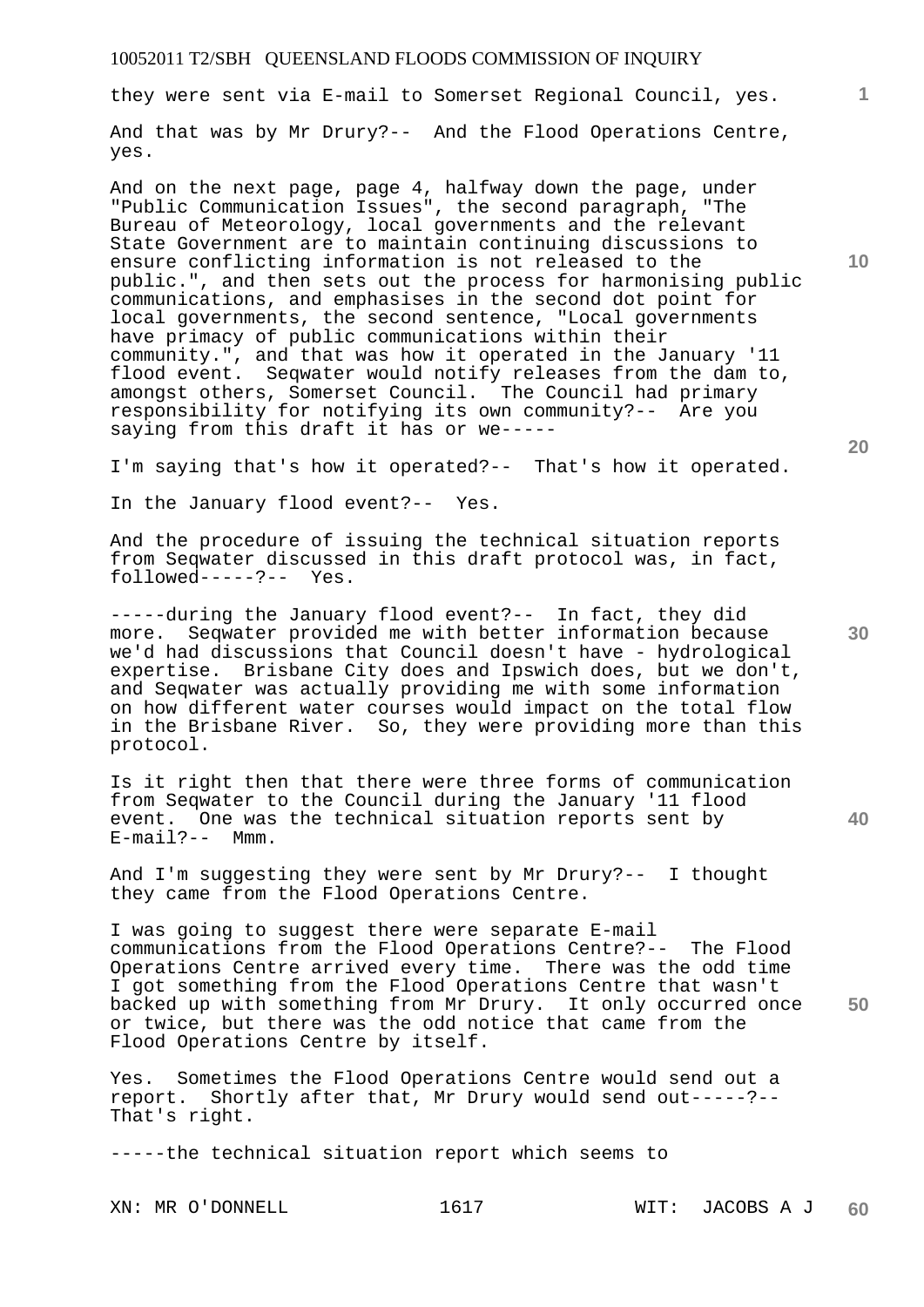they were sent via E-mail to Somerset Regional Council, yes.

And that was by Mr Drury?-- And the Flood Operations Centre, yes.

And on the next page, page 4, halfway down the page, under "Public Communication Issues", the second paragraph, "The Bureau of Meteorology, local governments and the relevant State Government are to maintain continuing discussions to ensure conflicting information is not released to the public.", and then sets out the process for harmonising public communications, and emphasises in the second dot point for local governments, the second sentence, "Local governments have primacy of public communications within their community.", and that was how it operated in the January '11 flood event. Seqwater would notify releases from the dam to, amongst others, Somerset Council. The Council had primary responsibility for notifying its own community?-- Are you saying from this draft it has or we-----

I'm saying that's how it operated?-- That's how it operated.

In the January flood event?-- Yes.

And the procedure of issuing the technical situation reports from Seqwater discussed in this draft protocol was, in fact, followed-----?-- Yes.

-----during the January flood event?-- In fact, they did more. Seqwater provided me with better information because we'd had discussions that Council doesn't have - hydrological expertise. Brisbane City does and Ipswich does, but we don't, and Seqwater was actually providing me with some information on how different water courses would impact on the total flow in the Brisbane River. So, they were providing more than this protocol.

Is it right then that there were three forms of communication from Seqwater to the Council during the January '11 flood event. One was the technical situation reports sent by E-mail?-- Mmm.

And I'm suggesting they were sent by Mr Drury?-- I thought they came from the Flood Operations Centre.

I was going to suggest there were separate E-mail communications from the Flood Operations Centre?-- The Flood Operations Centre arrived every time. There was the odd time I got something from the Flood Operations Centre that wasn't backed up with something from Mr Drury. It only occurred once or twice, but there was the odd notice that came from the Flood Operations Centre by itself.

Yes. Sometimes the Flood Operations Centre would send out a report. Shortly after that, Mr Drury would send out-----?-- That's right.

-----the technical situation report which seems to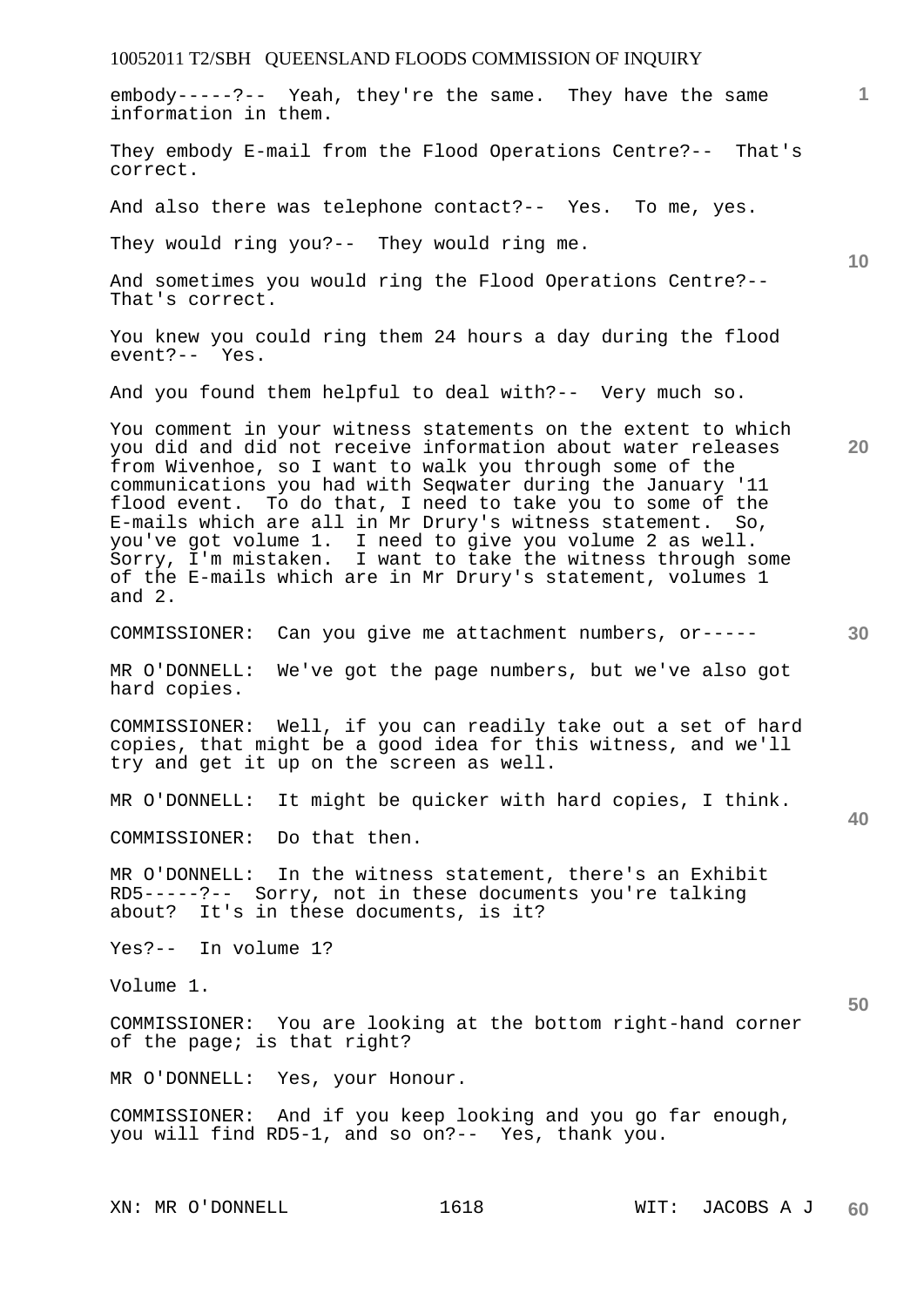embody-----?-- Yeah, they're the same. They have the same information in them.

They embody E-mail from the Flood Operations Centre?-- That's correct.

And also there was telephone contact?-- Yes. To me, yes.

They would ring you?-- They would ring me.

And sometimes you would ring the Flood Operations Centre?-- That's correct.

You knew you could ring them 24 hours a day during the flood event?-- Yes.

And you found them helpful to deal with?-- Very much so.

You comment in your witness statements on the extent to which you did and did not receive information about water releases from Wivenhoe, so I want to walk you through some of the communications you had with Seqwater during the January '11 flood event. To do that, I need to take you to some of the E-mails which are all in Mr Drury's witness statement. So, you've got volume 1. I need to give you volume 2 as well. Sorry, I'm mistaken. I want to take the witness through some of the E-mails which are in Mr Drury's statement, volumes 1 and 2.

COMMISSIONER: Can you give me attachment numbers, or-----

MR O'DONNELL: We've got the page numbers, but we've also got hard copies.

COMMISSIONER: Well, if you can readily take out a set of hard copies, that might be a good idea for this witness, and we'll try and get it up on the screen as well.

MR O'DONNELL: It might be quicker with hard copies, I think.

COMMISSIONER: Do that then.

MR O'DONNELL: In the witness statement, there's an Exhibit RD5-----?-- Sorry, not in these documents you're talking about? It's in these documents, is it?

Yes?-- In volume 1?

Volume 1.

COMMISSIONER: You are looking at the bottom right-hand corner of the page; is that right?

MR O'DONNELL: Yes, your Honour.

COMMISSIONER: And if you keep looking and you go far enough, you will find RD5-1, and so on?-- Yes, thank you.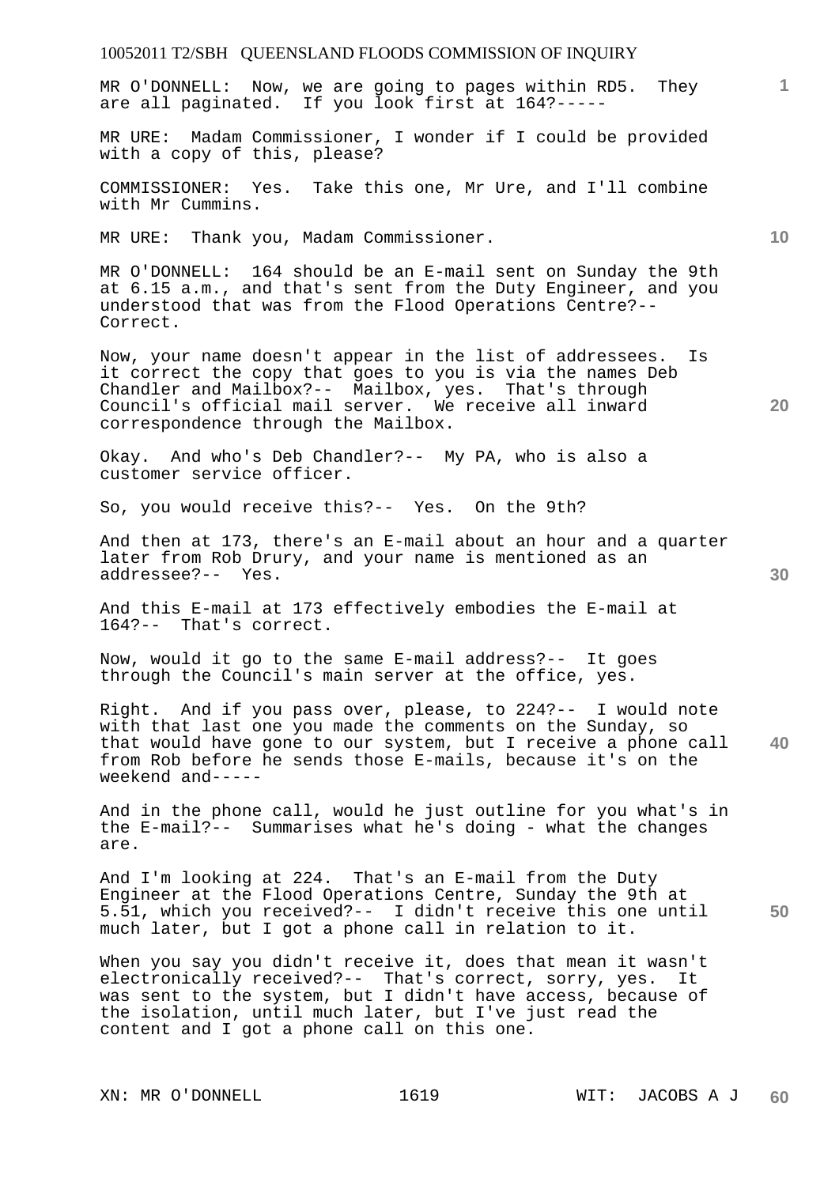MR O'DONNELL: Now, we are going to pages within RD5. They are all paginated. If you look first at 164?-----

MR URE: Madam Commissioner, I wonder if I could be provided with a copy of this, please?

COMMISSIONER: Yes. Take this one, Mr Ure, and I'll combine with Mr Cummins.

MR URE: Thank you, Madam Commissioner.

MR O'DONNELL: 164 should be an E-mail sent on Sunday the 9th at 6.15 a.m., and that's sent from the Duty Engineer, and you understood that was from the Flood Operations Centre?-- Correct.

Now, your name doesn't appear in the list of addressees. Is it correct the copy that goes to you is via the names Deb Chandler and Mailbox?-- Mailbox, yes. That's through Council's official mail server. We receive all inward correspondence through the Mailbox.

Okay. And who's Deb Chandler?-- My PA, who is also a customer service officer.

So, you would receive this?-- Yes. On the 9th?

And then at 173, there's an E-mail about an hour and a quarter later from Rob Drury, and your name is mentioned as an addressee?-- Yes.

And this E-mail at 173 effectively embodies the E-mail at 164?-- That's correct.

Now, would it go to the same E-mail address?-- It goes through the Council's main server at the office, yes.

Right. And if you pass over, please, to 224?-- I would note with that last one you made the comments on the Sunday, so that would have gone to our system, but I receive a phone call from Rob before he sends those E-mails, because it's on the weekend and-----

And in the phone call, would he just outline for you what's in the E-mail?-- Summarises what he's doing - what the changes are.

And I'm looking at 224. That's an E-mail from the Duty Engineer at the Flood Operations Centre, Sunday the 9th at 5.51, which you received?-- I didn't receive this one until much later, but I got a phone call in relation to it.

When you say you didn't receive it, does that mean it wasn't electronically received?-- That's correct, sorry, yes. It was sent to the system, but I didn't have access, because of the isolation, until much later, but I've just read the content and I got a phone call on this one.

XN: MR O'DONNELL WIT: JACOBS A J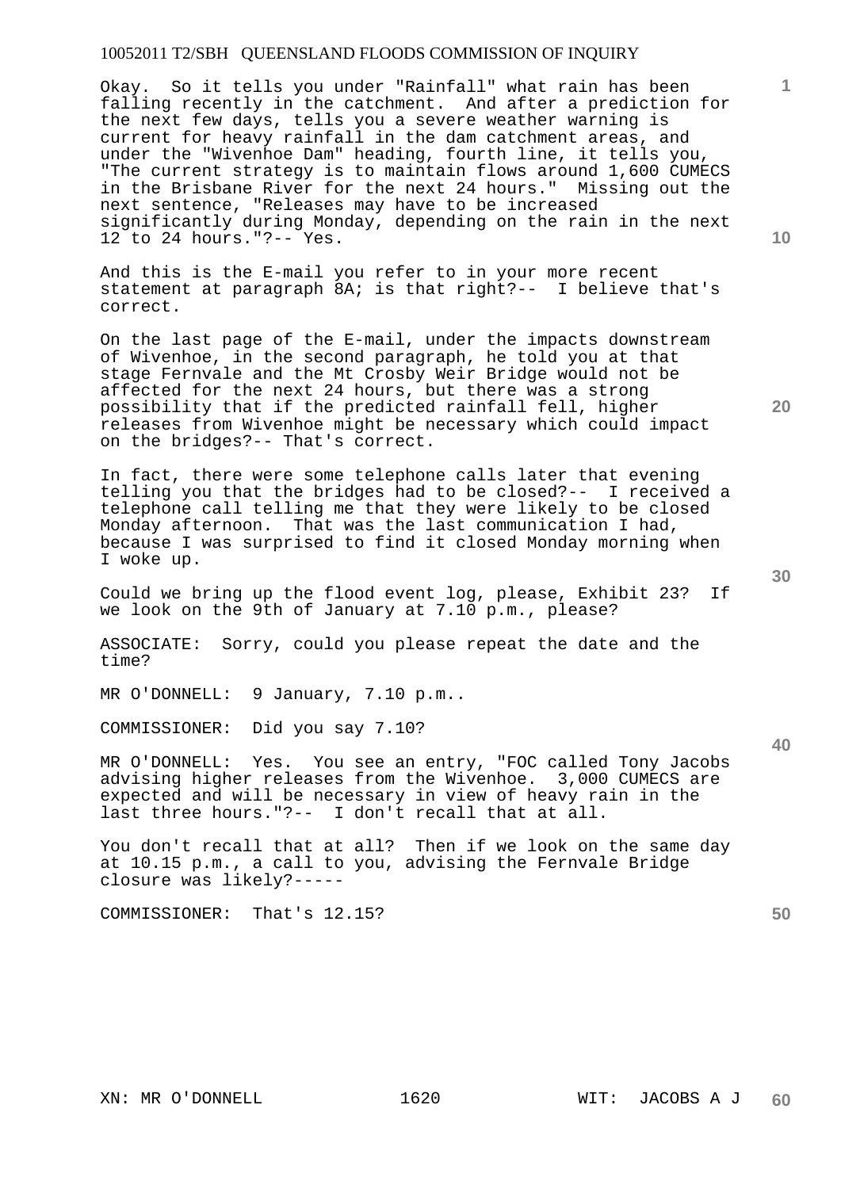Okay. So it tells you under "Rainfall" what rain has been falling recently in the catchment. And after a prediction for the next few days, tells you a severe weather warning is current for heavy rainfall in the dam catchment areas, and under the "Wivenhoe Dam" heading, fourth line, it tells you, "The current strategy is to maintain flows around 1,600 CUMECS in the Brisbane River for the next 24 hours." Missing out the next sentence, "Releases may have to be increased significantly during Monday, depending on the rain in the next 12 to 24 hours."?-- Yes.

And this is the E-mail you refer to in your more recent statement at paragraph 8A; is that right?-- I believe that's correct.

On the last page of the E-mail, under the impacts downstream of Wivenhoe, in the second paragraph, he told you at that stage Fernvale and the Mt Crosby Weir Bridge would not be affected for the next 24 hours, but there was a strong possibility that if the predicted rainfall fell, higher releases from Wivenhoe might be necessary which could impact on the bridges?-- That's correct.

In fact, there were some telephone calls later that evening telling you that the bridges had to be closed?-- I received a telephone call telling me that they were likely to be closed Monday afternoon. That was the last communication I had, because I was surprised to find it closed Monday morning when I woke up.

Could we bring up the flood event log, please, Exhibit 23? If we look on the 9th of January at 7.10 p.m., please?

ASSOCIATE: Sorry, could you please repeat the date and the time?

MR O'DONNELL: 9 January, 7.10 p.m..

COMMISSIONER: Did you say 7.10?

MR O'DONNELL: Yes. You see an entry, "FOC called Tony Jacobs advising higher releases from the Wivenhoe. 3,000 CUMECS are expected and will be necessary in view of heavy rain in the last three hours."?-- I don't recall that at all.

You don't recall that at all? Then if we look on the same day at 10.15 p.m., a call to you, advising the Fernvale Bridge closure was likely?-----

COMMISSIONER: That's 12.15?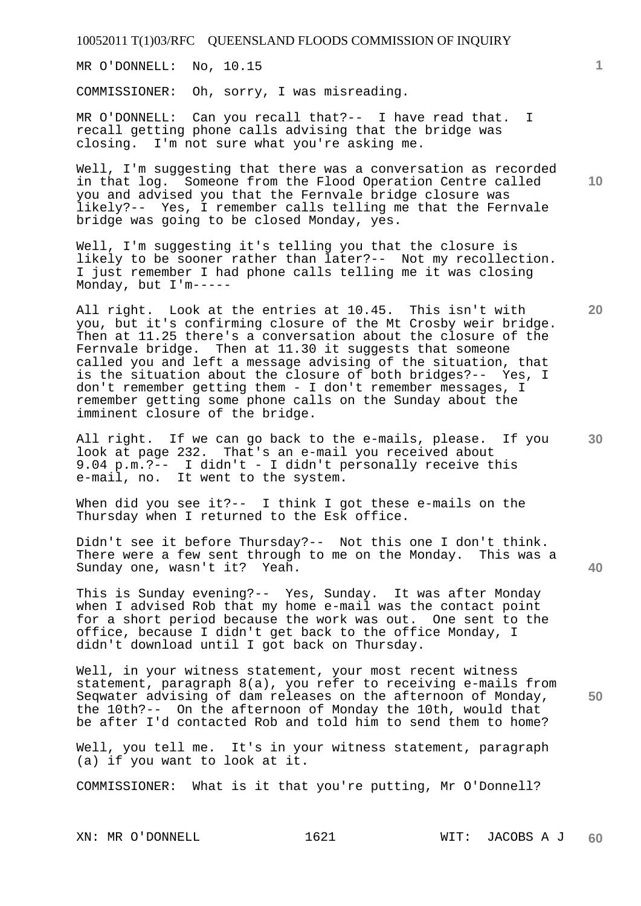MR O'DONNELL: No, 10.15

COMMISSIONER: Oh, sorry, I was misreading.

MR O'DONNELL: Can you recall that?-- I have read that. I recall getting phone calls advising that the bridge was closing. I'm not sure what you're asking me.

Well, I'm suggesting that there was a conversation as recorded in that log. Someone from the Flood Operation Centre called you and advised you that the Fernvale bridge closure was likely?-- Yes, I remember calls telling me that the Fernvale bridge was going to be closed Monday, yes.

Well, I'm suggesting it's telling you that the closure is likely to be sooner rather than later?-- Not my recollection. I just remember I had phone calls telling me it was closing Monday, but I'm-----

All right. Look at the entries at 10.45. This isn't with you, but it's confirming closure of the Mt Crosby weir bridge. Then at 11.25 there's a conversation about the closure of the Fernvale bridge. Then at 11.30 it suggests that someone called you and left a message advising of the situation, that is the situation about the closure of both bridges?-- Yes, I don't remember getting them - I don't remember messages, I remember getting some phone calls on the Sunday about the imminent closure of the bridge.

All right. If we can go back to the e-mails, please. If you look at page 232. That's an e-mail you received about 9.04 p.m.?-- I didn't - I didn't personally receive this e-mail, no. It went to the system.

When did you see it?-- I think I got these e-mails on the Thursday when I returned to the Esk office.

Didn't see it before Thursday?-- Not this one I don't think. There were a few sent through to me on the Monday. This was a Sunday one, wasn't it? Yeah.

This is Sunday evening?-- Yes, Sunday. It was after Monday when I advised Rob that my home e-mail was the contact point for a short period because the work was out. One sent to the office, because I didn't get back to the office Monday, I didn't download until I got back on Thursday.

Well, in your witness statement, your most recent witness statement, paragraph 8(a), you refer to receiving e-mails from Seqwater advising of dam releases on the afternoon of Monday, the 10th?-- On the afternoon of Monday the 10th, would that be after I'd contacted Rob and told him to send them to home?

Well, you tell me. It's in your witness statement, paragraph (a) if you want to look at it.

COMMISSIONER: What is it that you're putting, Mr O'Donnell?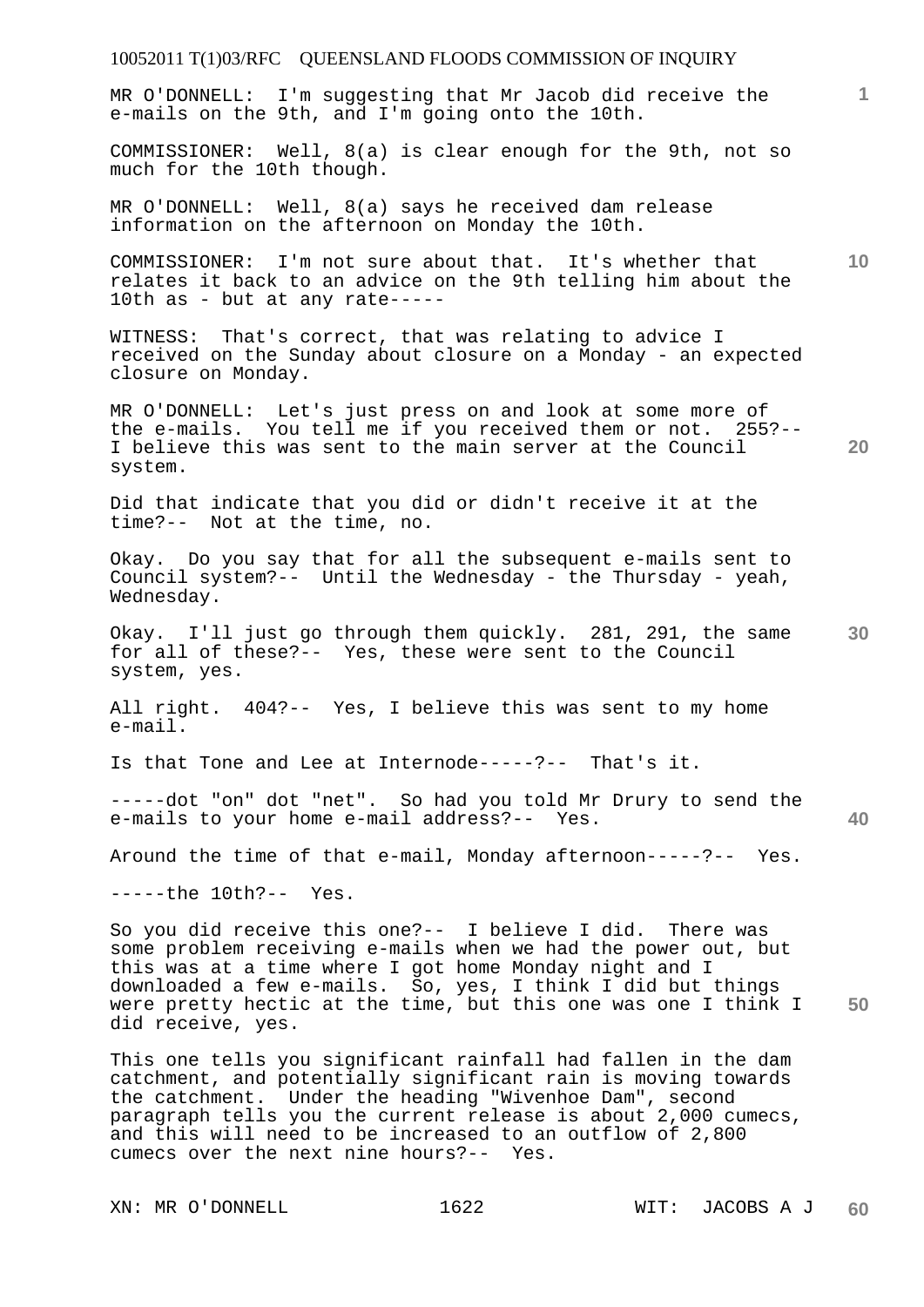MR O'DONNELL: I'm suggesting that Mr Jacob did receive the e-mails on the 9th, and I'm going onto the 10th.

COMMISSIONER: Well, 8(a) is clear enough for the 9th, not so much for the 10th though.

MR O'DONNELL: Well, 8(a) says he received dam release information on the afternoon on Monday the 10th.

COMMISSIONER: I'm not sure about that. It's whether that relates it back to an advice on the 9th telling him about the 10th as - but at any rate-----

WITNESS: That's correct, that was relating to advice I received on the Sunday about closure on a Monday - an expected closure on Monday.

MR O'DONNELL: Let's just press on and look at some more of the e-mails. You tell me if you received them or not. 255?-- I believe this was sent to the main server at the Council system.

Did that indicate that you did or didn't receive it at the time?-- Not at the time, no.

Okay. Do you say that for all the subsequent e-mails sent to Council system?-- Until the Wednesday - the Thursday - yeah, Wednesday.

Okay. I'll just go through them quickly. 281, 291, the same for all of these?-- Yes, these were sent to the Council system, yes.

All right. 404?-- Yes, I believe this was sent to my home e-mail.

Is that Tone and Lee at Internode-----?-- That's it.

-----dot "on" dot "net". So had you told Mr Drury to send the e-mails to your home e-mail address?-- Yes.

Around the time of that e-mail, Monday afternoon-----?-- Yes.

-----the 10th?-- Yes.

So you did receive this one?-- I believe I did. There was some problem receiving e-mails when we had the power out, but this was at a time where I got home Monday night and I downloaded a few e-mails. So, yes, I think I did but things were pretty hectic at the time, but this one was one I think I did receive, yes.

This one tells you significant rainfall had fallen in the dam catchment, and potentially significant rain is moving towards the catchment. Under the heading "Wivenhoe Dam", second paragraph tells you the current release is about 2,000 cumecs, and this will need to be increased to an outflow of 2,800 cumecs over the next nine hours?-- Yes.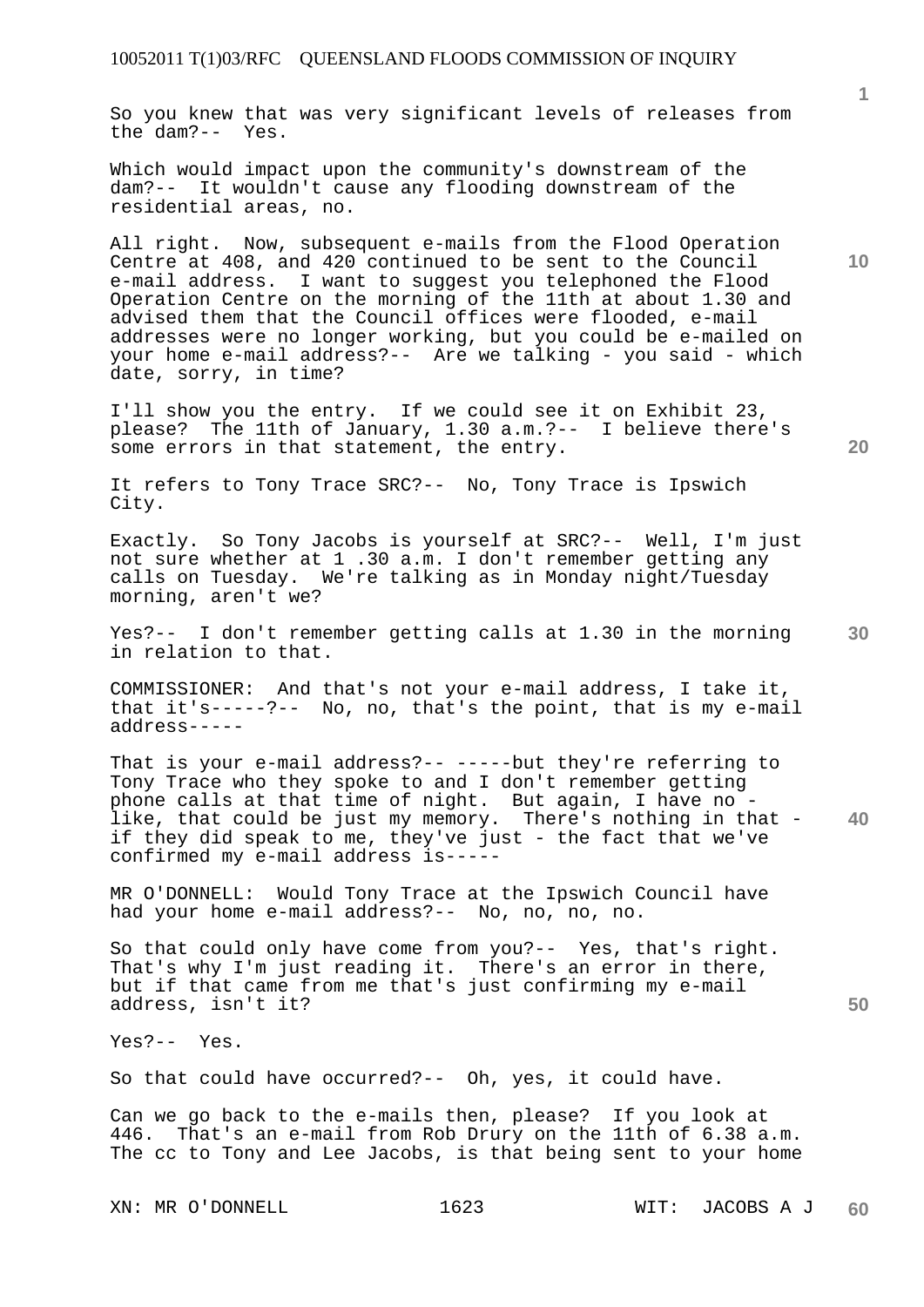So you knew that was very significant levels of releases from the dam?-- Yes.

Which would impact upon the community's downstream of the dam?-- It wouldn't cause any flooding downstream of the residential areas, no.

All right. Now, subsequent e-mails from the Flood Operation Centre at 408, and 420 continued to be sent to the Council e-mail address. I want to suggest you telephoned the Flood Operation Centre on the morning of the 11th at about 1.30 and advised them that the Council offices were flooded, e-mail addresses were no longer working, but you could be e-mailed on your home e-mail address?-- Are we talking - you said - which date, sorry, in time?

I'll show you the entry. If we could see it on Exhibit 23, please? The 11th of January, 1.30 a.m.?-- I believe there's some errors in that statement, the entry.

It refers to Tony Trace SRC?-- No, Tony Trace is Ipswich City.

Exactly. So Tony Jacobs is yourself at SRC?-- Well, I'm just not sure whether at 1 .30 a.m. I don't remember getting any calls on Tuesday. We're talking as in Monday night/Tuesday morning, aren't we?

Yes?-- I don't remember getting calls at 1.30 in the morning in relation to that.

COMMISSIONER: And that's not your e-mail address, I take it, that it's-----?-- No, no, that's the point, that is my e-mail address-----

That is your e-mail address?-- -----but they're referring to Tony Trace who they spoke to and I don't remember getting phone calls at that time of night. But again, I have no - like, that could be just my memory. There's nothing in that - if they did speak to me, they've just - the fact that we've confirmed my e-mail address is-----

MR O'DONNELL: Would Tony Trace at the Ipswich Council have had your home e-mail address?-- No, no, no, no.

So that could only have come from you?-- Yes, that's right. That's why I'm just reading it. There's an error in there, but if that came from me that's just confirming my e-mail address, isn't it?

Yes?-- Yes.

So that could have occurred?-- Oh, yes, it could have.

Can we go back to the e-mails then, please? If you look at 446. That's an e-mail from Rob Drury on the 11th of 6.38 a.m. The cc to Tony and Lee Jacobs, is that being sent to your home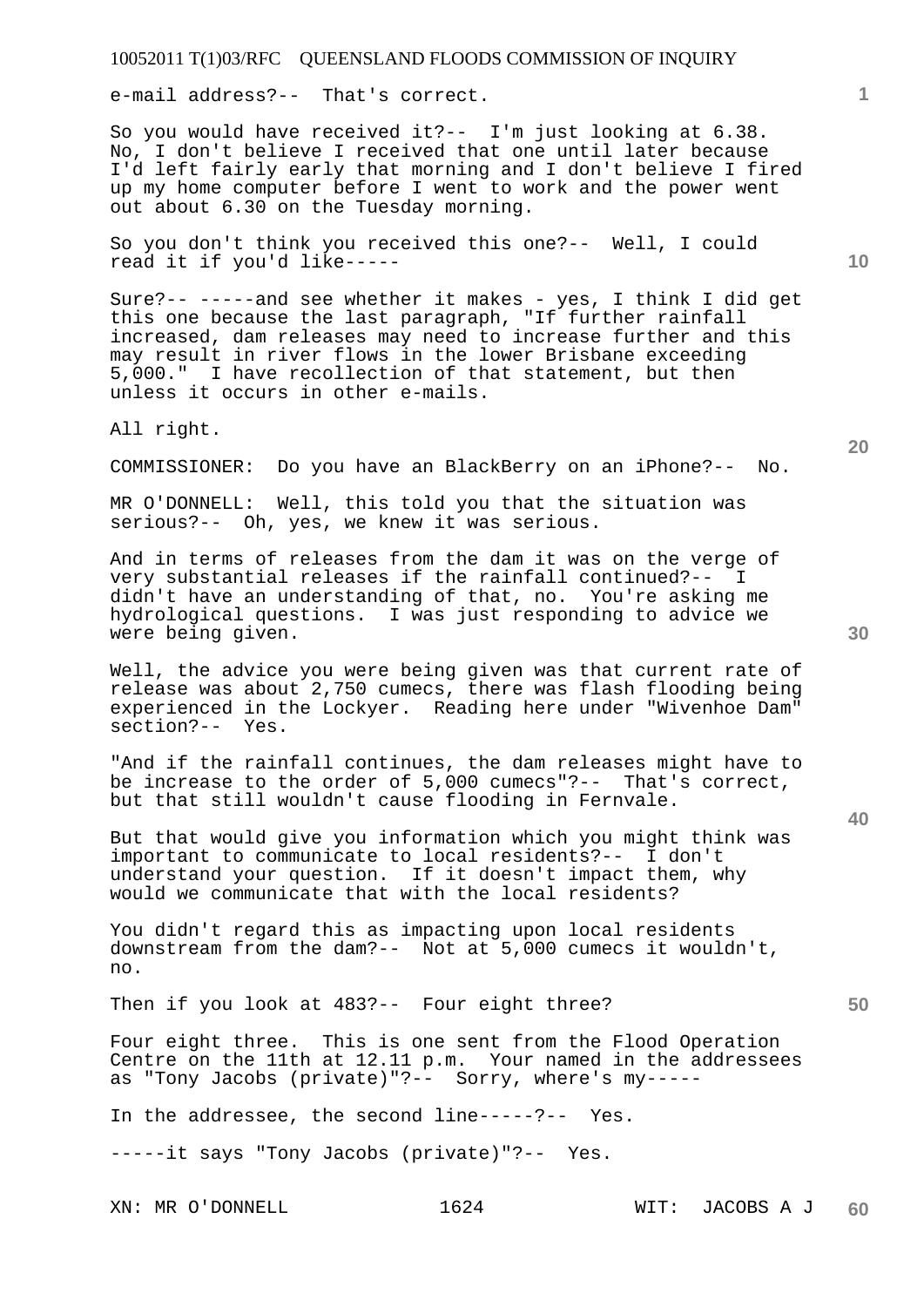e-mail address?-- That's correct.

So you would have received it?-- I'm just looking at 6.38. No, I don't believe I received that one until later because I'd left fairly early that morning and I don't believe I fired up my home computer before I went to work and the power went out about 6.30 on the Tuesday morning.

So you don't think you received this one?-- Well, I could read it if you'd like-----

Sure?-- -----and see whether it makes - yes, I think I did get this one because the last paragraph, "If further rainfall increased, dam releases may need to increase further and this may result in river flows in the lower Brisbane exceeding 5,000." I have recollection of that statement, but then unless it occurs in other e-mails.

All right.

COMMISSIONER: Do you have an BlackBerry on an iPhone?-- No.

MR O'DONNELL: Well, this told you that the situation was serious?-- Oh, yes, we knew it was serious.

And in terms of releases from the dam it was on the verge of very substantial releases if the rainfall continued?-- I didn't have an understanding of that, no. You're asking me hydrological questions. I was just responding to advice we were being given.

Well, the advice you were being given was that current rate of release was about 2,750 cumecs, there was flash flooding being experienced in the Lockyer. Reading here under "Wivenhoe Dam" section?-- Yes.

"And if the rainfall continues, the dam releases might have to be increase to the order of 5,000 cumecs"?-- That's correct, but that still wouldn't cause flooding in Fernvale.

But that would give you information which you might think was important to communicate to local residents?-- I don't understand your question. If it doesn't impact them, why would we communicate that with the local residents?

You didn't regard this as impacting upon local residents downstream from the dam?-- Not at 5,000 cumecs it wouldn't, no.

Then if you look at 483?-- Four eight three?

Four eight three. This is one sent from the Flood Operation Centre on the 11th at 12.11 p.m. Your named in the addressees as "Tony Jacobs (private)"?-- Sorry, where's my-----

In the addressee, the second line-----?-- Yes.

-----it says "Tony Jacobs (private)"?-- Yes.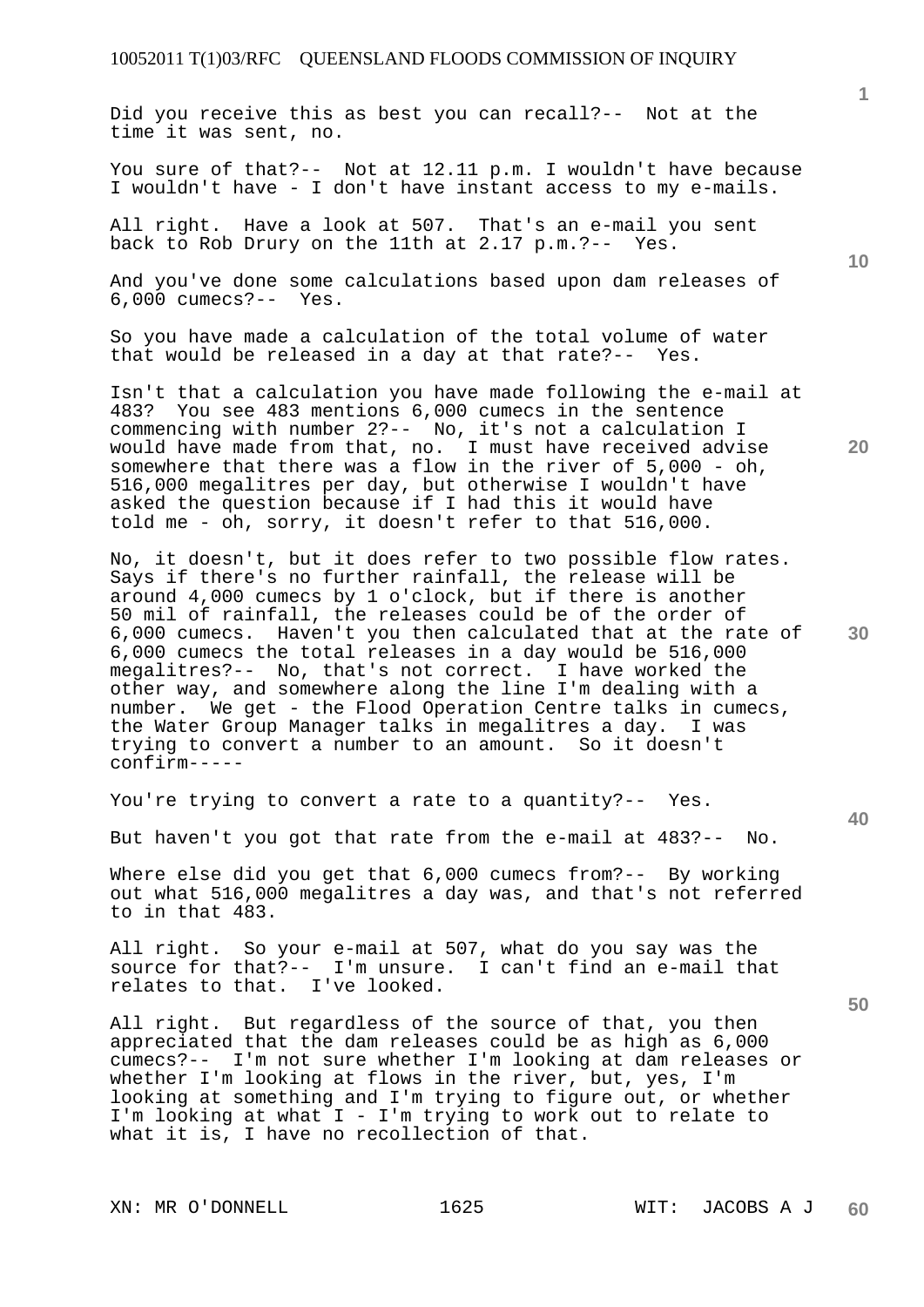Did you receive this as best you can recall?-- Not at the time it was sent, no.

You sure of that?-- Not at 12.11 p.m. I wouldn't have because I wouldn't have - I don't have instant access to my e-mails.

All right. Have a look at 507. That's an e-mail you sent back to Rob Drury on the 11th at 2.17 p.m.?-- Yes.

And you've done some calculations based upon dam releases of 6,000 cumecs?-- Yes.

So you have made a calculation of the total volume of water that would be released in a day at that rate?-- Yes.

Isn't that a calculation you have made following the e-mail at 483? You see 483 mentions 6,000 cumecs in the sentence commencing with number 2?-- No, it's not a calculation I would have made from that, no. I must have received advise somewhere that there was a flow in the river of 5,000 - oh, 516,000 megalitres per day, but otherwise I wouldn't have asked the question because if I had this it would have told me - oh, sorry, it doesn't refer to that 516,000.

No, it doesn't, but it does refer to two possible flow rates. Says if there's no further rainfall, the release will be around 4,000 cumecs by 1 o'clock, but if there is another 50 mil of rainfall, the releases could be of the order of 6,000 cumecs. Haven't you then calculated that at the rate of 6,000 cumecs the total releases in a day would be 516,000 megalitres?-- No, that's not correct. I have worked the other way, and somewhere along the line I'm dealing with a number. We get - the Flood Operation Centre talks in cumecs, the Water Group Manager talks in megalitres a day. I was trying to convert a number to an amount. So it doesn't confirm-----

You're trying to convert a rate to a quantity?-- Yes.

But haven't you got that rate from the e-mail at 483?-- No.

Where else did you get that 6,000 cumecs from?-- By working out what 516,000 megalitres a day was, and that's not referred to in that 483.

All right. So your e-mail at 507, what do you say was the source for that?-- I'm unsure. I can't find an e-mail that relates to that. I've looked.

All right. But regardless of the source of that, you then appreciated that the dam releases could be as high as 6,000 cumecs?-- I'm not sure whether I'm looking at dam releases or whether I'm looking at flows in the river, but, yes, I'm looking at something and I'm trying to figure out, or whether I'm looking at what I - I'm trying to work out to relate to what it is, I have no recollection of that.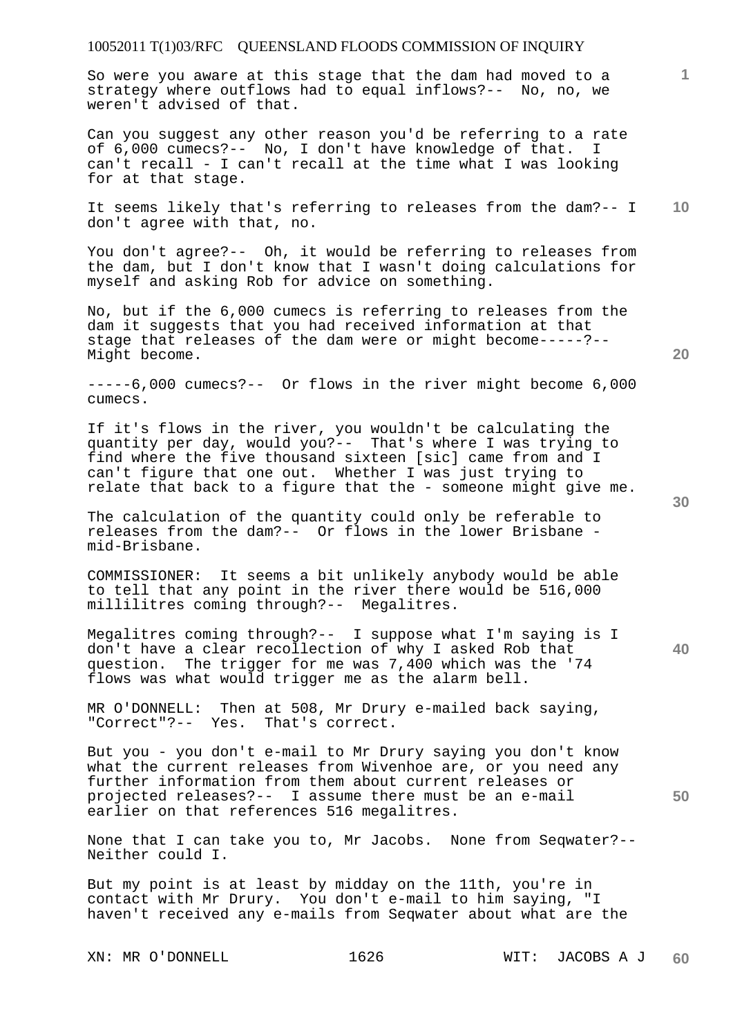So were you aware at this stage that the dam had moved to a strategy where outflows had to equal inflows?-- No, no, we weren't advised of that.

Can you suggest any other reason you'd be referring to a rate of 6,000 cumecs?-- No, I don't have knowledge of that. I can't recall - I can't recall at the time what I was looking for at that stage.

It seems likely that's referring to releases from the dam?-- I don't agree with that, no.

You don't agree?-- Oh, it would be referring to releases from the dam, but I don't know that I wasn't doing calculations for myself and asking Rob for advice on something.

No, but if the 6,000 cumecs is referring to releases from the dam it suggests that you had received information at that stage that releases of the dam were or might become-----?-- Might become.

-----6,000 cumecs?-- Or flows in the river might become 6,000 cumecs.

If it's flows in the river, you wouldn't be calculating the quantity per day, would you?-- That's where I was trying to find where the five thousand sixteen [sic] came from and I can't figure that one out. Whether I was just trying to relate that back to a figure that the - someone might give me.

The calculation of the quantity could only be referable to releases from the dam?-- Or flows in the lower Brisbane - mid-Brisbane.

COMMISSIONER: It seems a bit unlikely anybody would be able to tell that any point in the river there would be 516,000 millilitres coming through?-- Megalitres.

Megalitres coming through?-- I suppose what I'm saying is I don't have a clear recollection of why I asked Rob that question. The trigger for me was 7,400 which was the '74 flows was what would trigger me as the alarm bell.

MR O'DONNELL: Then at 508, Mr Drury e-mailed back saying, "Correct"?-- Yes. That's correct.

But you - you don't e-mail to Mr Drury saying you don't know what the current releases from Wivenhoe are, or you need any further information from them about current releases or projected releases?-- I assume there must be an e-mail earlier on that references 516 megalitres.

None that I can take you to, Mr Jacobs. None from Seqwater?-- Neither could I.

But my point is at least by midday on the 11th, you're in contact with Mr Drury. You don't e-mail to him saying, "I haven't received any e-mails from Seqwater about what are the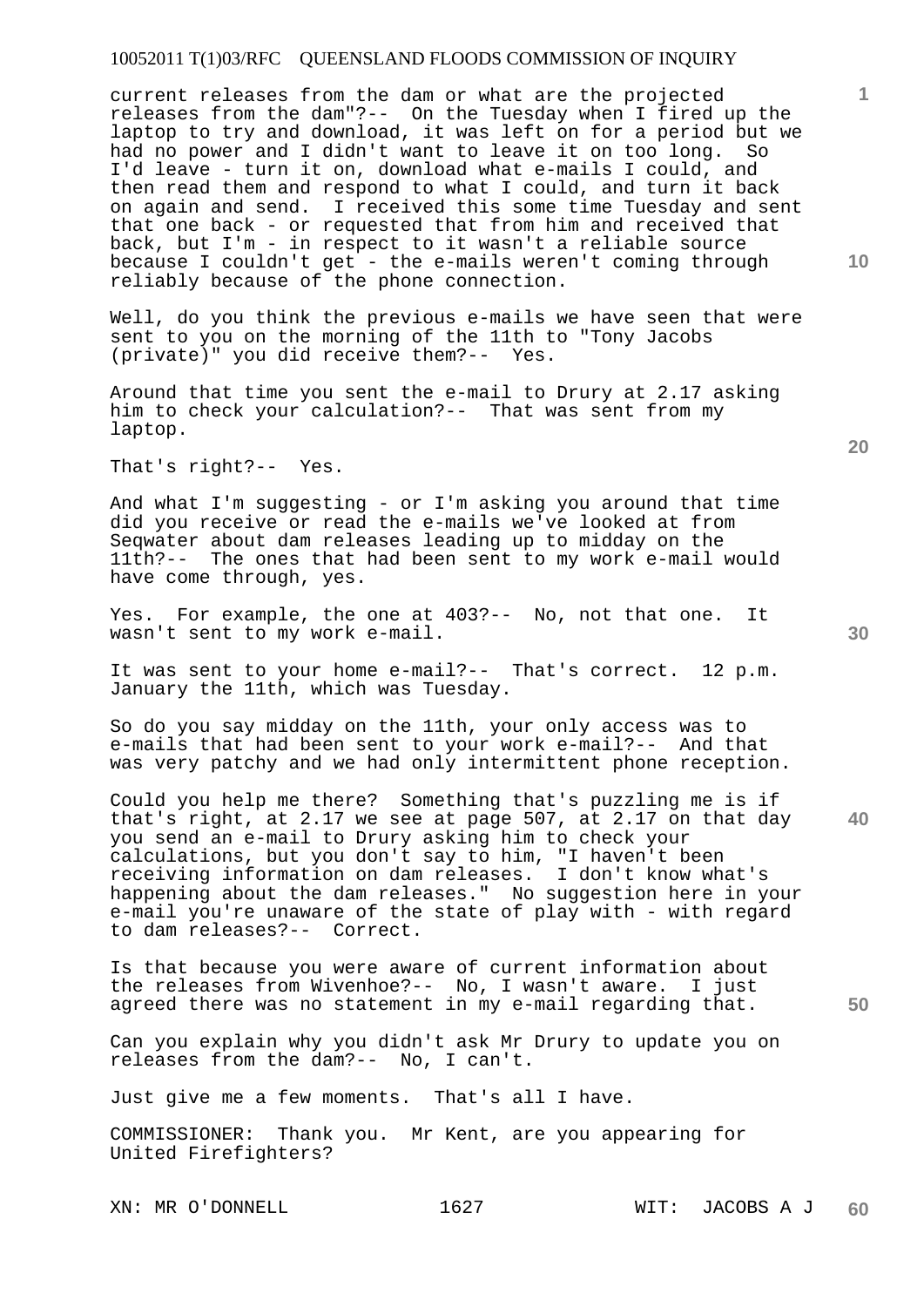current releases from the dam or what are the projected releases from the dam"?-- On the Tuesday when I fired up the laptop to try and download, it was left on for a period but we had no power and I didn't want to leave it on too long. So I'd leave - turn it on, download what e-mails I could, and then read them and respond to what I could, and turn it back on again and send. I received this some time Tuesday and sent that one back - or requested that from him and received that back, but I'm - in respect to it wasn't a reliable source because I couldn't get - the e-mails weren't coming through reliably because of the phone connection.

Well, do you think the previous e-mails we have seen that were sent to you on the morning of the 11th to "Tony Jacobs (private)" you did receive them?-- Yes.

Around that time you sent the e-mail to Drury at 2.17 asking him to check your calculation?-- That was sent from my laptop.

That's right?-- Yes.

And what I'm suggesting - or I'm asking you around that time did you receive or read the e-mails we've looked at from Seqwater about dam releases leading up to midday on the 11th?-- The ones that had been sent to my work e-mail would have come through, yes.

Yes. For example, the one at 403?-- No, not that one. It wasn't sent to my work e-mail.

It was sent to your home e-mail?-- That's correct. 12 p.m. January the 11th, which was Tuesday.

So do you say midday on the 11th, your only access was to e-mails that had been sent to your work e-mail?-- And that was very patchy and we had only intermittent phone reception.

Could you help me there? Something that's puzzling me is if that's right, at 2.17 we see at page 507, at 2.17 on that day you send an e-mail to Drury asking him to check your calculations, but you don't say to him, "I haven't been receiving information on dam releases. I don't know what's happening about the dam releases." No suggestion here in your e-mail you're unaware of the state of play with - with regard to dam releases?-- Correct.

Is that because you were aware of current information about the releases from Wivenhoe?-- No, I wasn't aware. I just agreed there was no statement in my e-mail regarding that.

Can you explain why you didn't ask Mr Drury to update you on releases from the dam?-- No, I can't.

Just give me a few moments. That's all I have.

COMMISSIONER: Thank you. Mr Kent, are you appearing for United Firefighters?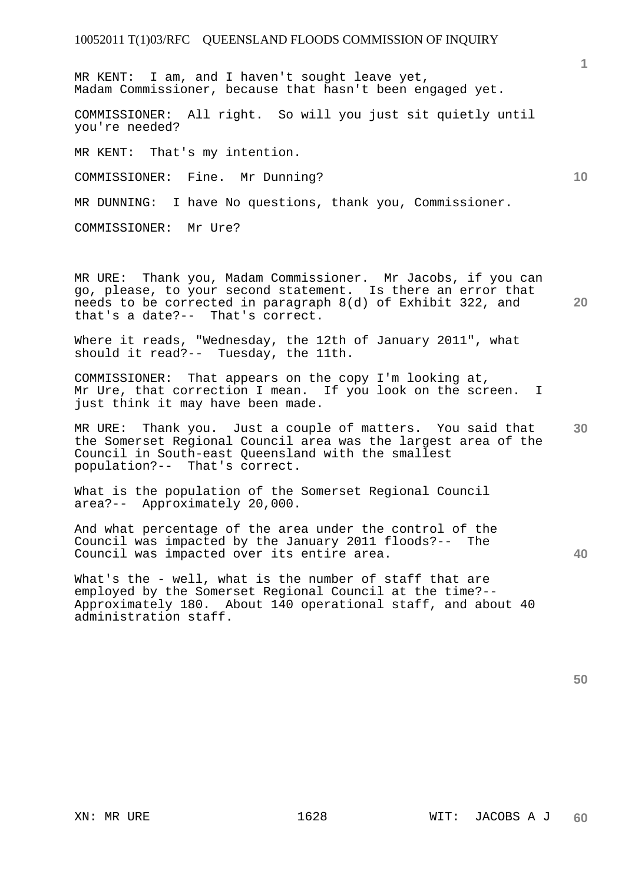MR KENT: I am, and I haven't sought leave yet, Madam Commissioner, because that hasn't been engaged yet.

COMMISSIONER: All right. So will you just sit quietly until you're needed?

MR KENT: That's my intention.

COMMISSIONER: Fine. Mr Dunning?

MR DUNNING: I have No questions, thank you, Commissioner.

COMMISSIONER: Mr Ure?

MR URE: Thank you, Madam Commissioner. Mr Jacobs, if you can go, please, to your second statement. Is there an error that needs to be corrected in paragraph 8(d) of Exhibit 322, and that's a date?-- That's correct.

Where it reads, "Wednesday, the 12th of January 2011", what should it read?-- Tuesday, the 11th.

COMMISSIONER: That appears on the copy I'm looking at, Mr Ure, that correction I mean. If you look on the screen. I just think it may have been made.

MR URE: Thank you. Just a couple of matters. You said that the Somerset Regional Council area was the largest area of the Council in South-east Queensland with the smallest population?-- That's correct.

What is the population of the Somerset Regional Council area?-- Approximately 20,000.

And what percentage of the area under the control of the Council was impacted by the January 2011 floods?-- The Council was impacted over its entire area.

What's the - well, what is the number of staff that are employed by the Somerset Regional Council at the time?-- Approximately 180. About 140 operational staff, and about 40 administration staff.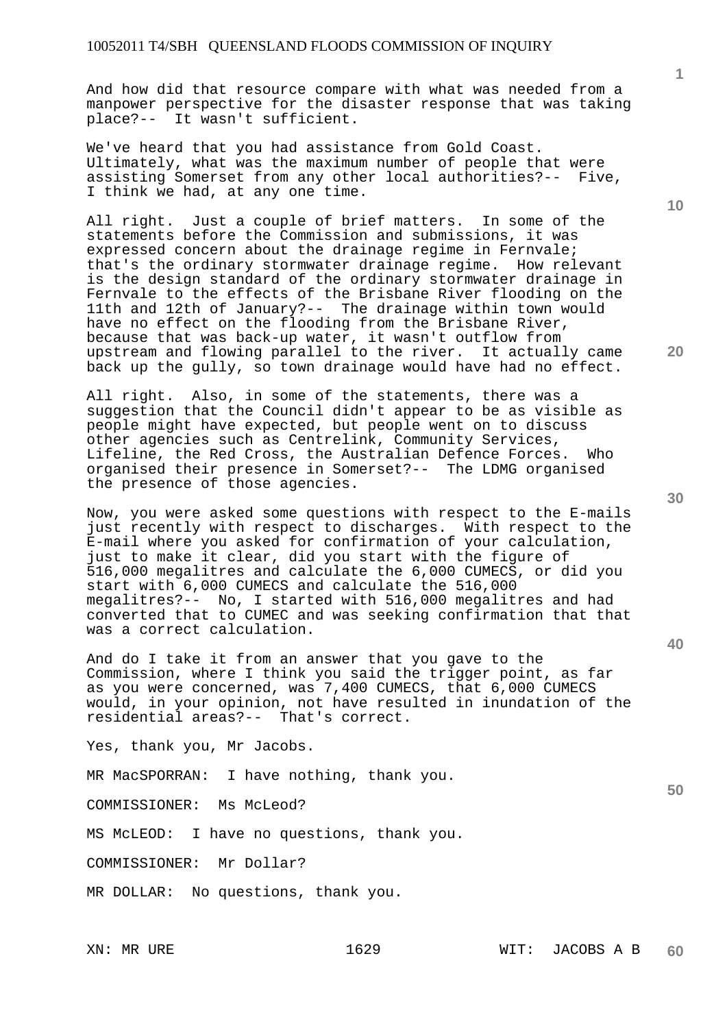And how did that resource compare with what was needed from a manpower perspective for the disaster response that was taking place?-- It wasn't sufficient.

We've heard that you had assistance from Gold Coast. Ultimately, what was the maximum number of people that were assisting Somerset from any other local authorities?-- Five, I think we had, at any one time.

All right. Just a couple of brief matters. In some of the statements before the Commission and submissions, it was expressed concern about the drainage regime in Fernvale; that's the ordinary stormwater drainage regime. How relevant is the design standard of the ordinary stormwater drainage in Fernvale to the effects of the Brisbane River flooding on the 11th and 12th of January?-- The drainage within town would have no effect on the flooding from the Brisbane River, because that was back-up water, it wasn't outflow from upstream and flowing parallel to the river. It actually came back up the gully, so town drainage would have had no effect.

All right. Also, in some of the statements, there was a suggestion that the Council didn't appear to be as visible as people might have expected, but people went on to discuss other agencies such as Centrelink, Community Services, Lifeline, the Red Cross, the Australian Defence Forces. Who organised their presence in Somerset?-- The LDMG organised the presence of those agencies.

Now, you were asked some questions with respect to the E-mails just recently with respect to discharges. With respect to the E-mail where you asked for confirmation of your calculation, just to make it clear, did you start with the figure of 516,000 megalitres and calculate the 6,000 CUMECS, or did you start with 6,000 CUMECS and calculate the 516,000 megalitres?-- No, I started with 516,000 megalitres and had converted that to CUMEC and was seeking confirmation that that was a correct calculation.

And do I take it from an answer that you gave to the Commission, where I think you said the trigger point, as far as you were concerned, was 7,400 CUMECS, that 6,000 CUMECS would, in your opinion, not have resulted in inundation of the residential areas?-- That's correct.

Yes, thank you, Mr Jacobs.

MR MacSPORRAN: I have nothing, thank you.

COMMISSIONER: Ms McLeod?

MS McLEOD: I have no questions, thank you.

COMMISSIONER: Mr Dollar?

MR DOLLAR: No questions, thank you.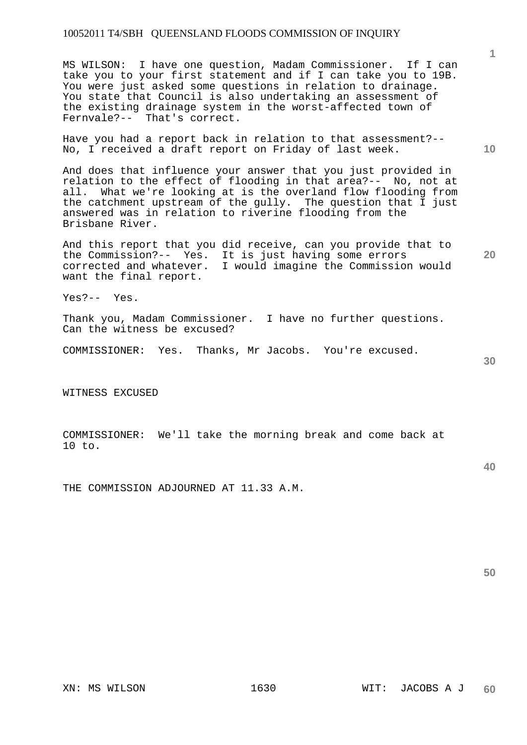MS WILSON: I have one question, Madam Commissioner. If I can take you to your first statement and if I can take you to 19B. You were just asked some questions in relation to drainage. You state that Council is also undertaking an assessment of the existing drainage system in the worst-affected town of Fernvale?-- That's correct.

Have you had a report back in relation to that assessment?-- No, I received a draft report on Friday of last week.

And does that influence your answer that you just provided in relation to the effect of flooding in that area?-- No, not at all. What we're looking at is the overland flow flooding from the catchment upstream of the gully. The question that I just answered was in relation to riverine flooding from the Brisbane River.

And this report that you did receive, can you provide that to the Commission?-- Yes. It is just having some errors corrected and whatever. I would imagine the Commission would want the final report.

Yes?-- Yes.

Thank you, Madam Commissioner. I have no further questions. Can the witness be excused?

COMMISSIONER: Yes. Thanks, Mr Jacobs. You're excused.

WITNESS EXCUSED

COMMISSIONER: We'll take the morning break and come back at 10 to.

THE COMMISSION ADJOURNED AT 11.33 A.M.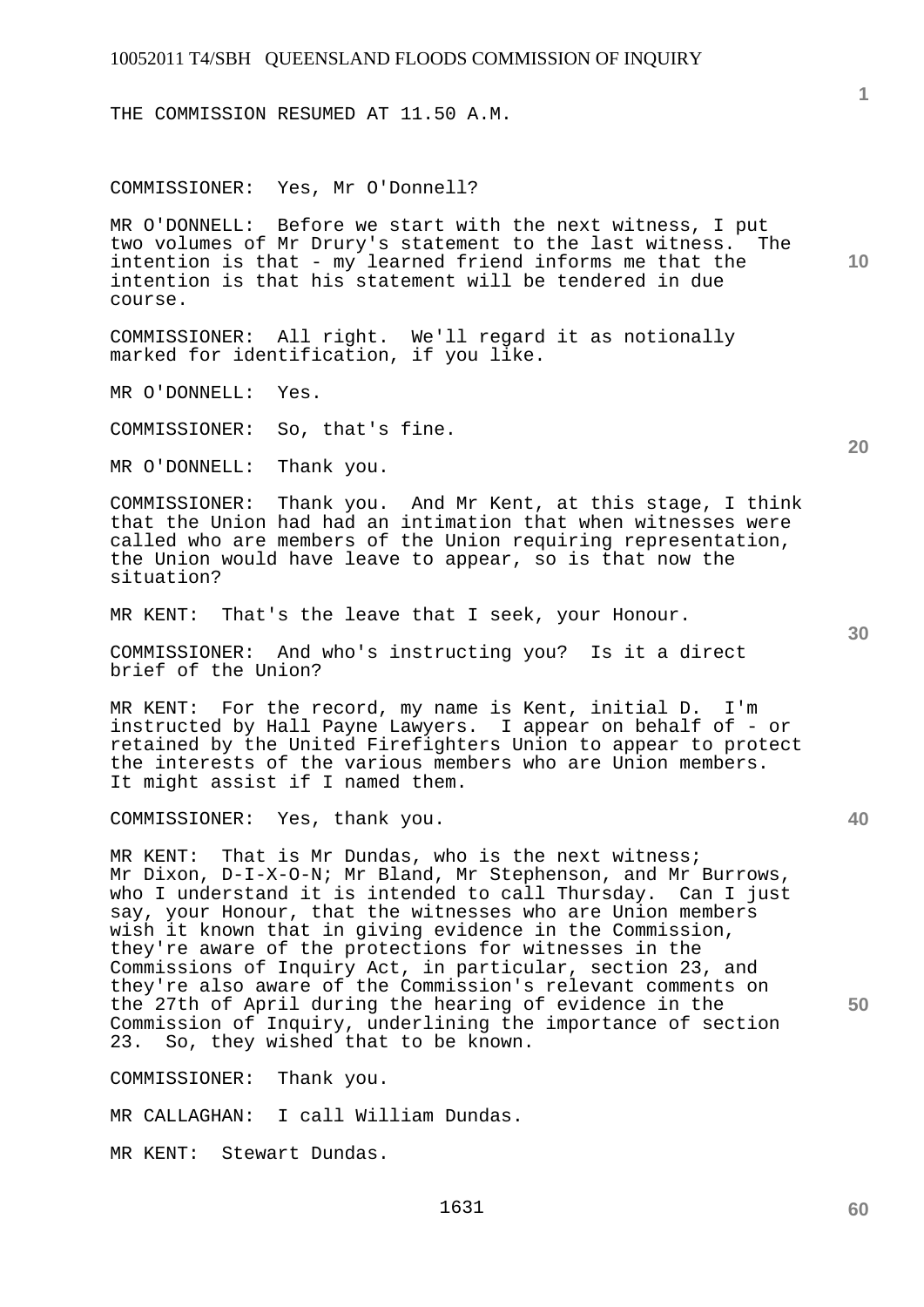THE COMMISSION RESUMED AT 11.50 A.M.

COMMISSIONER: Yes, Mr O'Donnell?

MR O'DONNELL: Before we start with the next witness, I put two volumes of Mr Drury's statement to the last witness. The intention is that - my learned friend informs me that the intention is that his statement will be tendered in due course.

COMMISSIONER: All right. We'll regard it as notionally marked for identification, if you like.

MR O'DONNELL: Yes.

COMMISSIONER: So, that's fine.

MR O'DONNELL: Thank you.

COMMISSIONER: Thank you. And Mr Kent, at this stage, I think that the Union had had an intimation that when witnesses were called who are members of the Union requiring representation, the Union would have leave to appear, so is that now the situation?

MR KENT: That's the leave that I seek, your Honour.

COMMISSIONER: And who's instructing you? Is it a direct brief of the Union?

MR KENT: For the record, my name is Kent, initial D. I'm instructed by Hall Payne Lawyers. I appear on behalf of - or retained by the United Firefighters Union to appear to protect the interests of the various members who are Union members. It might assist if I named them.

COMMISSIONER: Yes, thank you.

MR KENT: That is Mr Dundas, who is the next witness; Mr Dixon, D-I-X-O-N; Mr Bland, Mr Stephenson, and Mr Burrows, who I understand it is intended to call Thursday. Can I just say, your Honour, that the witnesses who are Union members wish it known that in giving evidence in the Commission, they're aware of the protections for witnesses in the Commissions of Inquiry Act, in particular, section 23, and they're also aware of the Commission's relevant comments on the 27th of April during the hearing of evidence in the Commission of Inquiry, underlining the importance of section 23. So, they wished that to be known.

COMMISSIONER: Thank you.

MR CALLAGHAN: I call William Dundas.

MR KENT: Stewart Dundas.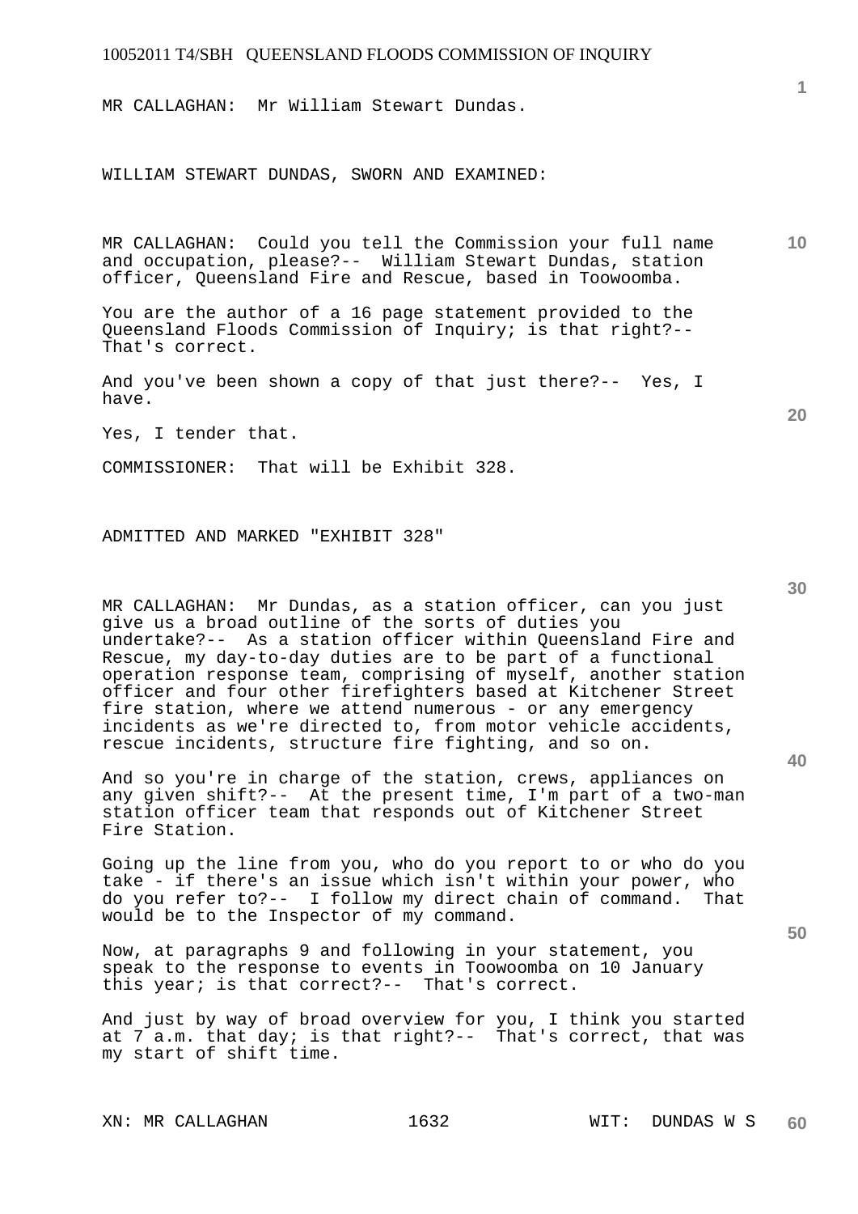MR CALLAGHAN: Mr William Stewart Dundas.

WILLIAM STEWART DUNDAS, SWORN AND EXAMINED:

MR CALLAGHAN: Could you tell the Commission your full name and occupation, please?-- William Stewart Dundas, station officer, Queensland Fire and Rescue, based in Toowoomba.

You are the author of a 16 page statement provided to the Queensland Floods Commission of Inquiry; is that right?-- That's correct.

And you've been shown a copy of that just there?-- Yes, I have.

Yes, I tender that.

COMMISSIONER: That will be Exhibit 328.

ADMITTED AND MARKED "EXHIBIT 328"

MR CALLAGHAN: Mr Dundas, as a station officer, can you just give us a broad outline of the sorts of duties you undertake?-- As a station officer within Queensland Fire and Rescue, my day-to-day duties are to be part of a functional operation response team, comprising of myself, another station officer and four other firefighters based at Kitchener Street fire station, where we attend numerous - or any emergency incidents as we're directed to, from motor vehicle accidents, rescue incidents, structure fire fighting, and so on.

And so you're in charge of the station, crews, appliances on any given shift?-- At the present time, I'm part of a two-man station officer team that responds out of Kitchener Street Fire Station.

Going up the line from you, who do you report to or who do you take - if there's an issue which isn't within your power, who do you refer to?-- I follow my direct chain of command. That would be to the Inspector of my command.

Now, at paragraphs 9 and following in your statement, you speak to the response to events in Toowoomba on 10 January this year; is that correct?-- That's correct.

And just by way of broad overview for you, I think you started at 7 a.m. that day; is that right?-- That's correct, that was my start of shift time.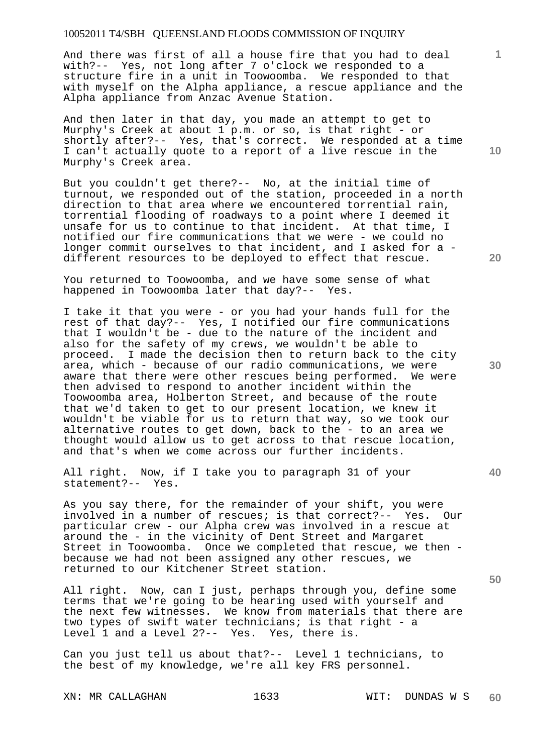And there was first of all a house fire that you had to deal with?-- Yes, not long after 7 o'clock we responded to a structure fire in a unit in Toowoomba. We responded to that with myself on the Alpha appliance, a rescue appliance and the Alpha appliance from Anzac Avenue Station.

And then later in that day, you made an attempt to get to Murphy's Creek at about 1 p.m. or so, is that right - or shortly after?-- Yes, that's correct. We responded at a time I can't actually quote to a report of a live rescue in the Murphy's Creek area.

But you couldn't get there?-- No, at the initial time of turnout, we responded out of the station, proceeded in a north direction to that area where we encountered torrential rain, torrential flooding of roadways to a point where I deemed it unsafe for us to continue to that incident. At that time, I notified our fire communications that we were - we could no longer commit ourselves to that incident, and I asked for a - different resources to be deployed to effect that rescue.

You returned to Toowoomba, and we have some sense of what happened in Toowoomba later that day?-- Yes.

I take it that you were - or you had your hands full for the rest of that day?-- Yes, I notified our fire communications that I wouldn't be - due to the nature of the incident and also for the safety of my crews, we wouldn't be able to proceed. I made the decision then to return back to the city area, which - because of our radio communications, we were aware that there were other rescues being performed. We were then advised to respond to another incident within the Toowoomba area, Holberton Street, and because of the route that we'd taken to get to our present location, we knew it wouldn't be viable for us to return that way, so we took our alternative routes to get down, back to the - to an area we thought would allow us to get across to that rescue location, and that's when we come across our further incidents.

All right. Now, if I take you to paragraph 31 of your statement?-- Yes.

As you say there, for the remainder of your shift, you were involved in a number of rescues; is that correct?-- Yes. Our particular crew - our Alpha crew was involved in a rescue at around the - in the vicinity of Dent Street and Margaret Street in Toowoomba. Once we completed that rescue, we then - because we had not been assigned any other rescues, we returned to our Kitchener Street station.

All right. Now, can I just, perhaps through you, define some terms that we're going to be hearing used with yourself and the next few witnesses. We know from materials that there are two types of swift water technicians; is that right - a Level 1 and a Level 2?-- Yes. Yes, there is.

Can you just tell us about that?-- Level 1 technicians, to the best of my knowledge, we're all key FRS personnel.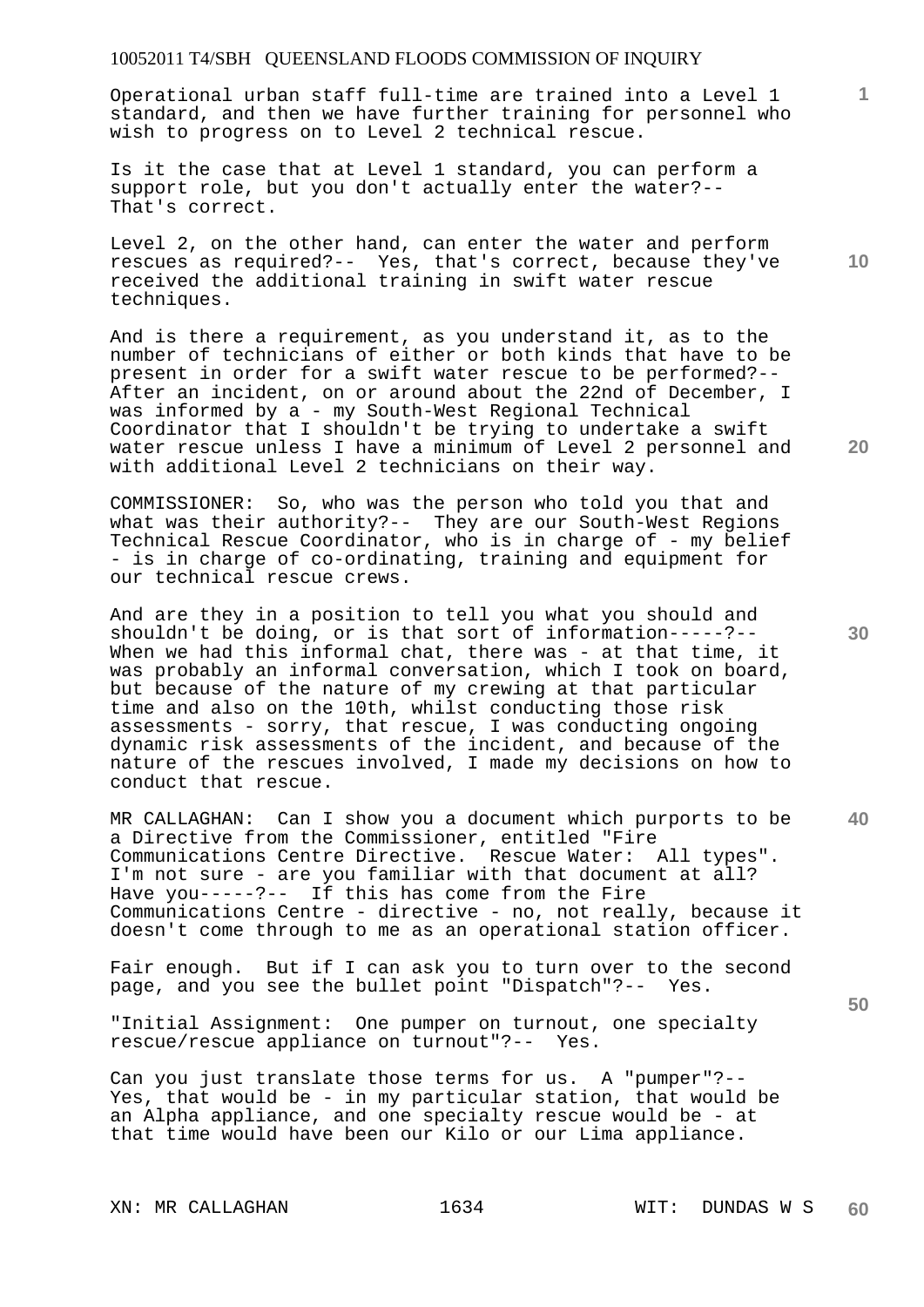Operational urban staff full-time are trained into a Level 1 standard, and then we have further training for personnel who wish to progress on to Level 2 technical rescue.

Is it the case that at Level 1 standard, you can perform a support role, but you don't actually enter the water?-- That's correct.

Level 2, on the other hand, can enter the water and perform rescues as required?-- Yes, that's correct, because they've received the additional training in swift water rescue techniques.

And is there a requirement, as you understand it, as to the number of technicians of either or both kinds that have to be present in order for a swift water rescue to be performed?-- After an incident, on or around about the 22nd of December, I was informed by a - my South-West Regional Technical Coordinator that I shouldn't be trying to undertake a swift water rescue unless I have a minimum of Level 2 personnel and with additional Level 2 technicians on their way.

COMMISSIONER: So, who was the person who told you that and what was their authority?-- They are our South-West Regions Technical Rescue Coordinator, who is in charge of - my belief - is in charge of co-ordinating, training and equipment for our technical rescue crews.

And are they in a position to tell you what you should and shouldn't be doing, or is that sort of information-----?-- When we had this informal chat, there was - at that time, it was probably an informal conversation, which I took on board, but because of the nature of my crewing at that particular time and also on the 10th, whilst conducting those risk assessments - sorry, that rescue, I was conducting ongoing dynamic risk assessments of the incident, and because of the nature of the rescues involved, I made my decisions on how to conduct that rescue.

MR CALLAGHAN: Can I show you a document which purports to be a Directive from the Commissioner, entitled "Fire Communications Centre Directive. Rescue Water: All types". I'm not sure - are you familiar with that document at all? Have you-----?-- If this has come from the Fire Communications Centre - directive - no, not really, because it doesn't come through to me as an operational station officer.

Fair enough. But if I can ask you to turn over to the second page, and you see the bullet point "Dispatch"?-- Yes.

"Initial Assignment: One pumper on turnout, one specialty rescue/rescue appliance on turnout"?-- Yes.

Can you just translate those terms for us. A "pumper"?-- Yes, that would be - in my particular station, that would be an Alpha appliance, and one specialty rescue would be - at that time would have been our Kilo or our Lima appliance.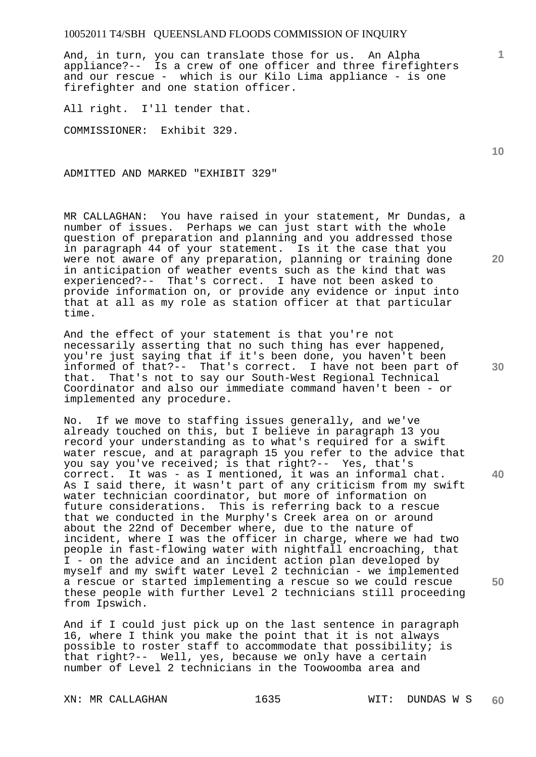And, in turn, you can translate those for us. An Alpha appliance?-- Is a crew of one officer and three firefighters and our rescue - which is our Kilo Lima appliance - is one firefighter and one station officer.

All right. I'll tender that.

COMMISSIONER: Exhibit 329.

ADMITTED AND MARKED "EXHIBIT 329"

MR CALLAGHAN: You have raised in your statement, Mr Dundas, a number of issues. Perhaps we can just start with the whole question of preparation and planning and you addressed those in paragraph 44 of your statement. Is it the case that you were not aware of any preparation, planning or training done in anticipation of weather events such as the kind that was experienced?-- That's correct. I have not been asked to provide information on, or provide any evidence or input into that at all as my role as station officer at that particular time.

And the effect of your statement is that you're not necessarily asserting that no such thing has ever happened, you're just saying that if it's been done, you haven't been informed of that?-- That's correct. I have not been part of that. That's not to say our South-West Regional Technical Coordinator and also our immediate command haven't been - or implemented any procedure.

No. If we move to staffing issues generally, and we've already touched on this, but I believe in paragraph 13 you record your understanding as to what's required for a swift water rescue, and at paragraph 15 you refer to the advice that you say you've received; is that right?-- Yes, that's correct. It was - as I mentioned, it was an informal chat. As I said there, it wasn't part of any criticism from my swift water technician coordinator, but more of information on future considerations. This is referring back to a rescue that we conducted in the Murphy's Creek area on or around about the 22nd of December where, due to the nature of incident, where I was the officer in charge, where we had two people in fast-flowing water with nightfall encroaching, that I - on the advice and an incident action plan developed by myself and my swift water Level 2 technician - we implemented a rescue or started implementing a rescue so we could rescue these people with further Level 2 technicians still proceeding from Ipswich.

And if I could just pick up on the last sentence in paragraph 16, where I think you make the point that it is not always possible to roster staff to accommodate that possibility; is that right?-- Well, yes, because we only have a certain number of Level 2 technicians in the Toowoomba area and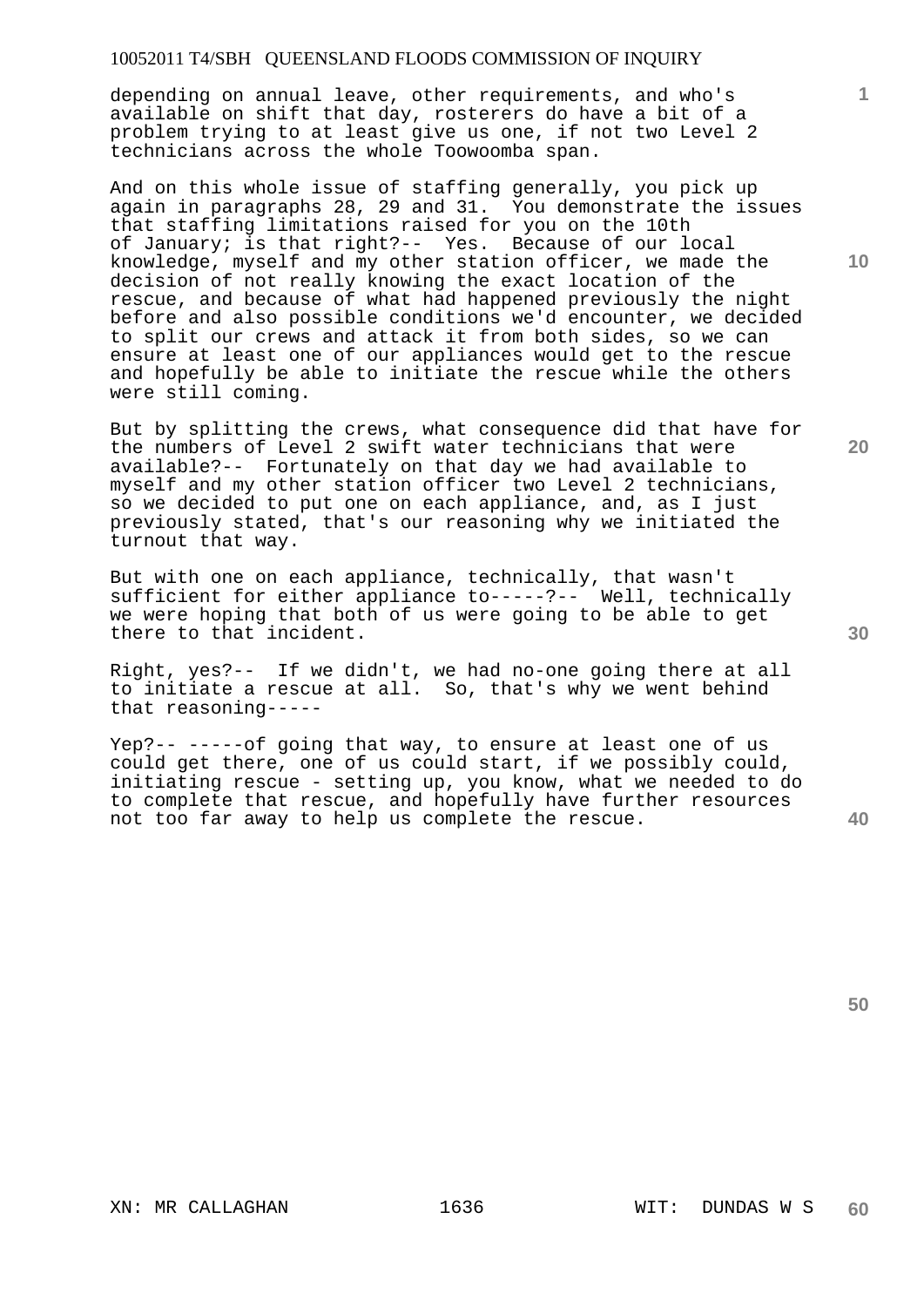depending on annual leave, other requirements, and who's available on shift that day, rosterers do have a bit of a problem trying to at least give us one, if not two Level 2 technicians across the whole Toowoomba span.

And on this whole issue of staffing generally, you pick up again in paragraphs 28, 29 and 31. You demonstrate the issues that staffing limitations raised for you on the 10th of January; is that right?-- Yes. Because of our local knowledge, myself and my other station officer, we made the decision of not really knowing the exact location of the rescue, and because of what had happened previously the night before and also possible conditions we'd encounter, we decided to split our crews and attack it from both sides, so we can ensure at least one of our appliances would get to the rescue and hopefully be able to initiate the rescue while the others were still coming.

But by splitting the crews, what consequence did that have for the numbers of Level 2 swift water technicians that were available?-- Fortunately on that day we had available to myself and my other station officer two Level 2 technicians, so we decided to put one on each appliance, and, as I just previously stated, that's our reasoning why we initiated the turnout that way.

But with one on each appliance, technically, that wasn't sufficient for either appliance to-----?-- Well, technically we were hoping that both of us were going to be able to get there to that incident.

Right, yes?-- If we didn't, we had no-one going there at all to initiate a rescue at all. So, that's why we went behind that reasoning-----

Yep?-- -----of going that way, to ensure at least one of us could get there, one of us could start, if we possibly could, initiating rescue - setting up, you know, what we needed to do to complete that rescue, and hopefully have further resources not too far away to help us complete the rescue.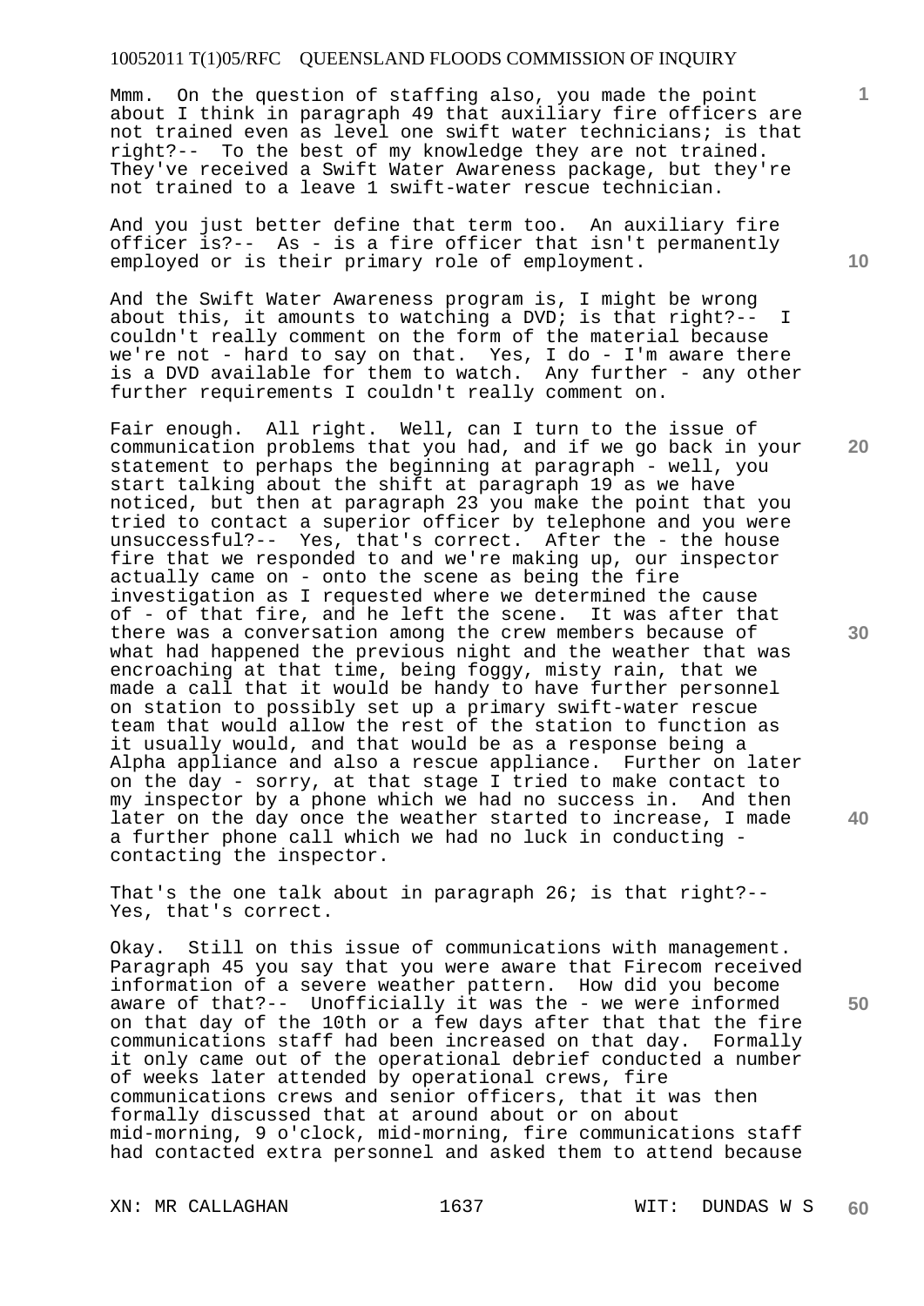Mmm. On the question of staffing also, you made the point about I think in paragraph 49 that auxiliary fire officers are not trained even as level one swift water technicians; is that right?-- To the best of my knowledge they are not trained. They've received a Swift Water Awareness package, but they're not trained to a leave 1 swift-water rescue technician.

And you just better define that term too. An auxiliary fire officer is?-- As - is a fire officer that isn't permanently employed or is their primary role of employment.

And the Swift Water Awareness program is, I might be wrong about this, it amounts to watching a DVD; is that right?-- I couldn't really comment on the form of the material because we're not - hard to say on that. Yes, I do - I'm aware there is a DVD available for them to watch. Any further - any other further requirements I couldn't really comment on.

Fair enough. All right. Well, can I turn to the issue of communication problems that you had, and if we go back in your statement to perhaps the beginning at paragraph - well, you start talking about the shift at paragraph 19 as we have noticed, but then at paragraph 23 you make the point that you tried to contact a superior officer by telephone and you were unsuccessful?-- Yes, that's correct. After the - the house fire that we responded to and we're making up, our inspector actually came on - onto the scene as being the fire investigation as I requested where we determined the cause of - of that fire, and he left the scene. It was after that there was a conversation among the crew members because of what had happened the previous night and the weather that was encroaching at that time, being foggy, misty rain, that we made a call that it would be handy to have further personnel on station to possibly set up a primary swift-water rescue team that would allow the rest of the station to function as it usually would, and that would be as a response being a Alpha appliance and also a rescue appliance. Further on later on the day - sorry, at that stage I tried to make contact to my inspector by a phone which we had no success in. And then later on the day once the weather started to increase, I made a further phone call which we had no luck in conducting - contacting the inspector.

That's the one talk about in paragraph 26; is that right?-- Yes, that's correct.

Okay. Still on this issue of communications with management. Paragraph 45 you say that you were aware that Firecom received information of a severe weather pattern. How did you become aware of that?-- Unofficially it was the - we were informed on that day of the 10th or a few days after that the fire communications staff had been increased on that day. Formally it only came out of the operational debrief conducted a number of weeks later attended by operational crews, fire communications crews and senior officers, that it was then formally discussed that at around about or on about mid-morning, 9 o'clock, mid-morning, fire communications staff had contacted extra personnel and asked them to attend because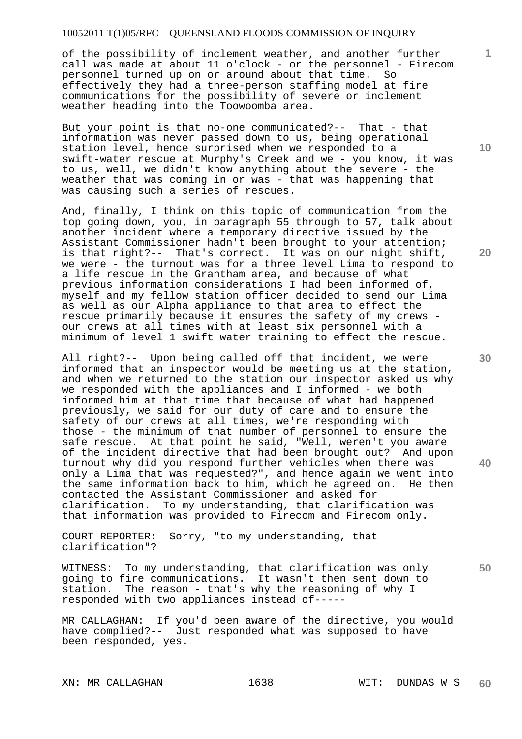of the possibility of inclement weather, and another further call was made at about 11 o'clock - or the personnel - Firecom personnel turned up on or around about that time. So effectively they had a three-person staffing model at fire communications for the possibility of severe or inclement weather heading into the Toowoomba area.

But your point is that no-one communicated?-- That - that information was never passed down to us, being operational station level, hence surprised when we responded to a swift-water rescue at Murphy's Creek and we - you know, it was to us, well, we didn't know anything about the severe - the weather that was coming in or was - that was happening that was causing such a series of rescues.

And, finally, I think on this topic of communication from the top going down, you, in paragraph 55 through to 57, talk about another incident where a temporary directive issued by the Assistant Commissioner hadn't been brought to your attention; is that right?-- That's correct. It was on our night shift, we were - the turnout was for a three level Lima to respond to a life rescue in the Grantham area, and because of what previous information considerations I had been informed of, myself and my fellow station officer decided to send our Lima as well as our Alpha appliance to that area to effect the rescue primarily because it ensures the safety of my crews - our crews at all times with at least six personnel with a minimum of level 1 swift water training to effect the rescue.

All right?-- Upon being called off that incident, we were informed that an inspector would be meeting us at the station, and when we returned to the station our inspector asked us why we responded with the appliances and I informed - we both informed him at that time that because of what had happened previously, we said for our duty of care and to ensure the safety of our crews at all times, we're responding with those - the minimum of that number of personnel to ensure the safe rescue. At that point he said, "Well, weren't you aware of the incident directive that had been brought out? And upon turnout why did you respond further vehicles when there was only a Lima that was requested?", and hence again we went into the same information back to him, which he agreed on. He then contacted the Assistant Commissioner and asked for clarification. To my understanding, that clarification was that information was provided to Firecom and Firecom only.

COURT REPORTER: Sorry, "to my understanding, that clarification"?

WITNESS: To my understanding, that clarification was only going to fire communications. It wasn't then sent down to station. The reason - that's why the reasoning of why I responded with two appliances instead of-----

MR CALLAGHAN: If you'd been aware of the directive, you would have complied?-- Just responded what was supposed to have been responded, yes.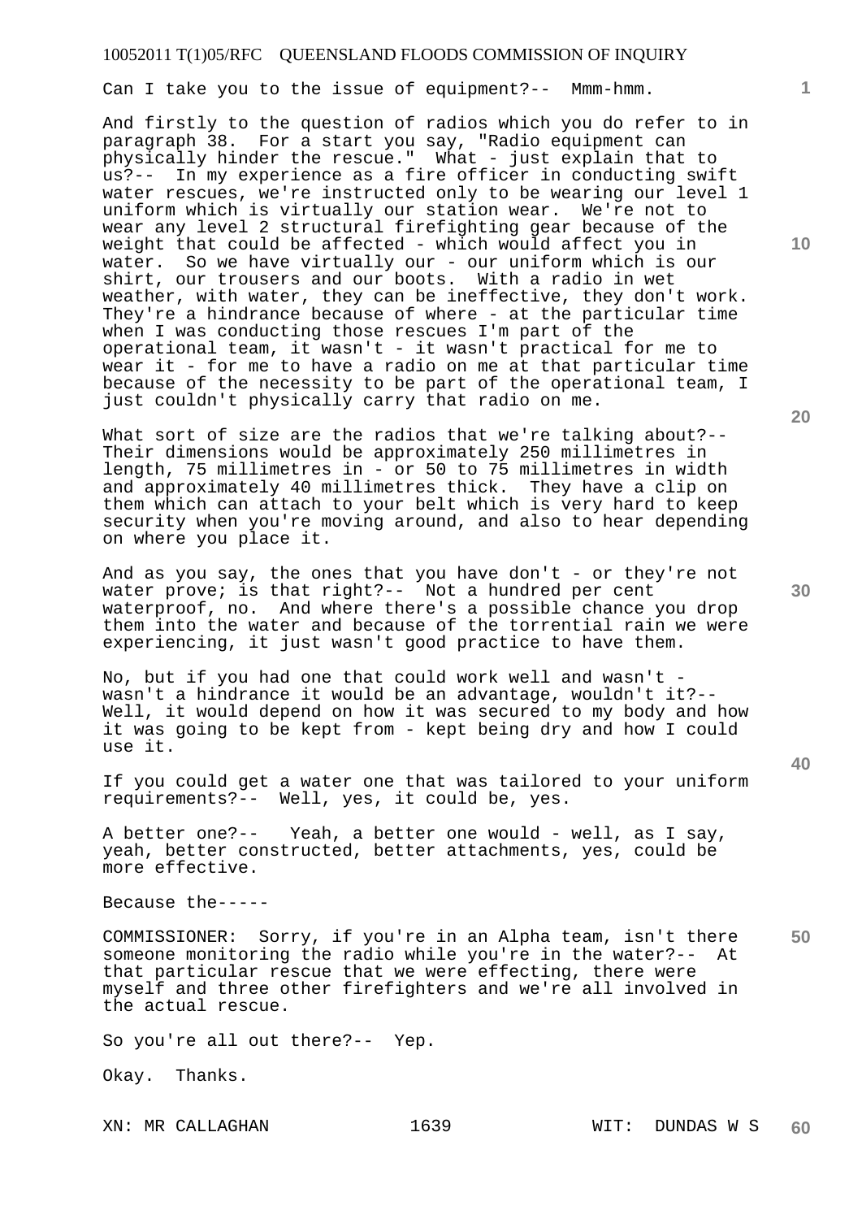Can I take you to the issue of equipment?-- Mmm-hmm.

And firstly to the question of radios which you do refer to in paragraph 38. For a start you say, "Radio equipment can physically hinder the rescue." What - just explain that to us?-- In my experience as a fire officer in conducting swift water rescues, we're instructed only to be wearing our level 1 uniform which is virtually our station wear. We're not to wear any level 2 structural firefighting gear because of the weight that could be affected - which would affect you in water. So we have virtually our - our uniform which is our shirt, our trousers and our boots. With a radio in wet weather, with water, they can be ineffective, they don't work. They're a hindrance because of where - at the particular time when I was conducting those rescues I'm part of the operational team, it wasn't - it wasn't practical for me to wear it - for me to have a radio on me at that particular time because of the necessity to be part of the operational team, I just couldn't physically carry that radio on me.

What sort of size are the radios that we're talking about?-- Their dimensions would be approximately 250 millimetres in length, 75 millimetres in - or 50 to 75 millimetres in width and approximately 40 millimetres thick. They have a clip on them which can attach to your belt which is very hard to keep security when you're moving around, and also to hear depending on where you place it.

And as you say, the ones that you have don't - or they're not water prove; is that right?-- Not a hundred per cent waterproof, no. And where there's a possible chance you drop them into the water and because of the torrential rain we were experiencing, it just wasn't good practice to have them.

No, but if you had one that could work well and wasn't - wasn't a hindrance it would be an advantage, wouldn't it?-- Well, it would depend on how it was secured to my body and how it was going to be kept from - kept being dry and how I could use it.

If you could get a water one that was tailored to your uniform requirements?-- Well, yes, it could be, yes.

A better one?-- Yeah, a better one would - well, as I say, yeah, better constructed, better attachments, yes, could be more effective.

Because the-----

COMMISSIONER: Sorry, if you're in an Alpha team, isn't there someone monitoring the radio while you're in the water?-- At that particular rescue that we were effecting, there were myself and three other firefighters and we're all involved in the actual rescue.

So you're all out there?-- Yep.

Okay. Thanks.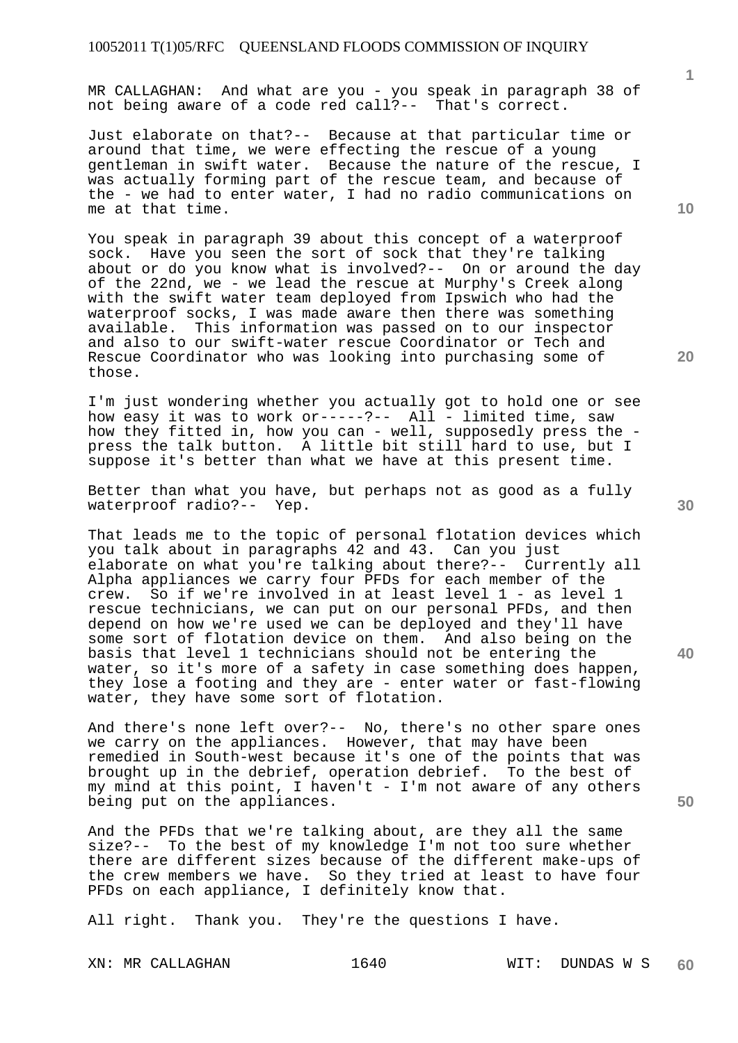MR CALLAGHAN: And what are you - you speak in paragraph 38 of not being aware of a code red call?-- That's correct.

Just elaborate on that?-- Because at that particular time or around that time, we were effecting the rescue of a young gentleman in swift water. Because the nature of the rescue, I was actually forming part of the rescue team, and because of the - we had to enter water, I had no radio communications on me at that time.

You speak in paragraph 39 about this concept of a waterproof sock. Have you seen the sort of sock that they're talking about or do you know what is involved?-- On or around the day of the 22nd, we - we lead the rescue at Murphy's Creek along with the swift water team deployed from Ipswich who had the waterproof socks, I was made aware then there was something available. This information was passed on to our inspector and also to our swift-water rescue Coordinator or Tech and Rescue Coordinator who was looking into purchasing some of those.

I'm just wondering whether you actually got to hold one or see how easy it was to work or-----?-- All - limited time, saw how they fitted in, how you can - well, supposedly press the - press the talk button. A little bit still hard to use, but I suppose it's better than what we have at this present time.

Better than what you have, but perhaps not as good as a fully waterproof radio?-- Yep.

That leads me to the topic of personal flotation devices which you talk about in paragraphs 42 and 43. Can you just elaborate on what you're talking about there?-- Currently all Alpha appliances we carry four PFDs for each member of the crew. So if we're involved in at least level 1 - as level 1 rescue technicians, we can put on our personal PFDs, and then depend on how we're used we can be deployed and they'll have some sort of flotation device on them. And also being on the basis that level 1 technicians should not be entering the water, so it's more of a safety in case something does happen, they lose a footing and they are - enter water or fast-flowing water, they have some sort of flotation.

And there's none left over?-- No, there's no other spare ones we carry on the appliances. However, that may have been remedied in South-west because it's one of the points that was brought up in the debrief, operation debrief. To the best of my mind at this point, I haven't - I'm not aware of any others being put on the appliances.

And the PFDs that we're talking about, are they all the same size?-- To the best of my knowledge I'm not too sure whether there are different sizes because of the different make-ups of the crew members we have. So they tried at least to have four PFDs on each appliance, I definitely know that.

All right. Thank you. They're the questions I have.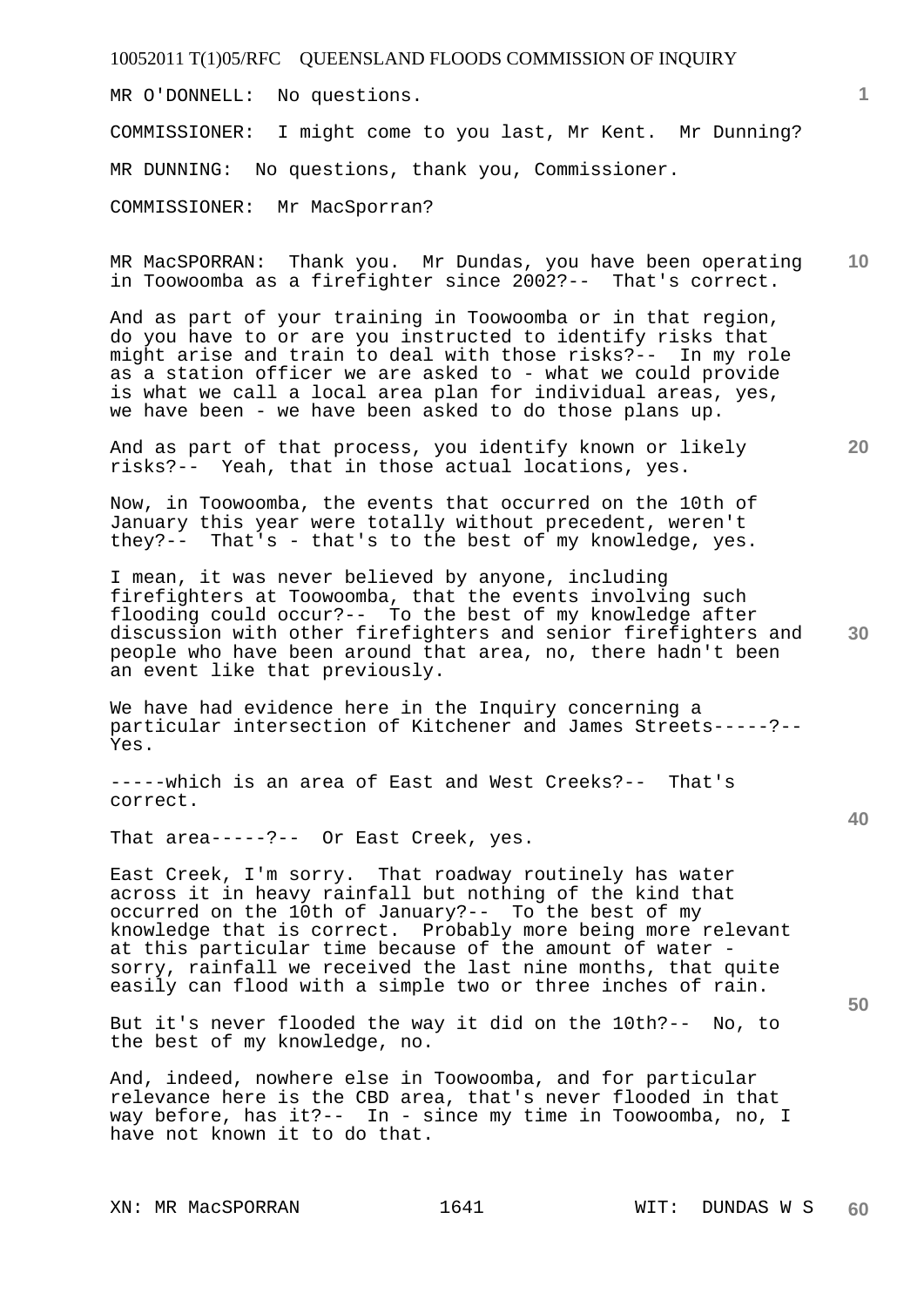MR O'DONNELL: No questions.

COMMISSIONER: I might come to you last, Mr Kent. Mr Dunning?

MR DUNNING: No questions, thank you, Commissioner.

COMMISSIONER: Mr MacSporran?

MR MacSPORRAN: Thank you. Mr Dundas, you have been operating in Toowoomba as a firefighter since 2002?-- That's correct.

And as part of your training in Toowoomba or in that region, do you have to or are you instructed to identify risks that might arise and train to deal with those risks?-- In my role as a station officer we are asked to - what we could provide is what we call a local area plan for individual areas, yes, we have been - we have been asked to do those plans up.

And as part of that process, you identify known or likely risks?-- Yeah, that in those actual locations, yes.

Now, in Toowoomba, the events that occurred on the 10th of January this year were totally without precedent, weren't they?-- That's - that's to the best of my knowledge, yes.

I mean, it was never believed by anyone, including firefighters at Toowoomba, that the events involving such flooding could occur?-- To the best of my knowledge after discussion with other firefighters and senior firefighters and people who have been around that area, no, there hadn't been an event like that previously.

We have had evidence here in the Inquiry concerning a particular intersection of Kitchener and James Streets-----?-- Yes.

-----which is an area of East and West Creeks?-- That's correct.

That area-----?-- Or East Creek, yes.

East Creek, I'm sorry. That roadway routinely has water across it in heavy rainfall but nothing of the kind that occurred on the 10th of January?-- To the best of my knowledge that is correct. Probably more being more relevant at this particular time because of the amount of water - sorry, rainfall we received the last nine months, that quite easily can flood with a simple two or three inches of rain.

But it's never flooded the way it did on the 10th?-- No, to the best of my knowledge, no.

And, indeed, nowhere else in Toowoomba, and for particular relevance here is the CBD area, that's never flooded in that way before, has it?-- In - since my time in Toowoomba, no, I have not known it to do that.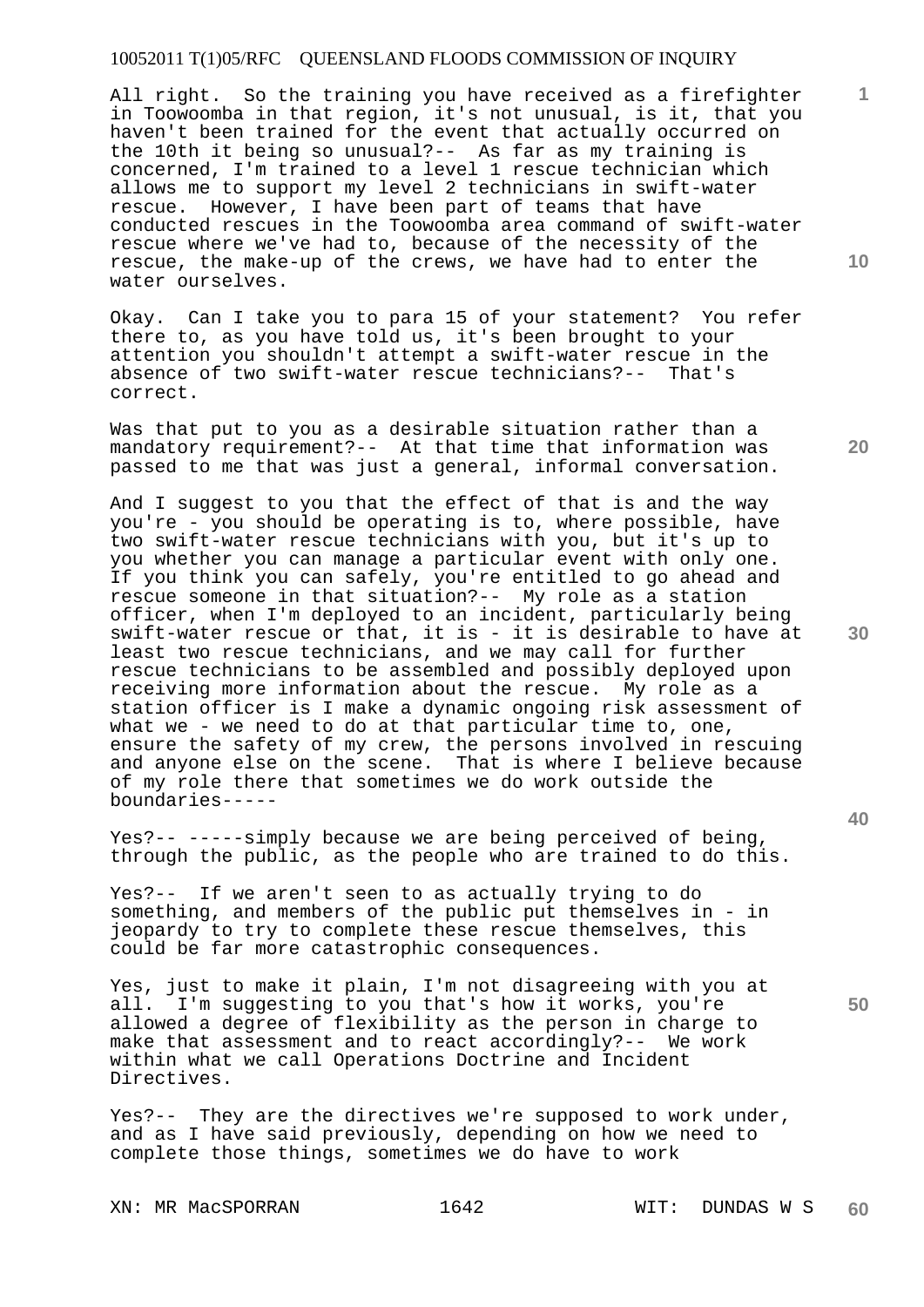All right. So the training you have received as a firefighter in Toowoomba in that region, it's not unusual, is it, that you haven't been trained for the event that actually occurred on the 10th it being so unusual?-- As far as my training is concerned, I'm trained to a level 1 rescue technician which allows me to support my level 2 technicians in swift-water rescue. However, I have been part of teams that have conducted rescues in the Toowoomba area command of swift-water rescue where we've had to, because of the necessity of the rescue, the make-up of the crews, we have had to enter the water ourselves.

Okay. Can I take you to para 15 of your statement? You refer there to, as you have told us, it's been brought to your attention you shouldn't attempt a swift-water rescue in the absence of two swift-water rescue technicians?-- That's correct.

Was that put to you as a desirable situation rather than a mandatory requirement?-- At that time that information was passed to me that was just a general, informal conversation.

And I suggest to you that the effect of that is and the way you're - you should be operating is to, where possible, have two swift-water rescue technicians with you, but it's up to you whether you can manage a particular event with only one. If you think you can safely, you're entitled to go ahead and rescue someone in that situation?-- My role as a station officer, when I'm deployed to an incident, particularly being swift-water rescue or that, it is - it is desirable to have at least two rescue technicians, and we may call for further rescue technicians to be assembled and possibly deployed upon receiving more information about the rescue. My role as a station officer is I make a dynamic ongoing risk assessment of what we - we need to do at that particular time to, one, ensure the safety of my crew, the persons involved in rescuing and anyone else on the scene. That is where I believe because of my role there that sometimes we do work outside the boundaries-----

Yes?-- -----simply because we are being perceived of being, through the public, as the people who are trained to do this.

Yes?-- If we aren't seen to as actually trying to do something, and members of the public put themselves in - in jeopardy to try to complete these rescue themselves, this could be far more catastrophic consequences.

Yes, just to make it plain, I'm not disagreeing with you at all. I'm suggesting to you that's how it works, you're allowed a degree of flexibility as the person in charge to make that assessment and to react accordingly?-- We work within what we call Operations Doctrine and Incident Directives.

Yes?-- They are the directives we're supposed to work under, and as I have said previously, depending on how we need to complete those things, sometimes we do have to work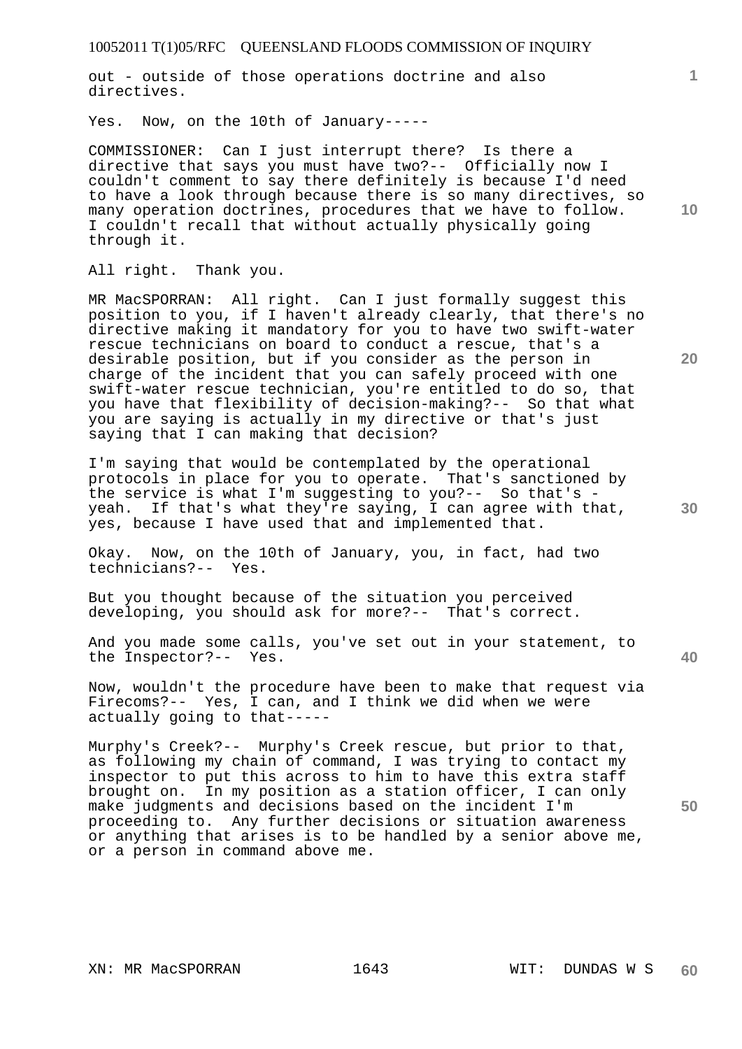out - outside of those operations doctrine and also directives.

Yes. Now, on the 10th of January-----

COMMISSIONER: Can I just interrupt there? Is there a directive that says you must have two?-- Officially now I couldn't comment to say there definitely is because I'd need to have a look through because there is so many directives, so many operation doctrines, procedures that we have to follow. I couldn't recall that without actually physically going through it.

All right. Thank you.

MR MacSPORRAN: All right. Can I just formally suggest this position to you, if I haven't already clearly, that there's no directive making it mandatory for you to have two swift-water rescue technicians on board to conduct a rescue, that's a desirable position, but if you consider as the person in charge of the incident that you can safely proceed with one swift-water rescue technician, you're entitled to do so, that you have that flexibility of decision-making?-- So that what you are saying is actually in my directive or that's just saying that I can making that decision?

I'm saying that would be contemplated by the operational protocols in place for you to operate. That's sanctioned by the service is what I'm suggesting to you?-- So that's - yeah. If that's what they're saying, I can agree with that, yes, because I have used that and implemented that.

Okay. Now, on the 10th of January, you, in fact, had two technicians?-- Yes.

But you thought because of the situation you perceived developing, you should ask for more?-- That's correct.

And you made some calls, you've set out in your statement, to the Inspector?-- Yes.

Now, wouldn't the procedure have been to make that request via Firecoms?-- Yes, I can, and I think we did when we were actually going to that-----

Murphy's Creek?-- Murphy's Creek rescue, but prior to that, as following my chain of command, I was trying to contact my inspector to put this across to him to have this extra staff brought on. In my position as a station officer, I can only make judgments and decisions based on the incident I'm proceeding to. Any further decisions or situation awareness or anything that arises is to be handled by a senior above me, or a person in command above me.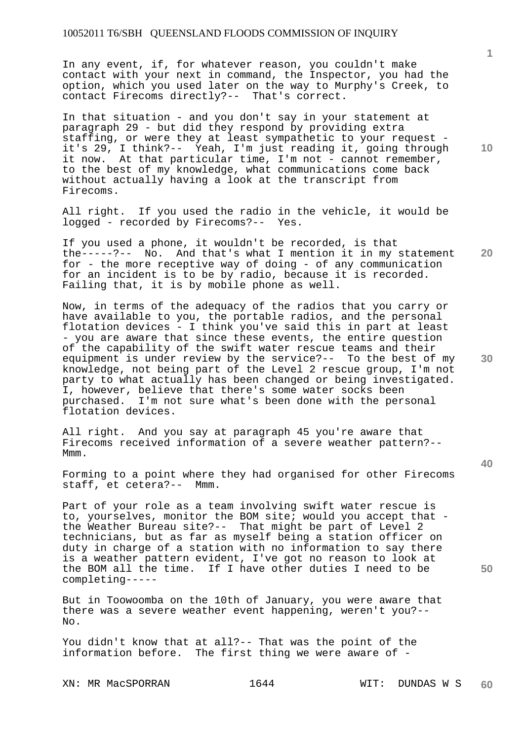In any event, if, for whatever reason, you couldn't make contact with your next in command, the Inspector, you had the option, which you used later on the way to Murphy's Creek, to contact Firecoms directly?-- That's correct.

In that situation - and you don't say in your statement at paragraph 29 - but did they respond by providing extra staffing, or were they at least sympathetic to your request - it's 29, I think?-- Yeah, I'm just reading it, going through it now. At that particular time, I'm not - cannot remember, to the best of my knowledge, what communications come back without actually having a look at the transcript from Firecoms.

All right. If you used the radio in the vehicle, it would be logged - recorded by Firecoms?-- Yes.

If you used a phone, it wouldn't be recorded, is that the-----?-- No. And that's what I mention it in my statement for - the more receptive way of doing - of any communication for an incident is to be by radio, because it is recorded. Failing that, it is by mobile phone as well.

Now, in terms of the adequacy of the radios that you carry or have available to you, the portable radios, and the personal flotation devices - I think you've said this in part at least - you are aware that since these events, the entire question of the capability of the swift water rescue teams and their equipment is under review by the service?-- To the best of my knowledge, not being part of the Level 2 rescue group, I'm not party to what actually has been changed or being investigated. I, however, believe that there's some water socks been purchased. I'm not sure what's been done with the personal flotation devices.

All right. And you say at paragraph 45 you're aware that Firecoms received information of a severe weather pattern?-- Mmm.

Forming to a point where they had organised for other Firecoms staff, et cetera?-- Mmm.

Part of your role as a team involving swift water rescue is to, yourselves, monitor the BOM site; would you accept that - the Weather Bureau site?-- That might be part of Level 2 technicians, but as far as myself being a station officer on duty in charge of a station with no information to say there is a weather pattern evident, I've got no reason to look at the BOM all the time. If I have other duties I need to be completing-----

But in Toowoomba on the 10th of January, you were aware that there was a severe weather event happening, weren't you?-- No.

You didn't know that at all?-- That was the point of the information before. The first thing we were aware of -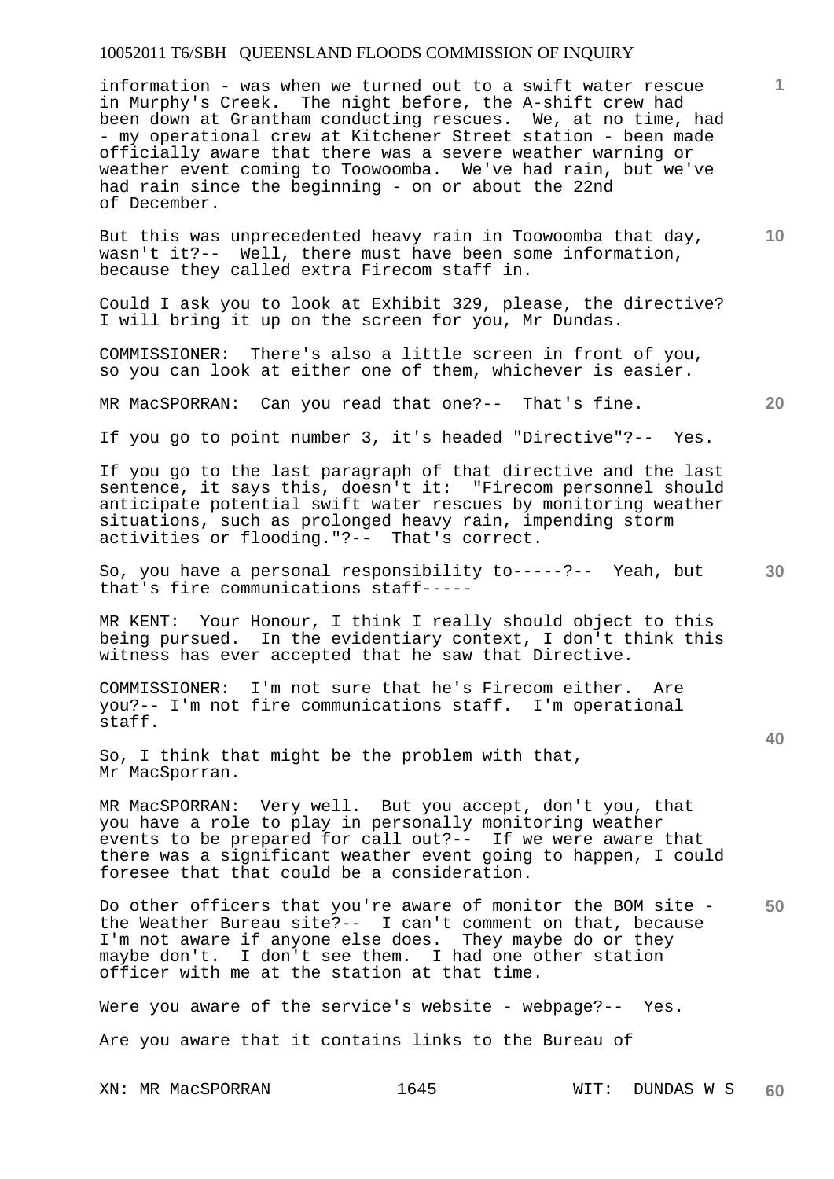information - was when we turned out to a swift water rescue in Murphy's Creek. The night before, the A-shift crew had been down at Grantham conducting rescues. We, at no time, had - my operational crew at Kitchener Street station - been made officially aware that there was a severe weather warning or weather event coming to Toowoomba. We've had rain, but we've had rain since the beginning - on or about the 22nd of December.

But this was unprecedented heavy rain in Toowoomba that day, wasn't it?-- Well, there must have been some information, because they called extra Firecom staff in.

Could I ask you to look at Exhibit 329, please, the directive? I will bring it up on the screen for you, Mr Dundas.

COMMISSIONER: There's also a little screen in front of you, so you can look at either one of them, whichever is easier.

MR MacSPORRAN: Can you read that one?-- That's fine.

If you go to point number 3, it's headed "Directive"?-- Yes.

If you go to the last paragraph of that directive and the last sentence, it says this, doesn't it: "Firecom personnel should anticipate potential swift water rescues by monitoring weather situations, such as prolonged heavy rain, impending storm activities or flooding."?-- That's correct.

So, you have a personal responsibility to-----?-- Yeah, but that's fire communications staff-----

MR KENT: Your Honour, I think I really should object to this being pursued. In the evidentiary context, I don't think this witness has ever accepted that he saw that Directive.

COMMISSIONER: I'm not sure that he's Firecom either. Are you?-- I'm not fire communications staff. I'm operational staff.

So, I think that might be the problem with that, Mr MacSporran.

MR MacSPORRAN: Very well. But you accept, don't you, that you have a role to play in personally monitoring weather events to be prepared for call out?-- If we were aware that there was a significant weather event going to happen, I could foresee that that could be a consideration.

Do other officers that you're aware of monitor the BOM site - the Weather Bureau site?-- I can't comment on that, because I'm not aware if anyone else does. They maybe do or they maybe don't. I don't see them. I had one other station officer with me at the station at that time.

Were you aware of the service's website - webpage?-- Yes.

Are you aware that it contains links to the Bureau of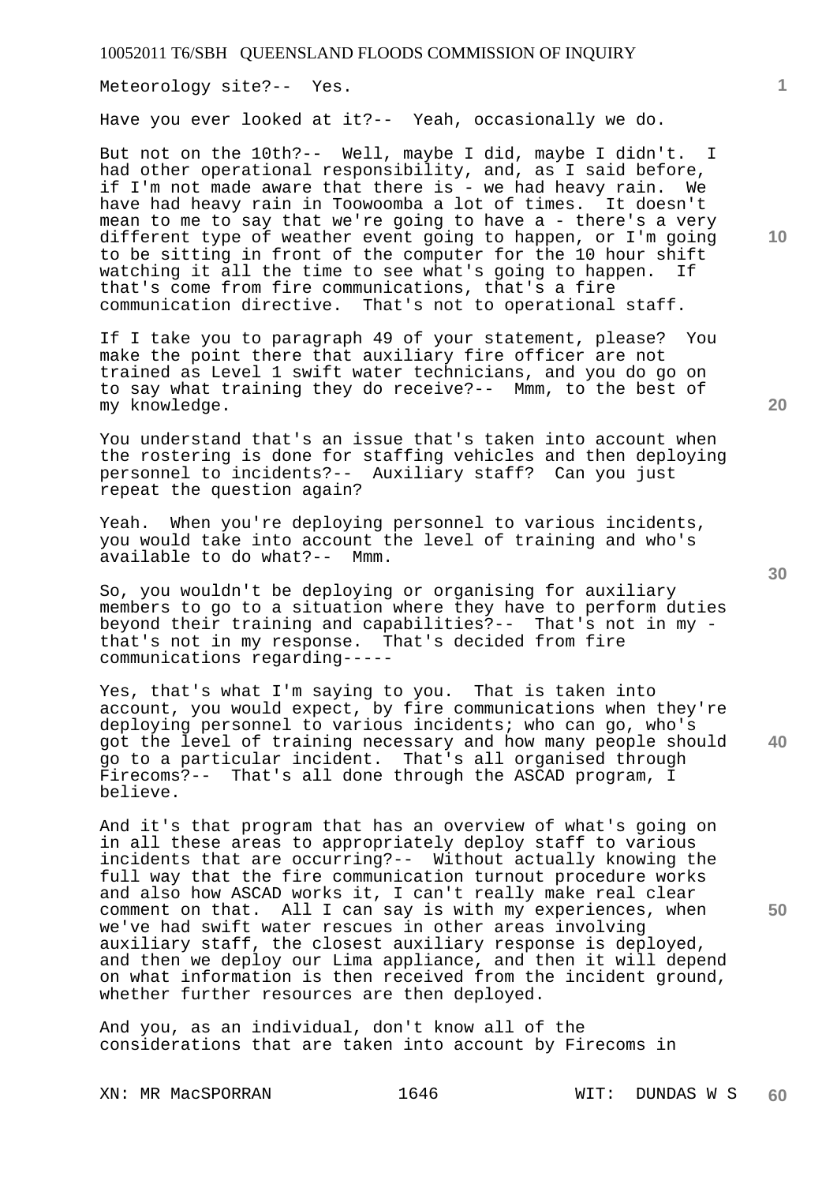Meteorology site?-- Yes.

Have you ever looked at it?-- Yeah, occasionally we do.

But not on the 10th?-- Well, maybe I did, maybe I didn't. I had other operational responsibility, and, as I said before, if I'm not made aware that there is - we had heavy rain. We have had heavy rain in Toowoomba a lot of times. It doesn't mean to me to say that we're going to have a - there's a very different type of weather event going to happen, or I'm going to be sitting in front of the computer for the 10 hour shift watching it all the time to see what's going to happen. If that's come from fire communications, that's a fire communication directive. That's not to operational staff.

If I take you to paragraph 49 of your statement, please? You make the point there that auxiliary fire officer are not trained as Level 1 swift water technicians, and you do go on to say what training they do receive?-- Mmm, to the best of my knowledge.

You understand that's an issue that's taken into account when the rostering is done for staffing vehicles and then deploying personnel to incidents?-- Auxiliary staff? Can you just repeat the question again?

Yeah. When you're deploying personnel to various incidents, you would take into account the level of training and who's available to do what?-- Mmm.

So, you wouldn't be deploying or organising for auxiliary members to go to a situation where they have to perform duties beyond their training and capabilities?-- That's not in my - that's not in my response. That's decided from fire communications regarding-----

Yes, that's what I'm saying to you. That is taken into account, you would expect, by fire communications when they're deploying personnel to various incidents; who can go, who's got the level of training necessary and how many people should go to a particular incident. That's all organised through Firecoms?-- That's all done through the ASCAD program, I believe.

And it's that program that has an overview of what's going on in all these areas to appropriately deploy staff to various incidents that are occurring?-- Without actually knowing the full way that the fire communication turnout procedure works and also how ASCAD works it, I can't really make real clear comment on that. All I can say is with my experiences, when we've had swift water rescues in other areas involving auxiliary staff, the closest auxiliary response is deployed, and then we deploy our Lima appliance, and then it will depend on what information is then received from the incident ground, whether further resources are then deployed.

And you, as an individual, don't know all of the considerations that are taken into account by Firecoms in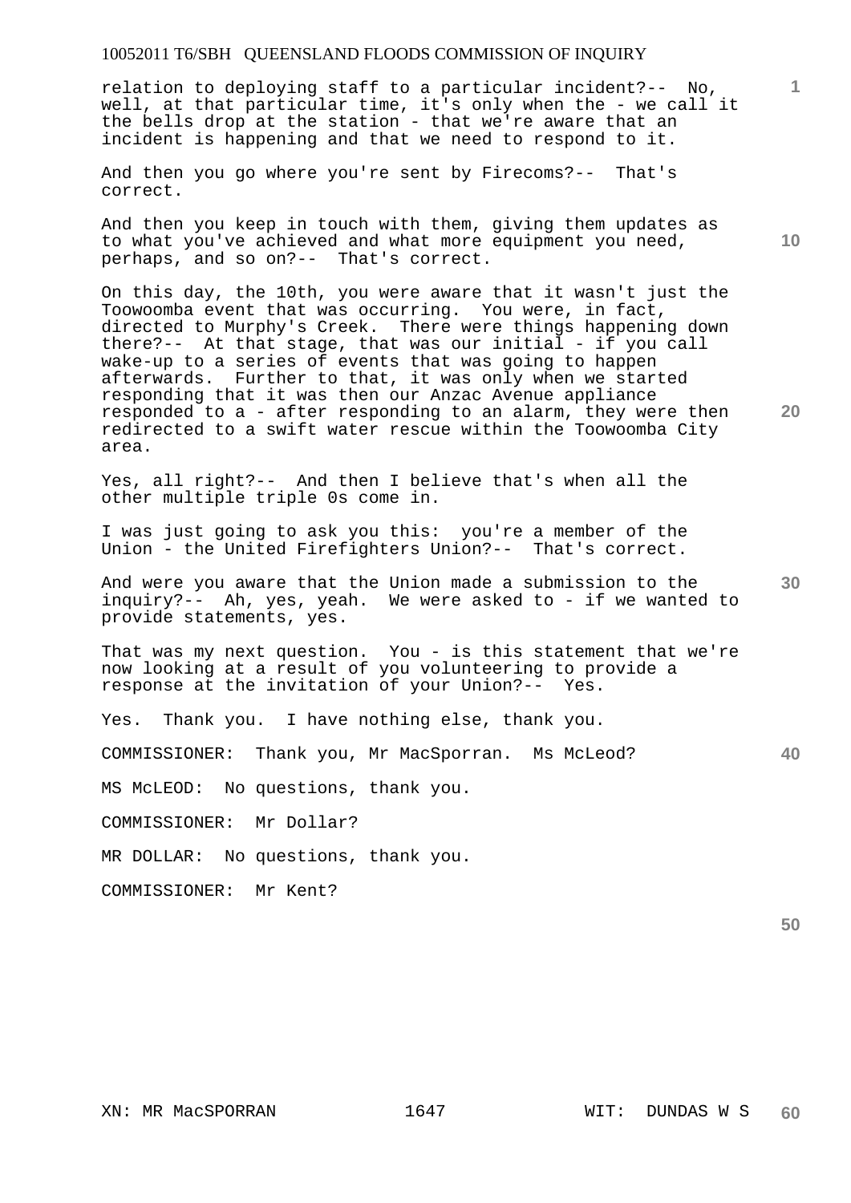relation to deploying staff to a particular incident?-- No, well, at that particular time, it's only when the - we call it the bells drop at the station - that we're aware that an incident is happening and that we need to respond to it.

And then you go where you're sent by Firecoms?-- That's correct.

And then you keep in touch with them, giving them updates as to what you've achieved and what more equipment you need, perhaps, and so on?-- That's correct.

On this day, the 10th, you were aware that it wasn't just the Toowoomba event that was occurring. You were, in fact, directed to Murphy's Creek. There were things happening down there?-- At that stage, that was our initial - if you call wake-up to a series of events that was going to happen afterwards. Further to that, it was only when we started responding that it was then our Anzac Avenue appliance responded to a - after responding to an alarm, they were then redirected to a swift water rescue within the Toowoomba City area.

Yes, all right?-- And then I believe that's when all the other multiple triple 0s come in.

I was just going to ask you this: you're a member of the Union - the United Firefighters Union?-- That's correct.

And were you aware that the Union made a submission to the inquiry?-- Ah, yes, yeah. We were asked to - if we wanted to provide statements, yes.

That was my next question. You - is this statement that we're now looking at a result of you volunteering to provide a response at the invitation of your Union?-- Yes.

Yes. Thank you. I have nothing else, thank you.

COMMISSIONER: Thank you, Mr MacSporran. Ms McLeod?

MS McLEOD: No questions, thank you.

COMMISSIONER: Mr Dollar?

MR DOLLAR: No questions, thank you.

COMMISSIONER: Mr Kent?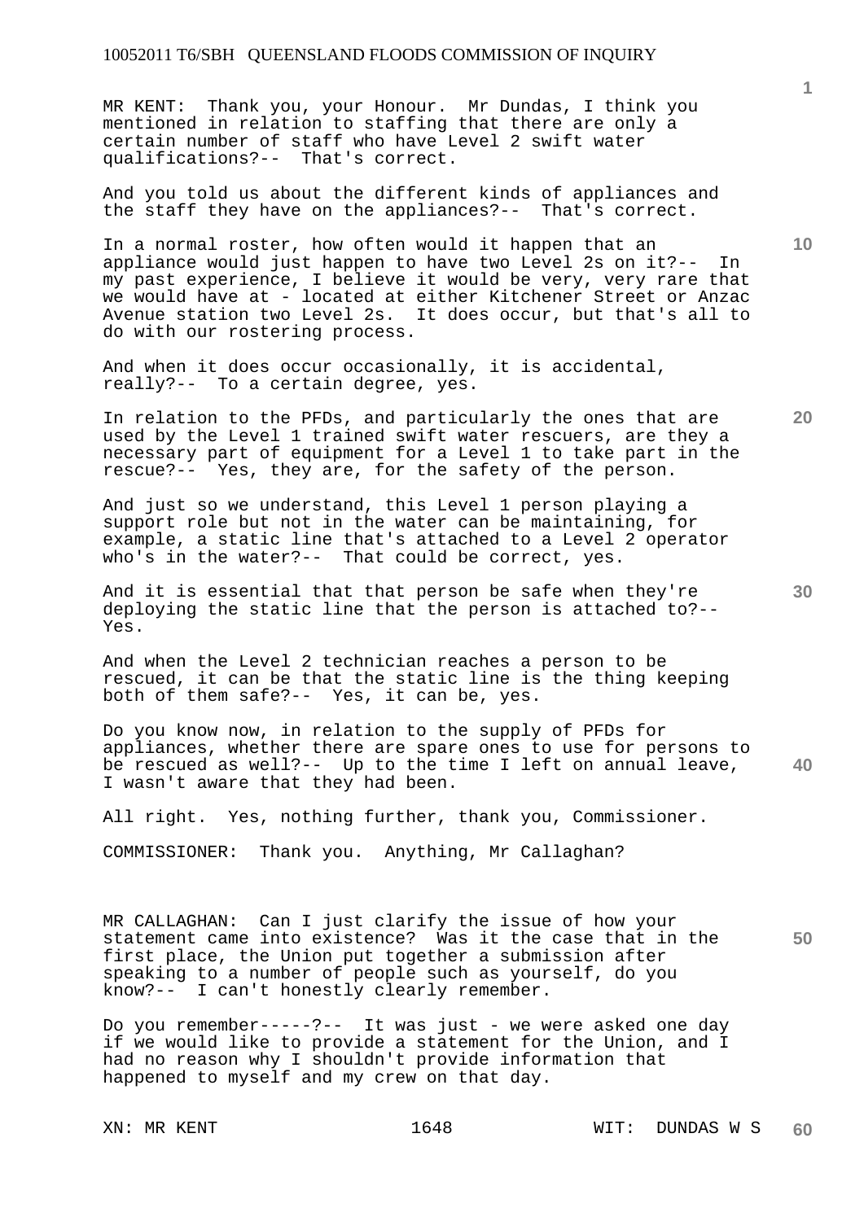MR KENT: Thank you, your Honour. Mr Dundas, I think you mentioned in relation to staffing that there are only a certain number of staff who have Level 2 swift water qualifications?-- That's correct.

And you told us about the different kinds of appliances and the staff they have on the appliances?-- That's correct.

In a normal roster, how often would it happen that an appliance would just happen to have two Level 2s on it?-- In my past experience, I believe it would be very, very rare that we would have at - located at either Kitchener Street or Anzac Avenue station two Level 2s. It does occur, but that's all to do with our rostering process.

And when it does occur occasionally, it is accidental, really?-- To a certain degree, yes.

In relation to the PFDs, and particularly the ones that are used by the Level 1 trained swift water rescuers, are they a necessary part of equipment for a Level 1 to take part in the rescue?-- Yes, they are, for the safety of the person.

And just so we understand, this Level 1 person playing a support role but not in the water can be maintaining, for example, a static line that's attached to a Level 2 operator who's in the water?-- That could be correct, yes.

And it is essential that that person be safe when they're deploying the static line that the person is attached to?-- Yes.

And when the Level 2 technician reaches a person to be rescued, it can be that the static line is the thing keeping both of them safe?-- Yes, it can be, yes.

Do you know now, in relation to the supply of PFDs for appliances, whether there are spare ones to use for persons to be rescued as well?-- Up to the time I left on annual leave, I wasn't aware that they had been.

All right. Yes, nothing further, thank you, Commissioner.

COMMISSIONER: Thank you. Anything, Mr Callaghan?

MR CALLAGHAN: Can I just clarify the issue of how your statement came into existence? Was it the case that in the first place, the Union put together a submission after speaking to a number of people such as yourself, do you know?-- I can't honestly clearly remember.

Do you remember-----?-- It was just - we were asked one day if we would like to provide a statement for the Union, and I had no reason why I shouldn't provide information that happened to myself and my crew on that day.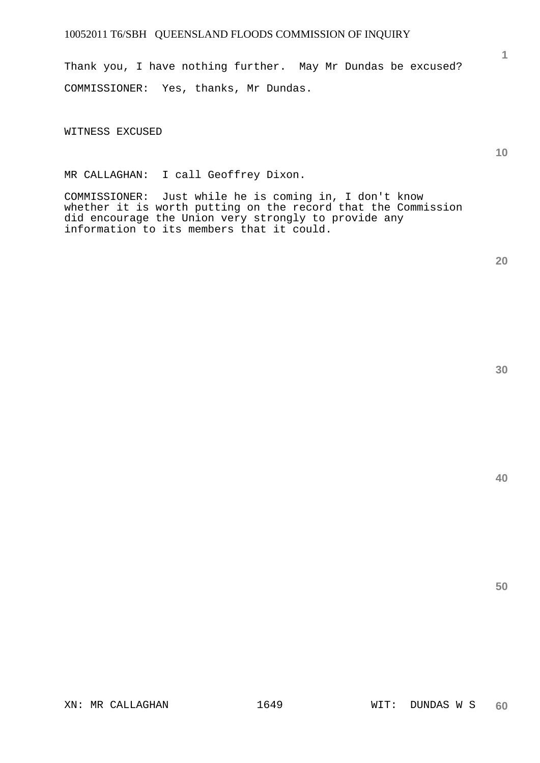Thank you, I have nothing further. May Mr Dundas be excused?

COMMISSIONER: Yes, thanks, Mr Dundas.

WITNESS EXCUSED

MR CALLAGHAN: I call Geoffrey Dixon.

COMMISSIONER: Just while he is coming in, I don't know whether it is worth putting on the record that the Commission did encourage the Union very strongly to provide any information to its members that it could.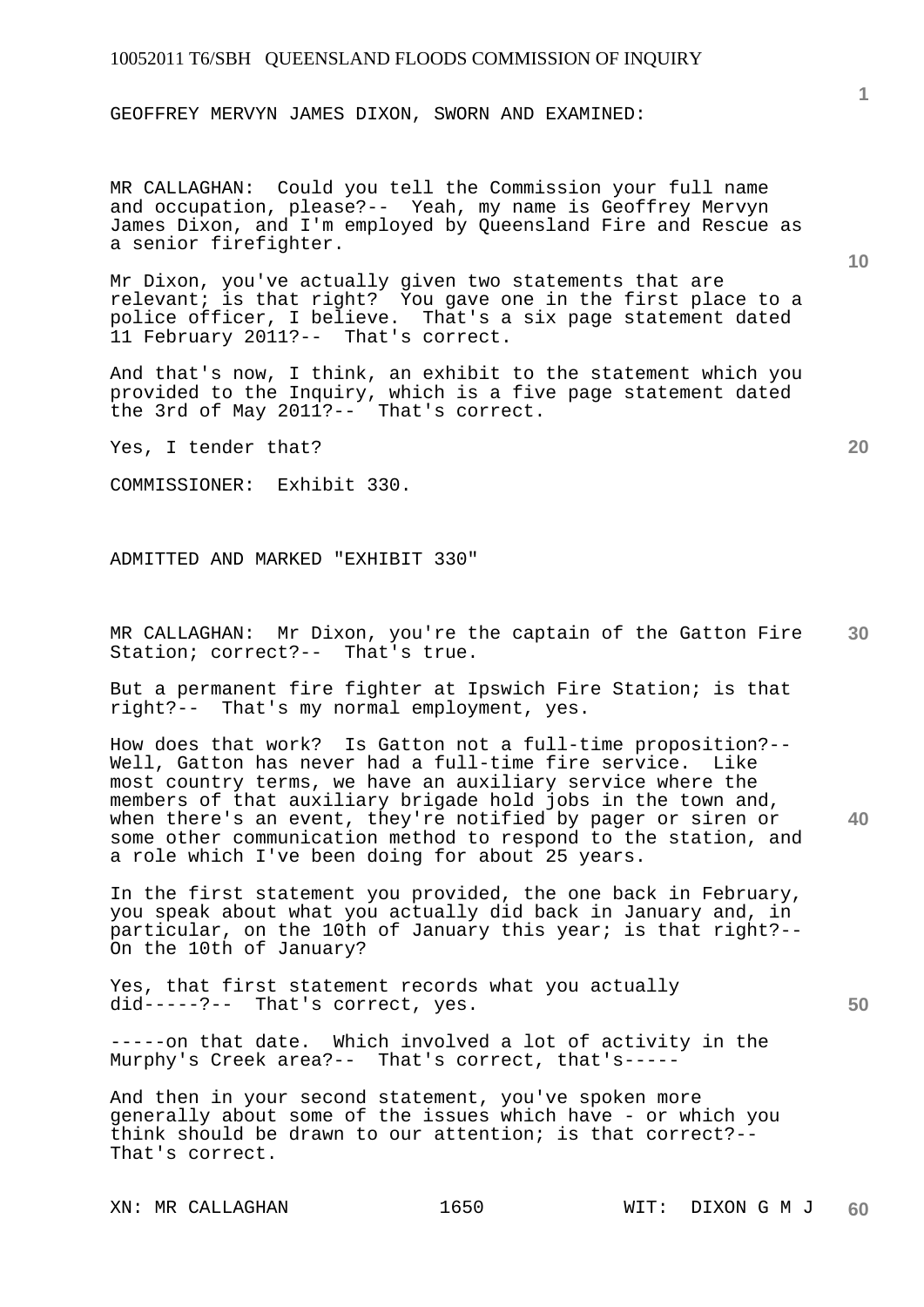GEOFFREY MERVYN JAMES DIXON, SWORN AND EXAMINED:

MR CALLAGHAN: Could you tell the Commission your full name and occupation, please?-- Yeah, my name is Geoffrey Mervyn James Dixon, and I'm employed by Queensland Fire and Rescue as a senior firefighter.

Mr Dixon, you've actually given two statements that are relevant; is that right? You gave one in the first place to a police officer, I believe. That's a six page statement dated 11 February 2011?-- That's correct.

And that's now, I think, an exhibit to the statement which you provided to the Inquiry, which is a five page statement dated the 3rd of May 2011?-- That's correct.

Yes, I tender that?

COMMISSIONER: Exhibit 330.

ADMITTED AND MARKED "EXHIBIT 330"

MR CALLAGHAN: Mr Dixon, you're the captain of the Gatton Fire Station; correct?-- That's true.

But a permanent fire fighter at Ipswich Fire Station; is that right?-- That's my normal employment, yes.

How does that work? Is Gatton not a full-time proposition?-- Well, Gatton has never had a full-time fire service. Like most country terms, we have an auxiliary service where the members of that auxiliary brigade hold jobs in the town and, when there's an event, they're notified by pager or siren or some other communication method to respond to the station, and a role which I've been doing for about 25 years.

In the first statement you provided, the one back in February, you speak about what you actually did back in January and, in particular, on the 10th of January this year; is that right?-- On the 10th of January?

Yes, that first statement records what you actually did-----?-- That's correct, yes.

-----on that date. Which involved a lot of activity in the Murphy's Creek area?-- That's correct, that's-----

And then in your second statement, you've spoken more generally about some of the issues which have - or which you think should be drawn to our attention; is that correct?-- That's correct.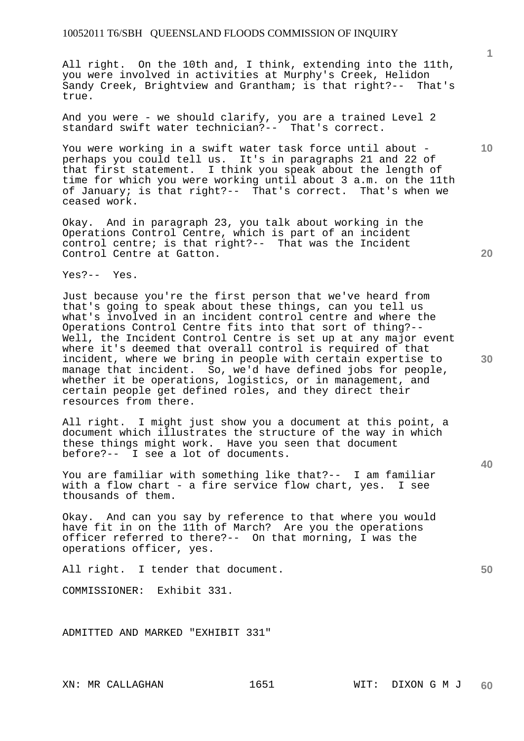All right. On the 10th and, I think, extending into the 11th, you were involved in activities at Murphy's Creek, Helidon Sandy Creek, Brightview and Grantham; is that right?-- That's true.

And you were - we should clarify, you are a trained Level 2 standard swift water technician?-- That's correct.

You were working in a swift water task force until about - perhaps you could tell us. It's in paragraphs 21 and 22 of that first statement. I think you speak about the length of time for which you were working until about 3 a.m. on the 11th of January; is that right?-- That's correct. That's when we ceased work.

Okay. And in paragraph 23, you talk about working in the Operations Control Centre, which is part of an incident control centre; is that right?-- That was the Incident Control Centre at Gatton.

Yes?-- Yes.

Just because you're the first person that we've heard from that's going to speak about these things, can you tell us what's involved in an incident control centre and where the Operations Control Centre fits into that sort of thing?-- Well, the Incident Control Centre is set up at any major event where it's deemed that overall control is required of that incident, where we bring in people with certain expertise to manage that incident. So, we'd have defined jobs for people, whether it be operations, logistics, or in management, and certain people get defined roles, and they direct their resources from there.

All right. I might just show you a document at this point, a document which illustrates the structure of the way in which these things might work. Have you seen that document before?-- I see a lot of documents.

You are familiar with something like that?-- I am familiar with a flow chart - a fire service flow chart, yes. I see thousands of them.

Okay. And can you say by reference to that where you would have fit in on the 11th of March? Are you the operations officer referred to there?-- On that morning, I was the operations officer, yes.

All right. I tender that document.

COMMISSIONER: Exhibit 331.

ADMITTED AND MARKED "EXHIBIT 331"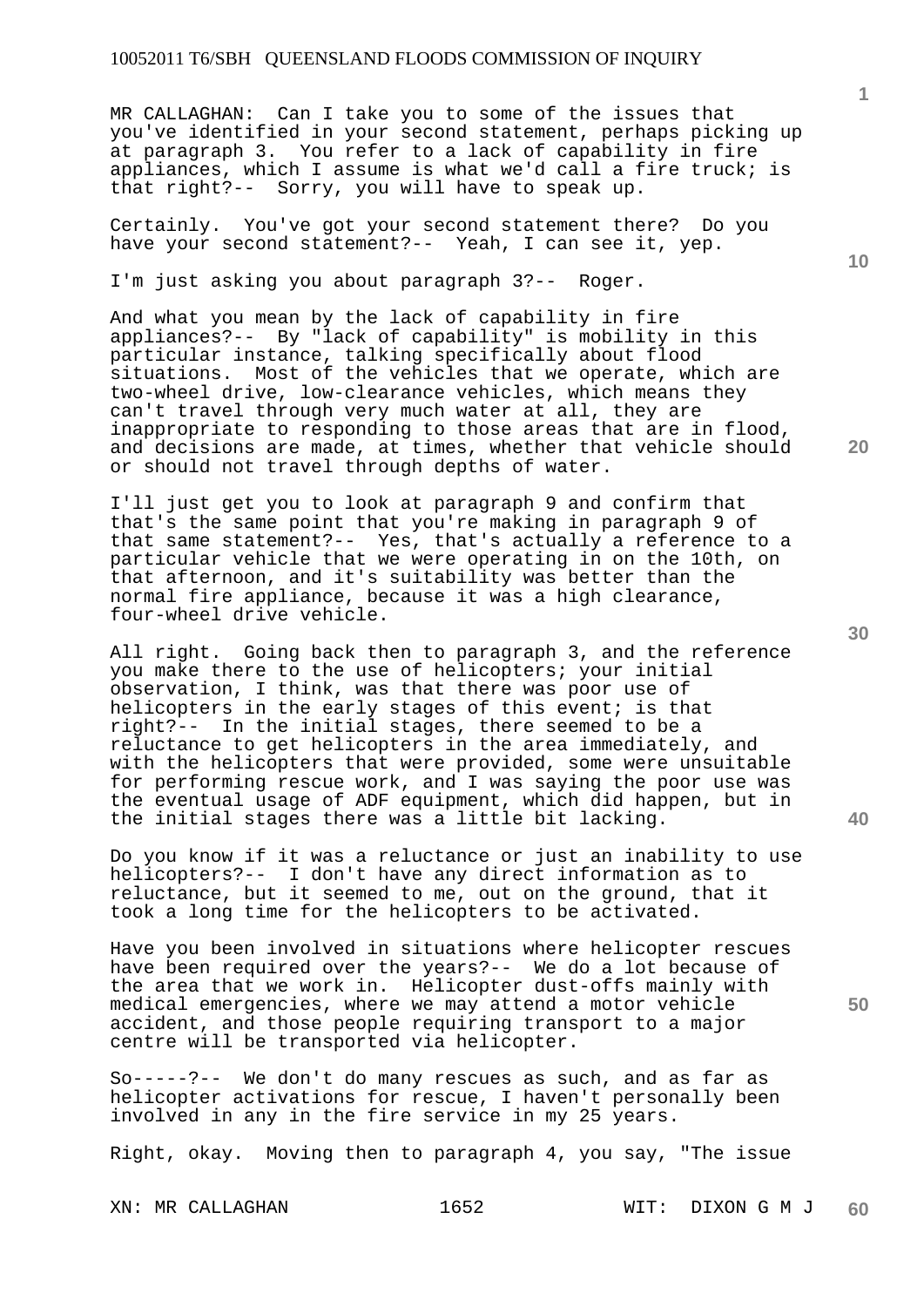MR CALLAGHAN: Can I take you to some of the issues that you've identified in your second statement, perhaps picking up at paragraph 3. You refer to a lack of capability in fire appliances, which I assume is what we'd call a fire truck; is that right?-- Sorry, you will have to speak up.

Certainly. You've got your second statement there? Do you have your second statement?-- Yeah, I can see it, yep.

I'm just asking you about paragraph 3?-- Roger.

And what you mean by the lack of capability in fire appliances?-- By "lack of capability" is mobility in this particular instance, talking specifically about flood situations. Most of the vehicles that we operate, which are two-wheel drive, low-clearance vehicles, which means they can't travel through very much water at all, they are inappropriate to responding to those areas that are in flood, and decisions are made, at times, whether that vehicle should or should not travel through depths of water.

I'll just get you to look at paragraph 9 and confirm that that's the same point that you're making in paragraph 9 of that same statement?-- Yes, that's actually a reference to a particular vehicle that we were operating in on the 10th, on that afternoon, and it's suitability was better than the normal fire appliance, because it was a high clearance, four-wheel drive vehicle.

All right. Going back then to paragraph 3, and the reference you make there to the use of helicopters; your initial observation, I think, was that there was poor use of helicopters in the early stages of this event; is that right?-- In the initial stages, there seemed to be a reluctance to get helicopters in the area immediately, and with the helicopters that were provided, some were unsuitable for performing rescue work, and I was saying the poor use was the eventual usage of ADF equipment, which did happen, but in the initial stages there was a little bit lacking.

Do you know if it was a reluctance or just an inability to use helicopters?-- I don't have any direct information as to reluctance, but it seemed to me, out on the ground, that it took a long time for the helicopters to be activated.

Have you been involved in situations where helicopter rescues have been required over the years?-- We do a lot because of the area that we work in. Helicopter dust-offs mainly with medical emergencies, where we may attend a motor vehicle accident, and those people requiring transport to a major centre will be transported via helicopter.

So-----?-- We don't do many rescues as such, and as far as helicopter activations for rescue, I haven't personally been involved in any in the fire service in my 25 years.

Right, okay. Moving then to paragraph 4, you say, "The issue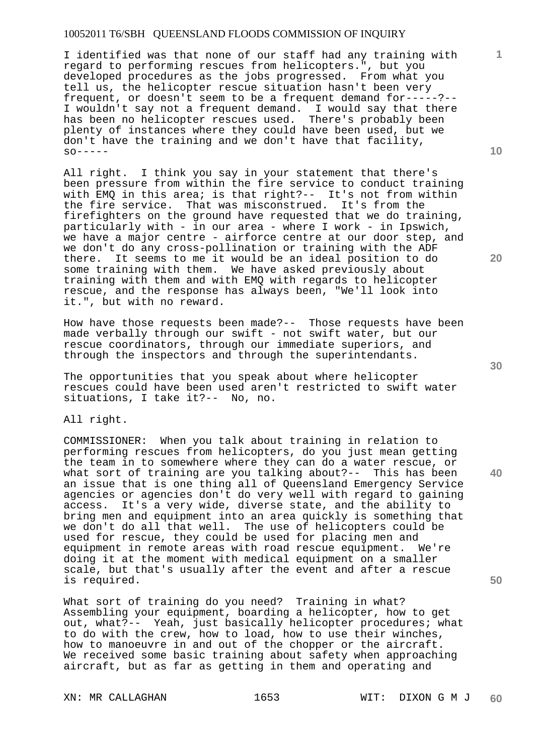I identified was that none of our staff had any training with regard to performing rescues from helicopters.", but you developed procedures as the jobs progressed. From what you tell us, the helicopter rescue situation hasn't been very frequent, or doesn't seem to be a frequent demand for-----?-- I wouldn't say not a frequent demand. I would say that there has been no helicopter rescues used. There's probably been plenty of instances where they could have been used, but we don't have the training and we don't have that facility, so-----

All right. I think you say in your statement that there's been pressure from within the fire service to conduct training with EMQ in this area; is that right?-- It's not from within the fire service. That was misconstrued. It's from the firefighters on the ground have requested that we do training, particularly with - in our area - where I work - in Ipswich, we have a major centre - airforce centre at our door step, and we don't do any cross-pollination or training with the ADF there. It seems to me it would be an ideal position to do some training with them. We have asked previously about training with them and with EMQ with regards to helicopter rescue, and the response has always been, "We'll look into it.", but with no reward.

How have those requests been made?-- Those requests have been made verbally through our swift - not swift water, but our rescue coordinators, through our immediate superiors, and through the inspectors and through the superintendants.

The opportunities that you speak about where helicopter rescues could have been used aren't restricted to swift water situations, I take it?-- No, no.

All right.

COMMISSIONER: When you talk about training in relation to performing rescues from helicopters, do you just mean getting the team in to somewhere where they can do a water rescue, or what sort of training are you talking about?-- This has been an issue that is one thing all of Queensland Emergency Service agencies or agencies don't do very well with regard to gaining access. It's a very wide, diverse state, and the ability to bring men and equipment into an area quickly is something that we don't do all that well. The use of helicopters could be used for rescue, they could be used for placing men and equipment in remote areas with road rescue equipment. We're doing it at the moment with medical equipment on a smaller scale, but that's usually after the event and after a rescue is required.

What sort of training do you need? Training in what? Assembling your equipment, boarding a helicopter, how to get out, what?-- Yeah, just basically helicopter procedures; what to do with the crew, how to load, how to use their winches, how to manoeuvre in and out of the chopper or the aircraft. We received some basic training about safety when approaching aircraft, but as far as getting in them and operating and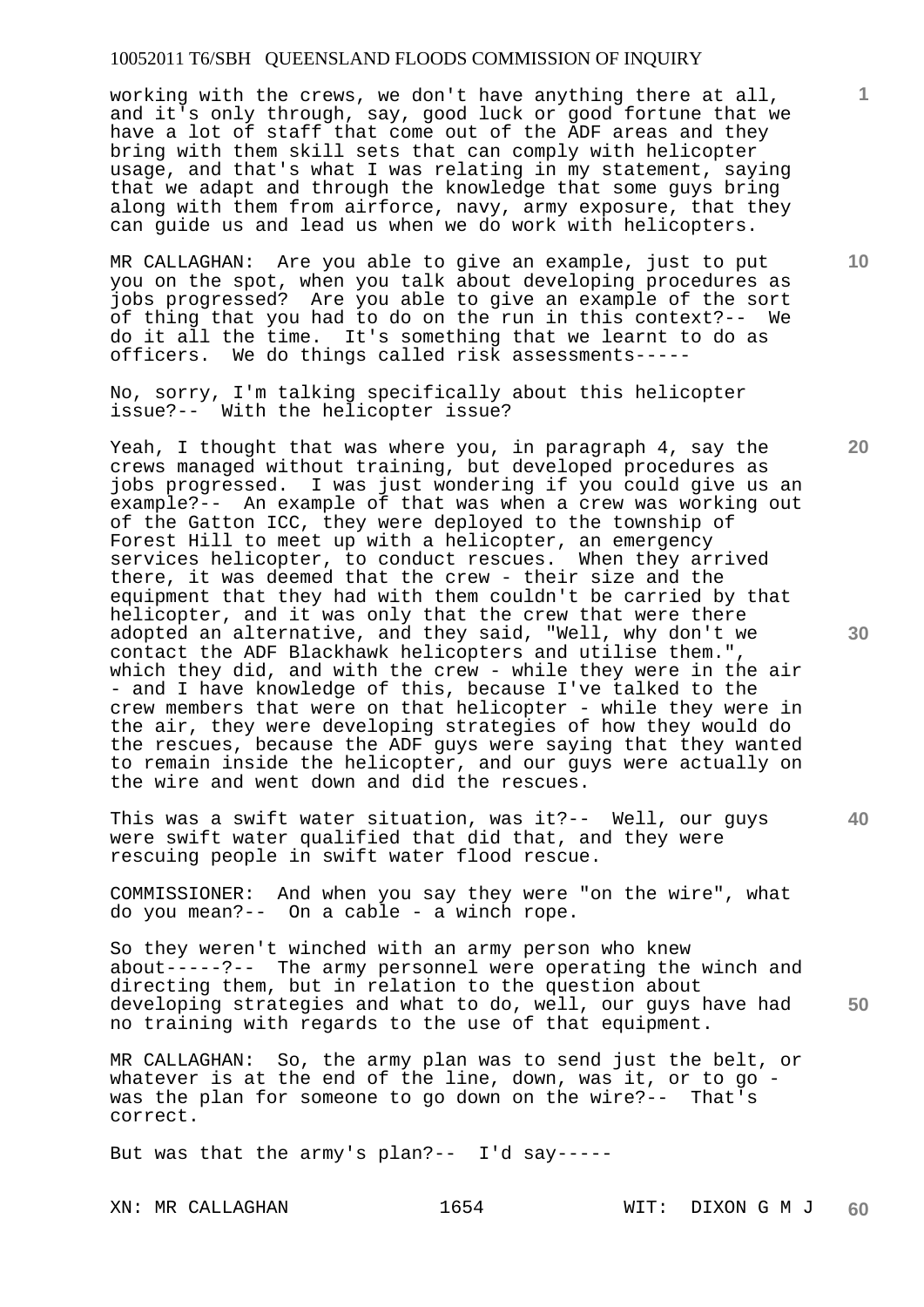working with the crews, we don't have anything there at all, and it's only through, say, good luck or good fortune that we have a lot of staff that come out of the ADF areas and they bring with them skill sets that can comply with helicopter usage, and that's what I was relating in my statement, saying that we adapt and through the knowledge that some guys bring along with them from airforce, navy, army exposure, that they can guide us and lead us when we do work with helicopters.

MR CALLAGHAN: Are you able to give an example, just to put you on the spot, when you talk about developing procedures as jobs progressed? Are you able to give an example of the sort of thing that you had to do on the run in this context?-- We do it all the time. It's something that we learnt to do as officers. We do things called risk assessments-----

No, sorry, I'm talking specifically about this helicopter issue?-- With the helicopter issue?

Yeah, I thought that was where you, in paragraph 4, say the crews managed without training, but developed procedures as jobs progressed. I was just wondering if you could give us an example?-- An example of that was when a crew was working out of the Gatton ICC, they were deployed to the township of Forest Hill to meet up with a helicopter, an emergency services helicopter, to conduct rescues. When they arrived there, it was deemed that the crew - their size and the equipment that they had with them couldn't be carried by that helicopter, and it was only that the crew that were there adopted an alternative, and they said, "Well, why don't we contact the ADF Blackhawk helicopters and utilise them.", which they did, and with the crew - while they were in the air - and I have knowledge of this, because I've talked to the crew members that were on that helicopter - while they were in the air, they were developing strategies of how they would do the rescues, because the ADF guys were saying that they wanted to remain inside the helicopter, and our guys were actually on the wire and went down and did the rescues.

This was a swift water situation, was it?-- Well, our guys were swift water qualified that did that, and they were rescuing people in swift water flood rescue.

COMMISSIONER: And when you say they were "on the wire", what do you mean?-- On a cable - a winch rope.

So they weren't winched with an army person who knew about-----?-- The army personnel were operating the winch and directing them, but in relation to the question about developing strategies and what to do, well, our guys have had no training with regards to the use of that equipment.

MR CALLAGHAN: So, the army plan was to send just the belt, or whatever is at the end of the line, down, was it, or to go - was the plan for someone to go down on the wire?-- That's correct.

But was that the army's plan?-- I'd say-----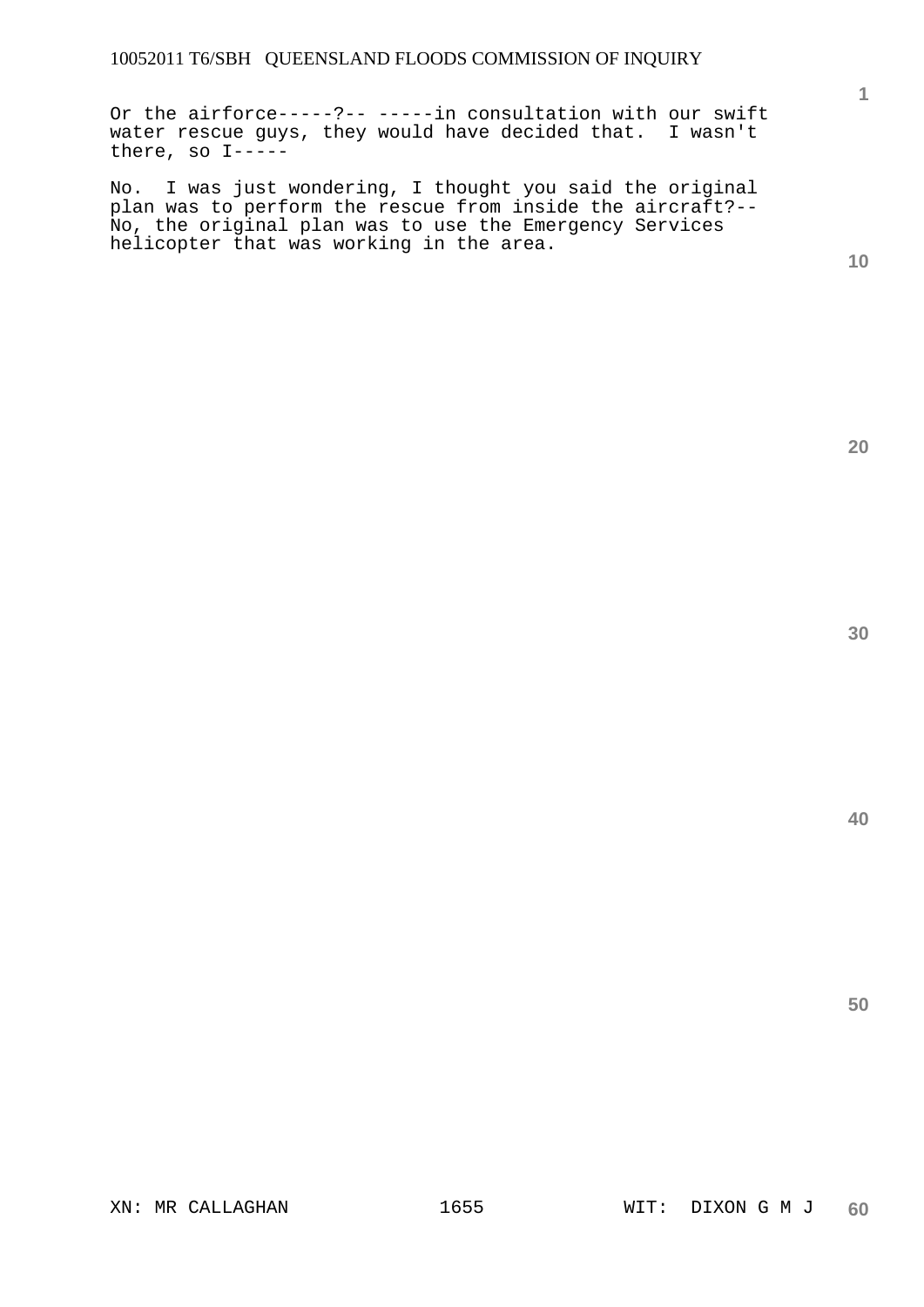Or the airforce-----?-- -----in consultation with our swift water rescue guys, they would have decided that. I wasn't there, so I-----

No. I was just wondering, I thought you said the original plan was to perform the rescue from inside the aircraft?-- No, the original plan was to use the Emergency Services helicopter that was working in the area.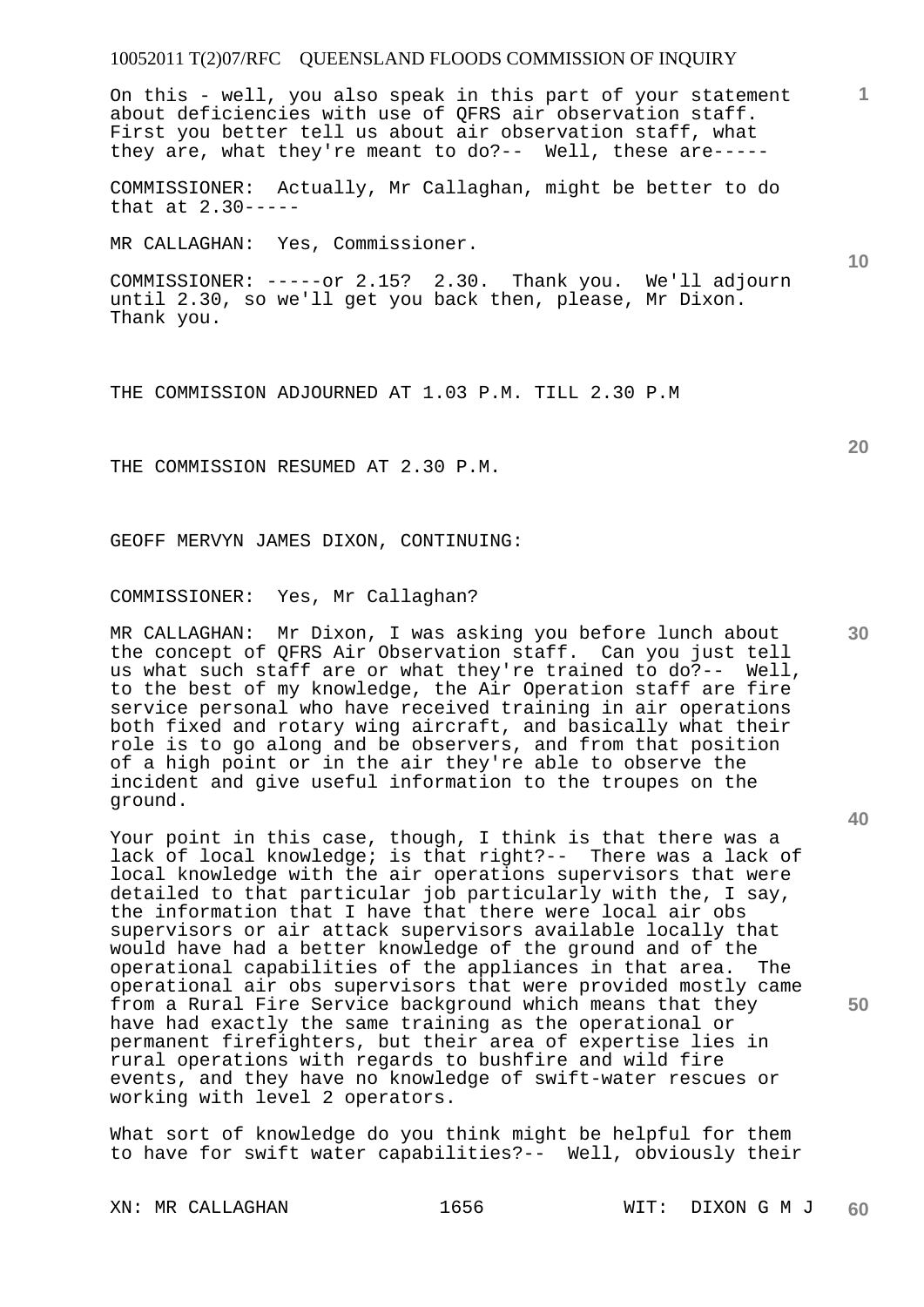On this - well, you also speak in this part of your statement about deficiencies with use of QFRS air observation staff. First you better tell us about air observation staff, what they are, what they're meant to do?-- Well, these are-----

COMMISSIONER: Actually, Mr Callaghan, might be better to do that at 2.30-----

MR CALLAGHAN: Yes, Commissioner.

COMMISSIONER: -----or 2.15? 2.30. Thank you. We'll adjourn until 2.30, so we'll get you back then, please, Mr Dixon. Thank you.

THE COMMISSION ADJOURNED AT 1.03 P.M. TILL 2.30 P.M

THE COMMISSION RESUMED AT 2.30 P.M.

GEOFF MERVYN JAMES DIXON, CONTINUING:

COMMISSIONER: Yes, Mr Callaghan?

MR CALLAGHAN: Mr Dixon, I was asking you before lunch about the concept of QFRS Air Observation staff. Can you just tell us what such staff are or what they're trained to do?-- Well, to the best of my knowledge, the Air Operation staff are fire service personal who have received training in air operations both fixed and rotary wing aircraft, and basically what their role is to go along and be observers, and from that position of a high point or in the air they're able to observe the incident and give useful information to the troupes on the ground.

Your point in this case, though, I think is that there was a lack of local knowledge; is that right?-- There was a lack of local knowledge with the air operations supervisors that were detailed to that particular job particularly with the, I say, the information that I have that there were local air obs supervisors or air attack supervisors available locally that would have had a better knowledge of the ground and of the operational capabilities of the appliances in that area. The operational air obs supervisors that were provided mostly came from a Rural Fire Service background which means that they have had exactly the same training as the operational or permanent firefighters, but their area of expertise lies in rural operations with regards to bushfire and wild fire events, and they have no knowledge of swift-water rescues or working with level 2 operators.

What sort of knowledge do you think might be helpful for them to have for swift water capabilities?-- Well, obviously their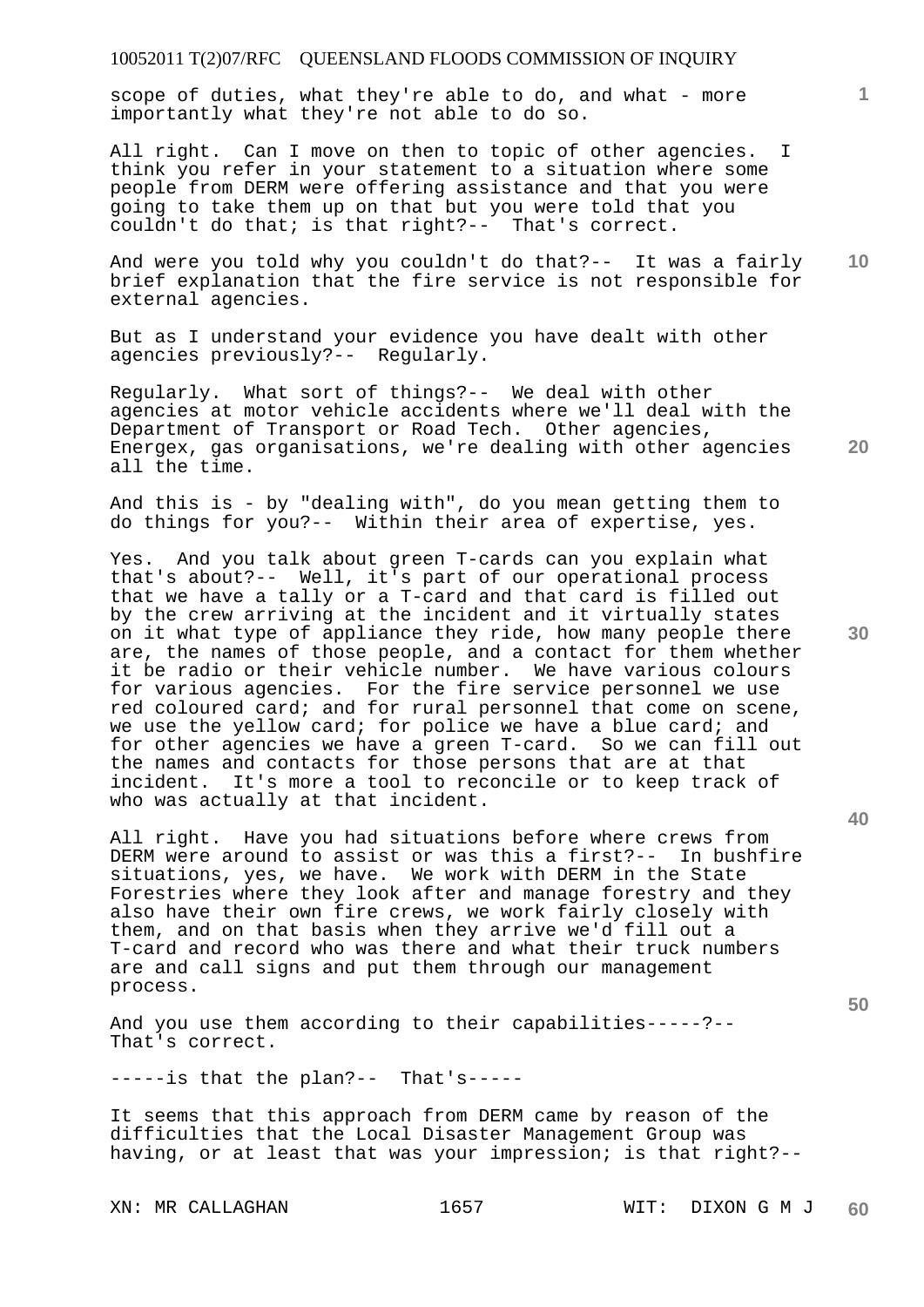scope of duties, what they're able to do, and what - more importantly what they're not able to do so.

All right. Can I move on then to topic of other agencies. I think you refer in your statement to a situation where some people from DERM were offering assistance and that you were going to take them up on that but you were told that you couldn't do that; is that right?-- That's correct.

And were you told why you couldn't do that?-- It was a fairly brief explanation that the fire service is not responsible for external agencies.

But as I understand your evidence you have dealt with other agencies previously?-- Regularly.

Regularly. What sort of things?-- We deal with other agencies at motor vehicle accidents where we'll deal with the Department of Transport or Road Tech. Other agencies, Energex, gas organisations, we're dealing with other agencies all the time.

And this is - by "dealing with", do you mean getting them to do things for you?-- Within their area of expertise, yes.

Yes. And you talk about green T-cards can you explain what that's about?-- Well, it's part of our operational process that we have a tally or a T-card and that card is filled out by the crew arriving at the incident and it virtually states on it what type of appliance they ride, how many people there are, the names of those people, and a contact for them whether it be radio or their vehicle number. We have various colours for various agencies. For the fire service personnel we use red coloured card; and for rural personnel that come on scene, we use the yellow card; for police we have a blue card; and for other agencies we have a green T-card. So we can fill out the names and contacts for those persons that are at that incident. It's more a tool to reconcile or to keep track of who was actually at that incident.

All right. Have you had situations before where crews from DERM were around to assist or was this a first?-- In bushfire situations, yes, we have. We work with DERM in the State Forestries where they look after and manage forestry and they also have their own fire crews, we work fairly closely with them, and on that basis when they arrive we'd fill out a T-card and record who was there and what their truck numbers are and call signs and put them through our management process.

And you use them according to their capabilities-----?-- That's correct.

-----is that the plan?-- That's-----

It seems that this approach from DERM came by reason of the difficulties that the Local Disaster Management Group was having, or at least that was your impression; is that right?--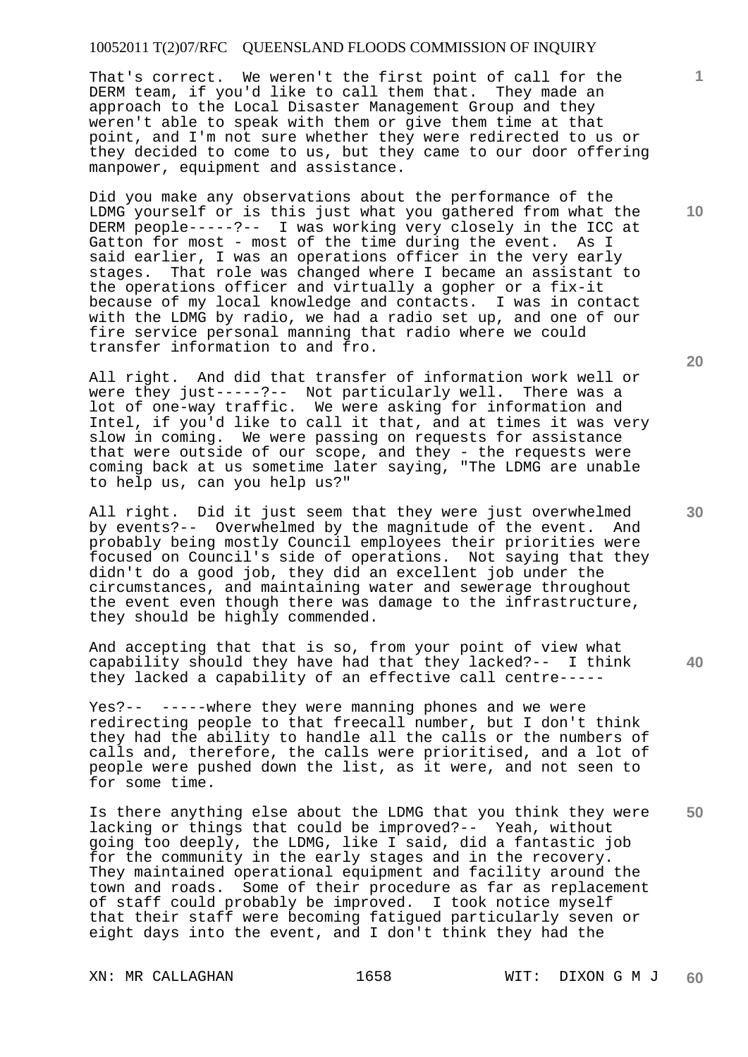That's correct. We weren't the first point of call for the DERM team, if you'd like to call them that. They made an approach to the Local Disaster Management Group and they weren't able to speak with them or give them time at that point, and I'm not sure whether they were redirected to us or they decided to come to us, but they came to our door offering manpower, equipment and assistance.

Did you make any observations about the performance of the LDMG yourself or is this just what you gathered from what the DERM people-----?-- I was working very closely in the ICC at Gatton for most - most of the time during the event. As I said earlier, I was an operations officer in the very early stages. That role was changed where I became an assistant to the operations officer and virtually a gopher or a fix-it because of my local knowledge and contacts. I was in contact with the LDMG by radio, we had a radio set up, and one of our fire service personal manning that radio where we could transfer information to and fro.

All right. And did that transfer of information work well or were they just-----?-- Not particularly well. There was a lot of one-way traffic. We were asking for information and Intel, if you'd like to call it that, and at times it was very slow in coming. We were passing on requests for assistance that were outside of our scope, and they - the requests were coming back at us sometime later saying, "The LDMG are unable to help us, can you help us?"

All right. Did it just seem that they were just overwhelmed by events?-- Overwhelmed by the magnitude of the event. And probably being mostly Council employees their priorities were focused on Council's side of operations. Not saying that they didn't do a good job, they did an excellent job under the circumstances, and maintaining water and sewerage throughout the event even though there was damage to the infrastructure, they should be highly commended.

And accepting that that is so, from your point of view what capability should they have had that they lacked?-- I think they lacked a capability of an effective call centre-----

Yes?-- -----where they were manning phones and we were redirecting people to that freecall number, but I don't think they had the ability to handle all the calls or the numbers of calls and, therefore, the calls were prioritised, and a lot of people were pushed down the list, as it were, and not seen to for some time.

Is there anything else about the LDMG that you think they were lacking or things that could be improved?-- Yeah, without going too deeply, the LDMG, like I said, did a fantastic job for the community in the early stages and in the recovery. They maintained operational equipment and facility around the town and roads. Some of their procedure as far as replacement of staff could probably be improved. I took notice myself that their staff were becoming fatigued particularly seven or eight days into the event, and I don't think they had the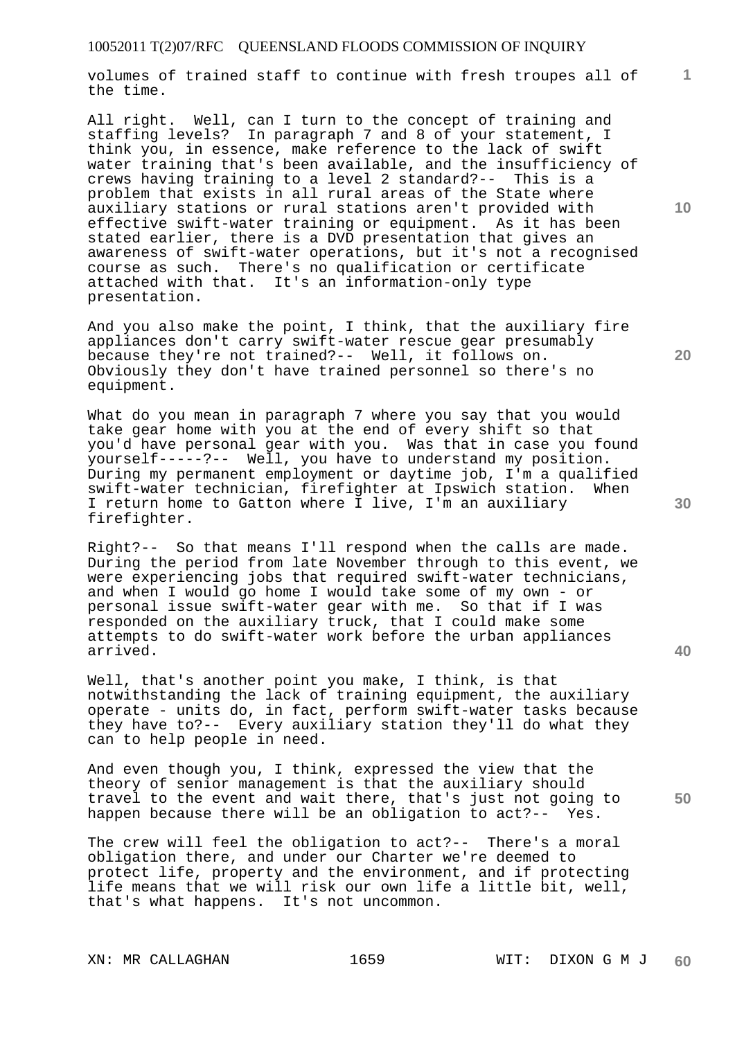volumes of trained staff to continue with fresh troupes all of the time.

All right. Well, can I turn to the concept of training and staffing levels? In paragraph 7 and 8 of your statement, I think you, in essence, make reference to the lack of swift water training that's been available, and the insufficiency of crews having training to a level 2 standard?-- This is a problem that exists in all rural areas of the State where auxiliary stations or rural stations aren't provided with effective swift-water training or equipment. As it has been stated earlier, there is a DVD presentation that gives an awareness of swift-water operations, but it's not a recognised course as such. There's no qualification or certificate attached with that. It's an information-only type presentation.

And you also make the point, I think, that the auxiliary fire appliances don't carry swift-water rescue gear presumably because they're not trained?-- Well, it follows on. Obviously they don't have trained personnel so there's no equipment.

What do you mean in paragraph 7 where you say that you would take gear home with you at the end of every shift so that you'd have personal gear with you. Was that in case you found yourself-----?-- Well, you have to understand my position. During my permanent employment or daytime job, I'm a qualified swift-water technician, firefighter at Ipswich station. When I return home to Gatton where I live, I'm an auxiliary firefighter.

Right?-- So that means I'll respond when the calls are made. During the period from late November through to this event, we were experiencing jobs that required swift-water technicians, and when I would go home I would take some of my own - or personal issue swift-water gear with me. So that if I was responded on the auxiliary truck, that I could make some attempts to do swift-water work before the urban appliances arrived.

Well, that's another point you make, I think, is that notwithstanding the lack of training equipment, the auxiliary operate - units do, in fact, perform swift-water tasks because they have to?-- Every auxiliary station they'll do what they can to help people in need.

And even though you, I think, expressed the view that the theory of senior management is that the auxiliary should travel to the event and wait there, that's just not going to happen because there will be an obligation to act?-- Yes.

The crew will feel the obligation to act?-- There's a moral obligation there, and under our Charter we're deemed to protect life, property and the environment, and if protecting life means that we will risk our own life a little bit, well, that's what happens. It's not uncommon.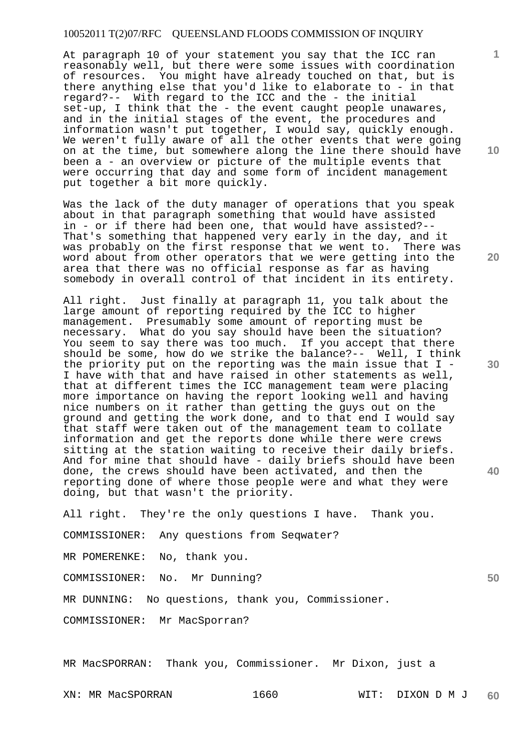At paragraph 10 of your statement you say that the ICC ran reasonably well, but there were some issues with coordination of resources. You might have already touched on that, but is there anything else that you'd like to elaborate to - in that regard?-- With regard to the ICC and the - the initial set-up, I think that the - the event caught people unawares, and in the initial stages of the event, the procedures and information wasn't put together, I would say, quickly enough. We weren't fully aware of all the other events that were going on at the time, but somewhere along the line there should have been a - an overview or picture of the multiple events that were occurring that day and some form of incident management put together a bit more quickly.

Was the lack of the duty manager of operations that you speak about in that paragraph something that would have assisted in - or if there had been one, that would have assisted?-- That's something that happened very early in the day, and it was probably on the first response that we went to. There was word about from other operators that we were getting into the area that there was no official response as far as having somebody in overall control of that incident in its entirety.

All right. Just finally at paragraph 11, you talk about the large amount of reporting required by the ICC to higher management. Presumably some amount of reporting must be necessary. What do you say should have been the situation? You seem to say there was too much. If you accept that there should be some, how do we strike the balance?-- Well, I think the priority put on the reporting was the main issue that I - I have with that and have raised in other statements as well, that at different times the ICC management team were placing more importance on having the report looking well and having nice numbers on it rather than getting the guys out on the ground and getting the work done, and to that end I would say that staff were taken out of the management team to collate information and get the reports done while there were crews sitting at the station waiting to receive their daily briefs. And for mine that should have - daily briefs should have been done, the crews should have been activated, and then the reporting done of where those people were and what they were doing, but that wasn't the priority.

All right. They're the only questions I have. Thank you.

COMMISSIONER: Any questions from Seqwater?

MR POMERENKE: No, thank you.

COMMISSIONER: No. Mr Dunning?

MR DUNNING: No questions, thank you, Commissioner.

COMMISSIONER: Mr MacSporran?

MR MacSPORRAN: Thank you, Commissioner. Mr Dixon, just a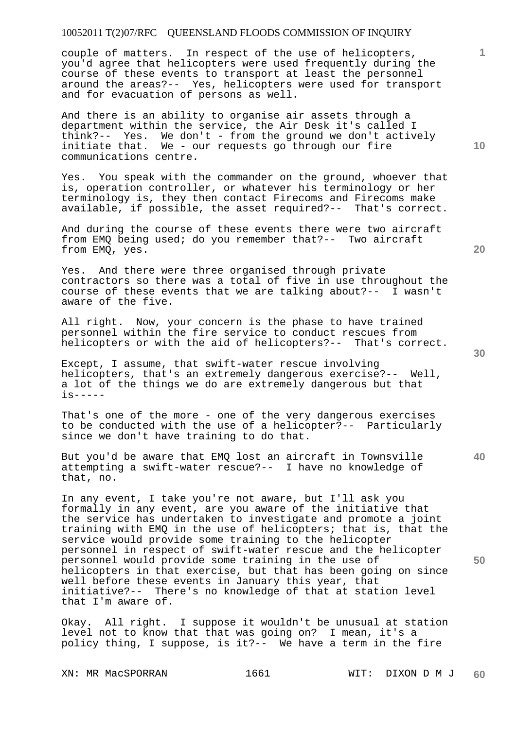couple of matters. In respect of the use of helicopters, you'd agree that helicopters were used frequently during the course of these events to transport at least the personnel around the areas?-- Yes, helicopters were used for transport and for evacuation of persons as well.

And there is an ability to organise air assets through a department within the service, the Air Desk it's called I think?-- Yes. We don't - from the ground we don't actively initiate that. We - our requests go through our fire communications centre.

Yes. You speak with the commander on the ground, whoever that is, operation controller, or whatever his terminology or her terminology is, they then contact Firecoms and Firecoms make available, if possible, the asset required?-- That's correct.

And during the course of these events there were two aircraft from EMQ being used; do you remember that?-- Two aircraft from EMQ, yes.

Yes. And there were three organised through private contractors so there was a total of five in use throughout the course of these events that we are talking about?-- I wasn't aware of the five.

All right. Now, your concern is the phase to have trained personnel within the fire service to conduct rescues from helicopters or with the aid of helicopters?-- That's correct.

Except, I assume, that swift-water rescue involving helicopters, that's an extremely dangerous exercise?-- Well, a lot of the things we do are extremely dangerous but that is-----

That's one of the more - one of the very dangerous exercises to be conducted with the use of a helicopter?-- Particularly since we don't have training to do that.

But you'd be aware that EMQ lost an aircraft in Townsville attempting a swift-water rescue?-- I have no knowledge of that, no.

In any event, I take you're not aware, but I'll ask you formally in any event, are you aware of the initiative that the service has undertaken to investigate and promote a joint training with EMQ in the use of helicopters; that is, that the service would provide some training to the helicopter personnel in respect of swift-water rescue and the helicopter personnel would provide some training in the use of helicopters in that exercise, but that has been going on since well before these events in January this year, that initiative?-- There's no knowledge of that at station level that I'm aware of.

Okay. All right. I suppose it wouldn't be unusual at station level not to know that that was going on? I mean, it's a policy thing, I suppose, is it?-- We have a term in the fire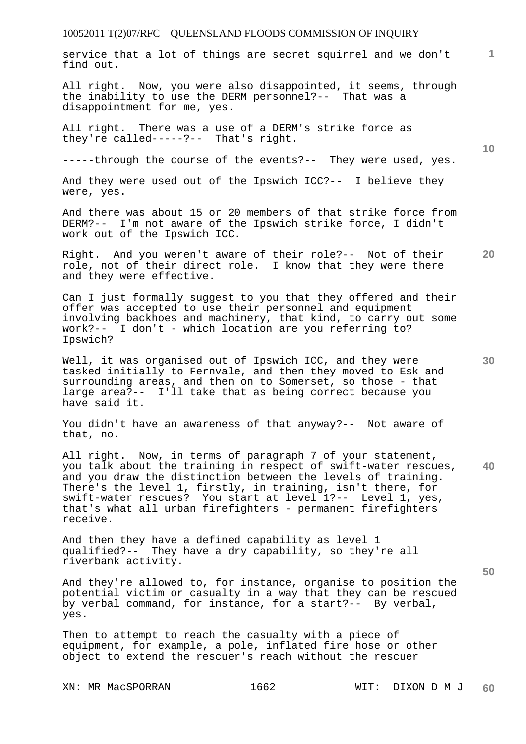service that a lot of things are secret squirrel and we don't find out.

All right. Now, you were also disappointed, it seems, through the inability to use the DERM personnel?-- That was a disappointment for me, yes.

All right. There was a use of a DERM's strike force as they're called-----?-- That's right.

-----through the course of the events?-- They were used, yes.

And they were used out of the Ipswich ICC?-- I believe they were, yes.

And there was about 15 or 20 members of that strike force from DERM?-- I'm not aware of the Ipswich strike force, I didn't work out of the Ipswich ICC.

Right. And you weren't aware of their role?-- Not of their role, not of their direct role. I know that they were there and they were effective.

Can I just formally suggest to you that they offered and their offer was accepted to use their personnel and equipment involving backhoes and machinery, that kind, to carry out some work?-- I don't - which location are you referring to? Ipswich?

Well, it was organised out of Ipswich ICC, and they were tasked initially to Fernvale, and then they moved to Esk and surrounding areas, and then on to Somerset, so those - that large area?-- I'll take that as being correct because you have said it.

You didn't have an awareness of that anyway?-- Not aware of that, no.

All right. Now, in terms of paragraph 7 of your statement, you talk about the training in respect of swift-water rescues, and you draw the distinction between the levels of training. There's the level 1, firstly, in training, isn't there, for swift-water rescues? You start at level 1?-- Level 1, yes, that's what all urban firefighters - permanent firefighters receive.

And then they have a defined capability as level 1 qualified?-- They have a dry capability, so they're all riverbank activity.

And they're allowed to, for instance, organise to position the potential victim or casualty in a way that they can be rescued by verbal command, for instance, for a start?-- By verbal, yes.

Then to attempt to reach the casualty with a piece of equipment, for example, a pole, inflated fire hose or other object to extend the rescuer's reach without the rescuer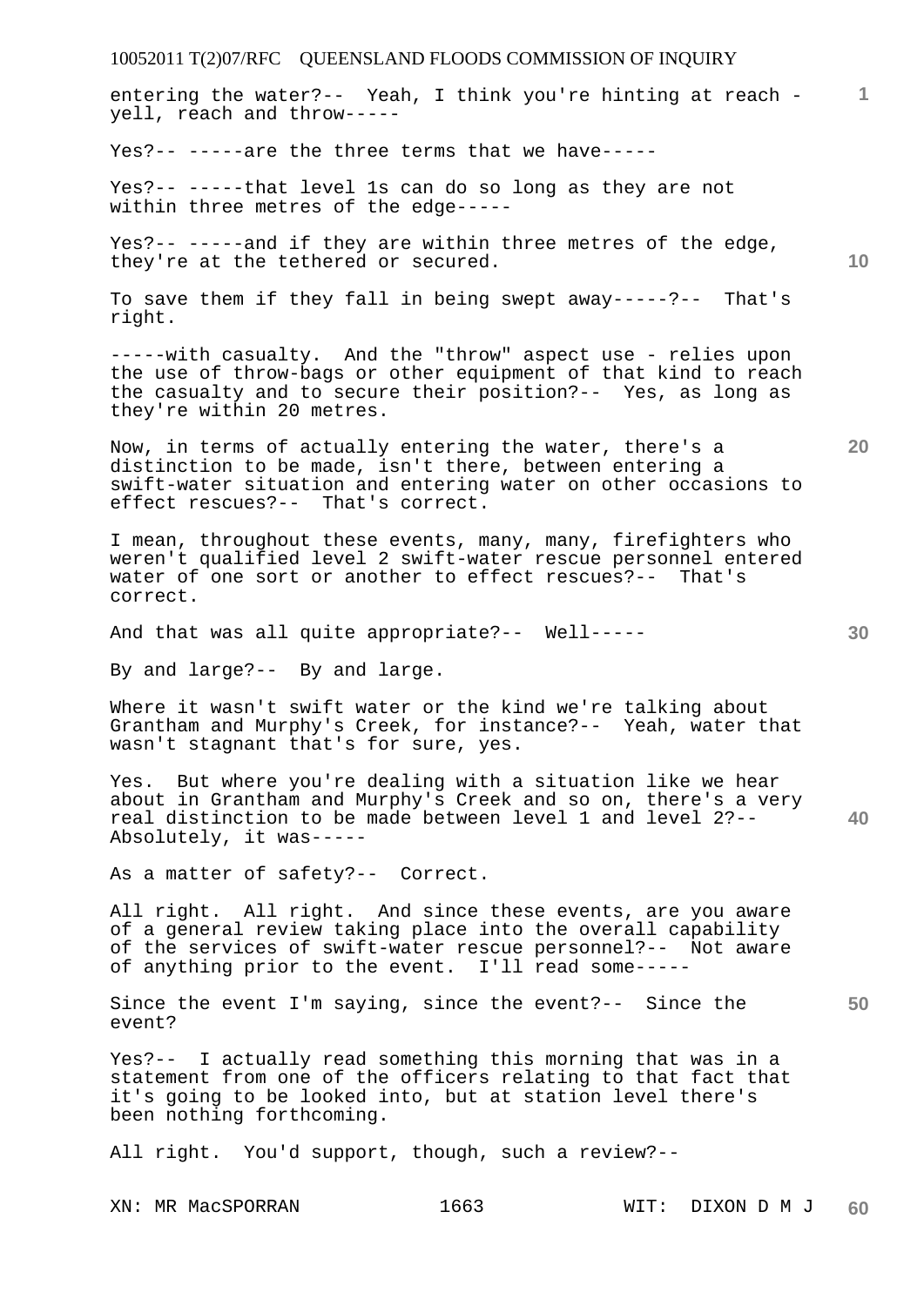entering the water?-- Yeah, I think you're hinting at reach - yell, reach and throw-----

Yes?-- -----are the three terms that we have-----

Yes?-- -----that level 1s can do so long as they are not within three metres of the edge-----

Yes?-- -----and if they are within three metres of the edge, they're at the tethered or secured.

To save them if they fall in being swept away-----?-- That's right.

-----with casualty. And the "throw" aspect use - relies upon the use of throw-bags or other equipment of that kind to reach the casualty and to secure their position?-- Yes, as long as they're within 20 metres.

Now, in terms of actually entering the water, there's a distinction to be made, isn't there, between entering a swift-water situation and entering water on other occasions to effect rescues?-- That's correct.

I mean, throughout these events, many, many, firefighters who weren't qualified level 2 swift-water rescue personnel entered water of one sort or another to effect rescues?-- That's correct.

And that was all quite appropriate?-- Well-----

By and large?-- By and large.

Where it wasn't swift water or the kind we're talking about Grantham and Murphy's Creek, for instance?-- Yeah, water that wasn't stagnant that's for sure, yes.

Yes. But where you're dealing with a situation like we hear about in Grantham and Murphy's Creek and so on, there's a very real distinction to be made between level 1 and level 2?-- Absolutely, it was-----

As a matter of safety?-- Correct.

All right. All right. And since these events, are you aware of a general review taking place into the overall capability of the services of swift-water rescue personnel?-- Not aware of anything prior to the event. I'll read some-----

Since the event I'm saying, since the event?-- Since the event?

Yes?-- I actually read something this morning that was in a statement from one of the officers relating to that fact that it's going to be looked into, but at station level there's been nothing forthcoming.

All right. You'd support, though, such a review?--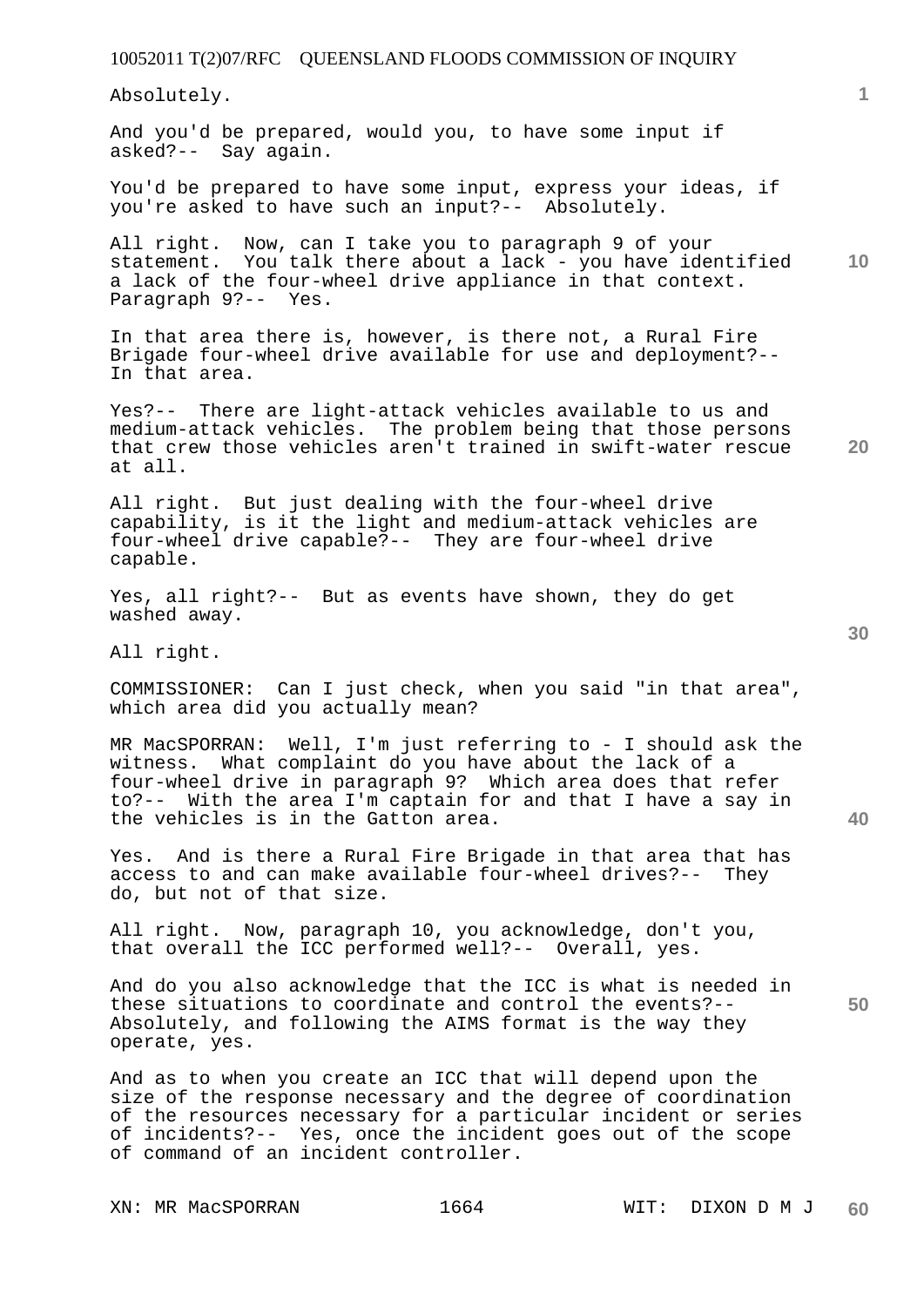Absolutely.

And you'd be prepared, would you, to have some input if asked?-- Say again.

You'd be prepared to have some input, express your ideas, if you're asked to have such an input?-- Absolutely.

All right. Now, can I take you to paragraph 9 of your statement. You talk there about a lack - you have identified a lack of the four-wheel drive appliance in that context. Paragraph 9?-- Yes.

In that area there is, however, is there not, a Rural Fire Brigade four-wheel drive available for use and deployment?-- In that area.

Yes?-- There are light-attack vehicles available to us and medium-attack vehicles. The problem being that those persons that crew those vehicles aren't trained in swift-water rescue at all.

All right. But just dealing with the four-wheel drive capability, is it the light and medium-attack vehicles are four-wheel drive capable?-- They are four-wheel drive capable.

Yes, all right?-- But as events have shown, they do get washed away.

All right.

COMMISSIONER: Can I just check, when you said "in that area", which area did you actually mean?

MR MacSPORRAN: Well, I'm just referring to - I should ask the witness. What complaint do you have about the lack of a four-wheel drive in paragraph 9? Which area does that refer to?-- With the area I'm captain for and that I have a say in the vehicles is in the Gatton area.

Yes. And is there a Rural Fire Brigade in that area that has access to and can make available four-wheel drives?-- They do, but not of that size.

All right. Now, paragraph 10, you acknowledge, don't you, that overall the ICC performed well?-- Overall, yes.

And do you also acknowledge that the ICC is what is needed in these situations to coordinate and control the events?-- Absolutely, and following the AIMS format is the way they operate, yes.

And as to when you create an ICC that will depend upon the size of the response necessary and the degree of coordination of the resources necessary for a particular incident or series of incidents?-- Yes, once the incident goes out of the scope of command of an incident controller.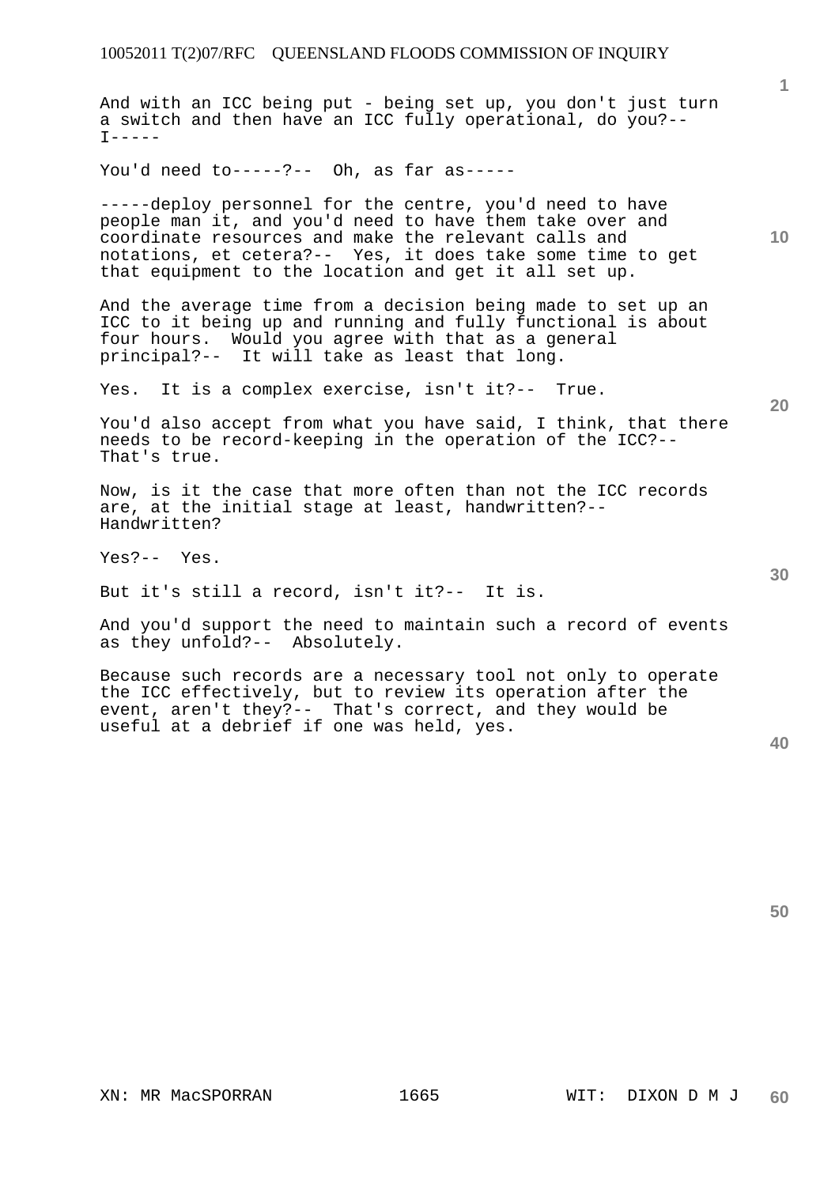And with an ICC being put - being set up, you don't just turn a switch and then have an ICC fully operational, do you?-- I-----

You'd need to-----?-- Oh, as far as-----

-----deploy personnel for the centre, you'd need to have people man it, and you'd need to have them take over and coordinate resources and make the relevant calls and notations, et cetera?-- Yes, it does take some time to get that equipment to the location and get it all set up.

And the average time from a decision being made to set up an ICC to it being up and running and fully functional is about four hours. Would you agree with that as a general principal?-- It will take as least that long.

Yes. It is a complex exercise, isn't it?-- True.

You'd also accept from what you have said, I think, that there needs to be record-keeping in the operation of the ICC?-- That's true.

Now, is it the case that more often than not the ICC records are, at the initial stage at least, handwritten?-- Handwritten?

Yes?-- Yes.

But it's still a record, isn't it?-- It is.

And you'd support the need to maintain such a record of events as they unfold?-- Absolutely.

Because such records are a necessary tool not only to operate the ICC effectively, but to review its operation after the event, aren't they?-- That's correct, and they would be useful at a debrief if one was held, yes.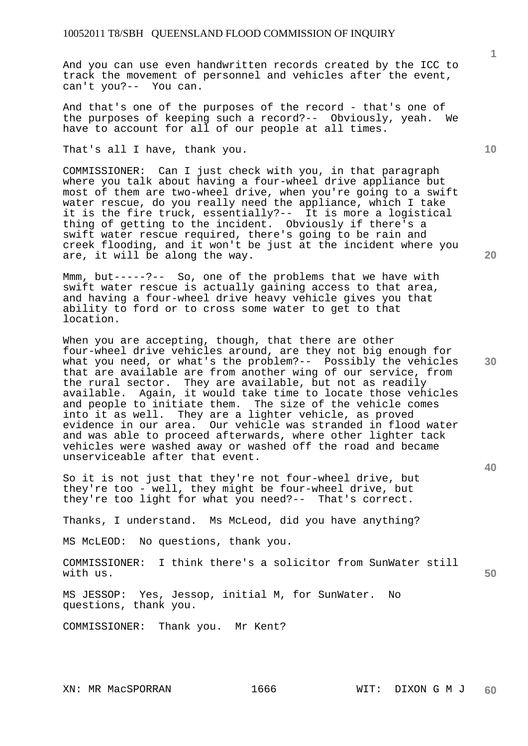And you can use even handwritten records created by the ICC to track the movement of personnel and vehicles after the event, can't you?-- You can.

And that's one of the purposes of the record - that's one of the purposes of keeping such a record?-- Obviously, yeah. We have to account for all of our people at all times.

That's all I have, thank you.

COMMISSIONER: Can I just check with you, in that paragraph where you talk about having a four-wheel drive appliance but most of them are two-wheel drive, when you're going to a swift water rescue, do you really need the appliance, which I take it is the fire truck, essentially?-- It is more a logistical thing of getting to the incident. Obviously if there's a swift water rescue required, there's going to be rain and creek flooding, and it won't be just at the incident where you are, it will be along the way.

Mmm, but-----?-- So, one of the problems that we have with swift water rescue is actually gaining access to that area, and having a four-wheel drive heavy vehicle gives you that ability to ford or to cross some water to get to that location.

When you are accepting, though, that there are other four-wheel drive vehicles around, are they not big enough for what you need, or what's the problem?-- Possibly the vehicles that are available are from another wing of our service, from the rural sector. They are available, but not as readily available. Again, it would take time to locate those vehicles and people to initiate them. The size of the vehicle comes into it as well. They are a lighter vehicle, as proved evidence in our area. Our vehicle was stranded in flood water and was able to proceed afterwards, where other lighter tack vehicles were washed away or washed off the road and became unserviceable after that event.

So it is not just that they're not four-wheel drive, but they're too - well, they might be four-wheel drive, but they're too light for what you need?-- That's correct.

Thanks, I understand. Ms McLeod, did you have anything?

MS McLEOD: No questions, thank you.

COMMISSIONER: I think there's a solicitor from SunWater still with us.

MS JESSOP: Yes, Jessop, initial M, for SunWater. No questions, thank you.

COMMISSIONER: Thank you. Mr Kent?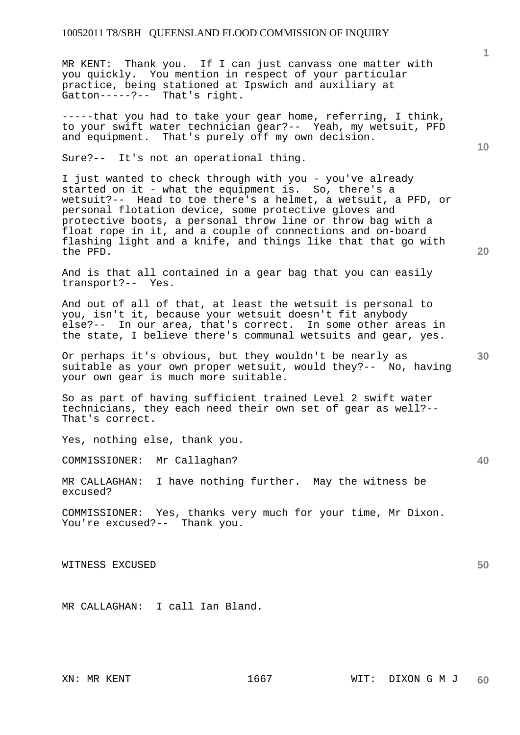MR KENT: Thank you. If I can just canvass one matter with you quickly. You mention in respect of your particular practice, being stationed at Ipswich and auxiliary at Gatton-----?-- That's right.

-----that you had to take your gear home, referring, I think, to your swift water technician gear?-- Yeah, my wetsuit, PFD and equipment. That's purely off my own decision.

Sure?-- It's not an operational thing.

I just wanted to check through with you - you've already started on it - what the equipment is. So, there's a wetsuit?-- Head to toe there's a helmet, a wetsuit, a PFD, or personal flotation device, some protective gloves and protective boots, a personal throw line or throw bag with a float rope in it, and a couple of connections and on-board flashing light and a knife, and things like that that go with the PFD.

And is that all contained in a gear bag that you can easily transport?-- Yes.

And out of all of that, at least the wetsuit is personal to you, isn't it, because your wetsuit doesn't fit anybody else?-- In our area, that's correct. In some other areas in the state, I believe there's communal wetsuits and gear, yes.

Or perhaps it's obvious, but they wouldn't be nearly as suitable as your own proper wetsuit, would they?-- No, having your own gear is much more suitable.

So as part of having sufficient trained Level 2 swift water technicians, they each need their own set of gear as well?-- That's correct.

Yes, nothing else, thank you.

COMMISSIONER: Mr Callaghan?

MR CALLAGHAN: I have nothing further. May the witness be excused?

COMMISSIONER: Yes, thanks very much for your time, Mr Dixon. You're excused?-- Thank you.

WITNESS EXCUSED

MR CALLAGHAN: I call Ian Bland.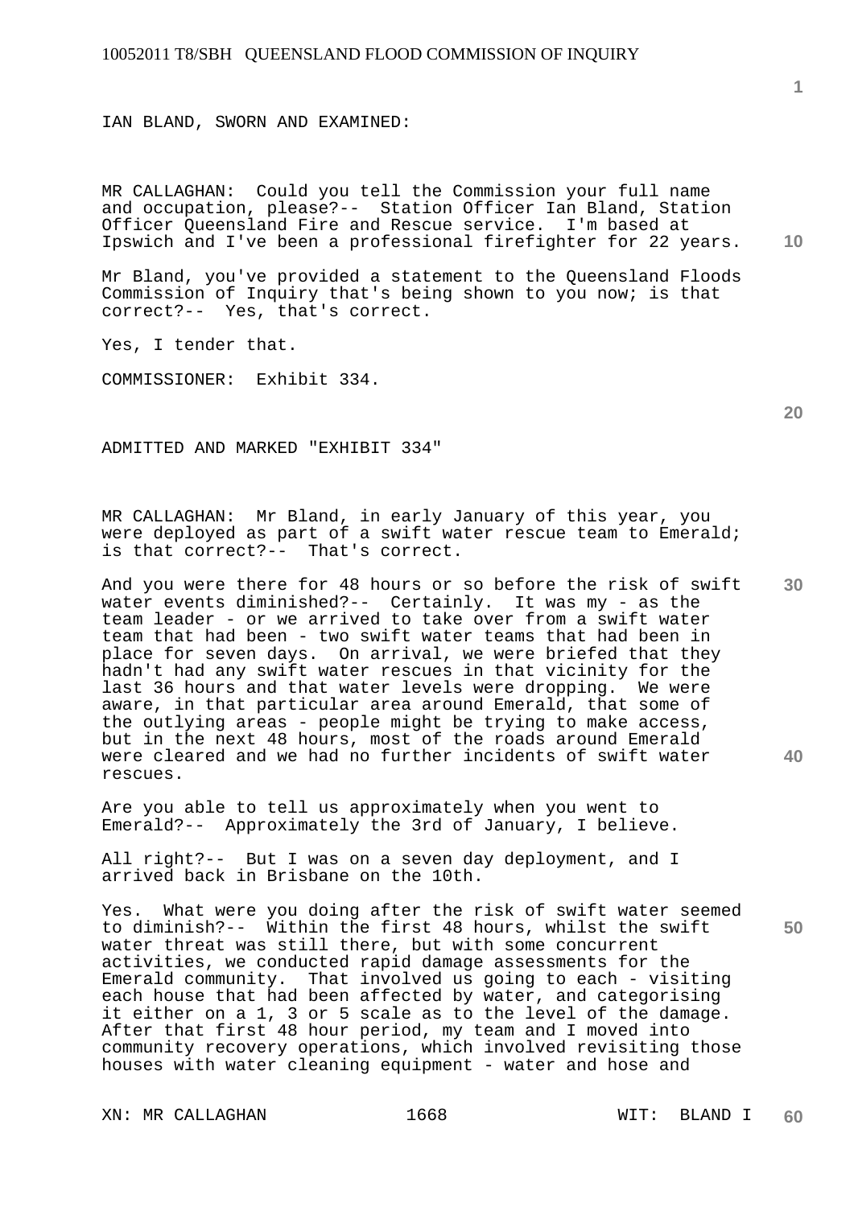IAN BLAND, SWORN AND EXAMINED:

MR CALLAGHAN: Could you tell the Commission your full name and occupation, please?-- Station Officer Ian Bland, Station Officer Queensland Fire and Rescue service. I'm based at Ipswich and I've been a professional firefighter for 22 years.

Mr Bland, you've provided a statement to the Queensland Floods Commission of Inquiry that's being shown to you now; is that correct?-- Yes, that's correct.

Yes, I tender that.

COMMISSIONER: Exhibit 334.

ADMITTED AND MARKED "EXHIBIT 334"

MR CALLAGHAN: Mr Bland, in early January of this year, you were deployed as part of a swift water rescue team to Emerald; is that correct?-- That's correct.

And you were there for 48 hours or so before the risk of swift water events diminished?-- Certainly. It was my - as the team leader - or we arrived to take over from a swift water team that had been - two swift water teams that had been in place for seven days. On arrival, we were briefed that they hadn't had any swift water rescues in that vicinity for the last 36 hours and that water levels were dropping. We were aware, in that particular area around Emerald, that some of the outlying areas - people might be trying to make access, but in the next 48 hours, most of the roads around Emerald were cleared and we had no further incidents of swift water rescues.

Are you able to tell us approximately when you went to Emerald?-- Approximately the 3rd of January, I believe.

All right?-- But I was on a seven day deployment, and I arrived back in Brisbane on the 10th.

Yes. What were you doing after the risk of swift water seemed to diminish?-- Within the first 48 hours, whilst the swift water threat was still there, but with some concurrent activities, we conducted rapid damage assessments for the Emerald community. That involved us going to each - visiting each house that had been affected by water, and categorising it either on a 1, 3 or 5 scale as to the level of the damage. After that first 48 hour period, my team and I moved into community recovery operations, which involved revisiting those houses with water cleaning equipment - water and hose and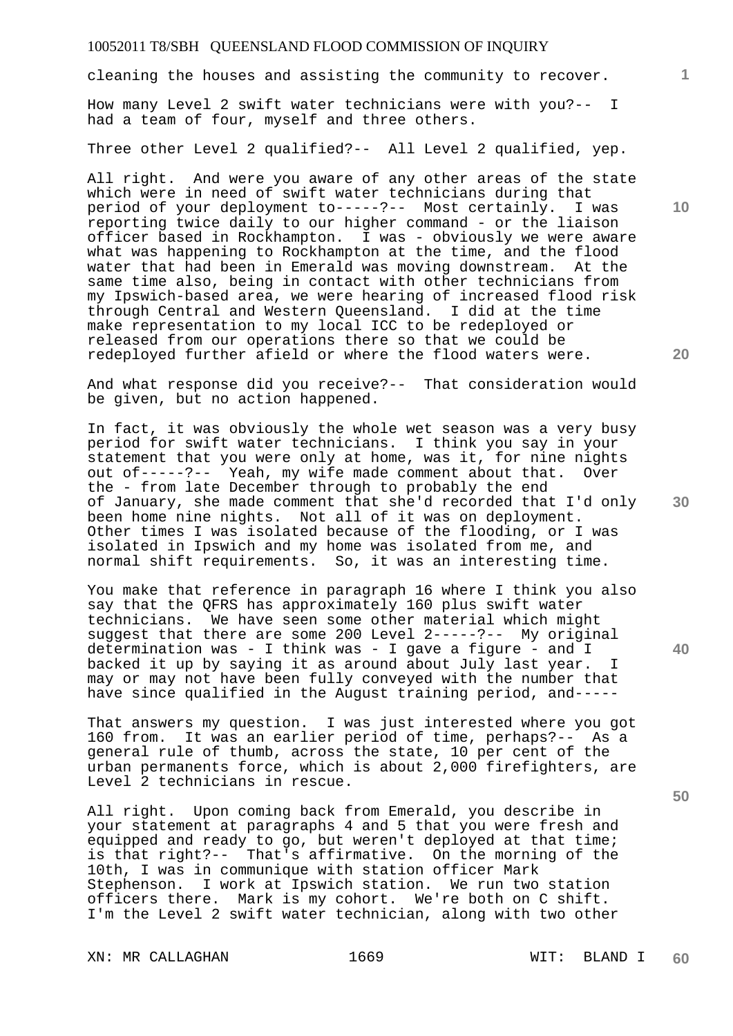cleaning the houses and assisting the community to recover.

How many Level 2 swift water technicians were with you?-- I had a team of four, myself and three others.

Three other Level 2 qualified?-- All Level 2 qualified, yep.

All right. And were you aware of any other areas of the state which were in need of swift water technicians during that period of your deployment to-----?-- Most certainly. I was reporting twice daily to our higher command - or the liaison officer based in Rockhampton. I was - obviously we were aware what was happening to Rockhampton at the time, and the flood water that had been in Emerald was moving downstream. At the same time also, being in contact with other technicians from my Ipswich-based area, we were hearing of increased flood risk through Central and Western Queensland. I did at the time make representation to my local ICC to be redeployed or released from our operations there so that we could be redeployed further afield or where the flood waters were.

And what response did you receive?-- That consideration would be given, but no action happened.

In fact, it was obviously the whole wet season was a very busy period for swift water technicians. I think you say in your statement that you were only at home, was it, for nine nights out of-----?-- Yeah, my wife made comment about that. Over the - from late December through to probably the end of January, she made comment that she'd recorded that I'd only been home nine nights. Not all of it was on deployment. Other times I was isolated because of the flooding, or I was isolated in Ipswich and my home was isolated from me, and normal shift requirements. So, it was an interesting time.

You make that reference in paragraph 16 where I think you also say that the QFRS has approximately 160 plus swift water technicians. We have seen some other material which might suggest that there are some 200 Level 2-----?-- My original determination was - I think was - I gave a figure - and I backed it up by saying it as around about July last year. I may or may not have been fully conveyed with the number that have since qualified in the August training period, and-----

That answers my question. I was just interested where you got 160 from. It was an earlier period of time, perhaps?-- As a general rule of thumb, across the state, 10 per cent of the urban permanents force, which is about 2,000 firefighters, are Level 2 technicians in rescue.

All right. Upon coming back from Emerald, you describe in your statement at paragraphs 4 and 5 that you were fresh and equipped and ready to go, but weren't deployed at that time; is that right?-- That's affirmative. On the morning of the 10th, I was in communique with station officer Mark Stephenson. I work at Ipswich station. We run two station officers there. Mark is my cohort. We're both on C shift. I'm the Level 2 swift water technician, along with two other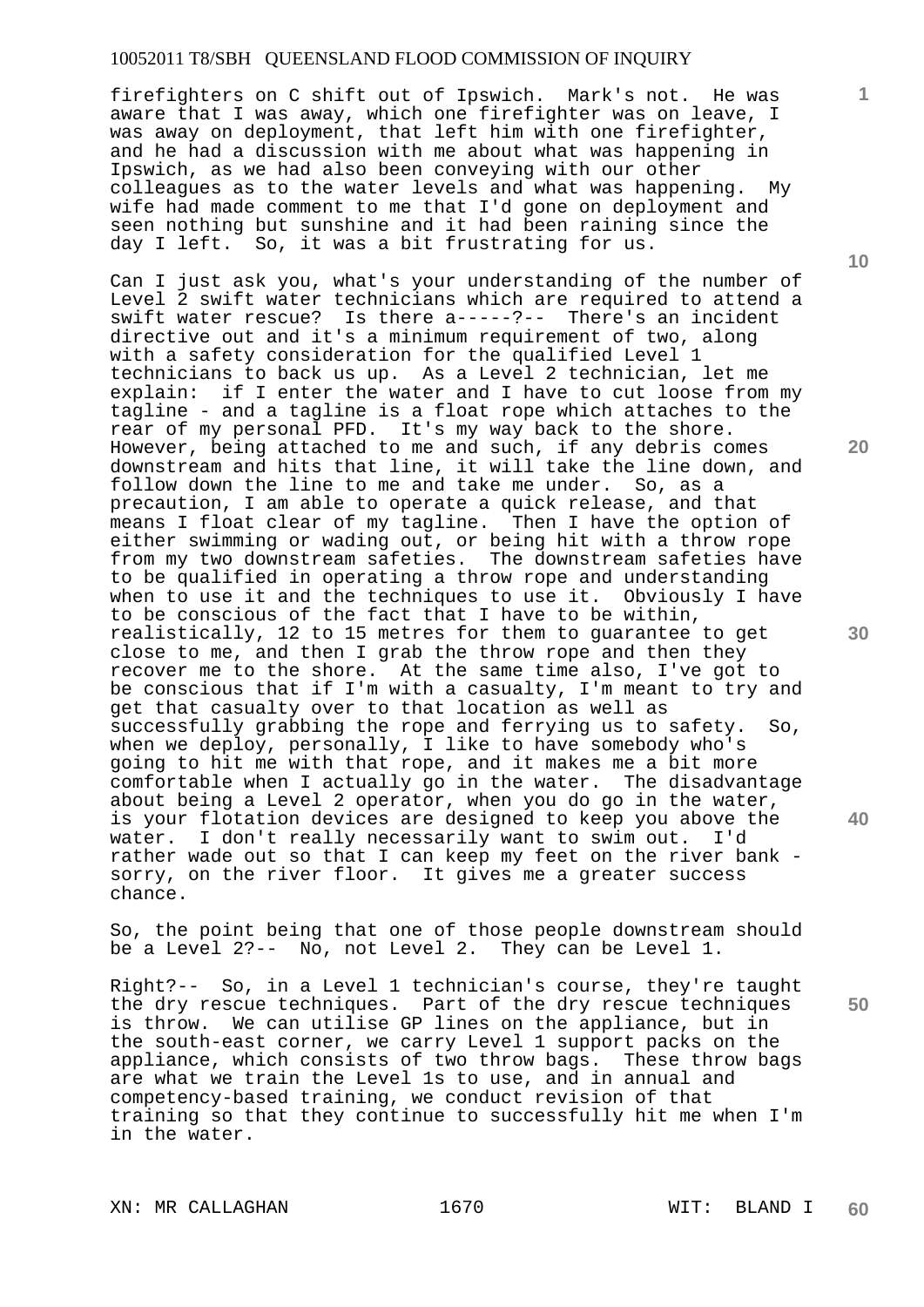firefighters on C shift out of Ipswich. Mark's not. He was aware that I was away, which one firefighter was on leave, I was away on deployment, that left him with one firefighter, and he had a discussion with me about what was happening in Ipswich, as we had also been conveying with our other colleagues as to the water levels and what was happening. My wife had made comment to me that I'd gone on deployment and seen nothing but sunshine and it had been raining since the day I left. So, it was a bit frustrating for us.

Can I just ask you, what's your understanding of the number of Level 2 swift water technicians which are required to attend a swift water rescue? Is there a-----?-- There's an incident directive out and it's a minimum requirement of two, along with a safety consideration for the qualified Level 1 technicians to back us up. As a Level 2 technician, let me explain: if I enter the water and I have to cut loose from my tagline - and a tagline is a float rope which attaches to the rear of my personal PFD. It's my way back to the shore. However, being attached to me and such, if any debris comes downstream and hits that line, it will take the line down, and follow down the line to me and take me under. So, as a precaution, I am able to operate a quick release, and that means I float clear of my tagline. Then I have the option of either swimming or wading out, or being hit with a throw rope from my two downstream safeties. The downstream safeties have to be qualified in operating a throw rope and understanding when to use it and the techniques to use it. Obviously I have to be conscious of the fact that I have to be within, realistically, 12 to 15 metres for them to guarantee to get close to me, and then I grab the throw rope and then they recover me to the shore. At the same time also, I've got to be conscious that if I'm with a casualty, I'm meant to try and get that casualty over to that location as well as successfully grabbing the rope and ferrying us to safety. So, when we deploy, personally, I like to have somebody who's going to hit me with that rope, and it makes me a bit more comfortable when I actually go in the water. The disadvantage about being a Level 2 operator, when you do go in the water, is your flotation devices are designed to keep you above the water. I don't really necessarily want to swim out. I'd rather wade out so that I can keep my feet on the river bank - sorry, on the river floor. It gives me a greater success chance.

So, the point being that one of those people downstream should be a Level 2?-- No, not Level 2. They can be Level 1.

Right?-- So, in a Level 1 technician's course, they're taught the dry rescue techniques. Part of the dry rescue techniques is throw. We can utilise GP lines on the appliance, but in the south-east corner, we carry Level 1 support packs on the appliance, which consists of two throw bags. These throw bags are what we train the Level 1s to use, and in annual and competency-based training, we conduct revision of that training so that they continue to successfully hit me when I'm in the water.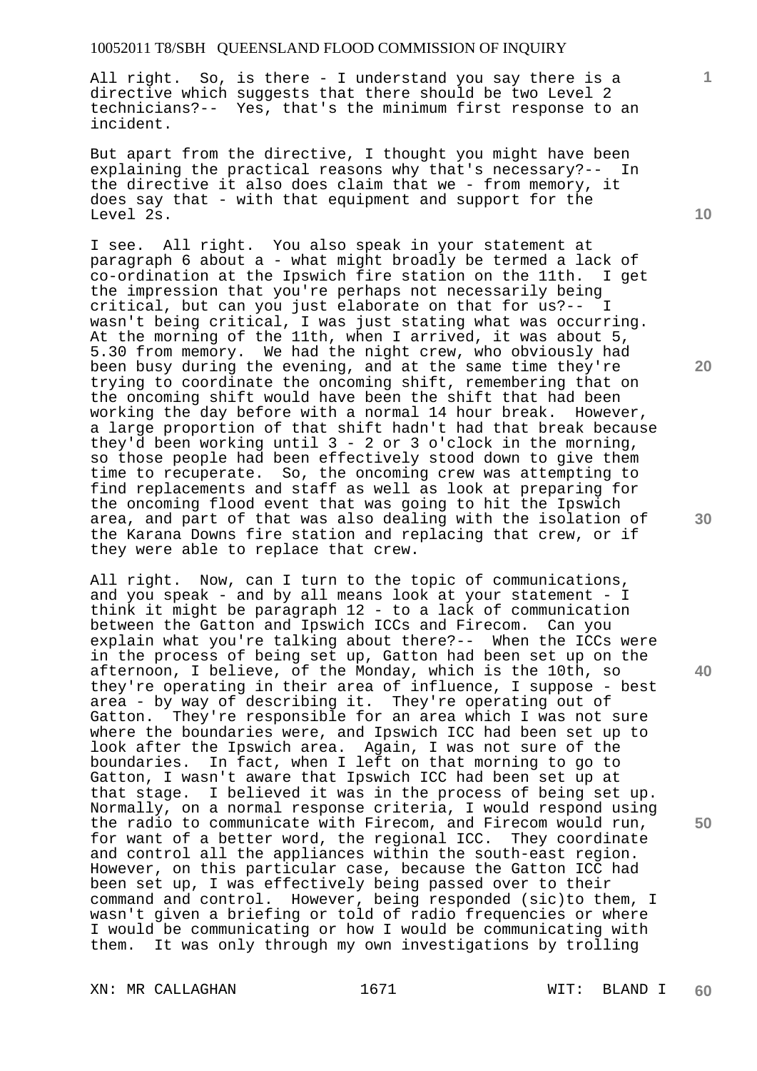All right. So, is there - I understand you say there is a directive which suggests that there should be two Level 2 technicians?-- Yes, that's the minimum first response to an incident.

But apart from the directive, I thought you might have been explaining the practical reasons why that's necessary?-- In the directive it also does claim that we - from memory, it does say that - with that equipment and support for the Level 2s.

I see. All right. You also speak in your statement at paragraph 6 about a - what might broadly be termed a lack of co-ordination at the Ipswich fire station on the 11th. I get the impression that you're perhaps not necessarily being critical, but can you just elaborate on that for us?-- I wasn't being critical, I was just stating what was occurring. At the morning of the 11th, when I arrived, it was about 5, 5.30 from memory. We had the night crew, who obviously had been busy during the evening, and at the same time they're trying to coordinate the oncoming shift, remembering that on the oncoming shift would have been the shift that had been working the day before with a normal 14 hour break. However, a large proportion of that shift hadn't had that break because they'd been working until 3 - 2 or 3 o'clock in the morning, so those people had been effectively stood down to give them time to recuperate. So, the oncoming crew was attempting to find replacements and staff as well as look at preparing for the oncoming flood event that was going to hit the Ipswich area, and part of that was also dealing with the isolation of the Karana Downs fire station and replacing that crew, or if they were able to replace that crew.

All right. Now, can I turn to the topic of communications, and you speak - and by all means look at your statement - I think it might be paragraph 12 - to a lack of communication between the Gatton and Ipswich ICCs and Firecom. Can you explain what you're talking about there?-- When the ICCs were in the process of being set up, Gatton had been set up on the afternoon, I believe, of the Monday, which is the 10th, so they're operating in their area of influence, I suppose - best area - by way of describing it. They're operating out of Gatton. They're responsible for an area which I was not sure where the boundaries were, and Ipswich ICC had been set up to look after the Ipswich area. Again, I was not sure of the boundaries. In fact, when I left on that morning to go to Gatton, I wasn't aware that Ipswich ICC had been set up at that stage. I believed it was in the process of being set up. Normally, on a normal response criteria, I would respond using the radio to communicate with Firecom, and Firecom would run, for want of a better word, the regional ICC. They coordinate and control all the appliances within the south-east region. However, on this particular case, because the Gatton ICC had been set up, I was effectively being passed over to their command and control. However, being responded (sic)to them, I wasn't given a briefing or told of radio frequencies or where I would be communicating or how I would be communicating with them. It was only through my own investigations by trolling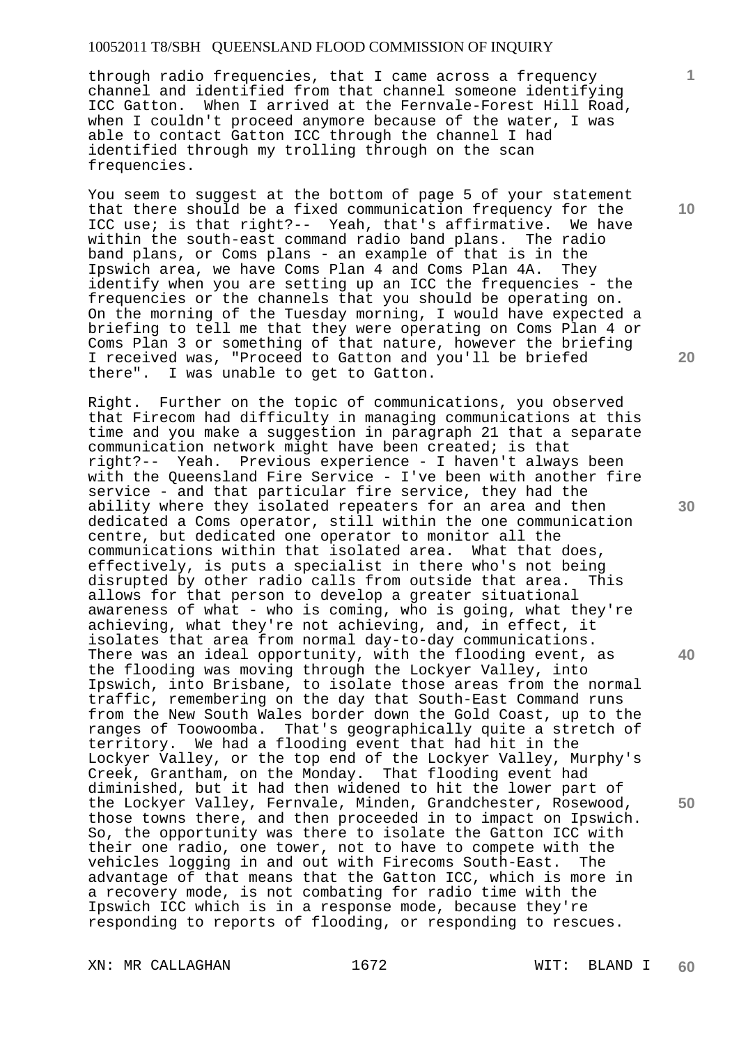through radio frequencies, that I came across a frequency channel and identified from that channel someone identifying ICC Gatton. When I arrived at the Fernvale-Forest Hill Road, when I couldn't proceed anymore because of the water, I was able to contact Gatton ICC through the channel I had identified through my trolling through on the scan frequencies.

You seem to suggest at the bottom of page 5 of your statement that there should be a fixed communication frequency for the ICC use; is that right?-- Yeah, that's affirmative. We have within the south-east command radio band plans. The radio band plans, or Coms plans - an example of that is in the Ipswich area, we have Coms Plan 4 and Coms Plan 4A. They identify when you are setting up an ICC the frequencies - the frequencies or the channels that you should be operating on. On the morning of the Tuesday morning, I would have expected a briefing to tell me that they were operating on Coms Plan 4 or Coms Plan 3 or something of that nature, however the briefing I received was, "Proceed to Gatton and you'll be briefed there". I was unable to get to Gatton.

Right. Further on the topic of communications, you observed that Firecom had difficulty in managing communications at this time and you make a suggestion in paragraph 21 that a separate communication network might have been created; is that right?-- Yeah. Previous experience - I haven't always been with the Queensland Fire Service - I've been with another fire service - and that particular fire service, they had the ability where they isolated repeaters for an area and then dedicated a Coms operator, still within the one communication centre, but dedicated one operator to monitor all the communications within that isolated area. What that does, effectively, is puts a specialist in there who's not being disrupted by other radio calls from outside that area. This allows for that person to develop a greater situational awareness of what - who is coming, who is going, what they're achieving, what they're not achieving, and, in effect, it isolates that area from normal day-to-day communications. There was an ideal opportunity, with the flooding event, as the flooding was moving through the Lockyer Valley, into Ipswich, into Brisbane, to isolate those areas from the normal traffic, remembering on the day that South-East Command runs from the New South Wales border down the Gold Coast, up to the ranges of Toowoomba. That's geographically quite a stretch of territory. We had a flooding event that had hit in the Lockyer Valley, or the top end of the Lockyer Valley, Murphy's Creek, Grantham, on the Monday. That flooding event had diminished, but it had then widened to hit the lower part of the Lockyer Valley, Fernvale, Minden, Grandchester, Rosewood, those towns there, and then proceeded in to impact on Ipswich. So, the opportunity was there to isolate the Gatton ICC with their one radio, one tower, not to have to compete with the vehicles logging in and out with Firecoms South-East. The advantage of that means that the Gatton ICC, which is more in a recovery mode, is not combating for radio time with the Ipswich ICC which is in a response mode, because they're responding to reports of flooding, or responding to rescues.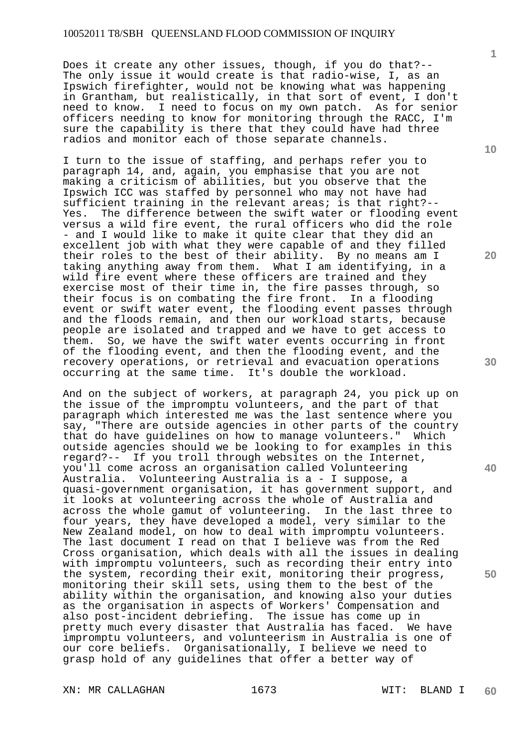Does it create any other issues, though, if you do that?-- The only issue it would create is that radio-wise, I, as an Ipswich firefighter, would not be knowing what was happening in Grantham, but realistically, in that sort of event, I don't need to know. I need to focus on my own patch. As for senior officers needing to know for monitoring through the RACC, I'm sure the capability is there that they could have had three radios and monitor each of those separate channels.

I turn to the issue of staffing, and perhaps refer you to paragraph 14, and, again, you emphasise that you are not making a criticism of abilities, but you observe that the Ipswich ICC was staffed by personnel who may not have had sufficient training in the relevant areas; is that right?-- Yes. The difference between the swift water or flooding event versus a wild fire event, the rural officers who did the role - and I would like to make it quite clear that they did an excellent job with what they were capable of and they filled their roles to the best of their ability. By no means am I taking anything away from them. What I am identifying, in a wild fire event where these officers are trained and they exercise most of their time in, the fire passes through, so their focus is on combating the fire front. In a flooding event or swift water event, the flooding event passes through and the floods remain, and then our workload starts, because people are isolated and trapped and we have to get access to them. So, we have the swift water events occurring in front of the flooding event, and then the flooding event, and the recovery operations, or retrieval and evacuation operations occurring at the same time. It's double the workload.

And on the subject of workers, at paragraph 24, you pick up on the issue of the impromptu volunteers, and the part of that paragraph which interested me was the last sentence where you say, "There are outside agencies in other parts of the country that do have guidelines on how to manage volunteers." Which outside agencies should we be looking to for examples in this regard?-- If you troll through websites on the Internet, you'll come across an organisation called Volunteering Australia. Volunteering Australia is a - I suppose, a quasi-government organisation, it has government support, and it looks at volunteering across the whole of Australia and across the whole gamut of volunteering. In the last three to four years, they have developed a model, very similar to the New Zealand model, on how to deal with impromptu volunteers. The last document I read on that I believe was from the Red Cross organisation, which deals with all the issues in dealing with impromptu volunteers, such as recording their entry into the system, recording their exit, monitoring their progress, monitoring their skill sets, using them to the best of the ability within the organisation, and knowing also your duties as the organisation in aspects of Workers' Compensation and also post-incident debriefing. The issue has come up in pretty much every disaster that Australia has faced. We have impromptu volunteers, and volunteerism in Australia is one of our core beliefs. Organisationally, I believe we need to grasp hold of any guidelines that offer a better way of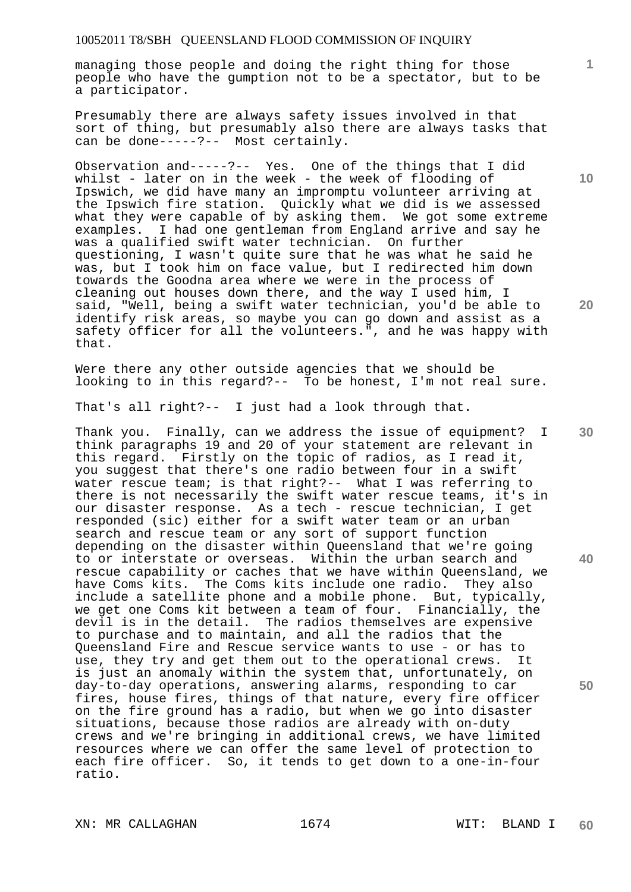managing those people and doing the right thing for those people who have the gumption not to be a spectator, but to be a participator.

Presumably there are always safety issues involved in that sort of thing, but presumably also there are always tasks that can be done-----?-- Most certainly.

Observation and-----?-- Yes. One of the things that I did whilst - later on in the week - the week of flooding of Ipswich, we did have many an impromptu volunteer arriving at the Ipswich fire station. Quickly what we did is we assessed what they were capable of by asking them. We got some extreme examples. I had one gentleman from England arrive and say he was a qualified swift water technician. On further questioning, I wasn't quite sure that he was what he said he was, but I took him on face value, but I redirected him down towards the Goodna area where we were in the process of cleaning out houses down there, and the way I used him, I said, "Well, being a swift water technician, you'd be able to identify risk areas, so maybe you can go down and assist as a safety officer for all the volunteers.", and he was happy with that.

Were there any other outside agencies that we should be looking to in this regard?-- To be honest, I'm not real sure.

That's all right?-- I just had a look through that.

Thank you. Finally, can we address the issue of equipment? I think paragraphs 19 and 20 of your statement are relevant in this regard. Firstly on the topic of radios, as I read it, you suggest that there's one radio between four in a swift water rescue team; is that right?-- What I was referring to there is not necessarily the swift water rescue teams, it's in our disaster response. As a tech - rescue technician, I get responded (sic) either for a swift water team or an urban search and rescue team or any sort of support function depending on the disaster within Queensland that we're going to or interstate or overseas. Within the urban search and rescue capability or caches that we have within Queensland, we have Coms kits. The Coms kits include one radio. They also include a satellite phone and a mobile phone. But, typically, we get one Coms kit between a team of four. Financially, the devil is in the detail. The radios themselves are expensive to purchase and to maintain, and all the radios that the Queensland Fire and Rescue service wants to use - or has to use, they try and get them out to the operational crews. It is just an anomaly within the system that, unfortunately, on day-to-day operations, answering alarms, responding to car fires, house fires, things of that nature, every fire officer on the fire ground has a radio, but when we go into disaster situations, because those radios are already with on-duty crews and we're bringing in additional crews, we have limited resources where we can offer the same level of protection to each fire officer. So, it tends to get down to a one-in-four ratio.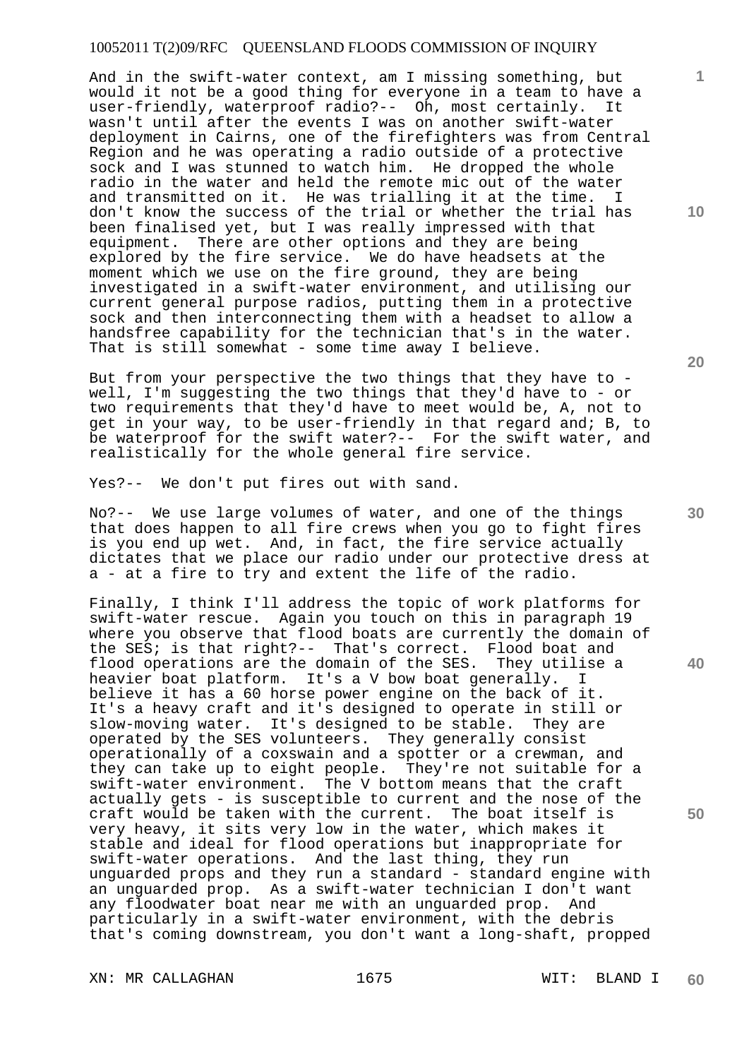And in the swift-water context, am I missing something, but would it not be a good thing for everyone in a team to have a user-friendly, waterproof radio?-- Oh, most certainly. It wasn't until after the events I was on another swift-water deployment in Cairns, one of the firefighters was from Central Region and he was operating a radio outside of a protective sock and I was stunned to watch him. He dropped the whole radio in the water and held the remote mic out of the water and transmitted on it. He was trialling it at the time. I don't know the success of the trial or whether the trial has been finalised yet, but I was really impressed with that equipment. There are other options and they are being explored by the fire service. We do have headsets at the moment which we use on the fire ground, they are being investigated in a swift-water environment, and utilising our current general purpose radios, putting them in a protective sock and then interconnecting them with a headset to allow a handsfree capability for the technician that's in the water. That is still somewhat - some time away I believe.

But from your perspective the two things that they have to - well, I'm suggesting the two things that they'd have to - or two requirements that they'd have to meet would be, A, not to get in your way, to be user-friendly in that regard and; B, to be waterproof for the swift water?-- For the swift water, and realistically for the whole general fire service.

Yes?-- We don't put fires out with sand.

No?-- We use large volumes of water, and one of the things that does happen to all fire crews when you go to fight fires is you end up wet. And, in fact, the fire service actually dictates that we place our radio under our protective dress at a - at a fire to try and extent the life of the radio.

Finally, I think I'll address the topic of work platforms for swift-water rescue. Again you touch on this in paragraph 19 where you observe that flood boats are currently the domain of the SES; is that right?-- That's correct. Flood boat and flood operations are the domain of the SES. They utilise a heavier boat platform. It's a V bow boat generally. I believe it has a 60 horse power engine on the back of it. It's a heavy craft and it's designed to operate in still or slow-moving water. It's designed to be stable. They are operated by the SES volunteers. They generally consist operationally of a coxswain and a spotter or a crewman, and they can take up to eight people. They're not suitable for a swift-water environment. The V bottom means that the craft actually gets - is susceptible to current and the nose of the craft would be taken with the current. The boat itself is very heavy, it sits very low in the water, which makes it stable and ideal for flood operations but inappropriate for swift-water operations. And the last thing, they run unguarded props and they run a standard - standard engine with an unguarded prop. As a swift-water technician I don't want any floodwater boat near me with an unguarded prop. And particularly in a swift-water environment, with the debris that's coming downstream, you don't want a long-shaft, propped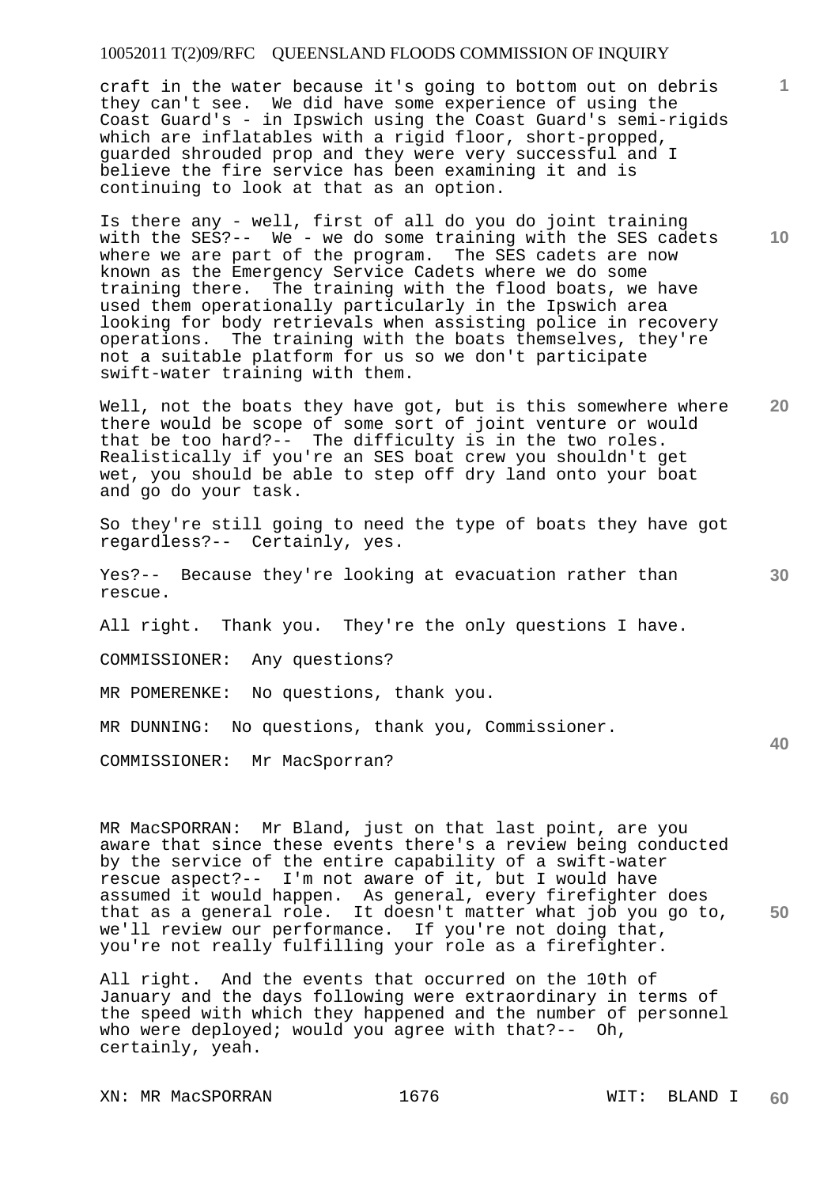craft in the water because it's going to bottom out on debris they can't see. We did have some experience of using the Coast Guard's - in Ipswich using the Coast Guard's semi-rigids which are inflatables with a rigid floor, short-propped, guarded shrouded prop and they were very successful and I believe the fire service has been examining it and is continuing to look at that as an option.

Is there any - well, first of all do you do joint training with the SES?-- We - we do some training with the SES cadets where we are part of the program. The SES cadets are now known as the Emergency Service Cadets where we do some training there. The training with the flood boats, we have used them operationally particularly in the Ipswich area looking for body retrievals when assisting police in recovery operations. The training with the boats themselves, they're not a suitable platform for us so we don't participate swift-water training with them.

Well, not the boats they have got, but is this somewhere where there would be scope of some sort of joint venture or would that be too hard?-- The difficulty is in the two roles. Realistically if you're an SES boat crew you shouldn't get wet, you should be able to step off dry land onto your boat and go do your task.

So they're still going to need the type of boats they have got regardless?-- Certainly, yes.

Yes?-- Because they're looking at evacuation rather than rescue.

All right. Thank you. They're the only questions I have.

COMMISSIONER: Any questions?

MR POMERENKE: No questions, thank you.

MR DUNNING: No questions, thank you, Commissioner.

COMMISSIONER: Mr MacSporran?

MR MacSPORRAN: Mr Bland, just on that last point, are you aware that since these events there's a review being conducted by the service of the entire capability of a swift-water rescue aspect?-- I'm not aware of it, but I would have assumed it would happen. As general, every firefighter does that as a general role. It doesn't matter what job you go to, we'll review our performance. If you're not doing that, you're not really fulfilling your role as a firefighter.

All right. And the events that occurred on the 10th of January and the days following were extraordinary in terms of the speed with which they happened and the number of personnel who were deployed; would you agree with that?-- Oh, certainly, yeah.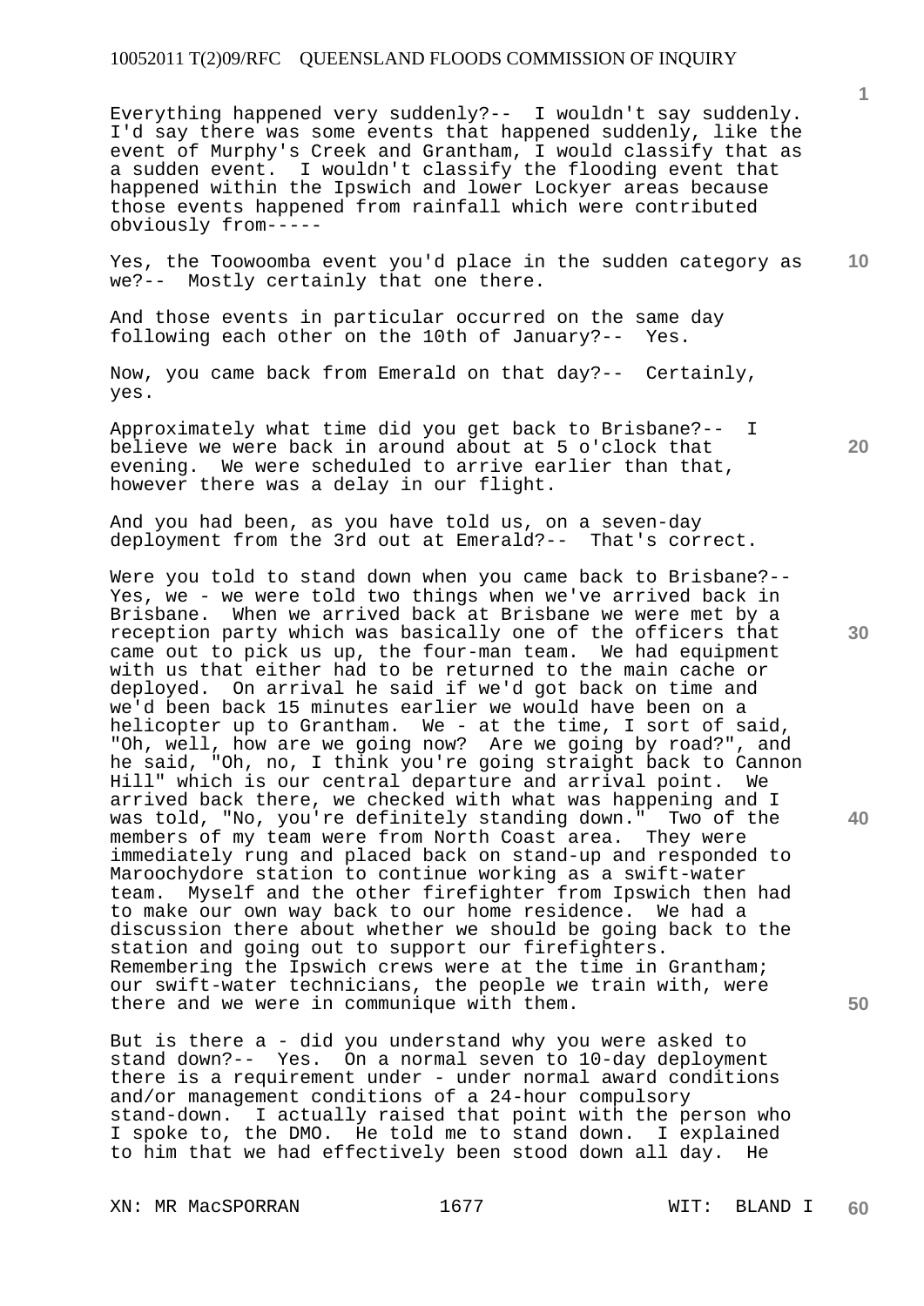Everything happened very suddenly?-- I wouldn't say suddenly. I'd say there was some events that happened suddenly, like the event of Murphy's Creek and Grantham, I would classify that as a sudden event. I wouldn't classify the flooding event that happened within the Ipswich and lower Lockyer areas because those events happened from rainfall which were contributed obviously from-----

Yes, the Toowoomba event you'd place in the sudden category as we?-- Mostly certainly that one there.

And those events in particular occurred on the same day following each other on the 10th of January?-- Yes.

Now, you came back from Emerald on that day?-- Certainly, yes.

Approximately what time did you get back to Brisbane?-- I believe we were back in around about at 5 o'clock that evening. We were scheduled to arrive earlier than that, however there was a delay in our flight.

And you had been, as you have told us, on a seven-day deployment from the 3rd out at Emerald?-- That's correct.

Were you told to stand down when you came back to Brisbane?-- Yes, we - we were told two things when we've arrived back in Brisbane. When we arrived back at Brisbane we were met by a reception party which was basically one of the officers that came out to pick us up, the four-man team. We had equipment with us that either had to be returned to the main cache or deployed. On arrival he said if we'd got back on time and we'd been back 15 minutes earlier we would have been on a helicopter up to Grantham. We - at the time, I sort of said, "Oh, well, how are we going now? Are we going by road?", and he said, "Oh, no, I think you're going straight back to Cannon Hill" which is our central departure and arrival point. We arrived back there, we checked with what was happening and I was told, "No, you're definitely standing down." Two of the members of my team were from North Coast area. They were immediately rung and placed back on stand-up and responded to Maroochydore station to continue working as a swift-water team. Myself and the other firefighter from Ipswich then had to make our own way back to our home residence. We had a discussion there about whether we should be going back to the station and going out to support our firefighters. Remembering the Ipswich crews were at the time in Grantham; our swift-water technicians, the people we train with, were there and we were in communique with them.

But is there a - did you understand why you were asked to stand down?-- Yes. On a normal seven to 10-day deployment there is a requirement under - under normal award conditions and/or management conditions of a 24-hour compulsory stand-down. I actually raised that point with the person who I spoke to, the DMO. He told me to stand down. I explained to him that we had effectively been stood down all day. He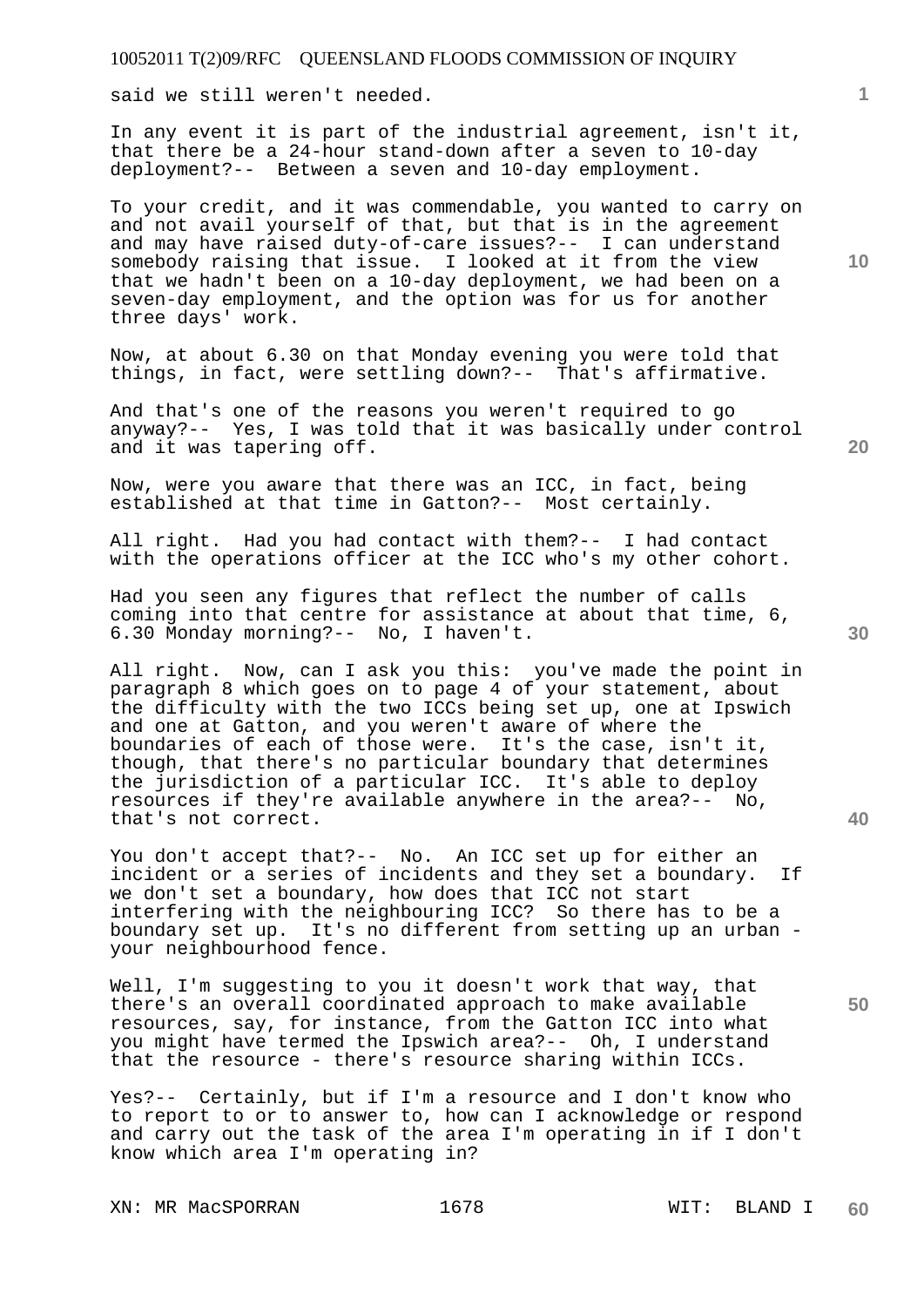said we still weren't needed.

In any event it is part of the industrial agreement, isn't it, that there be a 24-hour stand-down after a seven to 10-day deployment?-- Between a seven and 10-day employment.

To your credit, and it was commendable, you wanted to carry on and not avail yourself of that, but that is in the agreement and may have raised duty-of-care issues?-- I can understand somebody raising that issue. I looked at it from the view that we hadn't been on a 10-day deployment, we had been on a seven-day employment, and the option was for us for another three days' work.

Now, at about 6.30 on that Monday evening you were told that things, in fact, were settling down?-- That's affirmative.

And that's one of the reasons you weren't required to go anyway?-- Yes, I was told that it was basically under control and it was tapering off.

Now, were you aware that there was an ICC, in fact, being established at that time in Gatton?-- Most certainly.

All right. Had you had contact with them?-- I had contact with the operations officer at the ICC who's my other cohort.

Had you seen any figures that reflect the number of calls coming into that centre for assistance at about that time, 6, 6.30 Monday morning?-- No, I haven't.

All right. Now, can I ask you this: you've made the point in paragraph 8 which goes on to page 4 of your statement, about the difficulty with the two ICCs being set up, one at Ipswich and one at Gatton, and you weren't aware of where the boundaries of each of those were. It's the case, isn't it, though, that there's no particular boundary that determines the jurisdiction of a particular ICC. It's able to deploy resources if they're available anywhere in the area?-- No, that's not correct.

You don't accept that?-- No. An ICC set up for either an incident or a series of incidents and they set a boundary. If we don't set a boundary, how does that ICC not start interfering with the neighbouring ICC? So there has to be a boundary set up. It's no different from setting up an urban - your neighbourhood fence.

Well, I'm suggesting to you it doesn't work that way, that there's an overall coordinated approach to make available resources, say, for instance, from the Gatton ICC into what you might have termed the Ipswich area?-- Oh, I understand that the resource - there's resource sharing within ICCs.

Yes?-- Certainly, but if I'm a resource and I don't know who to report to or to answer to, how can I acknowledge or respond and carry out the task of the area I'm operating in if I don't know which area I'm operating in?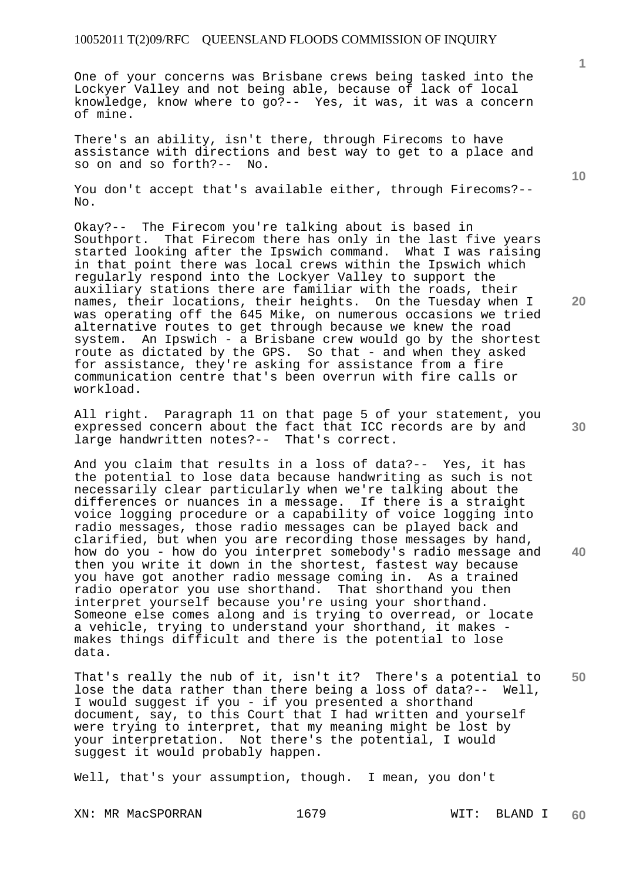One of your concerns was Brisbane crews being tasked into the Lockyer Valley and not being able, because of lack of local knowledge, know where to go?-- Yes, it was, it was a concern of mine.

There's an ability, isn't there, through Firecoms to have assistance with directions and best way to get to a place and so on and so forth?-- No.

You don't accept that's available either, through Firecoms?-- No.

Okay?-- The Firecom you're talking about is based in Southport. That Firecom there has only in the last five years started looking after the Ipswich command. What I was raising in that point there was local crews within the Ipswich which regularly respond into the Lockyer Valley to support the auxiliary stations there are familiar with the roads, their names, their locations, their heights. On the Tuesday when I was operating off the 645 Mike, on numerous occasions we tried alternative routes to get through because we knew the road system. An Ipswich - a Brisbane crew would go by the shortest route as dictated by the GPS. So that - and when they asked for assistance, they're asking for assistance from a fire communication centre that's been overrun with fire calls or workload.

All right. Paragraph 11 on that page 5 of your statement, you expressed concern about the fact that ICC records are by and large handwritten notes?-- That's correct.

And you claim that results in a loss of data?-- Yes, it has the potential to lose data because handwriting as such is not necessarily clear particularly when we're talking about the differences or nuances in a message. If there is a straight voice logging procedure or a capability of voice logging into radio messages, those radio messages can be played back and clarified, but when you are recording those messages by hand, how do you - how do you interpret somebody's radio message and then you write it down in the shortest, fastest way because you have got another radio message coming in. As a trained radio operator you use shorthand. That shorthand you then interpret yourself because you're using your shorthand. Someone else comes along and is trying to overread, or locate a vehicle, trying to understand your shorthand, it makes - makes things difficult and there is the potential to lose data.

That's really the nub of it, isn't it? There's a potential to lose the data rather than there being a loss of data?-- Well, I would suggest if you - if you presented a shorthand document, say, to this Court that I had written and yourself were trying to interpret, that my meaning might be lost by your interpretation. Not there's the potential, I would suggest it would probably happen.

Well, that's your assumption, though. I mean, you don't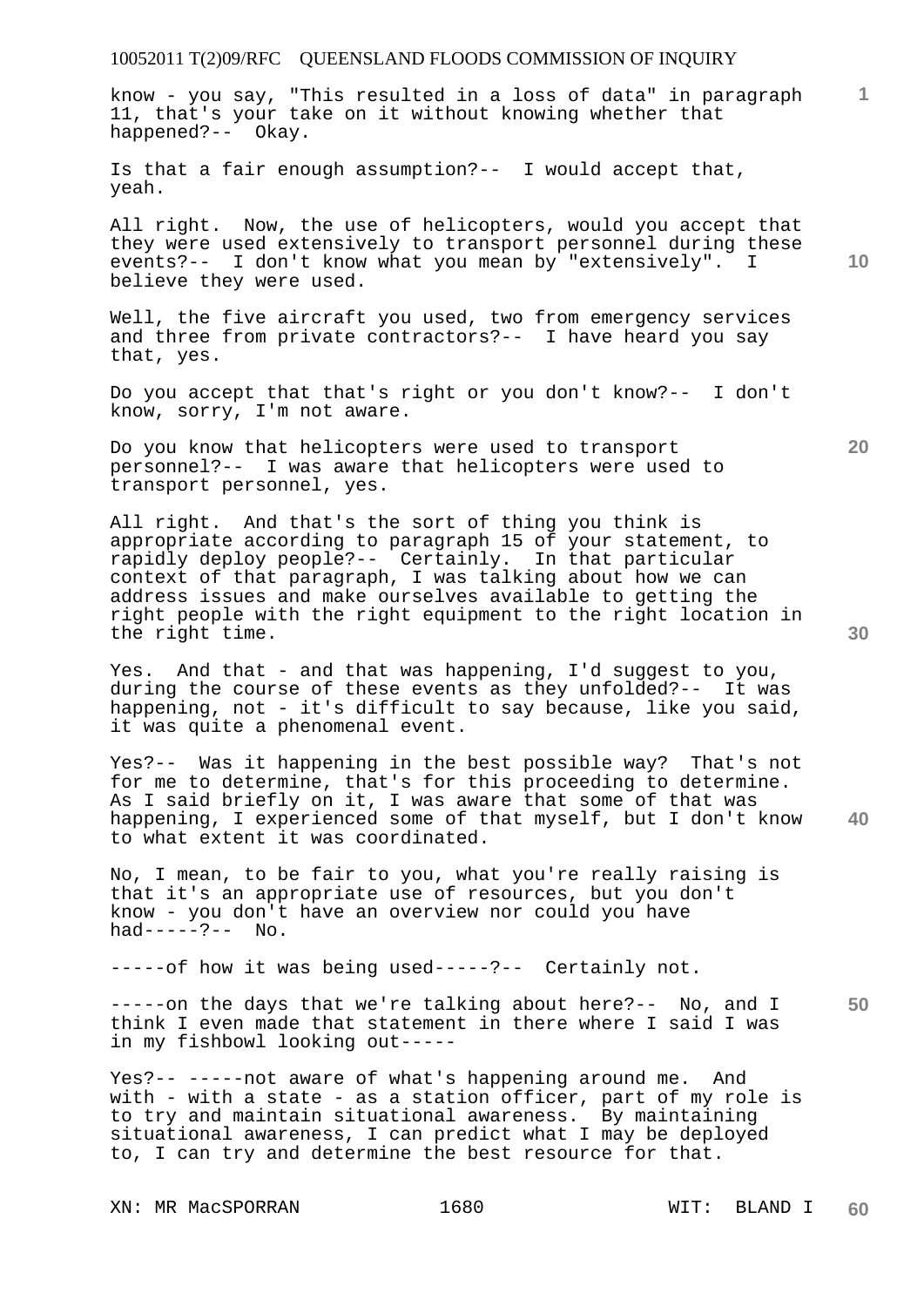know - you say, "This resulted in a loss of data" in paragraph 11, that's your take on it without knowing whether that happened?-- Okay.

Is that a fair enough assumption?-- I would accept that, yeah.

All right. Now, the use of helicopters, would you accept that they were used extensively to transport personnel during these events?-- I don't know what you mean by "extensively". I believe they were used.

Well, the five aircraft you used, two from emergency services and three from private contractors?-- I have heard you say that, yes.

Do you accept that that's right or you don't know?-- I don't know, sorry, I'm not aware.

Do you know that helicopters were used to transport personnel?-- I was aware that helicopters were used to transport personnel, yes.

All right. And that's the sort of thing you think is appropriate according to paragraph 15 of your statement, to rapidly deploy people?-- Certainly. In that particular context of that paragraph, I was talking about how we can address issues and make ourselves available to getting the right people with the right equipment to the right location in the right time.

Yes. And that - and that was happening, I'd suggest to you, during the course of these events as they unfolded?-- It was happening, not - it's difficult to say because, like you said, it was quite a phenomenal event.

Yes?-- Was it happening in the best possible way? That's not for me to determine, that's for this proceeding to determine. As I said briefly on it, I was aware that some of that was happening, I experienced some of that myself, but I don't know to what extent it was coordinated.

No, I mean, to be fair to you, what you're really raising is that it's an appropriate use of resources, but you don't know - you don't have an overview nor could you have had-----?-- No.

-----of how it was being used-----?-- Certainly not.

-----on the days that we're talking about here?-- No, and I think I even made that statement in there where I said I was in my fishbowl looking out-----

Yes?-- -----not aware of what's happening around me. And with - with a state - as a station officer, part of my role is to try and maintain situational awareness. By maintaining situational awareness, I can predict what I may be deployed to, I can try and determine the best resource for that.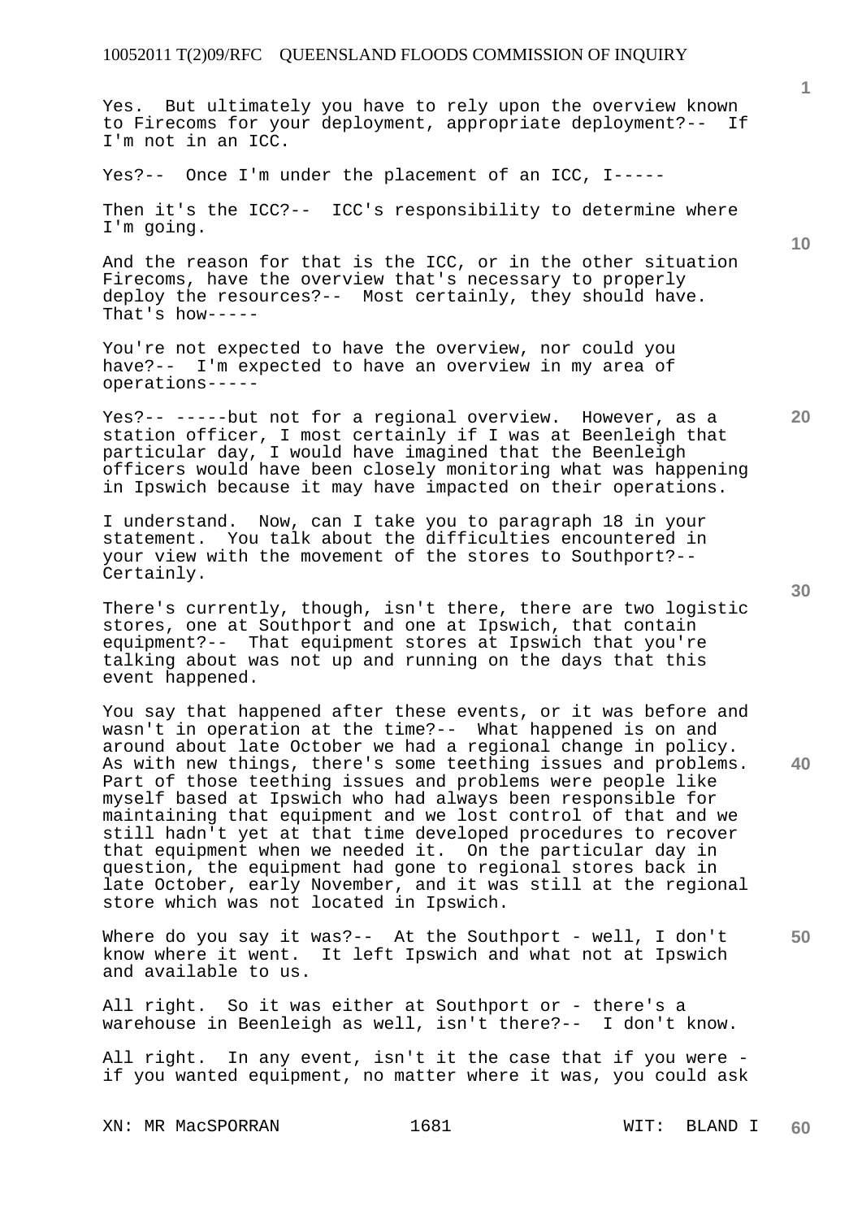Yes. But ultimately you have to rely upon the overview known to Firecoms for your deployment, appropriate deployment?-- If I'm not in an ICC.

Yes?-- Once I'm under the placement of an ICC, I-----

Then it's the ICC?-- ICC's responsibility to determine where I'm going.

And the reason for that is the ICC, or in the other situation Firecoms, have the overview that's necessary to properly deploy the resources?-- Most certainly, they should have. That's how-----

You're not expected to have the overview, nor could you have?-- I'm expected to have an overview in my area of operations-----

Yes?-- -----but not for a regional overview. However, as a station officer, I most certainly if I was at Beenleigh that particular day, I would have imagined that the Beenleigh officers would have been closely monitoring what was happening in Ipswich because it may have impacted on their operations.

I understand. Now, can I take you to paragraph 18 in your statement. You talk about the difficulties encountered in your view with the movement of the stores to Southport?-- Certainly.

There's currently, though, isn't there, there are two logistic stores, one at Southport and one at Ipswich, that contain equipment?-- That equipment stores at Ipswich that you're talking about was not up and running on the days that this event happened.

You say that happened after these events, or it was before and wasn't in operation at the time?-- What happened is on and around about late October we had a regional change in policy. As with new things, there's some teething issues and problems. Part of those teething issues and problems were people like myself based at Ipswich who had always been responsible for maintaining that equipment and we lost control of that and we still hadn't yet at that time developed procedures to recover that equipment when we needed it. On the particular day in question, the equipment had gone to regional stores back in late October, early November, and it was still at the regional store which was not located in Ipswich.

Where do you say it was?-- At the Southport - well, I don't know where it went. It left Ipswich and what not at Ipswich and available to us.

All right. So it was either at Southport or - there's a warehouse in Beenleigh as well, isn't there?-- I don't know.

All right. In any event, isn't it the case that if you were - if you wanted equipment, no matter where it was, you could ask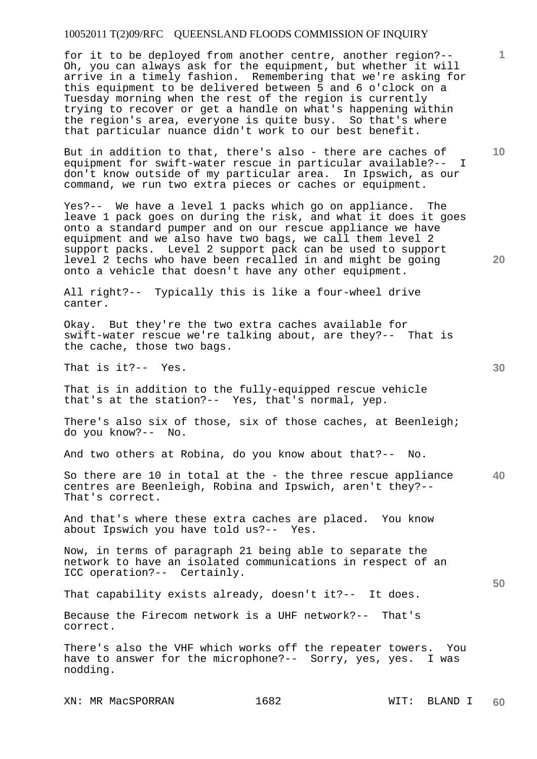for it to be deployed from another centre, another region?-- Oh, you can always ask for the equipment, but whether it will arrive in a timely fashion. Remembering that we're asking for this equipment to be delivered between 5 and 6 o'clock on a Tuesday morning when the rest of the region is currently trying to recover or get a handle on what's happening within the region's area, everyone is quite busy. So that's where that particular nuance didn't work to our best benefit.

But in addition to that, there's also - there are caches of equipment for swift-water rescue in particular available?-- I don't know outside of my particular area. In Ipswich, as our command, we run two extra pieces or caches or equipment.

Yes?-- We have a level 1 packs which go on appliance. The leave 1 pack goes on during the risk, and what it does it goes onto a standard pumper and on our rescue appliance we have equipment and we also have two bags, we call them level 2 support packs. Level 2 support pack can be used to support level 2 techs who have been recalled in and might be going onto a vehicle that doesn't have any other equipment.

All right?-- Typically this is like a four-wheel drive canter.

Okay. But they're the two extra caches available for swift-water rescue we're talking about, are they?-- That is the cache, those two bags.

That is it?-- Yes.

That is in addition to the fully-equipped rescue vehicle that's at the station?-- Yes, that's normal, yep.

There's also six of those, six of those caches, at Beenleigh; do you know?-- No.

And two others at Robina, do you know about that?-- No.

So there are 10 in total at the - the three rescue appliance centres are Beenleigh, Robina and Ipswich, aren't they?-- That's correct.

And that's where these extra caches are placed. You know about Ipswich you have told us?-- Yes.

Now, in terms of paragraph 21 being able to separate the network to have an isolated communications in respect of an ICC operation?-- Certainly.

That capability exists already, doesn't it?-- It does.

Because the Firecom network is a UHF network?-- That's correct.

There's also the VHF which works off the repeater towers. You have to answer for the microphone?-- Sorry, yes, yes. I was nodding.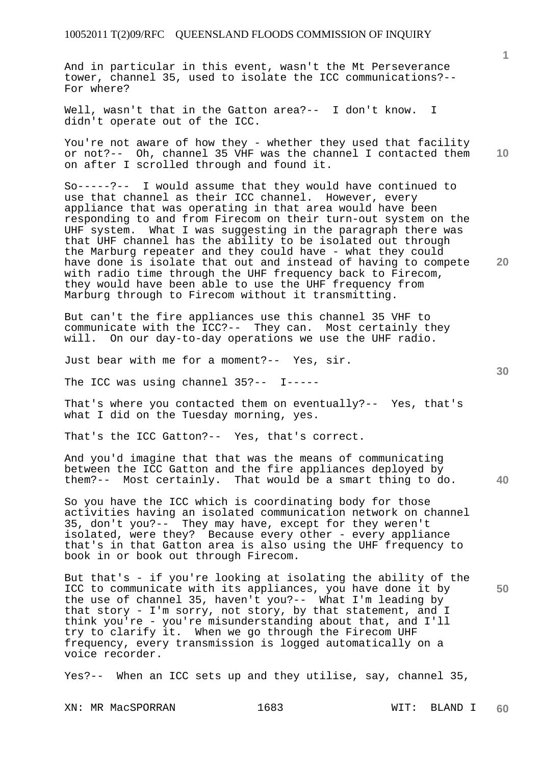And in particular in this event, wasn't the Mt Perseverance tower, channel 35, used to isolate the ICC communications?-- For where?

Well, wasn't that in the Gatton area?-- I don't know. I didn't operate out of the ICC.

You're not aware of how they - whether they used that facility or not?-- Oh, channel 35 VHF was the channel I contacted them on after I scrolled through and found it.

So-----?-- I would assume that they would have continued to use that channel as their ICC channel. However, every appliance that was operating in that area would have been responding to and from Firecom on their turn-out system on the UHF system. What I was suggesting in the paragraph there was that UHF channel has the ability to be isolated out through the Marburg repeater and they could have - what they could have done is isolate that out and instead of having to compete with radio time through the UHF frequency back to Firecom, they would have been able to use the UHF frequency from Marburg through to Firecom without it transmitting.

But can't the fire appliances use this channel 35 VHF to communicate with the ICC?-- They can. Most certainly they will. On our day-to-day operations we use the UHF radio.

Just bear with me for a moment?-- Yes, sir.

The ICC was using channel 35?-- I-----

That's where you contacted them on eventually?-- Yes, that's what I did on the Tuesday morning, yes.

That's the ICC Gatton?-- Yes, that's correct.

And you'd imagine that that was the means of communicating between the ICC Gatton and the fire appliances deployed by them?-- Most certainly. That would be a smart thing to do.

So you have the ICC which is coordinating body for those activities having an isolated communication network on channel 35, don't you?-- They may have, except for they weren't isolated, were they? Because every other - every appliance that's in that Gatton area is also using the UHF frequency to book in or book out through Firecom.

But that's - if you're looking at isolating the ability of the ICC to communicate with its appliances, you have done it by the use of channel 35, haven't you?-- What I'm leading by that story - I'm sorry, not story, by that statement, and I think you're - you're misunderstanding about that, and I'll try to clarify it. When we go through the Firecom UHF frequency, every transmission is logged automatically on a voice recorder.

Yes?-- When an ICC sets up and they utilise, say, channel 35,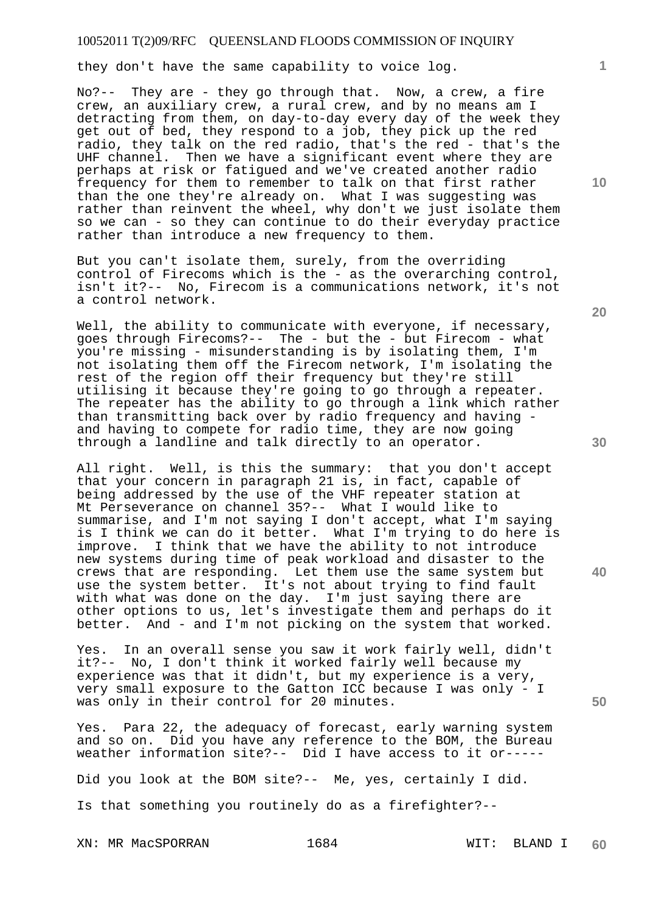they don't have the same capability to voice log.

No?-- They are - they go through that. Now, a crew, a fire crew, an auxiliary crew, a rural crew, and by no means am I detracting from them, on day-to-day every day of the week they get out of bed, they respond to a job, they pick up the red radio, they talk on the red radio, that's the red - that's the UHF channel. Then we have a significant event where they are perhaps at risk or fatigued and we've created another radio frequency for them to remember to talk on that first rather than the one they're already on. What I was suggesting was rather than reinvent the wheel, why don't we just isolate them so we can - so they can continue to do their everyday practice rather than introduce a new frequency to them.

But you can't isolate them, surely, from the overriding control of Firecoms which is the - as the overarching control, isn't it?-- No, Firecom is a communications network, it's not a control network.

Well, the ability to communicate with everyone, if necessary, goes through Firecoms?-- The - but the - but Firecom - what you're missing - misunderstanding is by isolating them, I'm not isolating them off the Firecom network, I'm isolating the rest of the region off their frequency but they're still utilising it because they're going to go through a repeater. The repeater has the ability to go through a link which rather than transmitting back over by radio frequency and having - and having to compete for radio time, they are now going through a landline and talk directly to an operator.

All right. Well, is this the summary: that you don't accept that your concern in paragraph 21 is, in fact, capable of being addressed by the use of the VHF repeater station at Mt Perseverance on channel 35?-- What I would like to summarise, and I'm not saying I don't accept, what I'm saying is I think we can do it better. What I'm trying to do here is improve. I think that we have the ability to not introduce new systems during time of peak workload and disaster to the crews that are responding. Let them use the same system but use the system better. It's not about trying to find fault with what was done on the day. I'm just saying there are other options to us, let's investigate them and perhaps do it better. And - and I'm not picking on the system that worked.

Yes. In an overall sense you saw it work fairly well, didn't it?-- No, I don't think it worked fairly well because my experience was that it didn't, but my experience is a very, very small exposure to the Gatton ICC because I was only - I was only in their control for 20 minutes.

Yes. Para 22, the adequacy of forecast, early warning system and so on. Did you have any reference to the BOM, the Bureau weather information site?-- Did I have access to it or-----

Did you look at the BOM site?-- Me, yes, certainly I did.

Is that something you routinely do as a firefighter?--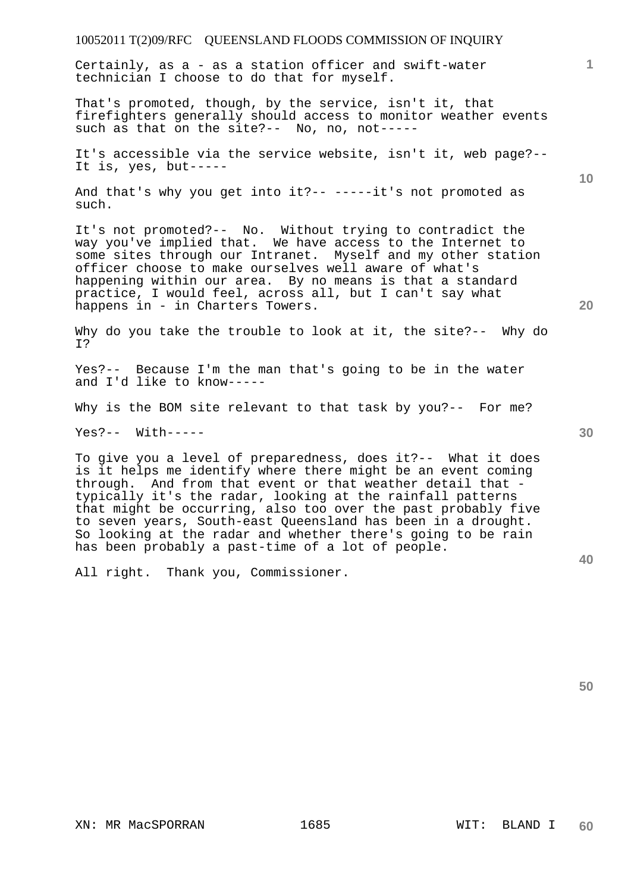Certainly, as a - as a station officer and swift-water technician I choose to do that for myself.

That's promoted, though, by the service, isn't it, that firefighters generally should access to monitor weather events such as that on the site?-- No, no, not-----

It's accessible via the service website, isn't it, web page?-- It is, yes, but-----

And that's why you get into it?-- -----it's not promoted as such.

It's not promoted?-- No. Without trying to contradict the way you've implied that. We have access to the Internet to some sites through our Intranet. Myself and my other station officer choose to make ourselves well aware of what's happening within our area. By no means is that a standard practice, I would feel, across all, but I can't say what happens in - in Charters Towers.

Why do you take the trouble to look at it, the site?-- Why do I?

Yes?-- Because I'm the man that's going to be in the water and I'd like to know-----

Why is the BOM site relevant to that task by you?-- For me?

Yes?-- With-----

To give you a level of preparedness, does it?-- What it does is it helps me identify where there might be an event coming through. And from that event or that weather detail that - typically it's the radar, looking at the rainfall patterns that might be occurring, also too over the past probably five to seven years, South-east Queensland has been in a drought. So looking at the radar and whether there's going to be rain has been probably a past-time of a lot of people.

All right. Thank you, Commissioner.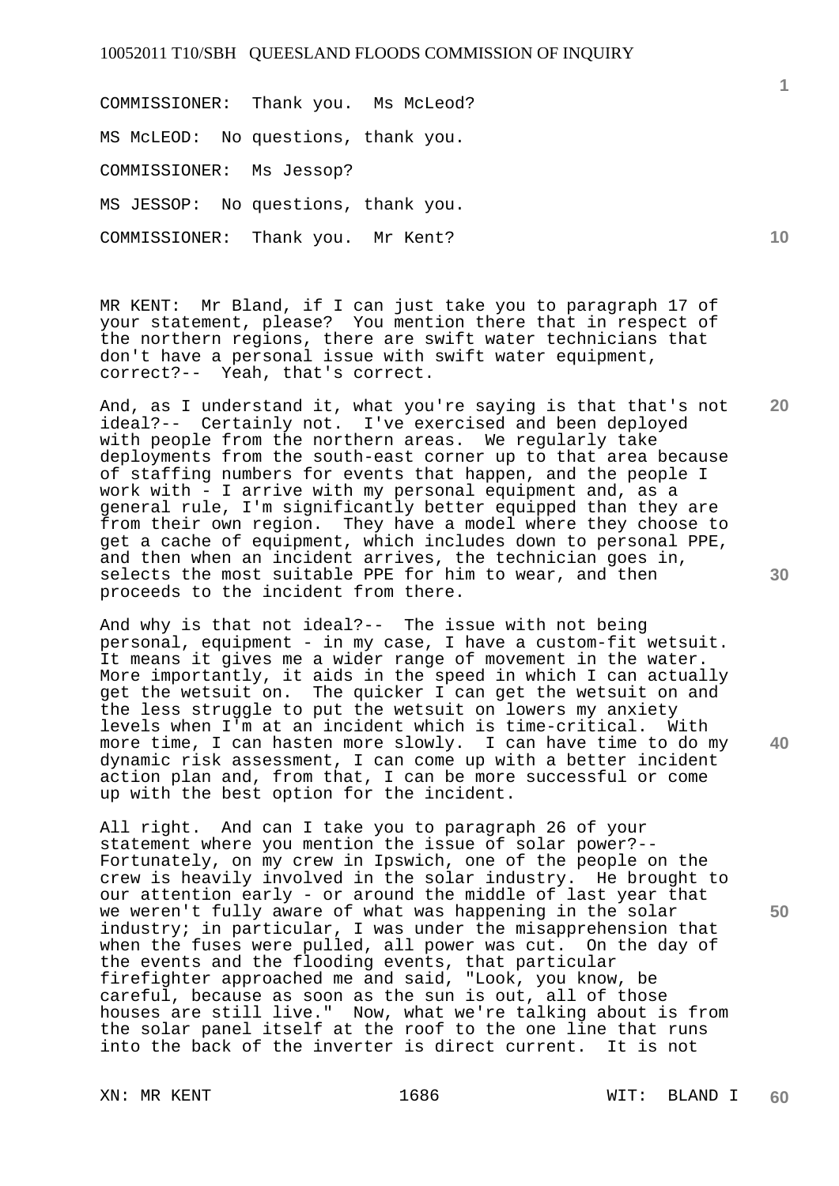COMMISSIONER: Thank you. Ms McLeod?

MS McLEOD: No questions, thank you.

COMMISSIONER: Ms Jessop?

MS JESSOP: No questions, thank you.

COMMISSIONER: Thank you. Mr Kent?

MR KENT: Mr Bland, if I can just take you to paragraph 17 of your statement, please? You mention there that in respect of the northern regions, there are swift water technicians that don't have a personal issue with swift water equipment, correct?-- Yeah, that's correct.

And, as I understand it, what you're saying is that that's not ideal?-- Certainly not. I've exercised and been deployed with people from the northern areas. We regularly take deployments from the south-east corner up to that area because of staffing numbers for events that happen, and the people I work with - I arrive with my personal equipment and, as a general rule, I'm significantly better equipped than they are from their own region. They have a model where they choose to get a cache of equipment, which includes down to personal PPE, and then when an incident arrives, the technician goes in, selects the most suitable PPE for him to wear, and then proceeds to the incident from there.

And why is that not ideal?-- The issue with not being personal, equipment - in my case, I have a custom-fit wetsuit. It means it gives me a wider range of movement in the water. More importantly, it aids in the speed in which I can actually get the wetsuit on. The quicker I can get the wetsuit on and the less struggle to put the wetsuit on lowers my anxiety levels when I'm at an incident which is time-critical. With more time, I can hasten more slowly. I can have time to do my dynamic risk assessment, I can come up with a better incident action plan and, from that, I can be more successful or come up with the best option for the incident.

All right. And can I take you to paragraph 26 of your statement where you mention the issue of solar power?-- Fortunately, on my crew in Ipswich, one of the people on the crew is heavily involved in the solar industry. He brought to our attention early - or around the middle of last year that we weren't fully aware of what was happening in the solar industry; in particular, I was under the misapprehension that when the fuses were pulled, all power was cut. On the day of the events and the flooding events, that particular firefighter approached me and said, "Look, you know, be careful, because as soon as the sun is out, all of those houses are still live." Now, what we're talking about is from the solar panel itself at the roof to the one line that runs into the back of the inverter is direct current. It is not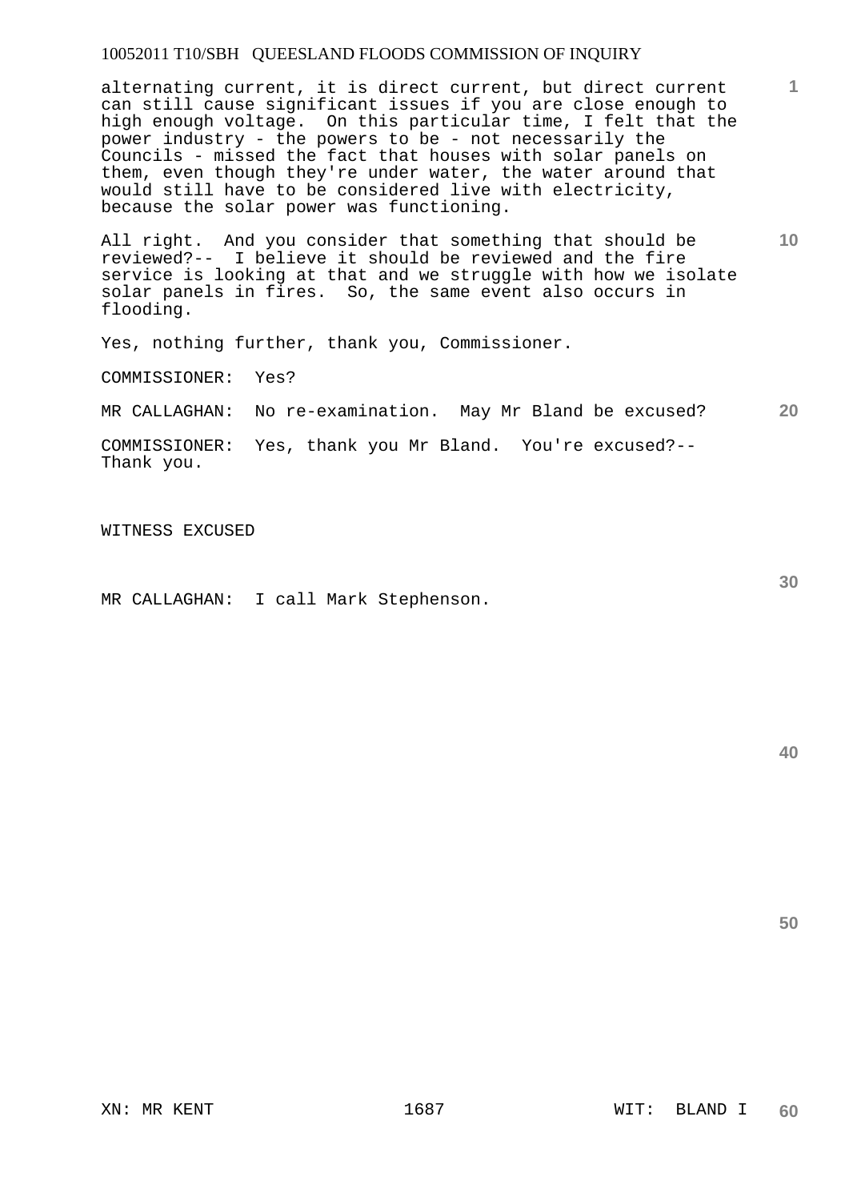alternating current, it is direct current, but direct current can still cause significant issues if you are close enough to high enough voltage. On this particular time, I felt that the power industry - the powers to be - not necessarily the Councils - missed the fact that houses with solar panels on them, even though they're under water, the water around that would still have to be considered live with electricity, because the solar power was functioning.

All right. And you consider that something that should be reviewed?-- I believe it should be reviewed and the fire service is looking at that and we struggle with how we isolate solar panels in fires. So, the same event also occurs in flooding.

Yes, nothing further, thank you, Commissioner.

COMMISSIONER: Yes?

MR CALLAGHAN: No re-examination. May Mr Bland be excused?

COMMISSIONER: Yes, thank you Mr Bland. You're excused?-- Thank you.

WITNESS EXCUSED

MR CALLAGHAN: I call Mark Stephenson.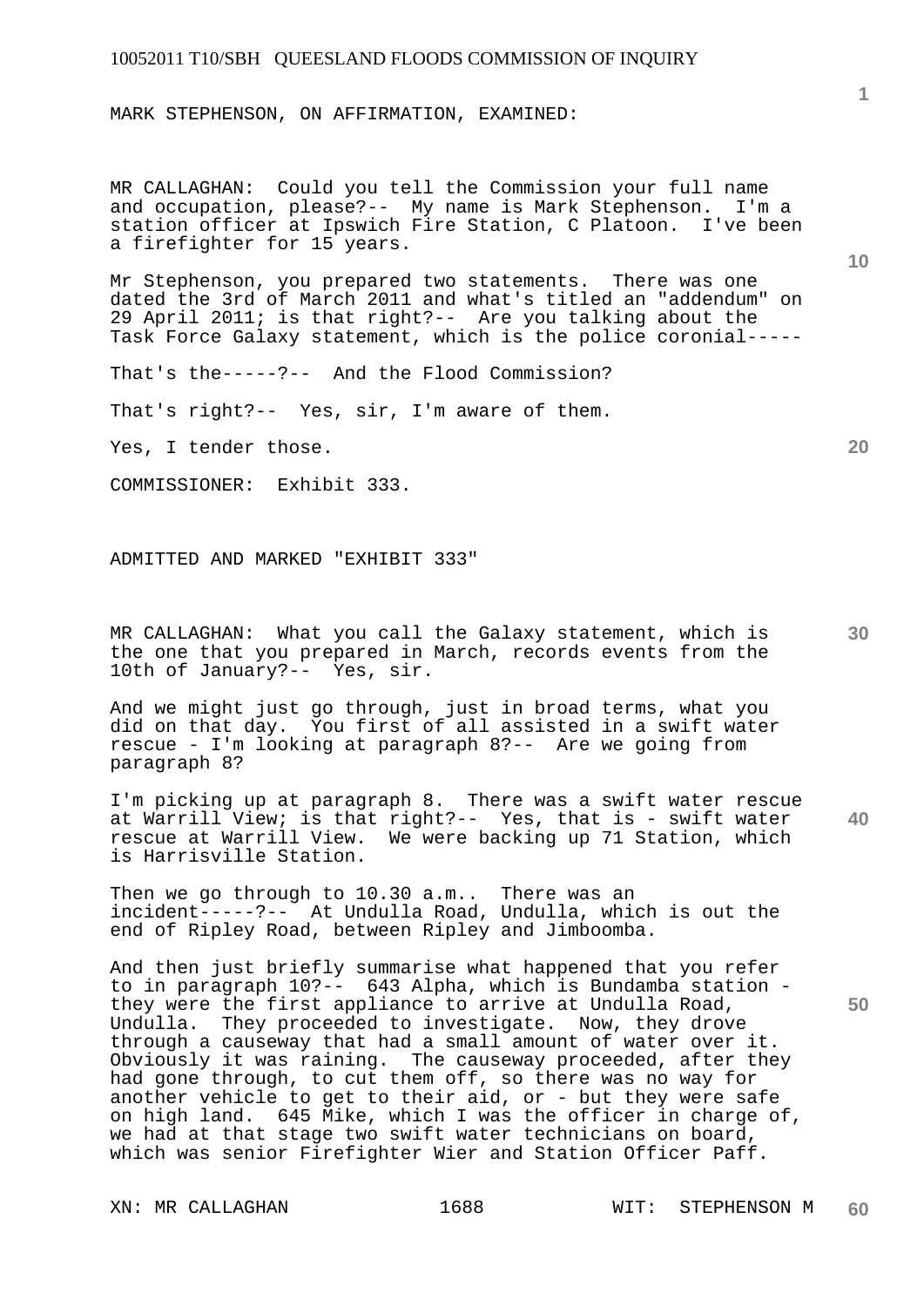MARK STEPHENSON, ON AFFIRMATION, EXAMINED:

MR CALLAGHAN: Could you tell the Commission your full name and occupation, please?-- My name is Mark Stephenson. I'm a station officer at Ipswich Fire Station, C Platoon. I've been a firefighter for 15 years.

Mr Stephenson, you prepared two statements. There was one dated the 3rd of March 2011 and what's titled an "addendum" on 29 April 2011; is that right?-- Are you talking about the Task Force Galaxy statement, which is the police coronial-----

That's the-----?-- And the Flood Commission?

That's right?-- Yes, sir, I'm aware of them.

Yes, I tender those.

COMMISSIONER: Exhibit 333.

ADMITTED AND MARKED "EXHIBIT 333"

MR CALLAGHAN: What you call the Galaxy statement, which is the one that you prepared in March, records events from the 10th of January?-- Yes, sir.

And we might just go through, just in broad terms, what you did on that day. You first of all assisted in a swift water rescue - I'm looking at paragraph 8?-- Are we going from paragraph 8?

I'm picking up at paragraph 8. There was a swift water rescue at Warrill View; is that right?-- Yes, that is - swift water rescue at Warrill View. We were backing up 71 Station, which is Harrisville Station.

Then we go through to 10.30 a.m.. There was an incident-----?-- At Undulla Road, Undulla, which is out the end of Ripley Road, between Ripley and Jimboomba.

And then just briefly summarise what happened that you refer to in paragraph 10?-- 643 Alpha, which is Bundamba station - they were the first appliance to arrive at Undulla Road, Undulla. They proceeded to investigate. Now, they drove through a causeway that had a small amount of water over it. Obviously it was raining. The causeway proceeded, after they had gone through, to cut them off, so there was no way for another vehicle to get to their aid, or - but they were safe on high land. 645 Mike, which I was the officer in charge of, we had at that stage two swift water technicians on board, which was senior Firefighter Wier and Station Officer Paff.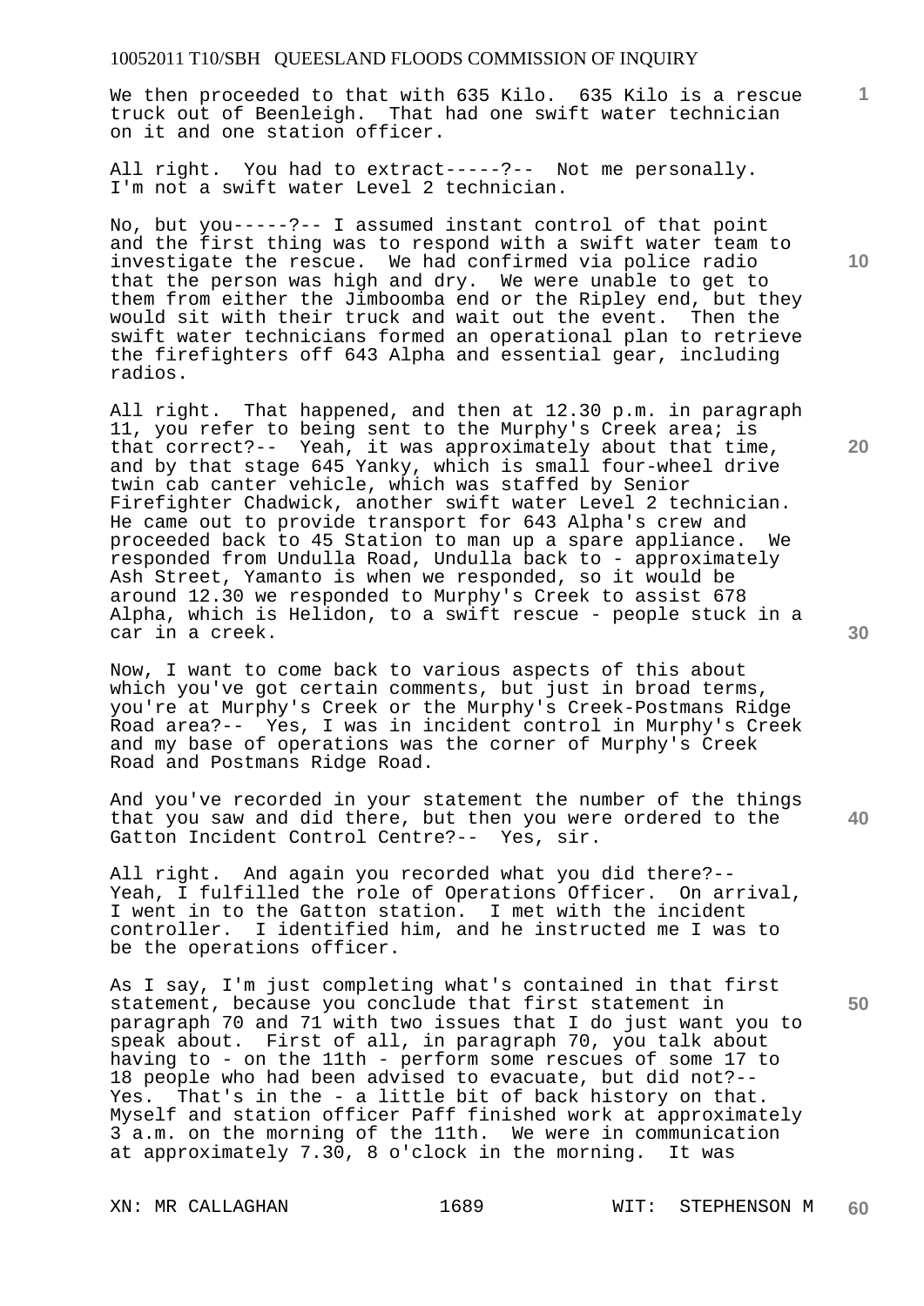We then proceeded to that with 635 Kilo. 635 Kilo is a rescue truck out of Beenleigh. That had one swift water technician on it and one station officer.

All right. You had to extract-----?-- Not me personally. I'm not a swift water Level 2 technician.

No, but you-----?-- I assumed instant control of that point and the first thing was to respond with a swift water team to investigate the rescue. We had confirmed via police radio that the person was high and dry. We were unable to get to them from either the Jimboomba end or the Ripley end, but they would sit with their truck and wait out the event. Then the swift water technicians formed an operational plan to retrieve the firefighters off 643 Alpha and essential gear, including radios.

All right. That happened, and then at 12.30 p.m. in paragraph 11, you refer to being sent to the Murphy's Creek area; is that correct?-- Yeah, it was approximately about that time, and by that stage 645 Yanky, which is small four-wheel drive twin cab canter vehicle, which was staffed by Senior Firefighter Chadwick, another swift water Level 2 technician. He came out to provide transport for 643 Alpha's crew and proceeded back to 45 Station to man up a spare appliance. We responded from Undulla Road, Undulla back to - approximately Ash Street, Yamanto is when we responded, so it would be around 12.30 we responded to Murphy's Creek to assist 678 Alpha, which is Helidon, to a swift rescue - people stuck in a car in a creek.

Now, I want to come back to various aspects of this about which you've got certain comments, but just in broad terms, you're at Murphy's Creek or the Murphy's Creek-Postmans Ridge Road area?-- Yes, I was in incident control in Murphy's Creek and my base of operations was the corner of Murphy's Creek Road and Postmans Ridge Road.

And you've recorded in your statement the number of the things that you saw and did there, but then you were ordered to the Gatton Incident Control Centre?-- Yes, sir.

All right. And again you recorded what you did there?-- Yeah, I fulfilled the role of Operations Officer. On arrival, I went in to the Gatton station. I met with the incident controller. I identified him, and he instructed me I was to be the operations officer.

As I say, I'm just completing what's contained in that first statement, because you conclude that first statement in paragraph 70 and 71 with two issues that I do just want you to speak about. First of all, in paragraph 70, you talk about having to - on the 11th - perform some rescues of some 17 to 18 people who had been advised to evacuate, but did not?-- Yes. That's in the - a little bit of back history on that. Myself and station officer Paff finished work at approximately 3 a.m. on the morning of the 11th. We were in communication at approximately 7.30, 8 o'clock in the morning. It was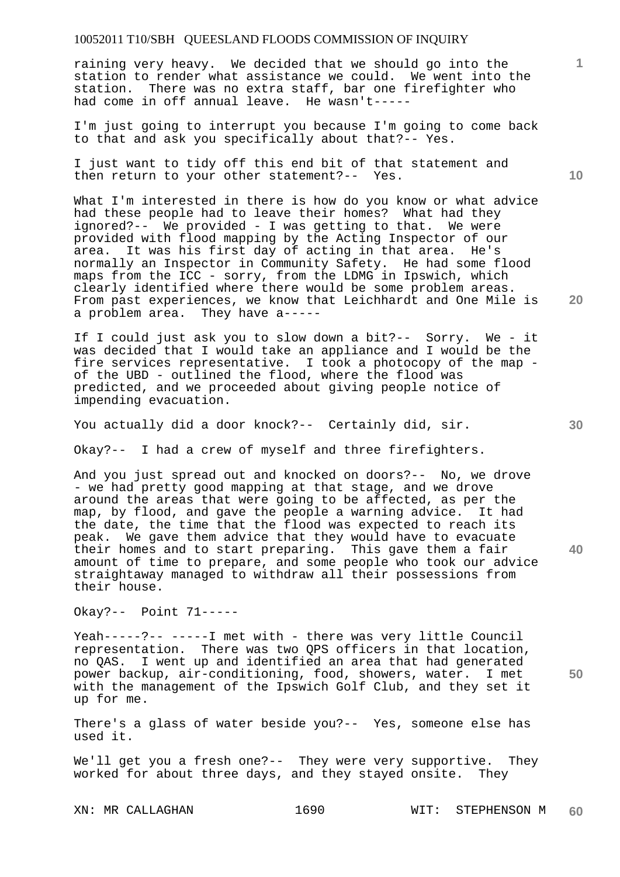raining very heavy. We decided that we should go into the station to render what assistance we could. We went into the station. There was no extra staff, bar one firefighter who had come in off annual leave. He wasn't-----

I'm just going to interrupt you because I'm going to come back to that and ask you specifically about that?-- Yes.

I just want to tidy off this end bit of that statement and then return to your other statement?-- Yes.

What I'm interested in there is how do you know or what advice had these people had to leave their homes? What had they ignored?-- We provided - I was getting to that. We were provided with flood mapping by the Acting Inspector of our area. It was his first day of acting in that area. He's normally an Inspector in Community Safety. He had some flood maps from the ICC - sorry, from the LDMG in Ipswich, which clearly identified where there would be some problem areas. From past experiences, we know that Leichhardt and One Mile is a problem area. They have a-----

If I could just ask you to slow down a bit?-- Sorry. We - it was decided that I would take an appliance and I would be the fire services representative. I took a photocopy of the map - of the UBD - outlined the flood, where the flood was predicted, and we proceeded about giving people notice of impending evacuation.

You actually did a door knock?-- Certainly did, sir.

Okay?-- I had a crew of myself and three firefighters.

And you just spread out and knocked on doors?-- No, we drove - we had pretty good mapping at that stage, and we drove around the areas that were going to be affected, as per the map, by flood, and gave the people a warning advice. It had the date, the time that the flood was expected to reach its peak. We gave them advice that they would have to evacuate their homes and to start preparing. This gave them a fair amount of time to prepare, and some people who took our advice straightaway managed to withdraw all their possessions from their house.

Okay?-- Point 71-----

Yeah-----?-- -----I met with - there was very little Council representation. There was two QPS officers in that location, no QAS. I went up and identified an area that had generated power backup, air-conditioning, food, showers, water. I met with the management of the Ipswich Golf Club, and they set it up for me.

There's a glass of water beside you?-- Yes, someone else has used it.

We'll get you a fresh one?-- They were very supportive. They worked for about three days, and they stayed onsite. They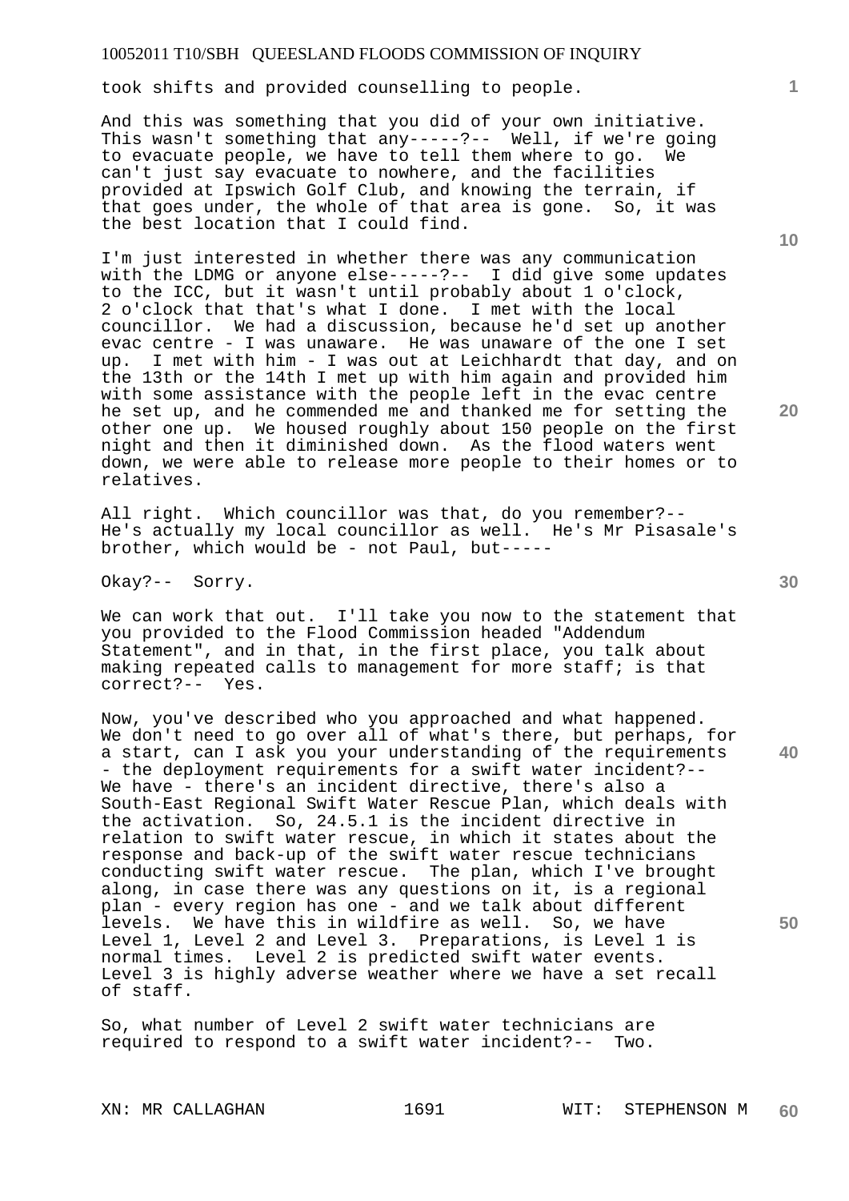took shifts and provided counselling to people.

And this was something that you did of your own initiative. This wasn't something that any-----?-- Well, if we're going to evacuate people, we have to tell them where to go. We can't just say evacuate to nowhere, and the facilities provided at Ipswich Golf Club, and knowing the terrain, if that goes under, the whole of that area is gone. So, it was the best location that I could find.

I'm just interested in whether there was any communication with the LDMG or anyone else-----?-- I did give some updates to the ICC, but it wasn't until probably about 1 o'clock, 2 o'clock that that's what I done. I met with the local councillor. We had a discussion, because he'd set up another evac centre - I was unaware. He was unaware of the one I set up. I met with him - I was out at Leichhardt that day, and on the 13th or the 14th I met up with him again and provided him with some assistance with the people left in the evac centre he set up, and he commended me and thanked me for setting the other one up. We housed roughly about 150 people on the first night and then it diminished down. As the flood waters went down, we were able to release more people to their homes or to relatives.

All right. Which councillor was that, do you remember?-- He's actually my local councillor as well. He's Mr Pisasale's brother, which would be - not Paul, but-----

Okay?-- Sorry.

We can work that out. I'll take you now to the statement that you provided to the Flood Commission headed "Addendum Statement", and in that, in the first place, you talk about making repeated calls to management for more staff; is that correct?-- Yes.

Now, you've described who you approached and what happened. We don't need to go over all of what's there, but perhaps, for a start, can I ask you your understanding of the requirements - the deployment requirements for a swift water incident?-- We have - there's an incident directive, there's also a South-East Regional Swift Water Rescue Plan, which deals with the activation. So, 24.5.1 is the incident directive in relation to swift water rescue, in which it states about the response and back-up of the swift water rescue technicians conducting swift water rescue. The plan, which I've brought along, in case there was any questions on it, is a regional plan - every region has one - and we talk about different levels. We have this in wildfire as well. So, we have Level 1, Level 2 and Level 3. Preparations, is Level 1 is normal times. Level 2 is predicted swift water events. Level 3 is highly adverse weather where we have a set recall of staff.

So, what number of Level 2 swift water technicians are required to respond to a swift water incident?-- Two.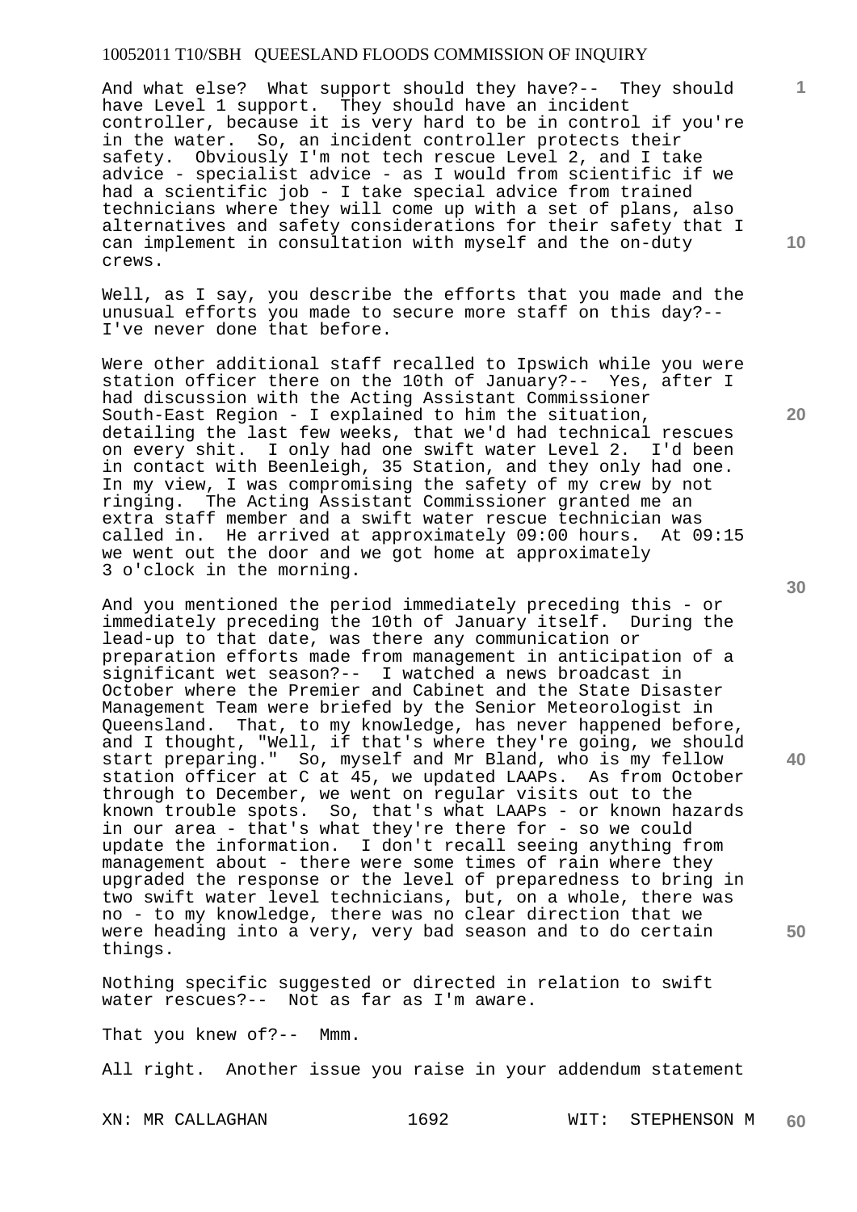And what else? What support should they have?-- They should have Level 1 support. They should have an incident controller, because it is very hard to be in control if you're in the water. So, an incident controller protects their safety. Obviously I'm not tech rescue Level 2, and I take advice - specialist advice - as I would from scientific if we had a scientific job - I take special advice from trained technicians where they will come up with a set of plans, also alternatives and safety considerations for their safety that I can implement in consultation with myself and the on-duty crews.

Well, as I say, you describe the efforts that you made and the unusual efforts you made to secure more staff on this day?-- I've never done that before.

Were other additional staff recalled to Ipswich while you were station officer there on the 10th of January?-- Yes, after I had discussion with the Acting Assistant Commissioner South-East Region - I explained to him the situation, detailing the last few weeks, that we'd had technical rescues on every shit. I only had one swift water Level 2. I'd been in contact with Beenleigh, 35 Station, and they only had one. In my view, I was compromising the safety of my crew by not ringing. The Acting Assistant Commissioner granted me an extra staff member and a swift water rescue technician was called in. He arrived at approximately 09:00 hours. At 09:15 we went out the door and we got home at approximately 3 o'clock in the morning.

And you mentioned the period immediately preceding this - or immediately preceding the 10th of January itself. During the lead-up to that date, was there any communication or preparation efforts made from management in anticipation of a significant wet season?-- I watched a news broadcast in October where the Premier and Cabinet and the State Disaster Management Team were briefed by the Senior Meteorologist in Queensland. That, to my knowledge, has never happened before, and I thought, "Well, if that's where they're going, we should start preparing." So, myself and Mr Bland, who is my fellow station officer at C at 45, we updated LAAPs. As from October through to December, we went on regular visits out to the known trouble spots. So, that's what LAAPs - or known hazards in our area - that's what they're there for - so we could update the information. I don't recall seeing anything from management about - there were some times of rain where they upgraded the response or the level of preparedness to bring in two swift water level technicians, but, on a whole, there was no - to my knowledge, there was no clear direction that we were heading into a very, very bad season and to do certain things.

Nothing specific suggested or directed in relation to swift water rescues?-- Not as far as I'm aware.

That you knew of?-- Mmm.

All right. Another issue you raise in your addendum statement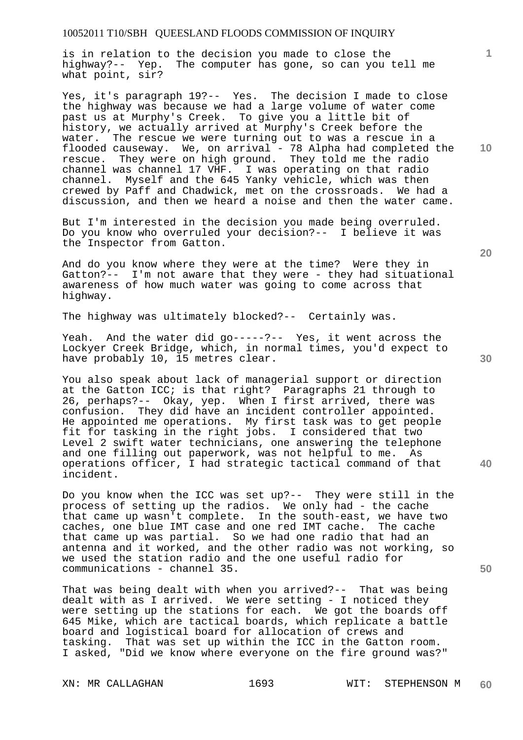is in relation to the decision you made to close the highway?-- Yep. The computer has gone, so can you tell me what point, sir?

Yes, it's paragraph 19?-- Yes. The decision I made to close the highway was because we had a large volume of water come past us at Murphy's Creek. To give you a little bit of history, we actually arrived at Murphy's Creek before the water. The rescue we were turning out to was a rescue in a flooded causeway. We, on arrival - 78 Alpha had completed the rescue. They were on high ground. They told me the radio channel was channel 17 VHF. I was operating on that radio channel. Myself and the 645 Yanky vehicle, which was then crewed by Paff and Chadwick, met on the crossroads. We had a discussion, and then we heard a noise and then the water came.

But I'm interested in the decision you made being overruled. Do you know who overruled your decision?-- I believe it was the Inspector from Gatton.

And do you know where they were at the time? Were they in Gatton?-- I'm not aware that they were - they had situational awareness of how much water was going to come across that highway.

The highway was ultimately blocked?-- Certainly was.

Yeah. And the water did go-----?-- Yes, it went across the Lockyer Creek Bridge, which, in normal times, you'd expect to have probably 10, 15 metres clear.

You also speak about lack of managerial support or direction at the Gatton ICC; is that right? Paragraphs 21 through to 26, perhaps?-- Okay, yep. When I first arrived, there was confusion. They did have an incident controller appointed. He appointed me operations. My first task was to get people fit for tasking in the right jobs. I considered that two Level 2 swift water technicians, one answering the telephone and one filling out paperwork, was not helpful to me. As operations officer, I had strategic tactical command of that incident.

Do you know when the ICC was set up?-- They were still in the process of setting up the radios. We only had - the cache that came up wasn't complete. In the south-east, we have two caches, one blue IMT case and one red IMT cache. The cache that came up was partial. So we had one radio that had an antenna and it worked, and the other radio was not working, so we used the station radio and the one useful radio for communications - channel 35.

That was being dealt with when you arrived?-- That was being dealt with as I arrived. We were setting - I noticed they were setting up the stations for each. We got the boards off 645 Mike, which are tactical boards, which replicate a battle board and logistical board for allocation of crews and tasking. That was set up within the ICC in the Gatton room. I asked, "Did we know where everyone on the fire ground was?"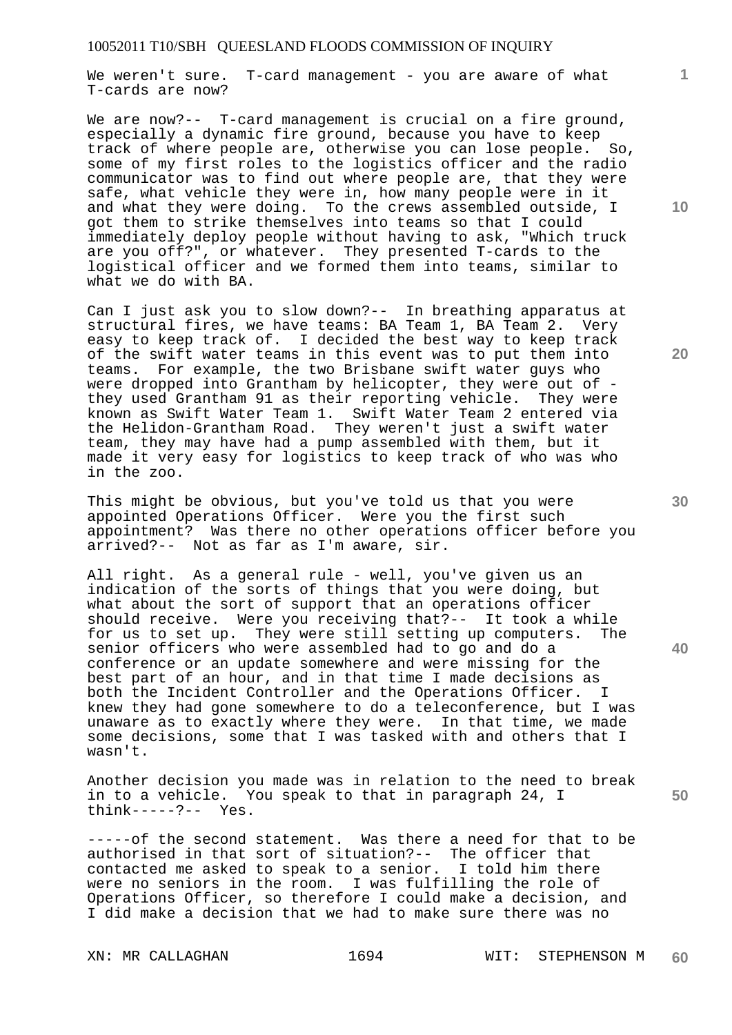We weren't sure. T-card management - you are aware of what T-cards are now?

We are now?-- T-card management is crucial on a fire ground, especially a dynamic fire ground, because you have to keep track of where people are, otherwise you can lose people. So, some of my first roles to the logistics officer and the radio communicator was to find out where people are, that they were safe, what vehicle they were in, how many people were in it and what they were doing. To the crews assembled outside, I got them to strike themselves into teams so that I could immediately deploy people without having to ask, "Which truck are you off?", or whatever. They presented T-cards to the logistical officer and we formed them into teams, similar to what we do with BA.

Can I just ask you to slow down?-- In breathing apparatus at structural fires, we have teams: BA Team 1, BA Team 2. Very easy to keep track of. I decided the best way to keep track of the swift water teams in this event was to put them into teams. For example, the two Brisbane swift water guys who were dropped into Grantham by helicopter, they were out of - they used Grantham 91 as their reporting vehicle. They were known as Swift Water Team 1. Swift Water Team 2 entered via the Helidon-Grantham Road. They weren't just a swift water team, they may have had a pump assembled with them, but it made it very easy for logistics to keep track of who was who in the zoo.

This might be obvious, but you've told us that you were appointed Operations Officer. Were you the first such appointment? Was there no other operations officer before you arrived?-- Not as far as I'm aware, sir.

All right. As a general rule - well, you've given us an indication of the sorts of things that you were doing, but what about the sort of support that an operations officer should receive. Were you receiving that?-- It took a while for us to set up. They were still setting up computers. The senior officers who were assembled had to go and do a conference or an update somewhere and were missing for the best part of an hour, and in that time I made decisions as both the Incident Controller and the Operations Officer. I knew they had gone somewhere to do a teleconference, but I was unaware as to exactly where they were. In that time, we made some decisions, some that I was tasked with and others that I wasn't.

Another decision you made was in relation to the need to break in to a vehicle. You speak to that in paragraph 24, I think-----?-- Yes.

-----of the second statement. Was there a need for that to be authorised in that sort of situation?-- The officer that contacted me asked to speak to a senior. I told him there were no seniors in the room. I was fulfilling the role of Operations Officer, so therefore I could make a decision, and I did make a decision that we had to make sure there was no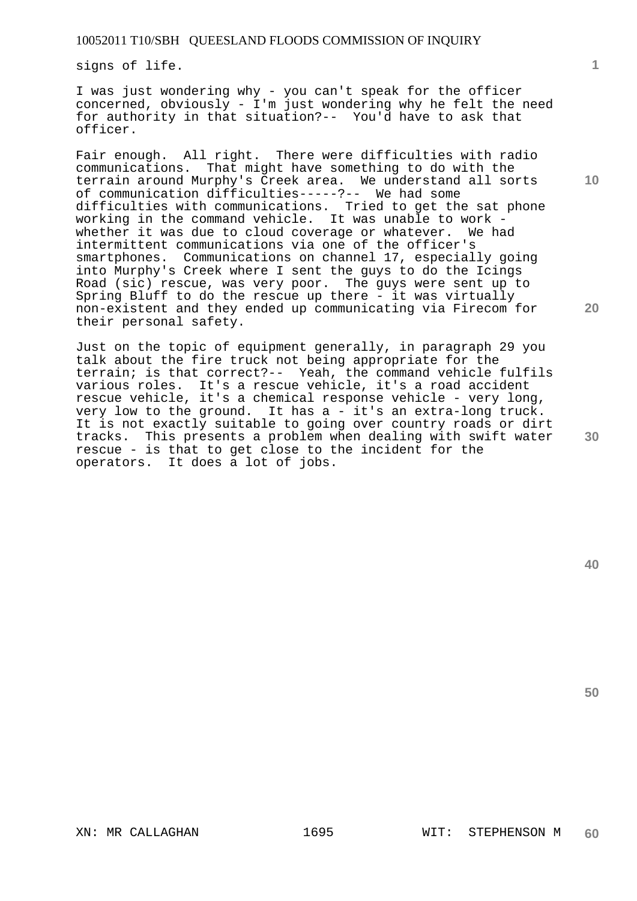signs of life.

I was just wondering why - you can't speak for the officer concerned, obviously - I'm just wondering why he felt the need for authority in that situation?-- You'd have to ask that officer.

Fair enough. All right. There were difficulties with radio communications. That might have something to do with the terrain around Murphy's Creek area. We understand all sorts of communication difficulties-----?-- We had some difficulties with communications. Tried to get the sat phone working in the command vehicle. It was unable to work - whether it was due to cloud coverage or whatever. We had intermittent communications via one of the officer's smartphones. Communications on channel 17, especially going into Murphy's Creek where I sent the guys to do the Icings Road (sic) rescue, was very poor. The guys were sent up to Spring Bluff to do the rescue up there - it was virtually non-existent and they ended up communicating via Firecom for their personal safety.

Just on the topic of equipment generally, in paragraph 29 you talk about the fire truck not being appropriate for the terrain; is that correct?-- Yeah, the command vehicle fulfils various roles. It's a rescue vehicle, it's a road accident rescue vehicle, it's a chemical response vehicle - very long, very low to the ground. It has a - it's an extra-long truck. It is not exactly suitable to going over country roads or dirt tracks. This presents a problem when dealing with swift water rescue - is that to get close to the incident for the operators. It does a lot of jobs.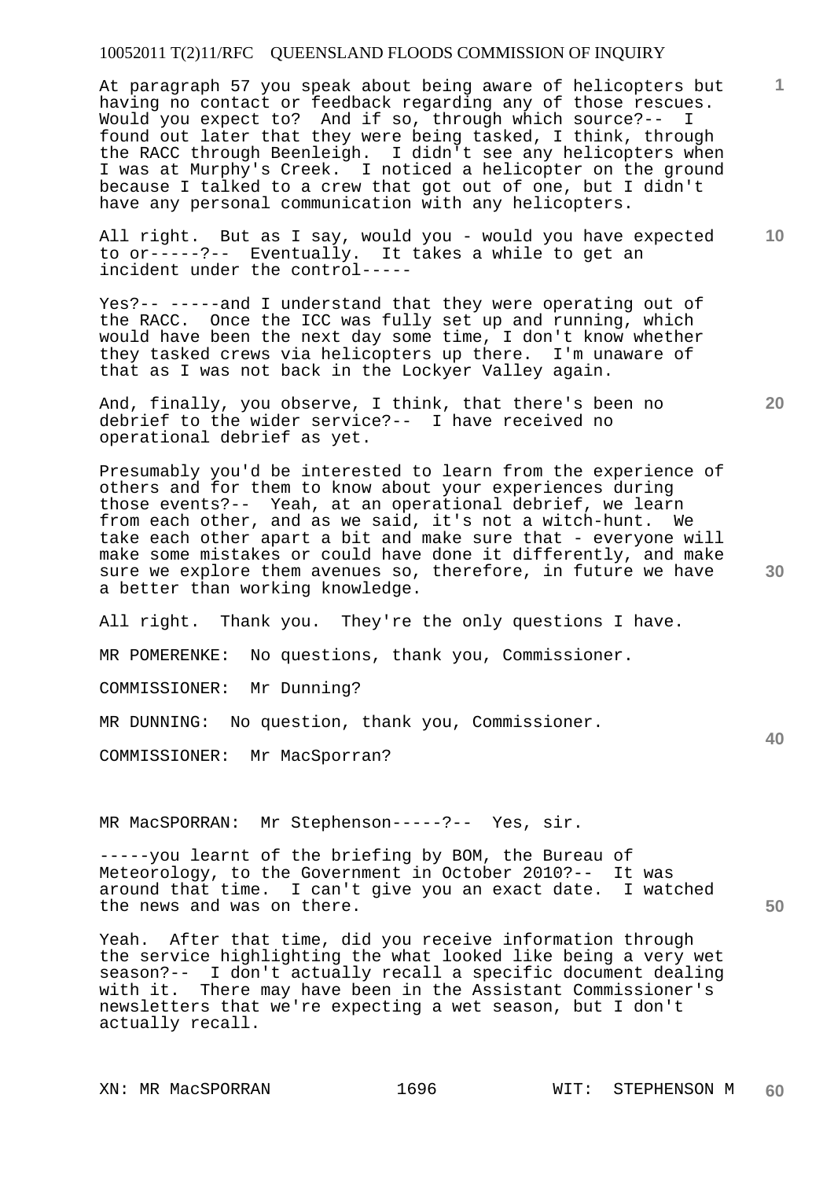At paragraph 57 you speak about being aware of helicopters but having no contact or feedback regarding any of those rescues. Would you expect to? And if so, through which source?-- I found out later that they were being tasked, I think, through the RACC through Beenleigh. I didn't see any helicopters when I was at Murphy's Creek. I noticed a helicopter on the ground because I talked to a crew that got out of one, but I didn't have any personal communication with any helicopters.

All right. But as I say, would you - would you have expected to or-----?-- Eventually. It takes a while to get an incident under the control-----

Yes?-- -----and I understand that they were operating out of the RACC. Once the ICC was fully set up and running, which would have been the next day some time, I don't know whether they tasked crews via helicopters up there. I'm unaware of that as I was not back in the Lockyer Valley again.

And, finally, you observe, I think, that there's been no debrief to the wider service?-- I have received no operational debrief as yet.

Presumably you'd be interested to learn from the experience of others and for them to know about your experiences during those events?-- Yeah, at an operational debrief, we learn from each other, and as we said, it's not a witch-hunt. We take each other apart a bit and make sure that - everyone will make some mistakes or could have done it differently, and make sure we explore them avenues so, therefore, in future we have a better than working knowledge.

All right. Thank you. They're the only questions I have.

MR POMERENKE: No questions, thank you, Commissioner.

COMMISSIONER: Mr Dunning?

MR DUNNING: No question, thank you, Commissioner.

COMMISSIONER: Mr MacSporran?

MR MacSPORRAN: Mr Stephenson-----?-- Yes, sir.

-----you learnt of the briefing by BOM, the Bureau of Meteorology, to the Government in October 2010?-- It was around that time. I can't give you an exact date. I watched the news and was on there.

Yeah. After that time, did you receive information through the service highlighting the what looked like being a very wet season?-- I don't actually recall a specific document dealing with it. There may have been in the Assistant Commissioner's newsletters that we're expecting a wet season, but I don't actually recall.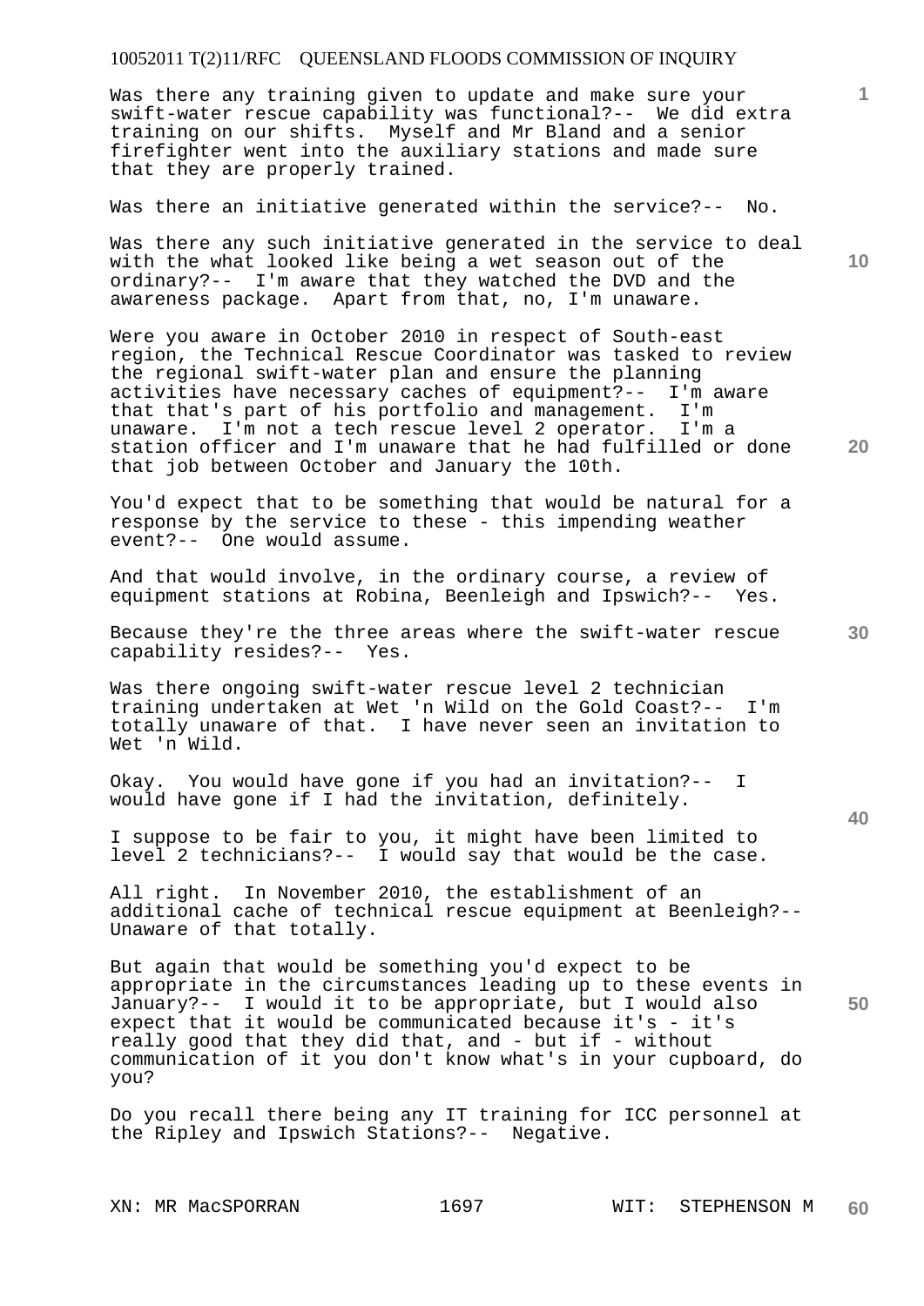Was there any training given to update and make sure your swift-water rescue capability was functional?-- We did extra training on our shifts. Myself and Mr Bland and a senior firefighter went into the auxiliary stations and made sure that they are properly trained.

Was there an initiative generated within the service?-- No.

Was there any such initiative generated in the service to deal with the what looked like being a wet season out of the ordinary?-- I'm aware that they watched the DVD and the awareness package. Apart from that, no, I'm unaware.

Were you aware in October 2010 in respect of South-east region, the Technical Rescue Coordinator was tasked to review the regional swift-water plan and ensure the planning activities have necessary caches of equipment?-- I'm aware that that's part of his portfolio and management. I'm unaware. I'm not a tech rescue level 2 operator. I'm a station officer and I'm unaware that he had fulfilled or done that job between October and January the 10th.

You'd expect that to be something that would be natural for a response by the service to these - this impending weather event?-- One would assume.

And that would involve, in the ordinary course, a review of equipment stations at Robina, Beenleigh and Ipswich?-- Yes.

Because they're the three areas where the swift-water rescue capability resides?-- Yes.

Was there ongoing swift-water rescue level 2 technician training undertaken at Wet 'n Wild on the Gold Coast?-- I'm totally unaware of that. I have never seen an invitation to Wet 'n Wild.

Okay. You would have gone if you had an invitation?-- I would have gone if I had the invitation, definitely.

I suppose to be fair to you, it might have been limited to level 2 technicians?-- I would say that would be the case.

All right. In November 2010, the establishment of an additional cache of technical rescue equipment at Beenleigh?-- Unaware of that totally.

But again that would be something you'd expect to be appropriate in the circumstances leading up to these events in January?-- I would it to be appropriate, but I would also expect that it would be communicated because it's - it's really good that they did that, and - but if - without communication of it you don't know what's in your cupboard, do you?

Do you recall there being any IT training for ICC personnel at the Ripley and Ipswich Stations?-- Negative.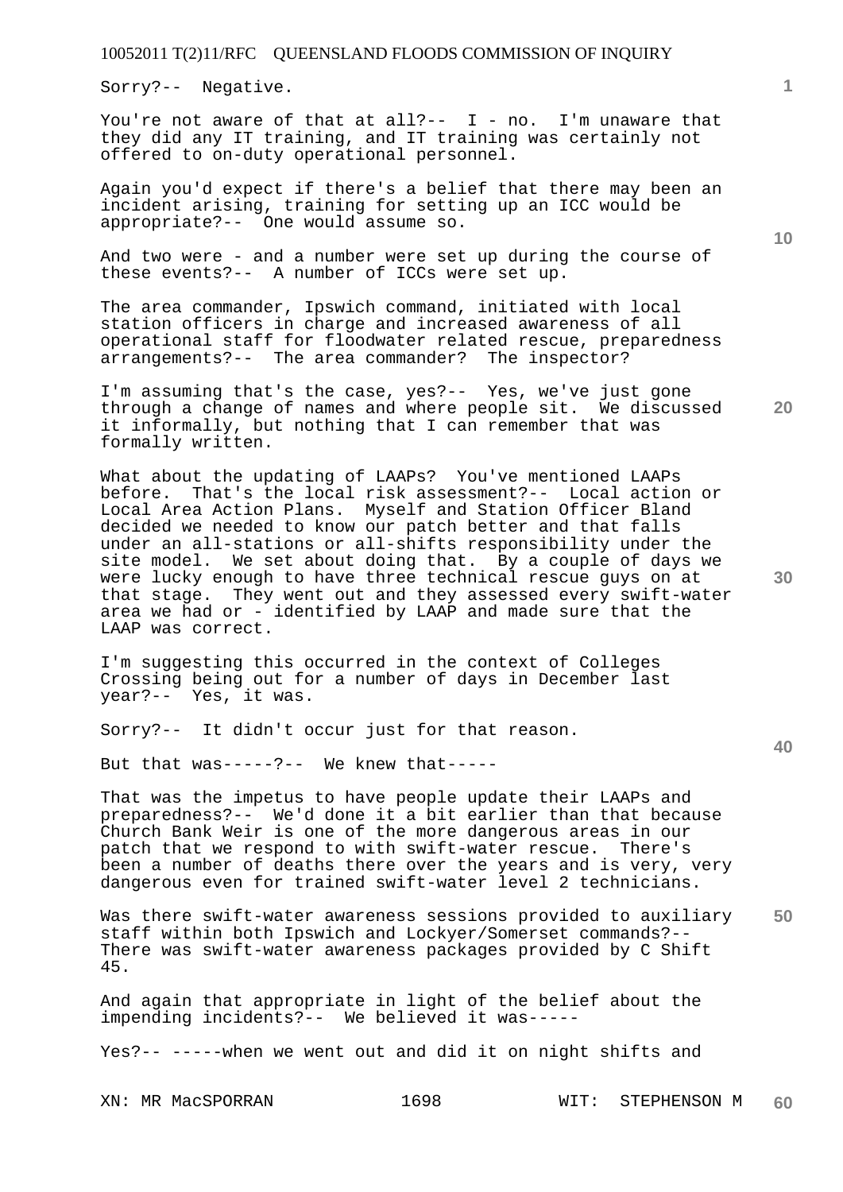Sorry?-- Negative.

You're not aware of that at all?-- I - no. I'm unaware that they did any IT training, and IT training was certainly not offered to on-duty operational personnel.

Again you'd expect if there's a belief that there may been an incident arising, training for setting up an ICC would be appropriate?-- One would assume so.

And two were - and a number were set up during the course of these events?-- A number of ICCs were set up.

The area commander, Ipswich command, initiated with local station officers in charge and increased awareness of all operational staff for floodwater related rescue, preparedness arrangements?-- The area commander? The inspector?

I'm assuming that's the case, yes?-- Yes, we've just gone through a change of names and where people sit. We discussed it informally, but nothing that I can remember that was formally written.

What about the updating of LAAPs? You've mentioned LAAPs before. That's the local risk assessment?-- Local action or Local Area Action Plans. Myself and Station Officer Bland decided we needed to know our patch better and that falls under an all-stations or all-shifts responsibility under the site model. We set about doing that. By a couple of days we were lucky enough to have three technical rescue guys on at that stage. They went out and they assessed every swift-water area we had or - identified by LAAP and made sure that the LAAP was correct.

I'm suggesting this occurred in the context of Colleges Crossing being out for a number of days in December last year?-- Yes, it was.

Sorry?-- It didn't occur just for that reason.

But that was-----?-- We knew that-----

That was the impetus to have people update their LAAPs and preparedness?-- We'd done it a bit earlier than that because Church Bank Weir is one of the more dangerous areas in our patch that we respond to with swift-water rescue. There's been a number of deaths there over the years and is very, very dangerous even for trained swift-water level 2 technicians.

Was there swift-water awareness sessions provided to auxiliary staff within both Ipswich and Lockyer/Somerset commands?-- There was swift-water awareness packages provided by C Shift 45.

And again that appropriate in light of the belief about the impending incidents?-- We believed it was-----

Yes?-- -----when we went out and did it on night shifts and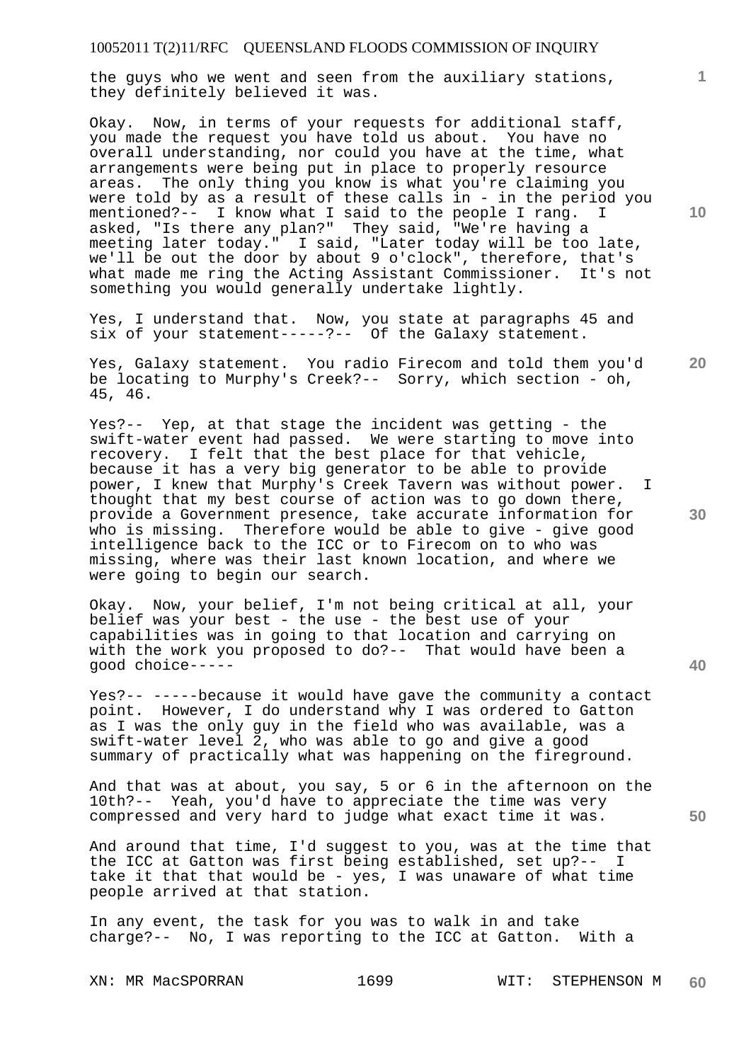the guys who we went and seen from the auxiliary stations, they definitely believed it was.

Okay. Now, in terms of your requests for additional staff, you made the request you have told us about. You have no overall understanding, nor could you have at the time, what arrangements were being put in place to properly resource areas. The only thing you know is what you're claiming you were told by as a result of these calls in - in the period you mentioned?-- I know what I said to the people I rang. I asked, "Is there any plan?" They said, "We're having a meeting later today." I said, "Later today will be too late, we'll be out the door by about 9 o'clock", therefore, that's what made me ring the Acting Assistant Commissioner. It's not something you would generally undertake lightly.

Yes, I understand that. Now, you state at paragraphs 45 and six of your statement-----?-- Of the Galaxy statement.

Yes, Galaxy statement. You radio Firecom and told them you'd be locating to Murphy's Creek?-- Sorry, which section - oh, 45, 46.

Yes?-- Yep, at that stage the incident was getting - the swift-water event had passed. We were starting to move into recovery. I felt that the best place for that vehicle, because it has a very big generator to be able to provide power, I knew that Murphy's Creek Tavern was without power. I thought that my best course of action was to go down there, provide a Government presence, take accurate information for who is missing. Therefore would be able to give - give good intelligence back to the ICC or to Firecom on to who was missing, where was their last known location, and where we were going to begin our search.

Okay. Now, your belief, I'm not being critical at all, your belief was your best - the use - the best use of your capabilities was in going to that location and carrying on with the work you proposed to do?-- That would have been a good choice-----

Yes?-- -----because it would have gave the community a contact point. However, I do understand why I was ordered to Gatton as I was the only guy in the field who was available, was a swift-water level 2, who was able to go and give a good summary of practically what was happening on the fireground.

And that was at about, you say, 5 or 6 in the afternoon on the 10th?-- Yeah, you'd have to appreciate the time was very compressed and very hard to judge what exact time it was.

And around that time, I'd suggest to you, was at the time that the ICC at Gatton was first being established, set up?-- I take it that that would be - yes, I was unaware of what time people arrived at that station.

In any event, the task for you was to walk in and take charge?-- No, I was reporting to the ICC at Gatton. With a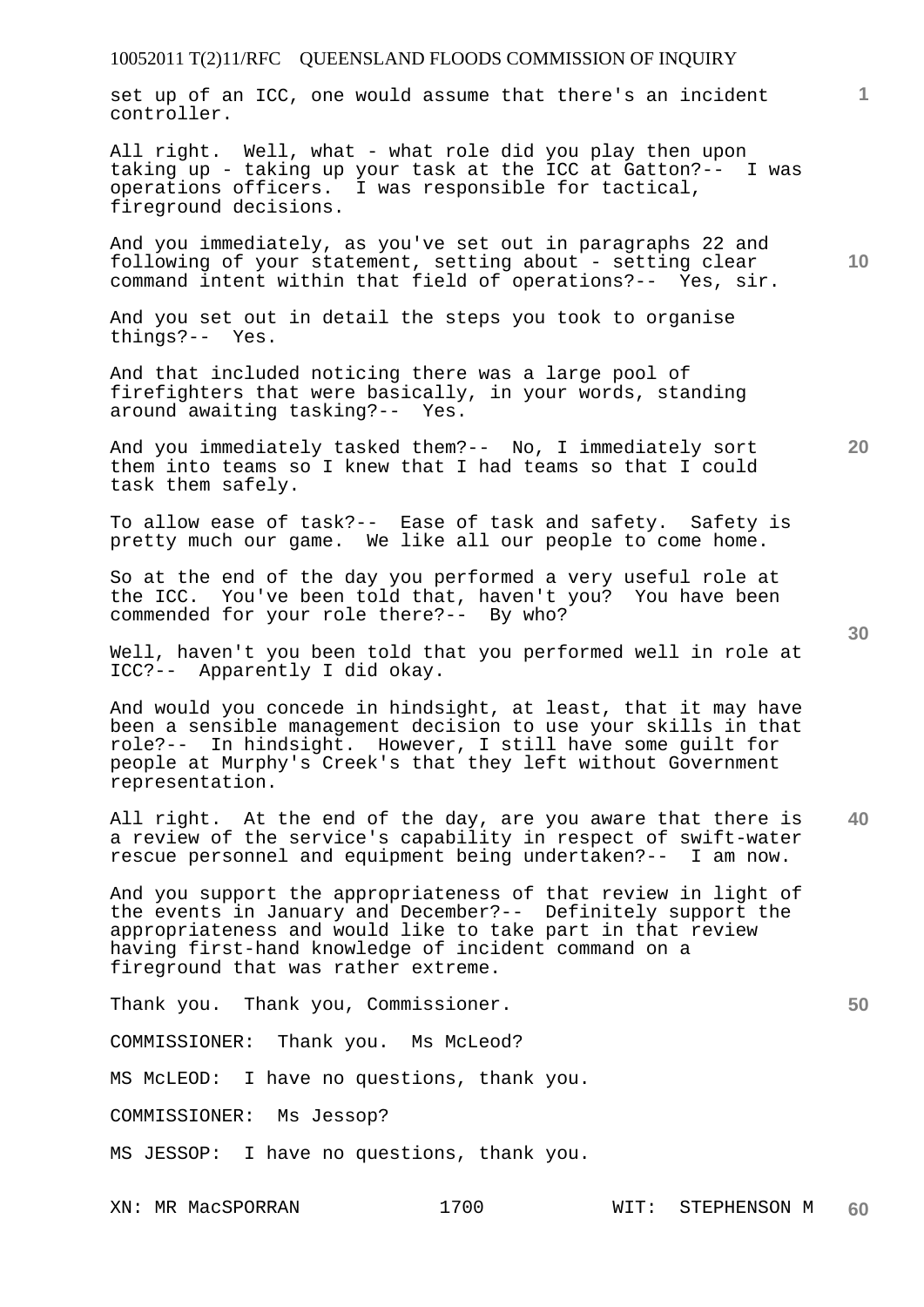set up of an ICC, one would assume that there's an incident controller.

All right. Well, what - what role did you play then upon taking up - taking up your task at the ICC at Gatton?-- I was operations officers. I was responsible for tactical, fireground decisions.

And you immediately, as you've set out in paragraphs 22 and following of your statement, setting about - setting clear command intent within that field of operations?-- Yes, sir.

And you set out in detail the steps you took to organise things?-- Yes.

And that included noticing there was a large pool of firefighters that were basically, in your words, standing around awaiting tasking?-- Yes.

And you immediately tasked them?-- No, I immediately sort them into teams so I knew that I had teams so that I could task them safely.

To allow ease of task?-- Ease of task and safety. Safety is pretty much our game. We like all our people to come home.

So at the end of the day you performed a very useful role at the ICC. You've been told that, haven't you? You have been commended for your role there?-- By who?

Well, haven't you been told that you performed well in role at ICC?-- Apparently I did okay.

And would you concede in hindsight, at least, that it may have been a sensible management decision to use your skills in that role?-- In hindsight. However, I still have some guilt for people at Murphy's Creek's that they left without Government representation.

All right. At the end of the day, are you aware that there is a review of the service's capability in respect of swift-water rescue personnel and equipment being undertaken?-- I am now.

And you support the appropriateness of that review in light of the events in January and December?-- Definitely support the appropriateness and would like to take part in that review having first-hand knowledge of incident command on a fireground that was rather extreme.

Thank you. Thank you, Commissioner.

COMMISSIONER: Thank you. Ms McLeod?

MS McLEOD: I have no questions, thank you.

COMMISSIONER: Ms Jessop?

MS JESSOP: I have no questions, thank you.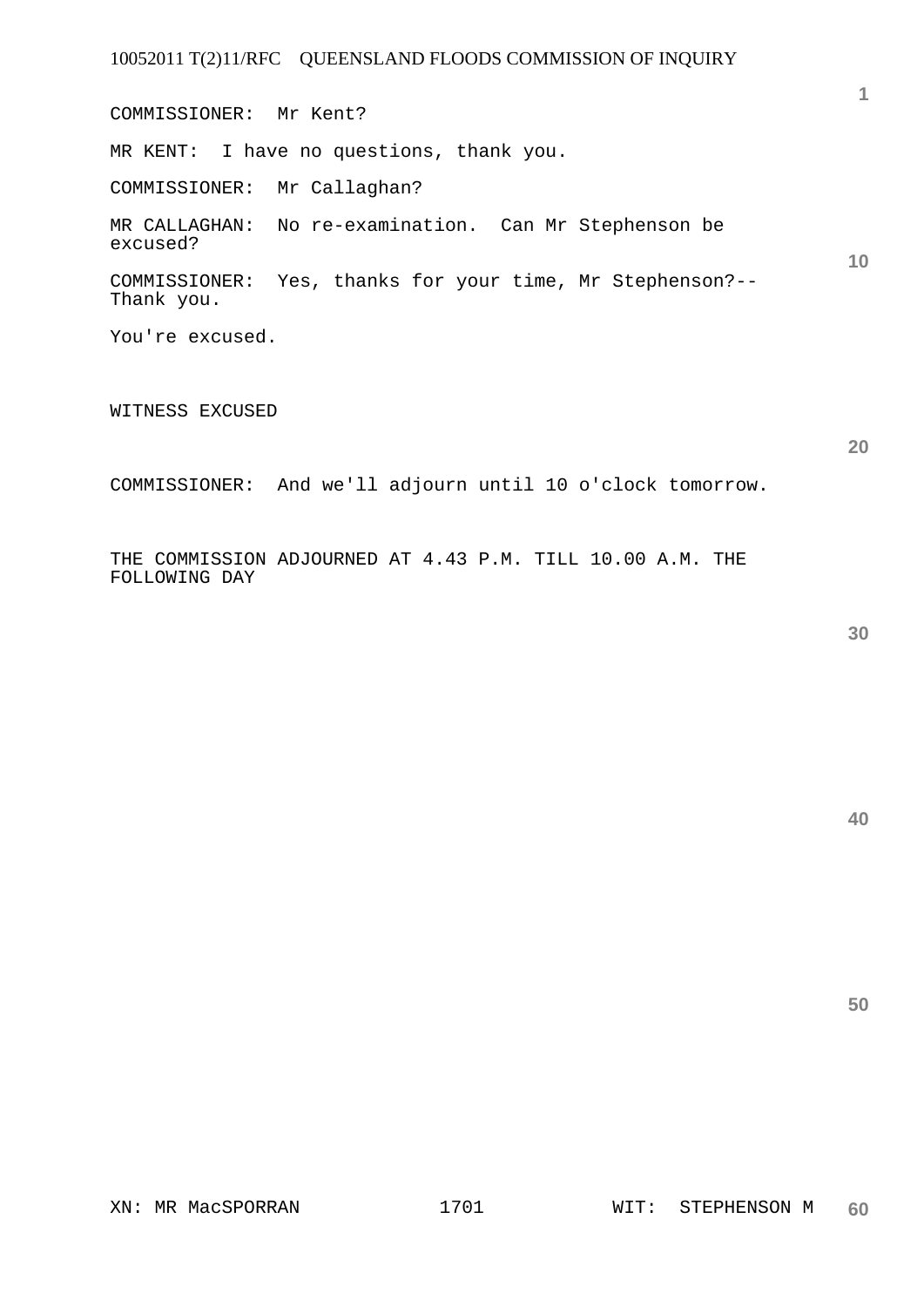COMMISSIONER: Mr Kent?

MR KENT: I have no questions, thank you.

COMMISSIONER: Mr Callaghan?

MR CALLAGHAN: No re-examination. Can Mr Stephenson be excused?

COMMISSIONER: Yes, thanks for your time, Mr Stephenson?-- Thank you.

You're excused.

WITNESS EXCUSED

COMMISSIONER: And we'll adjourn until 10 o'clock tomorrow.

THE COMMISSION ADJOURNED AT 4.43 P.M. TILL 10.00 A.M. THE FOLLOWING DAY